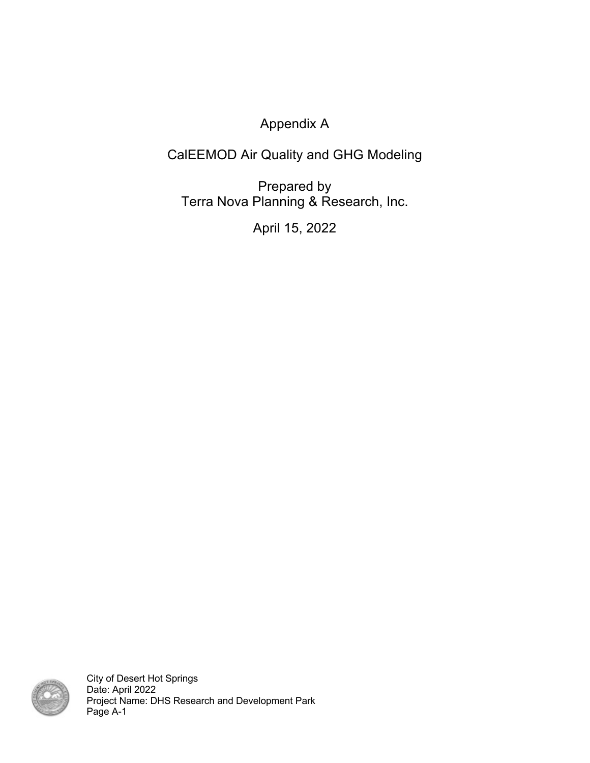# Appendix A

## CalEEMOD Air Quality and GHG Modeling

Prepared by
Terra Nova Planning & Research, Inc.

April 15, 2022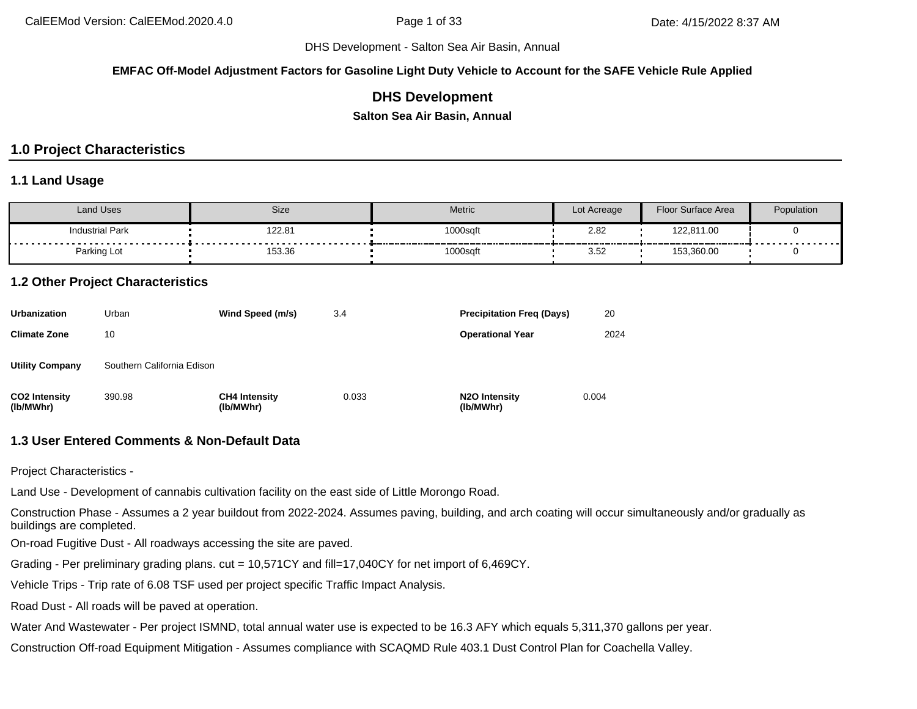DHS Development - Salton Sea Air Basin, Annual

**EMFAC Off-Model Adjustment Factors for Gasoline Light Duty Vehicle to Account for the SAFE Vehicle Rule Applied**

# DHS Development

**Salton Sea Air Basin, Annual**

## 1.0 Project Characteristics

### 1.1 Land Usage

| Land Uses | Size | Metric | Lot Acreage | Floor Surface Area | Population |
|---|---|---|---|---|---|
| Industrial Park | 122.81 | 1000sqft | 2.82 | 122,811.00 | 0 |
| Parking Lot | 153.36 | 1000sqft | 3.52 | 153,360.00 | 0 |

### 1.2 Other Project Characteristics

| | | | | | |
|---|---|---|---|---|---|
| **Urbanization** | Urban | **Wind Speed (m/s)** | 3.4 | **Precipitation Freq (Days)** | 20 |
| **Climate Zone** | 10 | | | **Operational Year** | 2024 |
| **Utility Company** | Southern California Edison | | | | |
| **CO2 Intensity (lb/MWhr)** | 390.98 | **CH4 Intensity (lb/MWhr)** | 0.033 | **N2O Intensity (lb/MWhr)** | 0.004 |

### 1.3 User Entered Comments & Non-Default Data

Project Characteristics -

Land Use - Development of cannabis cultivation facility on the east side of Little Morongo Road.

Construction Phase - Assumes a 2 year buildout from 2022-2024. Assumes paving, building, and arch coating will occur simultaneously and/or gradually as buildings are completed.

On-road Fugitive Dust - All roadways accessing the site are paved.

Grading - Per preliminary grading plans. cut = 10,571CY and fill=17,040CY for net import of 6,469CY.

Vehicle Trips - Trip rate of 6.08 TSF used per project specific Traffic Impact Analysis.

Road Dust - All roads will be paved at operation.

Water And Wastewater - Per project ISMND, total annual water use is expected to be 16.3 AFY which equals 5,311,370 gallons per year.

Construction Off-road Equipment Mitigation - Assumes compliance with SCAQMD Rule 403.1 Dust Control Plan for Coachella Valley.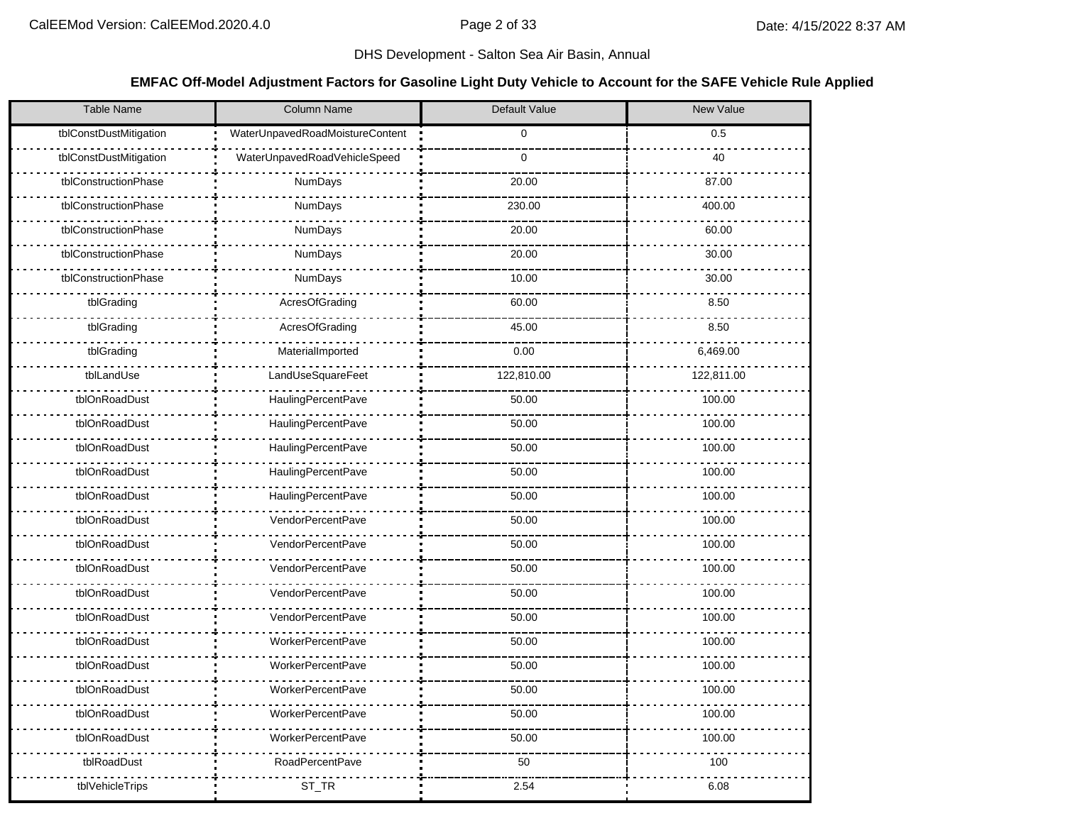DHS Development - Salton Sea Air Basin, Annual

**EMFAC Off-Model Adjustment Factors for Gasoline Light Duty Vehicle to Account for the SAFE Vehicle Rule Applied**

| Table Name | Column Name | Default Value | New Value |
|---|---|---|---|
| tblConstDustMitigation | WaterUnpavedRoadMoistureContent | 0 | 0.5 |
| tblConstDustMitigation | WaterUnpavedRoadVehicleSpeed | 0 | 40 |
| tblConstructionPhase | NumDays | 20.00 | 87.00 |
| tblConstructionPhase | NumDays | 230.00 | 400.00 |
| tblConstructionPhase | NumDays | 20.00 | 60.00 |
| tblConstructionPhase | NumDays | 20.00 | 30.00 |
| tblConstructionPhase | NumDays | 10.00 | 30.00 |
| tblGrading | AcresOfGrading | 60.00 | 8.50 |
| tblGrading | AcresOfGrading | 45.00 | 8.50 |
| tblGrading | MaterialImported | 0.00 | 6,469.00 |
| tblLandUse | LandUseSquareFeet | 122,810.00 | 122,811.00 |
| tblOnRoadDust | HaulingPercentPave | 50.00 | 100.00 |
| tblOnRoadDust | HaulingPercentPave | 50.00 | 100.00 |
| tblOnRoadDust | HaulingPercentPave | 50.00 | 100.00 |
| tblOnRoadDust | HaulingPercentPave | 50.00 | 100.00 |
| tblOnRoadDust | HaulingPercentPave | 50.00 | 100.00 |
| tblOnRoadDust | VendorPercentPave | 50.00 | 100.00 |
| tblOnRoadDust | VendorPercentPave | 50.00 | 100.00 |
| tblOnRoadDust | VendorPercentPave | 50.00 | 100.00 |
| tblOnRoadDust | VendorPercentPave | 50.00 | 100.00 |
| tblOnRoadDust | VendorPercentPave | 50.00 | 100.00 |
| tblOnRoadDust | WorkerPercentPave | 50.00 | 100.00 |
| tblOnRoadDust | WorkerPercentPave | 50.00 | 100.00 |
| tblOnRoadDust | WorkerPercentPave | 50.00 | 100.00 |
| tblOnRoadDust | WorkerPercentPave | 50.00 | 100.00 |
| tblOnRoadDust | WorkerPercentPave | 50.00 | 100.00 |
| tblRoadDust | RoadPercentPave | 50 | 100 |
| tblVehicleTrips | ST_TR | 2.54 | 6.08 |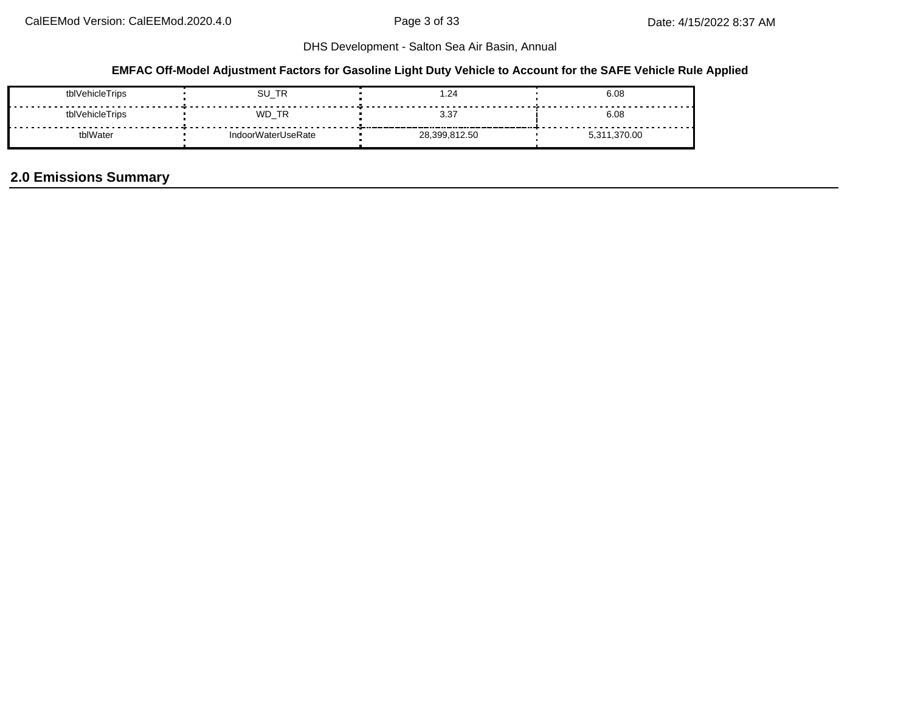DHS Development - Salton Sea Air Basin, Annual

**EMFAC Off-Model Adjustment Factors for Gasoline Light Duty Vehicle to Account for the SAFE Vehicle Rule Applied**

| | | | |
|---|---|---|---|
| tblVehicleTrips | SU_TR | 1.24 | 6.08 |
| tblVehicleTrips | WD_TR | 3.37 | 6.08 |
| tblWater | IndoorWaterUseRate | 28,399,812.50 | 5,311,370.00 |

## 2.0 Emissions Summary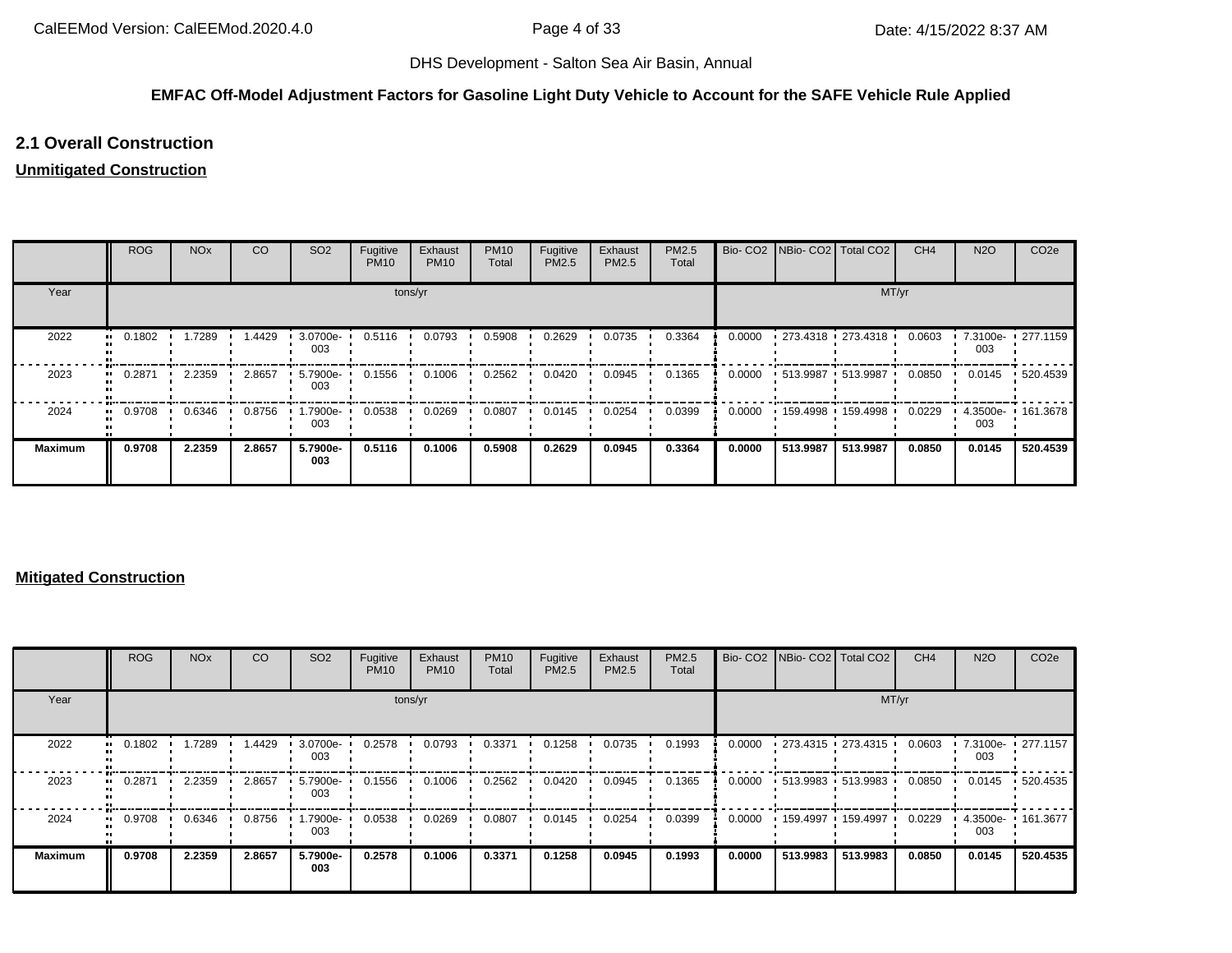**EMFAC Off-Model Adjustment Factors for Gasoline Light Duty Vehicle to Account for the SAFE Vehicle Rule Applied**

## 2.1 Overall Construction

**Unmitigated Construction**

| | ROG | NOx | CO | SO2 | Fugitive PM10 | Exhaust PM10 | PM10 Total | Fugitive PM2.5 | Exhaust PM2.5 | PM2.5 Total | Bio- CO2 | NBio- CO2 | Total CO2 | CH4 | N2O | CO2e |
|---|---|---|---|---|---|---|---|---|---|---|---|---|---|---|---|---|
| Year | tons/yr | | | | | | | | | | MT/yr | | | | | |
| 2022 | 0.1802 | 1.7289 | 1.4429 | 3.0700e-003 | 0.5116 | 0.0793 | 0.5908 | 0.2629 | 0.0735 | 0.3364 | 0.0000 | 273.4318 | 273.4318 | 0.0603 | 7.3100e-003 | 277.1159 |
| 2023 | 0.2871 | 2.2359 | 2.8657 | 5.7900e-003 | 0.1556 | 0.1006 | 0.2562 | 0.0420 | 0.0945 | 0.1365 | 0.0000 | 513.9987 | 513.9987 | 0.0850 | 0.0145 | 520.4539 |
| 2024 | 0.9708 | 0.6346 | 0.8756 | 1.7900e-003 | 0.0538 | 0.0269 | 0.0807 | 0.0145 | 0.0254 | 0.0399 | 0.0000 | 159.4998 | 159.4998 | 0.0229 | 4.3500e-003 | 161.3678 |
| **Maximum** | **0.9708** | **2.2359** | **2.8657** | **5.7900e-003** | **0.5116** | **0.1006** | **0.5908** | **0.2629** | **0.0945** | **0.3364** | **0.0000** | **513.9987** | **513.9987** | **0.0850** | **0.0145** | **520.4539** |

**Mitigated Construction**

| | ROG | NOx | CO | SO2 | Fugitive PM10 | Exhaust PM10 | PM10 Total | Fugitive PM2.5 | Exhaust PM2.5 | PM2.5 Total | Bio- CO2 | NBio- CO2 | Total CO2 | CH4 | N2O | CO2e |
|---|---|---|---|---|---|---|---|---|---|---|---|---|---|---|---|---|
| Year | tons/yr | | | | | | | | | | MT/yr | | | | | |
| 2022 | 0.1802 | 1.7289 | 1.4429 | 3.0700e-003 | 0.2578 | 0.0793 | 0.3371 | 0.1258 | 0.0735 | 0.1993 | 0.0000 | 273.4315 | 273.4315 | 0.0603 | 7.3100e-003 | 277.1157 |
| 2023 | 0.2871 | 2.2359 | 2.8657 | 5.7900e-003 | 0.1556 | 0.1006 | 0.2562 | 0.0420 | 0.0945 | 0.1365 | 0.0000 | 513.9983 | 513.9983 | 0.0850 | 0.0145 | 520.4535 |
| 2024 | 0.9708 | 0.6346 | 0.8756 | 1.7900e-003 | 0.0538 | 0.0269 | 0.0807 | 0.0145 | 0.0254 | 0.0399 | 0.0000 | 159.4997 | 159.4997 | 0.0229 | 4.3500e-003 | 161.3677 |
| **Maximum** | **0.9708** | **2.2359** | **2.8657** | **5.7900e-003** | **0.2578** | **0.1006** | **0.3371** | **0.1258** | **0.0945** | **0.1993** | **0.0000** | **513.9983** | **513.9983** | **0.0850** | **0.0145** | **520.4535** |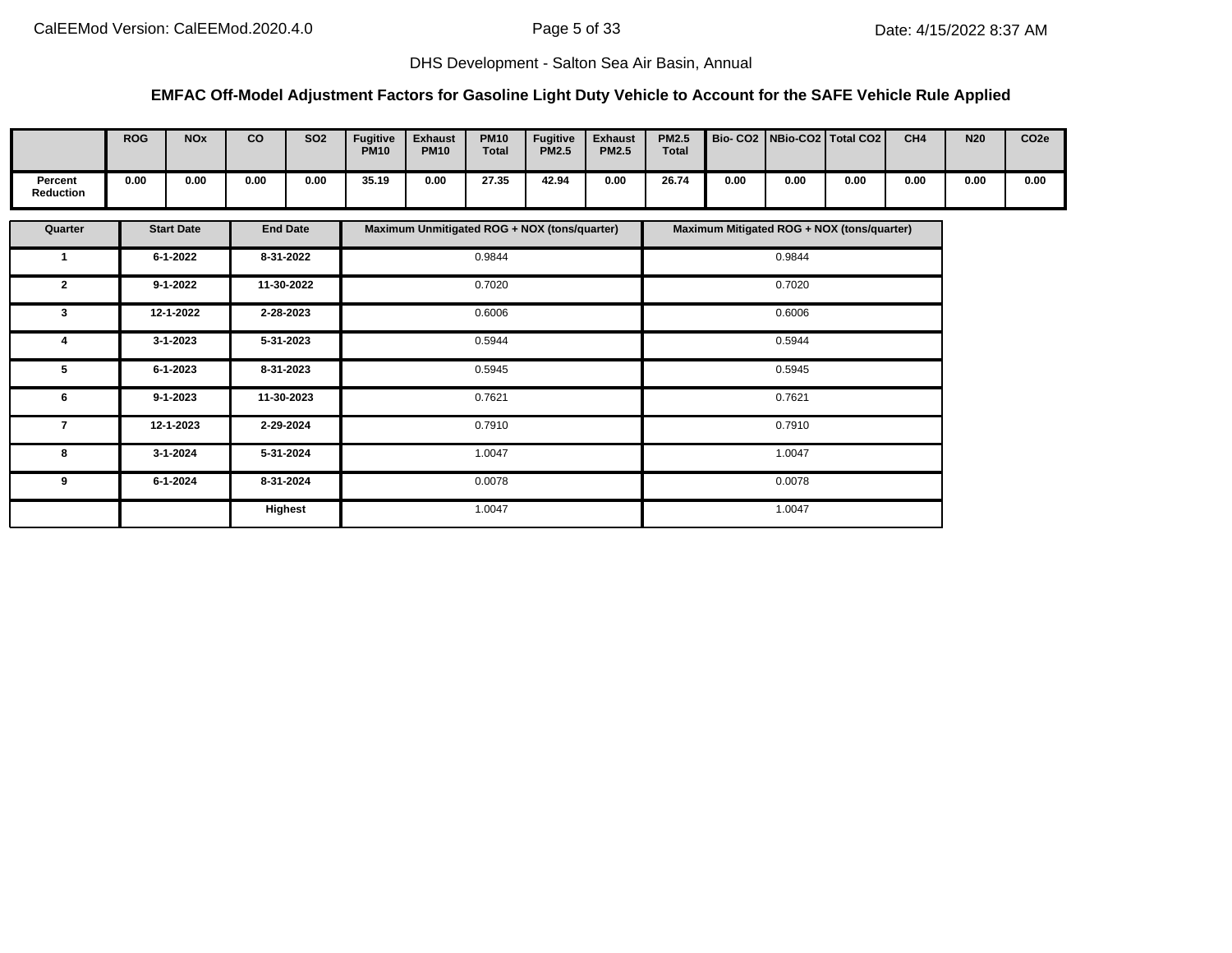DHS Development - Salton Sea Air Basin, Annual

**EMFAC Off-Model Adjustment Factors for Gasoline Light Duty Vehicle to Account for the SAFE Vehicle Rule Applied**

| | ROG | NOx | CO | SO2 | Fugitive PM10 | Exhaust PM10 | PM10 Total | Fugitive PM2.5 | Exhaust PM2.5 | PM2.5 Total | Bio- CO2 | NBio-CO2 | Total CO2 | CH4 | N20 | CO2e |
|---|---|---|---|---|---|---|---|---|---|---|---|---|---|---|---|---|
| Percent Reduction | 0.00 | 0.00 | 0.00 | 0.00 | 35.19 | 0.00 | 27.35 | 42.94 | 0.00 | 26.74 | 0.00 | 0.00 | 0.00 | 0.00 | 0.00 | 0.00 |

| Quarter | Start Date | End Date | Maximum Unmitigated ROG + NOX (tons/quarter) | Maximum Mitigated ROG + NOX (tons/quarter) |
|---|---|---|---|---|
| 1 | 6-1-2022 | 8-31-2022 | 0.9844 | 0.9844 |
| 2 | 9-1-2022 | 11-30-2022 | 0.7020 | 0.7020 |
| 3 | 12-1-2022 | 2-28-2023 | 0.6006 | 0.6006 |
| 4 | 3-1-2023 | 5-31-2023 | 0.5944 | 0.5944 |
| 5 | 6-1-2023 | 8-31-2023 | 0.5945 | 0.5945 |
| 6 | 9-1-2023 | 11-30-2023 | 0.7621 | 0.7621 |
| 7 | 12-1-2023 | 2-29-2024 | 0.7910 | 0.7910 |
| 8 | 3-1-2024 | 5-31-2024 | 1.0047 | 1.0047 |
| 9 | 6-1-2024 | 8-31-2024 | 0.0078 | 0.0078 |
| | | Highest | 1.0047 | 1.0047 |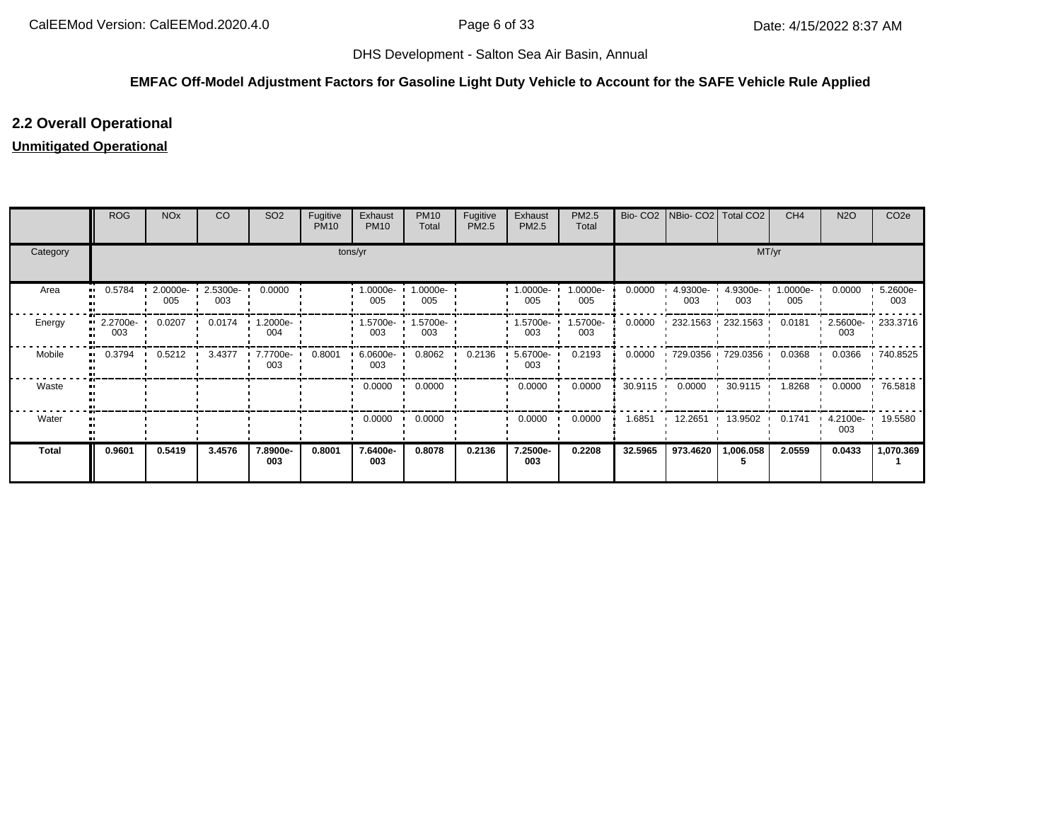DHS Development - Salton Sea Air Basin, Annual

**EMFAC Off-Model Adjustment Factors for Gasoline Light Duty Vehicle to Account for the SAFE Vehicle Rule Applied**

## 2.2 Overall Operational

**Unmitigated Operational**

| | ROG | NOx | CO | SO2 | Fugitive PM10 | Exhaust PM10 | PM10 Total | Fugitive PM2.5 | Exhaust PM2.5 | PM2.5 Total | Bio- CO2 | NBio- CO2 | Total CO2 | CH4 | N2O | CO2e |
|---|---|---|---|---|---|---|---|---|---|---|---|---|---|---|---|---|
| Category | tons/yr | | | | | | | | | | MT/yr | | | | | |
| Area | 0.5784 | 2.0000e-005 | 2.5300e-003 | 0.0000 | | 1.0000e-005 | 1.0000e-005 | | 1.0000e-005 | 1.0000e-005 | 0.0000 | 4.9300e-003 | 4.9300e-003 | 1.0000e-005 | 0.0000 | 5.2600e-003 |
| Energy | 2.2700e-003 | 0.0207 | 0.0174 | 1.2000e-004 | | 1.5700e-003 | 1.5700e-003 | | 1.5700e-003 | 1.5700e-003 | 0.0000 | 232.1563 | 232.1563 | 0.0181 | 2.5600e-003 | 233.3716 |
| Mobile | 0.3794 | 0.5212 | 3.4377 | 7.7700e-003 | 0.8001 | 6.0600e-003 | 0.8062 | 0.2136 | 5.6700e-003 | 0.2193 | 0.0000 | 729.0356 | 729.0356 | 0.0368 | 0.0366 | 740.8525 |
| Waste | | | | | | 0.0000 | 0.0000 | | 0.0000 | 0.0000 | 30.9115 | 0.0000 | 30.9115 | 1.8268 | 0.0000 | 76.5818 |
| Water | | | | | | 0.0000 | 0.0000 | | 0.0000 | 0.0000 | 1.6851 | 12.2651 | 13.9502 | 0.1741 | 4.2100e-003 | 19.5580 |
| **Total** | **0.9601** | **0.5419** | **3.4576** | **7.8900e-003** | **0.8001** | **7.6400e-003** | **0.8078** | **0.2136** | **7.2500e-003** | **0.2208** | **32.5965** | **973.4620** | **1,006.0585** | **2.0559** | **0.0433** | **1,070.3691** |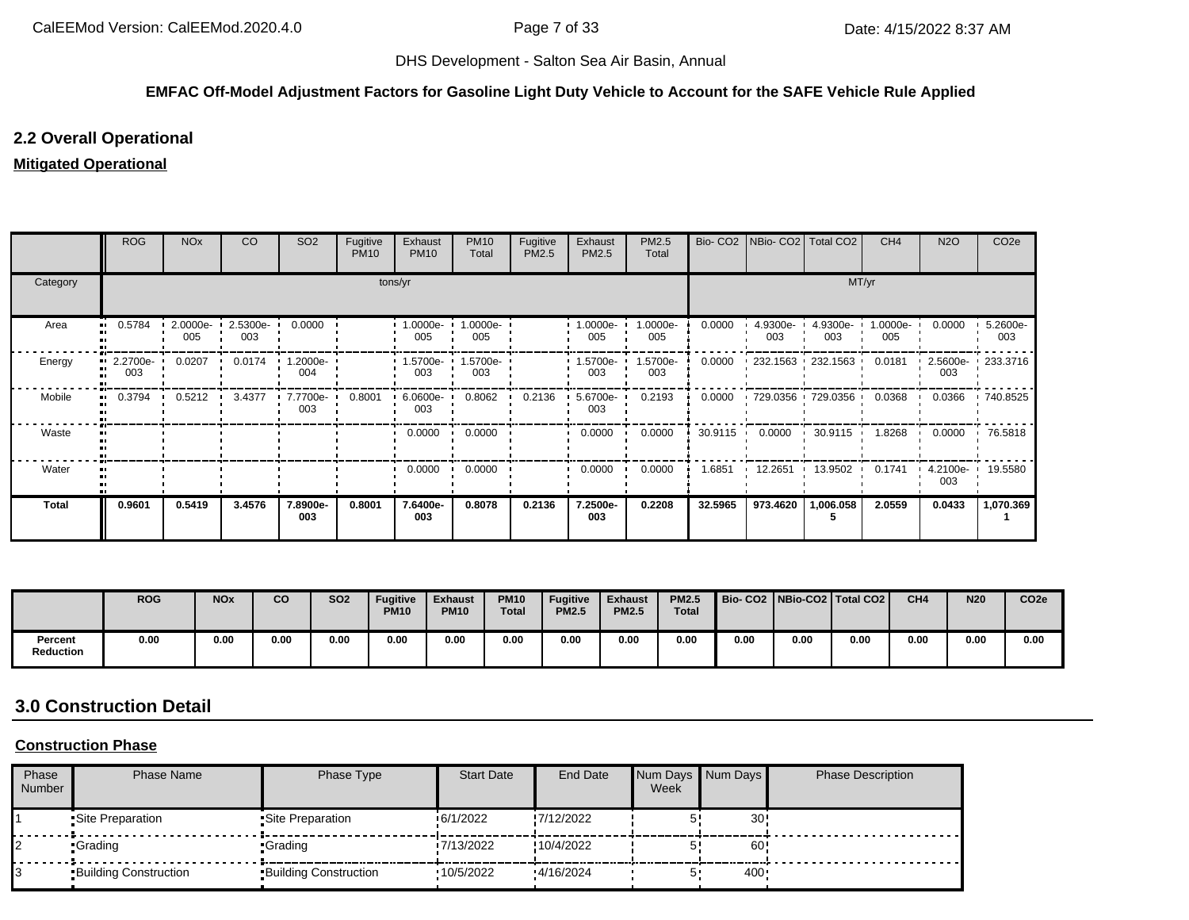**EMFAC Off-Model Adjustment Factors for Gasoline Light Duty Vehicle to Account for the SAFE Vehicle Rule Applied**

## 2.2 Overall Operational

**Mitigated Operational**

| | ROG | NOx | CO | SO2 | Fugitive PM10 | Exhaust PM10 | PM10 Total | Fugitive PM2.5 | Exhaust PM2.5 | PM2.5 Total | Bio- CO2 | NBio- CO2 | Total CO2 | CH4 | N2O | CO2e |
|---|---|---|---|---|---|---|---|---|---|---|---|---|---|---|---|---|
| Category | tons/yr | | | | | | | | | | MT/yr | | | | | |
| Area | 0.5784 | 2.0000e-005 | 2.5300e-003 | 0.0000 | | 1.0000e-005 | 1.0000e-005 | | 1.0000e-005 | 1.0000e-005 | 0.0000 | 4.9300e-003 | 4.9300e-003 | 1.0000e-005 | 0.0000 | 5.2600e-003 |
| Energy | 2.2700e-003 | 0.0207 | 0.0174 | 1.2000e-004 | | 1.5700e-003 | 1.5700e-003 | | 1.5700e-003 | 1.5700e-003 | 0.0000 | 232.1563 | 232.1563 | 0.0181 | 2.5600e-003 | 233.3716 |
| Mobile | 0.3794 | 0.5212 | 3.4377 | 7.7700e-003 | 0.8001 | 6.0600e-003 | 0.8062 | 0.2136 | 5.6700e-003 | 0.2193 | 0.0000 | 729.0356 | 729.0356 | 0.0368 | 0.0366 | 740.8525 |
| Waste | | | | | | 0.0000 | 0.0000 | | 0.0000 | 0.0000 | 30.9115 | 0.0000 | 30.9115 | 1.8268 | 0.0000 | 76.5818 |
| Water | | | | | | 0.0000 | 0.0000 | | 0.0000 | 0.0000 | 1.6851 | 12.2651 | 13.9502 | 0.1741 | 4.2100e-003 | 19.5580 |
| **Total** | **0.9601** | **0.5419** | **3.4576** | **7.8900e-003** | **0.8001** | **7.6400e-003** | **0.8078** | **0.2136** | **7.2500e-003** | **0.2208** | **32.5965** | **973.4620** | **1,006.0585** | **2.0559** | **0.0433** | **1,070.3691** |

| | ROG | NOx | CO | SO2 | Fugitive PM10 | Exhaust PM10 | PM10 Total | Fugitive PM2.5 | Exhaust PM2.5 | PM2.5 Total | Bio- CO2 | NBio-CO2 | Total CO2 | CH4 | N20 | CO2e |
|---|---|---|---|---|---|---|---|---|---|---|---|---|---|---|---|---|
| **Percent Reduction** | 0.00 | 0.00 | 0.00 | 0.00 | 0.00 | 0.00 | 0.00 | 0.00 | 0.00 | 0.00 | 0.00 | 0.00 | 0.00 | 0.00 | 0.00 | 0.00 |

## 3.0 Construction Detail

**Construction Phase**

| Phase Number | Phase Name | Phase Type | Start Date | End Date | Num Days Week | Num Days | Phase Description |
|---|---|---|---|---|---|---|---|
| 1 | Site Preparation | Site Preparation | 6/1/2022 | 7/12/2022 | 5 | 30 | |
| 2 | Grading | Grading | 7/13/2022 | 10/4/2022 | 5 | 60 | |
| 3 | Building Construction | Building Construction | 10/5/2022 | 4/16/2024 | 5 | 400 | |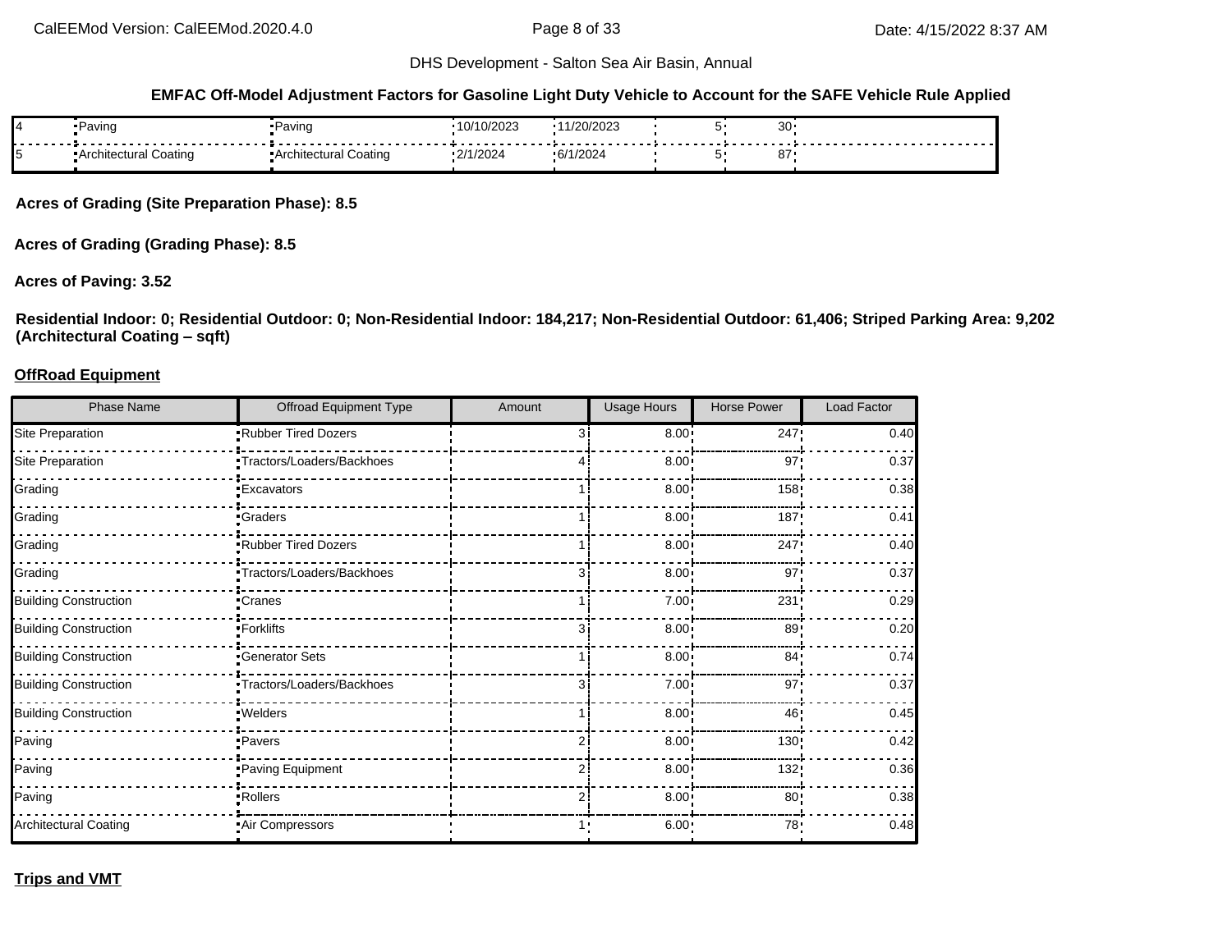**EMFAC Off-Model Adjustment Factors for Gasoline Light Duty Vehicle to Account for the SAFE Vehicle Rule Applied**

| | | | | | | | |
|---|---|---|---|---|---|---|---|
| 4 | Paving | Paving | 10/10/2023 | 11/20/2023 | 5 | 30 | |
| 5 | Architectural Coating | Architectural Coating | 2/1/2024 | 6/1/2024 | 5 | 87 | |

**Acres of Grading (Site Preparation Phase): 8.5**

**Acres of Grading (Grading Phase): 8.5**

**Acres of Paving: 3.52**

**Residential Indoor: 0; Residential Outdoor: 0; Non-Residential Indoor: 184,217; Non-Residential Outdoor: 61,406; Striped Parking Area: 9,202 (Architectural Coating – sqft)**

**OffRoad Equipment**

| Phase Name | Offroad Equipment Type | Amount | Usage Hours | Horse Power | Load Factor |
|---|---|---|---|---|---|
| Site Preparation | Rubber Tired Dozers | 3 | 8.00 | 247 | 0.40 |
| Site Preparation | Tractors/Loaders/Backhoes | 4 | 8.00 | 97 | 0.37 |
| Grading | Excavators | 1 | 8.00 | 158 | 0.38 |
| Grading | Graders | 1 | 8.00 | 187 | 0.41 |
| Grading | Rubber Tired Dozers | 1 | 8.00 | 247 | 0.40 |
| Grading | Tractors/Loaders/Backhoes | 3 | 8.00 | 97 | 0.37 |
| Building Construction | Cranes | 1 | 7.00 | 231 | 0.29 |
| Building Construction | Forklifts | 3 | 8.00 | 89 | 0.20 |
| Building Construction | Generator Sets | 1 | 8.00 | 84 | 0.74 |
| Building Construction | Tractors/Loaders/Backhoes | 3 | 7.00 | 97 | 0.37 |
| Building Construction | Welders | 1 | 8.00 | 46 | 0.45 |
| Paving | Pavers | 2 | 8.00 | 130 | 0.42 |
| Paving | Paving Equipment | 2 | 8.00 | 132 | 0.36 |
| Paving | Rollers | 2 | 8.00 | 80 | 0.38 |
| Architectural Coating | Air Compressors | 1 | 6.00 | 78 | 0.48 |

**Trips and VMT**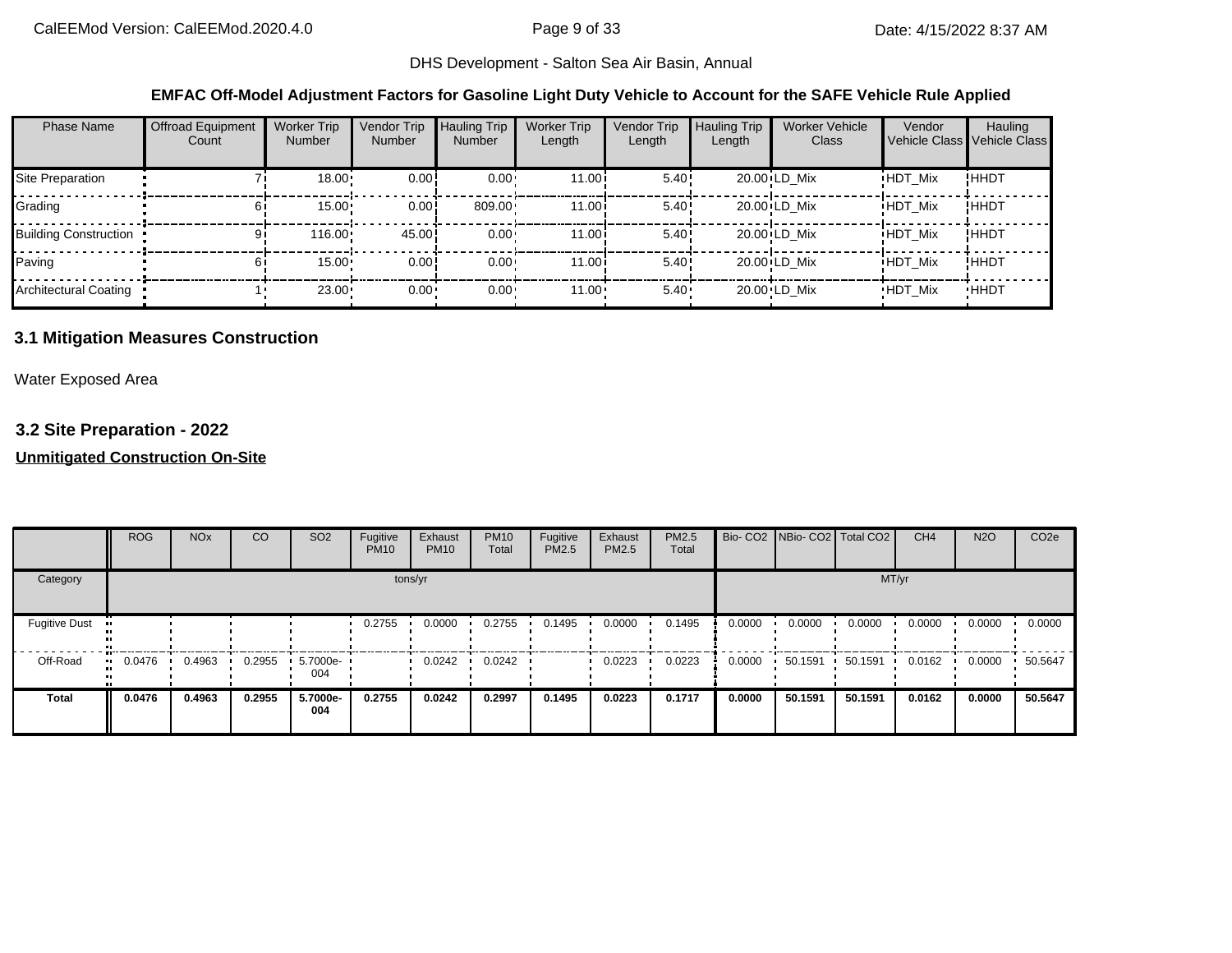DHS Development - Salton Sea Air Basin, Annual

**EMFAC Off-Model Adjustment Factors for Gasoline Light Duty Vehicle to Account for the SAFE Vehicle Rule Applied**

| Phase Name | Offroad Equipment Count | Worker Trip Number | Vendor Trip Number | Hauling Trip Number | Worker Trip Length | Vendor Trip Length | Hauling Trip Length | Worker Vehicle Class | Vendor Vehicle Class | Hauling Vehicle Class |
|---|---|---|---|---|---|---|---|---|---|---|
| Site Preparation | 7 | 18.00 | 0.00 | 0.00 | 11.00 | 5.40 | 20.00 | LD_Mix | HDT_Mix | HHDT |
| Grading | 6 | 15.00 | 0.00 | 809.00 | 11.00 | 5.40 | 20.00 | LD_Mix | HDT_Mix | HHDT |
| Building Construction | 9 | 116.00 | 45.00 | 0.00 | 11.00 | 5.40 | 20.00 | LD_Mix | HDT_Mix | HHDT |
| Paving | 6 | 15.00 | 0.00 | 0.00 | 11.00 | 5.40 | 20.00 | LD_Mix | HDT_Mix | HHDT |
| Architectural Coating | 1 | 23.00 | 0.00 | 0.00 | 11.00 | 5.40 | 20.00 | LD_Mix | HDT_Mix | HHDT |

### 3.1 Mitigation Measures Construction

Water Exposed Area

### 3.2 Site Preparation - 2022

**Unmitigated Construction On-Site**

| | ROG | NOx | CO | SO2 | Fugitive PM10 | Exhaust PM10 | PM10 Total | Fugitive PM2.5 | Exhaust PM2.5 | PM2.5 Total | Bio- CO2 | NBio- CO2 | Total CO2 | CH4 | N2O | CO2e |
|---|---|---|---|---|---|---|---|---|---|---|---|---|---|---|---|---|
| Category | tons/yr | | | | | | | | | | MT/yr | | | | | |
| Fugitive Dust | | | | | 0.2755 | 0.0000 | 0.2755 | 0.1495 | 0.0000 | 0.1495 | 0.0000 | 0.0000 | 0.0000 | 0.0000 | 0.0000 | 0.0000 |
| Off-Road | 0.0476 | 0.4963 | 0.2955 | 5.7000e-004 | | 0.0242 | 0.0242 | | 0.0223 | 0.0223 | 0.0000 | 50.1591 | 50.1591 | 0.0162 | 0.0000 | 50.5647 |
| **Total** | **0.0476** | **0.4963** | **0.2955** | **5.7000e-004** | **0.2755** | **0.0242** | **0.2997** | **0.1495** | **0.0223** | **0.1717** | **0.0000** | **50.1591** | **50.1591** | **0.0162** | **0.0000** | **50.5647** |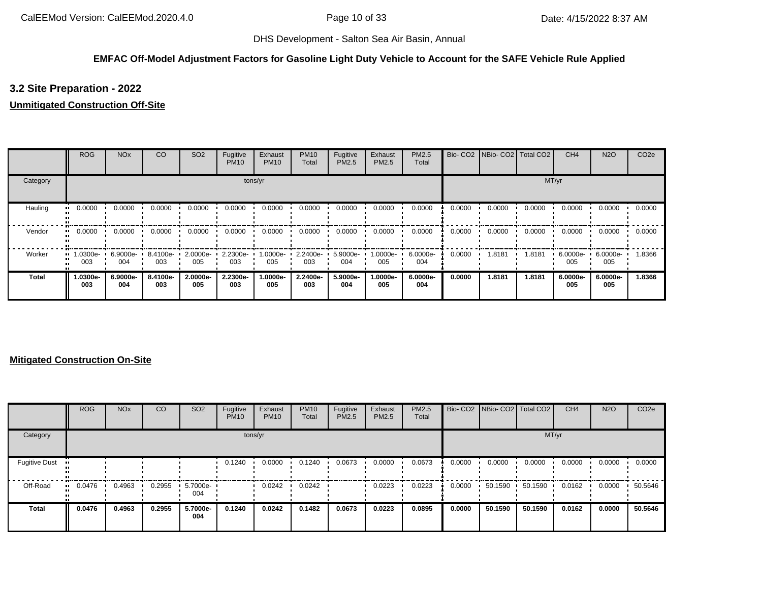DHS Development - Salton Sea Air Basin, Annual

**EMFAC Off-Model Adjustment Factors for Gasoline Light Duty Vehicle to Account for the SAFE Vehicle Rule Applied**

## 3.2 Site Preparation - 2022

**Unmitigated Construction Off-Site**

| | ROG | NOx | CO | SO2 | Fugitive PM10 | Exhaust PM10 | PM10 Total | Fugitive PM2.5 | Exhaust PM2.5 | PM2.5 Total | Bio- CO2 | NBio- CO2 | Total CO2 | CH4 | N2O | CO2e |
|---|---|---|---|---|---|---|---|---|---|---|---|---|---|---|---|---|
| Category | tons/yr | | | | | | | | | | MT/yr | | | | | |
| Hauling | 0.0000 | 0.0000 | 0.0000 | 0.0000 | 0.0000 | 0.0000 | 0.0000 | 0.0000 | 0.0000 | 0.0000 | 0.0000 | 0.0000 | 0.0000 | 0.0000 | 0.0000 | 0.0000 |
| Vendor | 0.0000 | 0.0000 | 0.0000 | 0.0000 | 0.0000 | 0.0000 | 0.0000 | 0.0000 | 0.0000 | 0.0000 | 0.0000 | 0.0000 | 0.0000 | 0.0000 | 0.0000 | 0.0000 |
| Worker | 1.0300e-003 | 6.9000e-004 | 8.4100e-003 | 2.0000e-005 | 2.2300e-003 | 1.0000e-005 | 2.2400e-003 | 5.9000e-004 | 1.0000e-005 | 6.0000e-004 | 0.0000 | 1.8181 | 1.8181 | 6.0000e-005 | 6.0000e-005 | 1.8366 |
| **Total** | **1.0300e-003** | **6.9000e-004** | **8.4100e-003** | **2.0000e-005** | **2.2300e-003** | **1.0000e-005** | **2.2400e-003** | **5.9000e-004** | **1.0000e-005** | **6.0000e-004** | **0.0000** | **1.8181** | **1.8181** | **6.0000e-005** | **6.0000e-005** | **1.8366** |

**Mitigated Construction On-Site**

| | ROG | NOx | CO | SO2 | Fugitive PM10 | Exhaust PM10 | PM10 Total | Fugitive PM2.5 | Exhaust PM2.5 | PM2.5 Total | Bio- CO2 | NBio- CO2 | Total CO2 | CH4 | N2O | CO2e |
|---|---|---|---|---|---|---|---|---|---|---|---|---|---|---|---|---|
| Category | tons/yr | | | | | | | | | | MT/yr | | | | | |
| Fugitive Dust | | | | | 0.1240 | 0.0000 | 0.1240 | 0.0673 | 0.0000 | 0.0673 | 0.0000 | 0.0000 | 0.0000 | 0.0000 | 0.0000 | 0.0000 |
| Off-Road | 0.0476 | 0.4963 | 0.2955 | 5.7000e-004 | | 0.0242 | 0.0242 | | 0.0223 | 0.0223 | 0.0000 | 50.1590 | 50.1590 | 0.0162 | 0.0000 | 50.5646 |
| **Total** | **0.0476** | **0.4963** | **0.2955** | **5.7000e-004** | **0.1240** | **0.0242** | **0.1482** | **0.0673** | **0.0223** | **0.0895** | **0.0000** | **50.1590** | **50.1590** | **0.0162** | **0.0000** | **50.5646** |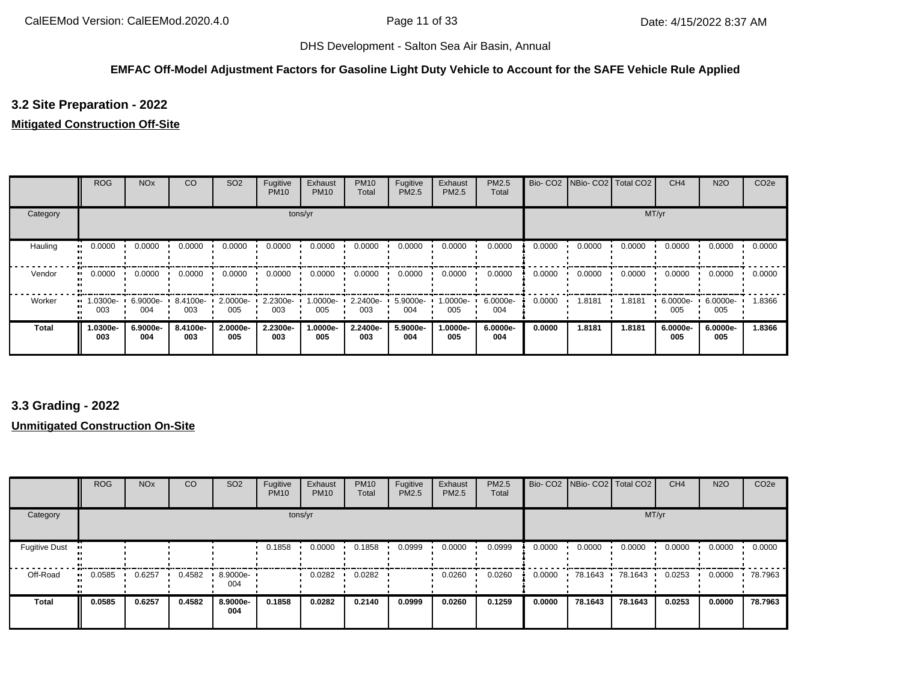DHS Development - Salton Sea Air Basin, Annual

**EMFAC Off-Model Adjustment Factors for Gasoline Light Duty Vehicle to Account for the SAFE Vehicle Rule Applied**

## 3.2 Site Preparation - 2022

### Mitigated Construction Off-Site

| | ROG | NOx | CO | SO2 | Fugitive PM10 | Exhaust PM10 | PM10 Total | Fugitive PM2.5 | Exhaust PM2.5 | PM2.5 Total | Bio- CO2 | NBio- CO2 | Total CO2 | CH4 | N2O | CO2e |
|---|---|---|---|---|---|---|---|---|---|---|---|---|---|---|---|---|
| Category | tons/yr | | | | | | | | | | MT/yr | | | | | |
| Hauling | 0.0000 | 0.0000 | 0.0000 | 0.0000 | 0.0000 | 0.0000 | 0.0000 | 0.0000 | 0.0000 | 0.0000 | 0.0000 | 0.0000 | 0.0000 | 0.0000 | 0.0000 | 0.0000 |
| Vendor | 0.0000 | 0.0000 | 0.0000 | 0.0000 | 0.0000 | 0.0000 | 0.0000 | 0.0000 | 0.0000 | 0.0000 | 0.0000 | 0.0000 | 0.0000 | 0.0000 | 0.0000 | 0.0000 |
| Worker | 1.0300e-003 | 6.9000e-004 | 8.4100e-003 | 2.0000e-005 | 2.2300e-003 | 1.0000e-005 | 2.2400e-003 | 5.9000e-004 | 1.0000e-005 | 6.0000e-004 | 0.0000 | 1.8181 | 1.8181 | 6.0000e-005 | 6.0000e-005 | 1.8366 |
| **Total** | **1.0300e-003** | **6.9000e-004** | **8.4100e-003** | **2.0000e-005** | **2.2300e-003** | **1.0000e-005** | **2.2400e-003** | **5.9000e-004** | **1.0000e-005** | **6.0000e-004** | **0.0000** | **1.8181** | **1.8181** | **6.0000e-005** | **6.0000e-005** | **1.8366** |

## 3.3 Grading - 2022

### Unmitigated Construction On-Site

| | ROG | NOx | CO | SO2 | Fugitive PM10 | Exhaust PM10 | PM10 Total | Fugitive PM2.5 | Exhaust PM2.5 | PM2.5 Total | Bio- CO2 | NBio- CO2 | Total CO2 | CH4 | N2O | CO2e |
|---|---|---|---|---|---|---|---|---|---|---|---|---|---|---|---|---|
| Category | tons/yr | | | | | | | | | | MT/yr | | | | | |
| Fugitive Dust | | | | | 0.1858 | 0.0000 | 0.1858 | 0.0999 | 0.0000 | 0.0999 | 0.0000 | 0.0000 | 0.0000 | 0.0000 | 0.0000 | 0.0000 |
| Off-Road | 0.0585 | 0.6257 | 0.4582 | 8.9000e-004 | | 0.0282 | 0.0282 | | 0.0260 | 0.0260 | 0.0000 | 78.1643 | 78.1643 | 0.0253 | 0.0000 | 78.7963 |
| **Total** | **0.0585** | **0.6257** | **0.4582** | **8.9000e-004** | **0.1858** | **0.0282** | **0.2140** | **0.0999** | **0.0260** | **0.1259** | **0.0000** | **78.1643** | **78.1643** | **0.0253** | **0.0000** | **78.7963** |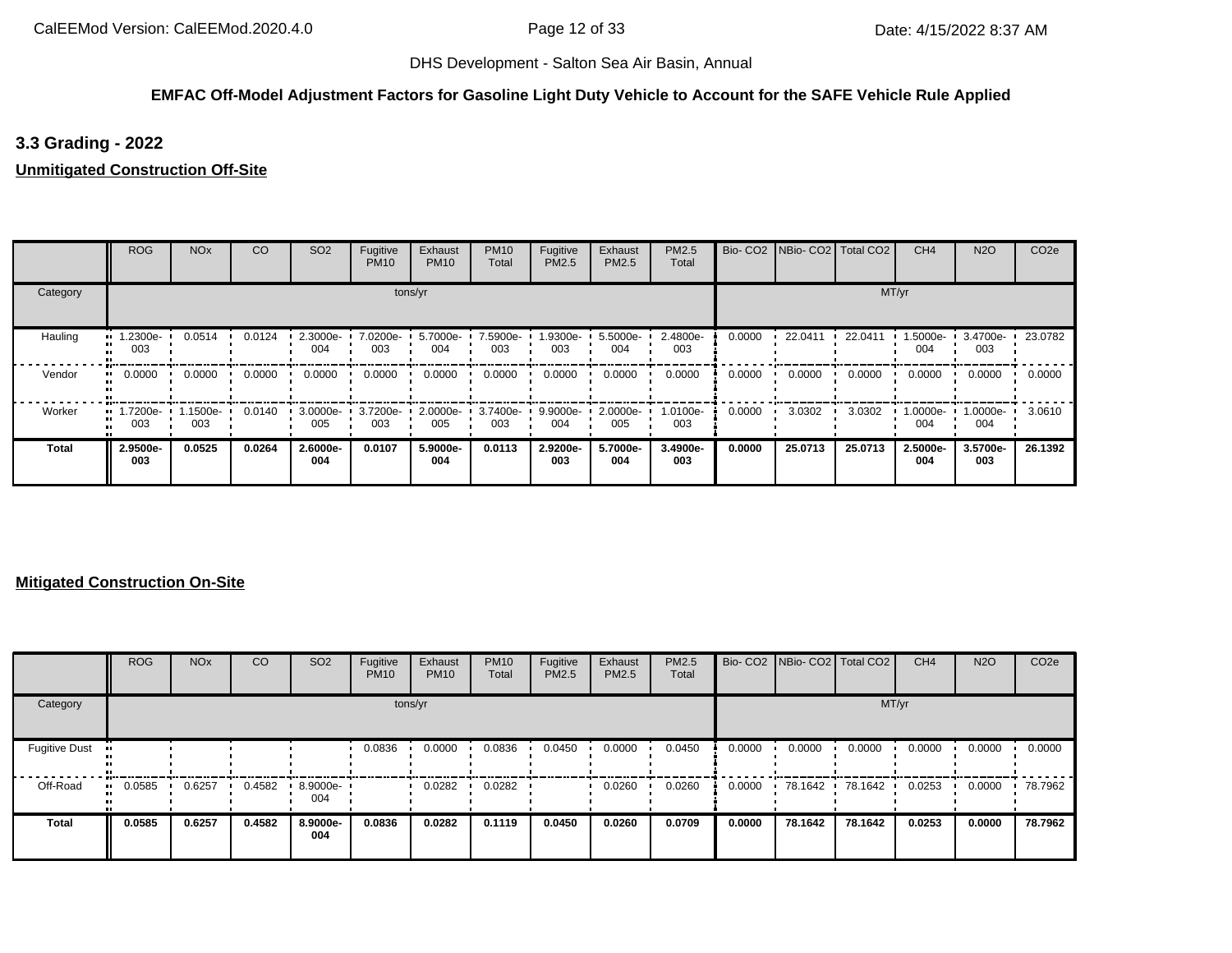DHS Development - Salton Sea Air Basin, Annual

**EMFAC Off-Model Adjustment Factors for Gasoline Light Duty Vehicle to Account for the SAFE Vehicle Rule Applied**

### 3.3 Grading - 2022

**Unmitigated Construction Off-Site**

| | ROG | NOx | CO | SO2 | Fugitive PM10 | Exhaust PM10 | PM10 Total | Fugitive PM2.5 | Exhaust PM2.5 | PM2.5 Total | Bio- CO2 | NBio- CO2 | Total CO2 | CH4 | N2O | CO2e |
|---|---|---|---|---|---|---|---|---|---|---|---|---|---|---|---|---|
| Category | tons/yr | | | | | | | | | | MT/yr | | | | | |
| Hauling | 1.2300e-003 | 0.0514 | 0.0124 | 2.3000e-004 | 7.0200e-003 | 5.7000e-004 | 7.5900e-003 | 1.9300e-003 | 5.5000e-004 | 2.4800e-003 | 0.0000 | 22.0411 | 22.0411 | 1.5000e-004 | 3.4700e-003 | 23.0782 |
| Vendor | 0.0000 | 0.0000 | 0.0000 | 0.0000 | 0.0000 | 0.0000 | 0.0000 | 0.0000 | 0.0000 | 0.0000 | 0.0000 | 0.0000 | 0.0000 | 0.0000 | 0.0000 | 0.0000 |
| Worker | 1.7200e-003 | 1.1500e-003 | 0.0140 | 3.0000e-005 | 3.7200e-003 | 2.0000e-005 | 3.7400e-003 | 9.9000e-004 | 2.0000e-005 | 1.0100e-003 | 0.0000 | 3.0302 | 3.0302 | 1.0000e-004 | 1.0000e-004 | 3.0610 |
| **Total** | **2.9500e-003** | **0.0525** | **0.0264** | **2.6000e-004** | **0.0107** | **5.9000e-004** | **0.0113** | **2.9200e-003** | **5.7000e-004** | **3.4900e-003** | **0.0000** | **25.0713** | **25.0713** | **2.5000e-004** | **3.5700e-003** | **26.1392** |

**Mitigated Construction On-Site**

| | ROG | NOx | CO | SO2 | Fugitive PM10 | Exhaust PM10 | PM10 Total | Fugitive PM2.5 | Exhaust PM2.5 | PM2.5 Total | Bio- CO2 | NBio- CO2 | Total CO2 | CH4 | N2O | CO2e |
|---|---|---|---|---|---|---|---|---|---|---|---|---|---|---|---|---|
| Category | tons/yr | | | | | | | | | | MT/yr | | | | | |
| Fugitive Dust | | | | | 0.0836 | 0.0000 | 0.0836 | 0.0450 | 0.0000 | 0.0450 | 0.0000 | 0.0000 | 0.0000 | 0.0000 | 0.0000 | 0.0000 |
| Off-Road | 0.0585 | 0.6257 | 0.4582 | 8.9000e-004 | | 0.0282 | 0.0282 | | 0.0260 | 0.0260 | 0.0000 | 78.1642 | 78.1642 | 0.0253 | 0.0000 | 78.7962 |
| **Total** | **0.0585** | **0.6257** | **0.4582** | **8.9000e-004** | **0.0836** | **0.0282** | **0.1119** | **0.0450** | **0.0260** | **0.0709** | **0.0000** | **78.1642** | **78.1642** | **0.0253** | **0.0000** | **78.7962** |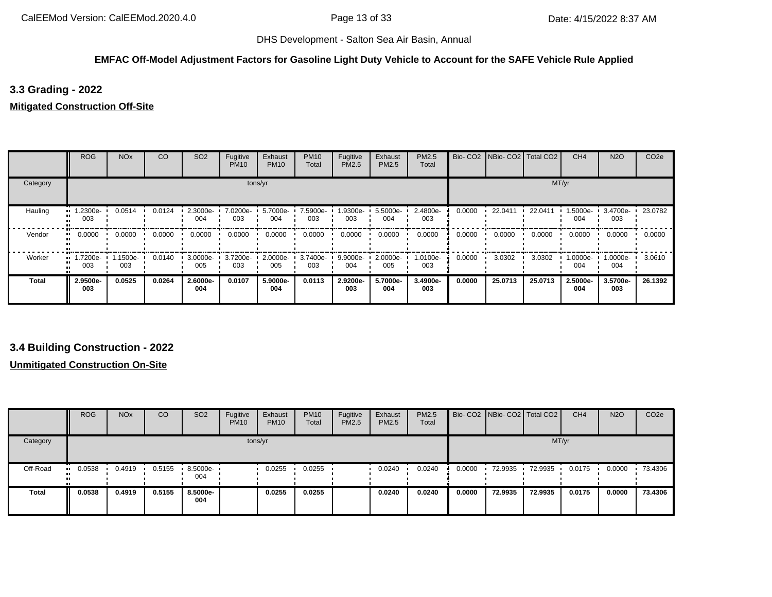**EMFAC Off-Model Adjustment Factors for Gasoline Light Duty Vehicle to Account for the SAFE Vehicle Rule Applied**

### 3.3 Grading - 2022

**Mitigated Construction Off-Site**

| | ROG | NOx | CO | SO2 | Fugitive PM10 | Exhaust PM10 | PM10 Total | Fugitive PM2.5 | Exhaust PM2.5 | PM2.5 Total | Bio- CO2 | NBio- CO2 | Total CO2 | CH4 | N2O | CO2e |
|---|---|---|---|---|---|---|---|---|---|---|---|---|---|---|---|---|
| Category | tons/yr | | | | | | | | | | MT/yr | | | | | |
| Hauling | 1.2300e-003 | 0.0514 | 0.0124 | 2.3000e-004 | 7.0200e-003 | 5.7000e-004 | 7.5900e-003 | 1.9300e-003 | 5.5000e-004 | 2.4800e-003 | 0.0000 | 22.0411 | 22.0411 | 1.5000e-004 | 3.4700e-003 | 23.0782 |
| Vendor | 0.0000 | 0.0000 | 0.0000 | 0.0000 | 0.0000 | 0.0000 | 0.0000 | 0.0000 | 0.0000 | 0.0000 | 0.0000 | 0.0000 | 0.0000 | 0.0000 | 0.0000 | 0.0000 |
| Worker | 1.7200e-003 | 1.1500e-003 | 0.0140 | 3.0000e-005 | 3.7200e-003 | 2.0000e-005 | 3.7400e-003 | 9.9000e-004 | 2.0000e-005 | 1.0100e-003 | 0.0000 | 3.0302 | 3.0302 | 1.0000e-004 | 1.0000e-004 | 3.0610 |
| **Total** | **2.9500e-003** | **0.0525** | **0.0264** | **2.6000e-004** | **0.0107** | **5.9000e-004** | **0.0113** | **2.9200e-003** | **5.7000e-004** | **3.4900e-003** | **0.0000** | **25.0713** | **25.0713** | **2.5000e-004** | **3.5700e-003** | **26.1392** |

### 3.4 Building Construction - 2022

**Unmitigated Construction On-Site**

| | ROG | NOx | CO | SO2 | Fugitive PM10 | Exhaust PM10 | PM10 Total | Fugitive PM2.5 | Exhaust PM2.5 | PM2.5 Total | Bio- CO2 | NBio- CO2 | Total CO2 | CH4 | N2O | CO2e |
|---|---|---|---|---|---|---|---|---|---|---|---|---|---|---|---|---|
| Category | tons/yr | | | | | | | | | | MT/yr | | | | | |
| Off-Road | 0.0538 | 0.4919 | 0.5155 | 8.5000e-004 | | 0.0255 | 0.0255 | | 0.0240 | 0.0240 | 0.0000 | 72.9935 | 72.9935 | 0.0175 | 0.0000 | 73.4306 |
| **Total** | **0.0538** | **0.4919** | **0.5155** | **8.5000e-004** | | **0.0255** | **0.0255** | | **0.0240** | **0.0240** | **0.0000** | **72.9935** | **72.9935** | **0.0175** | **0.0000** | **73.4306** |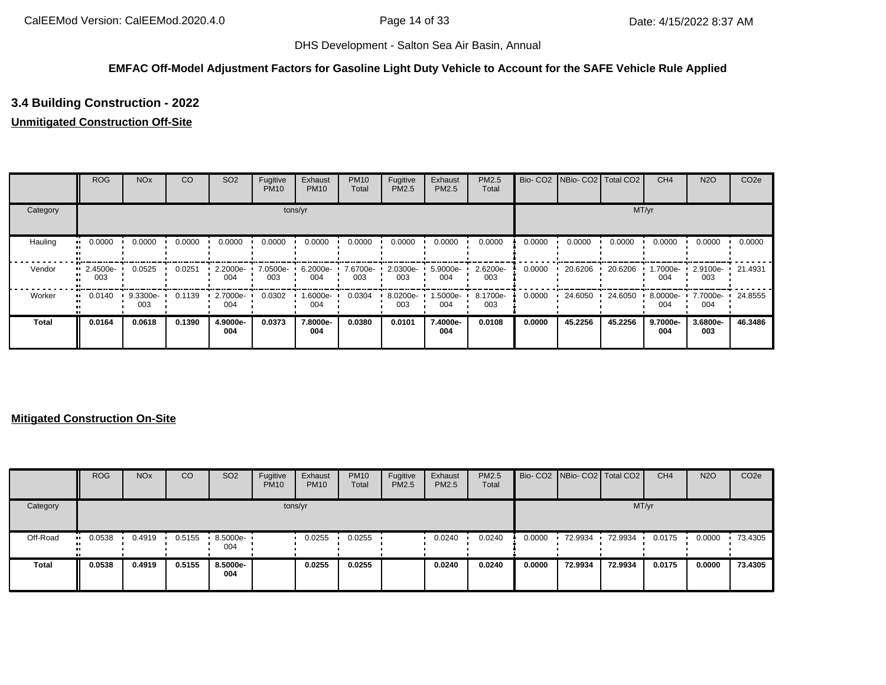DHS Development - Salton Sea Air Basin, Annual

**EMFAC Off-Model Adjustment Factors for Gasoline Light Duty Vehicle to Account for the SAFE Vehicle Rule Applied**

### 3.4 Building Construction - 2022

**Unmitigated Construction Off-Site**

| | ROG | NOx | CO | SO2 | Fugitive PM10 | Exhaust PM10 | PM10 Total | Fugitive PM2.5 | Exhaust PM2.5 | PM2.5 Total | Bio- CO2 | NBio- CO2 | Total CO2 | CH4 | N2O | CO2e |
|---|---|---|---|---|---|---|---|---|---|---|---|---|---|---|---|---|
| Category | tons/yr | | | | | | | | | | MT/yr | | | | | |
| Hauling | 0.0000 | 0.0000 | 0.0000 | 0.0000 | 0.0000 | 0.0000 | 0.0000 | 0.0000 | 0.0000 | 0.0000 | 0.0000 | 0.0000 | 0.0000 | 0.0000 | 0.0000 | 0.0000 |
| Vendor | 2.4500e-003 | 0.0525 | 0.0251 | 2.2000e-004 | 7.0500e-003 | 6.2000e-004 | 7.6700e-003 | 2.0300e-003 | 5.9000e-004 | 2.6200e-003 | 0.0000 | 20.6206 | 20.6206 | 1.7000e-004 | 2.9100e-003 | 21.4931 |
| Worker | 0.0140 | 9.3300e-003 | 0.1139 | 2.7000e-004 | 0.0302 | 1.6000e-004 | 0.0304 | 8.0200e-003 | 1.5000e-004 | 8.1700e-003 | 0.0000 | 24.6050 | 24.6050 | 8.0000e-004 | 7.7000e-004 | 24.8555 |
| **Total** | **0.0164** | **0.0618** | **0.1390** | **4.9000e-004** | **0.0373** | **7.8000e-004** | **0.0380** | **0.0101** | **7.4000e-004** | **0.0108** | **0.0000** | **45.2256** | **45.2256** | **9.7000e-004** | **3.6800e-003** | **46.3486** |

**Mitigated Construction On-Site**

| | ROG | NOx | CO | SO2 | Fugitive PM10 | Exhaust PM10 | PM10 Total | Fugitive PM2.5 | Exhaust PM2.5 | PM2.5 Total | Bio- CO2 | NBio- CO2 | Total CO2 | CH4 | N2O | CO2e |
|---|---|---|---|---|---|---|---|---|---|---|---|---|---|---|---|---|
| Category | tons/yr | | | | | | | | | | MT/yr | | | | | |
| Off-Road | 0.0538 | 0.4919 | 0.5155 | 8.5000e-004 | | 0.0255 | 0.0255 | | 0.0240 | 0.0240 | 0.0000 | 72.9934 | 72.9934 | 0.0175 | 0.0000 | 73.4305 |
| **Total** | **0.0538** | **0.4919** | **0.5155** | **8.5000e-004** | | **0.0255** | **0.0255** | | **0.0240** | **0.0240** | **0.0000** | **72.9934** | **72.9934** | **0.0175** | **0.0000** | **73.4305** |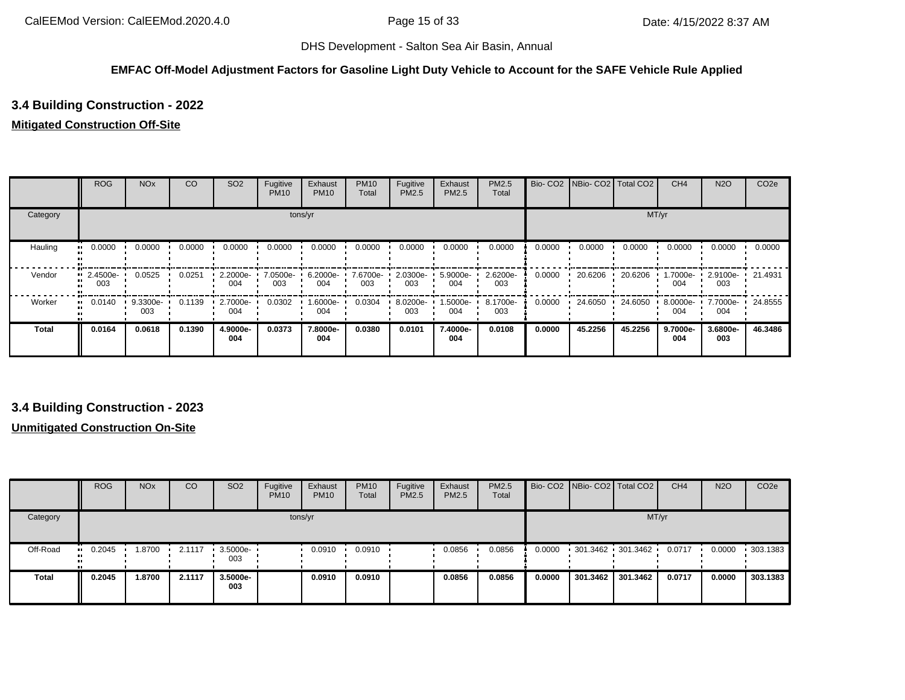**EMFAC Off-Model Adjustment Factors for Gasoline Light Duty Vehicle to Account for the SAFE Vehicle Rule Applied**

### 3.4 Building Construction - 2022

**Mitigated Construction Off-Site**

| | ROG | NOx | CO | SO2 | Fugitive PM10 | Exhaust PM10 | PM10 Total | Fugitive PM2.5 | Exhaust PM2.5 | PM2.5 Total | Bio- CO2 | NBio- CO2 | Total CO2 | CH4 | N2O | CO2e |
|---|---|---|---|---|---|---|---|---|---|---|---|---|---|---|---|---|
| Category | tons/yr | | | | | | | | | | MT/yr | | | | | |
| Hauling | 0.0000 | 0.0000 | 0.0000 | 0.0000 | 0.0000 | 0.0000 | 0.0000 | 0.0000 | 0.0000 | 0.0000 | 0.0000 | 0.0000 | 0.0000 | 0.0000 | 0.0000 | 0.0000 |
| Vendor | 2.4500e-003 | 0.0525 | 0.0251 | 2.2000e-004 | 7.0500e-003 | 6.2000e-004 | 7.6700e-003 | 2.0300e-003 | 5.9000e-004 | 2.6200e-003 | 0.0000 | 20.6206 | 20.6206 | 1.7000e-004 | 2.9100e-003 | 21.4931 |
| Worker | 0.0140 | 9.3300e-003 | 0.1139 | 2.7000e-004 | 0.0302 | 1.6000e-004 | 0.0304 | 8.0200e-003 | 1.5000e-004 | 8.1700e-003 | 0.0000 | 24.6050 | 24.6050 | 8.0000e-004 | 7.7000e-004 | 24.8555 |
| **Total** | **0.0164** | **0.0618** | **0.1390** | **4.9000e-004** | **0.0373** | **7.8000e-004** | **0.0380** | **0.0101** | **7.4000e-004** | **0.0108** | **0.0000** | **45.2256** | **45.2256** | **9.7000e-004** | **3.6800e-003** | **46.3486** |

### 3.4 Building Construction - 2023

**Unmitigated Construction On-Site**

| | ROG | NOx | CO | SO2 | Fugitive PM10 | Exhaust PM10 | PM10 Total | Fugitive PM2.5 | Exhaust PM2.5 | PM2.5 Total | Bio- CO2 | NBio- CO2 | Total CO2 | CH4 | N2O | CO2e |
|---|---|---|---|---|---|---|---|---|---|---|---|---|---|---|---|---|
| Category | tons/yr | | | | | | | | | | MT/yr | | | | | |
| Off-Road | 0.2045 | 1.8700 | 2.1117 | 3.5000e-003 | | 0.0910 | 0.0910 | | 0.0856 | 0.0856 | 0.0000 | 301.3462 | 301.3462 | 0.0717 | 0.0000 | 303.1383 |
| **Total** | **0.2045** | **1.8700** | **2.1117** | **3.5000e-003** | | **0.0910** | **0.0910** | | **0.0856** | **0.0856** | **0.0000** | **301.3462** | **301.3462** | **0.0717** | **0.0000** | **303.1383** |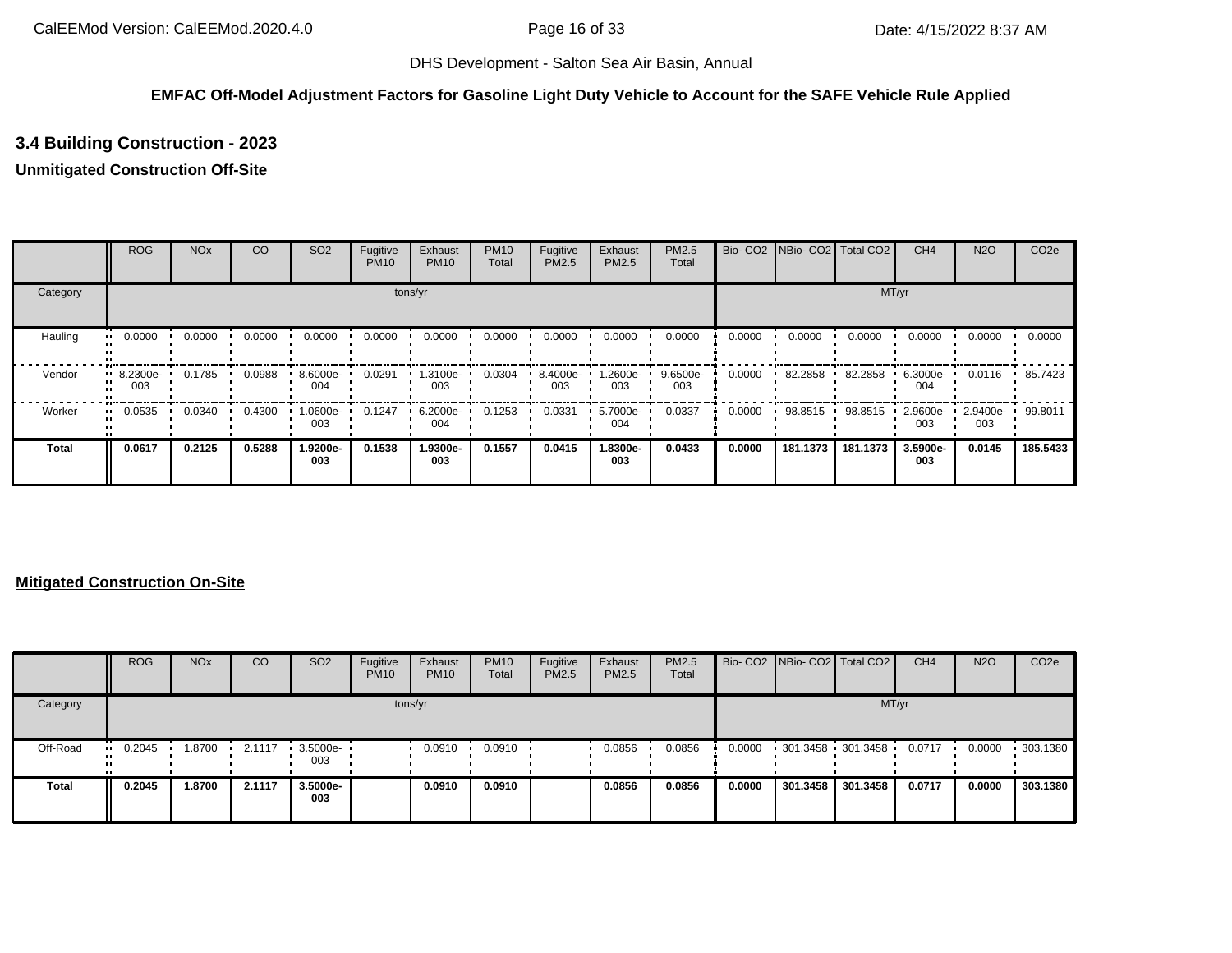**EMFAC Off-Model Adjustment Factors for Gasoline Light Duty Vehicle to Account for the SAFE Vehicle Rule Applied**

### 3.4 Building Construction - 2023

**Unmitigated Construction Off-Site**

| | ROG | NOx | CO | SO2 | Fugitive PM10 | Exhaust PM10 | PM10 Total | Fugitive PM2.5 | Exhaust PM2.5 | PM2.5 Total | Bio- CO2 | NBio- CO2 | Total CO2 | CH4 | N2O | CO2e |
|---|---|---|---|---|---|---|---|---|---|---|---|---|---|---|---|---|
| Category | tons/yr | | | | | | | | | | MT/yr | | | | | |
| Hauling | 0.0000 | 0.0000 | 0.0000 | 0.0000 | 0.0000 | 0.0000 | 0.0000 | 0.0000 | 0.0000 | 0.0000 | 0.0000 | 0.0000 | 0.0000 | 0.0000 | 0.0000 | 0.0000 |
| Vendor | 8.2300e-003 | 0.1785 | 0.0988 | 8.6000e-004 | 0.0291 | 1.3100e-003 | 0.0304 | 8.4000e-003 | 1.2600e-003 | 9.6500e-003 | 0.0000 | 82.2858 | 82.2858 | 6.3000e-004 | 0.0116 | 85.7423 |
| Worker | 0.0535 | 0.0340 | 0.4300 | 1.0600e-003 | 0.1247 | 6.2000e-004 | 0.1253 | 0.0331 | 5.7000e-004 | 0.0337 | 0.0000 | 98.8515 | 98.8515 | 2.9600e-003 | 2.9400e-003 | 99.8011 |
| **Total** | **0.0617** | **0.2125** | **0.5288** | **1.9200e-003** | **0.1538** | **1.9300e-003** | **0.1557** | **0.0415** | **1.8300e-003** | **0.0433** | **0.0000** | **181.1373** | **181.1373** | **3.5900e-003** | **0.0145** | **185.5433** |

**Mitigated Construction On-Site**

| | ROG | NOx | CO | SO2 | Fugitive PM10 | Exhaust PM10 | PM10 Total | Fugitive PM2.5 | Exhaust PM2.5 | PM2.5 Total | Bio- CO2 | NBio- CO2 | Total CO2 | CH4 | N2O | CO2e |
|---|---|---|---|---|---|---|---|---|---|---|---|---|---|---|---|---|
| Category | tons/yr | | | | | | | | | | MT/yr | | | | | |
| Off-Road | 0.2045 | 1.8700 | 2.1117 | 3.5000e-003 | | 0.0910 | 0.0910 | | 0.0856 | 0.0856 | 0.0000 | 301.3458 | 301.3458 | 0.0717 | 0.0000 | 303.1380 |
| **Total** | **0.2045** | **1.8700** | **2.1117** | **3.5000e-003** | | **0.0910** | **0.0910** | | **0.0856** | **0.0856** | **0.0000** | **301.3458** | **301.3458** | **0.0717** | **0.0000** | **303.1380** |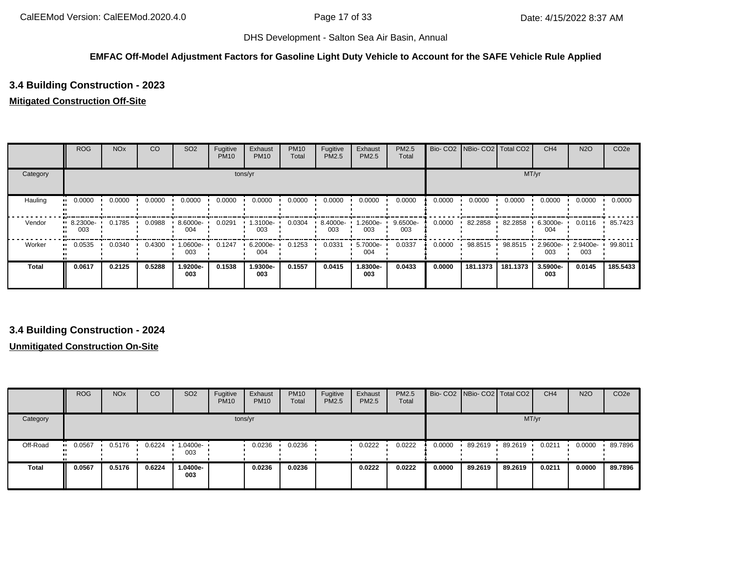DHS Development - Salton Sea Air Basin, Annual

**EMFAC Off-Model Adjustment Factors for Gasoline Light Duty Vehicle to Account for the SAFE Vehicle Rule Applied**

## 3.4 Building Construction - 2023

**Mitigated Construction Off-Site**

| | ROG | NOx | CO | SO2 | Fugitive PM10 | Exhaust PM10 | PM10 Total | Fugitive PM2.5 | Exhaust PM2.5 | PM2.5 Total | Bio- CO2 | NBio- CO2 | Total CO2 | CH4 | N2O | CO2e |
|---|---|---|---|---|---|---|---|---|---|---|---|---|---|---|---|---|
| Category | tons/yr | | | | | | | | | | MT/yr | | | | | |
| Hauling | 0.0000 | 0.0000 | 0.0000 | 0.0000 | 0.0000 | 0.0000 | 0.0000 | 0.0000 | 0.0000 | 0.0000 | 0.0000 | 0.0000 | 0.0000 | 0.0000 | 0.0000 | 0.0000 |
| Vendor | 8.2300e-003 | 0.1785 | 0.0988 | 8.6000e-004 | 0.0291 | 1.3100e-003 | 0.0304 | 8.4000e-003 | 1.2600e-003 | 9.6500e-003 | 0.0000 | 82.2858 | 82.2858 | 6.3000e-004 | 0.0116 | 85.7423 |
| Worker | 0.0535 | 0.0340 | 0.4300 | 1.0600e-003 | 0.1247 | 6.2000e-004 | 0.1253 | 0.0331 | 5.7000e-004 | 0.0337 | 0.0000 | 98.8515 | 98.8515 | 2.9600e-003 | 2.9400e-003 | 99.8011 |
| **Total** | **0.0617** | **0.2125** | **0.5288** | **1.9200e-003** | **0.1538** | **1.9300e-003** | **0.1557** | **0.0415** | **1.8300e-003** | **0.0433** | **0.0000** | **181.1373** | **181.1373** | **3.5900e-003** | **0.0145** | **185.5433** |

## 3.4 Building Construction - 2024

**Unmitigated Construction On-Site**

| | ROG | NOx | CO | SO2 | Fugitive PM10 | Exhaust PM10 | PM10 Total | Fugitive PM2.5 | Exhaust PM2.5 | PM2.5 Total | Bio- CO2 | NBio- CO2 | Total CO2 | CH4 | N2O | CO2e |
|---|---|---|---|---|---|---|---|---|---|---|---|---|---|---|---|---|
| Category | tons/yr | | | | | | | | | | MT/yr | | | | | |
| Off-Road | 0.0567 | 0.5176 | 0.6224 | 1.0400e-003 | | 0.0236 | 0.0236 | | 0.0222 | 0.0222 | 0.0000 | 89.2619 | 89.2619 | 0.0211 | 0.0000 | 89.7896 |
| **Total** | **0.0567** | **0.5176** | **0.6224** | **1.0400e-003** | | **0.0236** | **0.0236** | | **0.0222** | **0.0222** | **0.0000** | **89.2619** | **89.2619** | **0.0211** | **0.0000** | **89.7896** |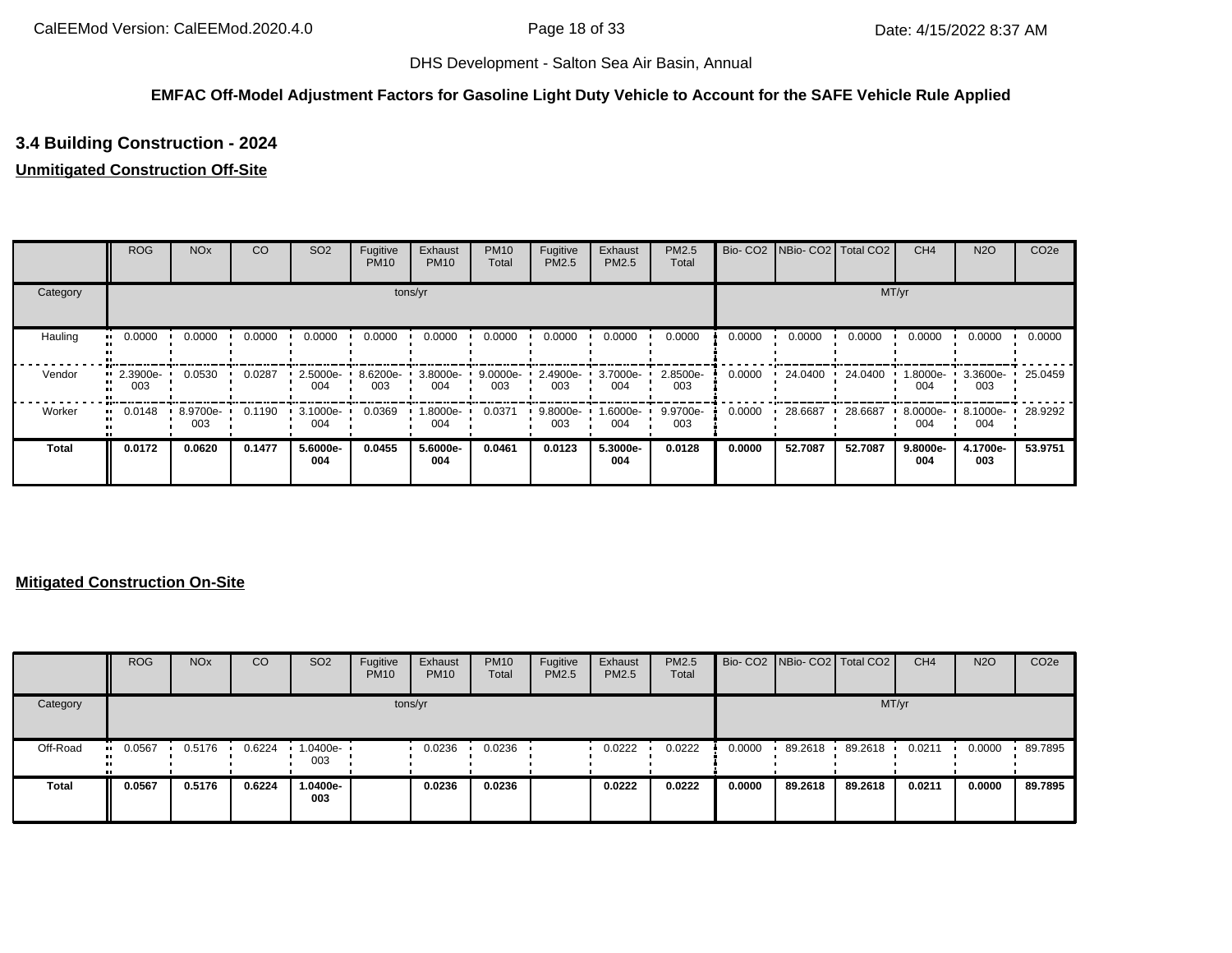DHS Development - Salton Sea Air Basin, Annual

**EMFAC Off-Model Adjustment Factors for Gasoline Light Duty Vehicle to Account for the SAFE Vehicle Rule Applied**

### 3.4 Building Construction - 2024

**Unmitigated Construction Off-Site**

| | ROG | NOx | CO | SO2 | Fugitive PM10 | Exhaust PM10 | PM10 Total | Fugitive PM2.5 | Exhaust PM2.5 | PM2.5 Total | Bio- CO2 | NBio- CO2 | Total CO2 | CH4 | N2O | CO2e |
|---|---|---|---|---|---|---|---|---|---|---|---|---|---|---|---|---|
| Category | tons/yr | | | | | | | | | | MT/yr | | | | | |
| Hauling | 0.0000 | 0.0000 | 0.0000 | 0.0000 | 0.0000 | 0.0000 | 0.0000 | 0.0000 | 0.0000 | 0.0000 | 0.0000 | 0.0000 | 0.0000 | 0.0000 | 0.0000 | 0.0000 |
| Vendor | 2.3900e-003 | 0.0530 | 0.0287 | 2.5000e-004 | 8.6200e-003 | 3.8000e-004 | 9.0000e-003 | 2.4900e-003 | 3.7000e-004 | 2.8500e-003 | 0.0000 | 24.0400 | 24.0400 | 1.8000e-004 | 3.3600e-003 | 25.0459 |
| Worker | 0.0148 | 8.9700e-003 | 0.1190 | 3.1000e-004 | 0.0369 | 1.8000e-004 | 0.0371 | 9.8000e-003 | 1.6000e-004 | 9.9700e-003 | 0.0000 | 28.6687 | 28.6687 | 8.0000e-004 | 8.1000e-004 | 28.9292 |
| **Total** | **0.0172** | **0.0620** | **0.1477** | **5.6000e-004** | **0.0455** | **5.6000e-004** | **0.0461** | **0.0123** | **5.3000e-004** | **0.0128** | **0.0000** | **52.7087** | **52.7087** | **9.8000e-004** | **4.1700e-003** | **53.9751** |

**Mitigated Construction On-Site**

| | ROG | NOx | CO | SO2 | Fugitive PM10 | Exhaust PM10 | PM10 Total | Fugitive PM2.5 | Exhaust PM2.5 | PM2.5 Total | Bio- CO2 | NBio- CO2 | Total CO2 | CH4 | N2O | CO2e |
|---|---|---|---|---|---|---|---|---|---|---|---|---|---|---|---|---|
| Category | tons/yr | | | | | | | | | | MT/yr | | | | | |
| Off-Road | 0.0567 | 0.5176 | 0.6224 | 1.0400e-003 | | 0.0236 | 0.0236 | | 0.0222 | 0.0222 | 0.0000 | 89.2618 | 89.2618 | 0.0211 | 0.0000 | 89.7895 |
| **Total** | **0.0567** | **0.5176** | **0.6224** | **1.0400e-003** | | **0.0236** | **0.0236** | | **0.0222** | **0.0222** | **0.0000** | **89.2618** | **89.2618** | **0.0211** | **0.0000** | **89.7895** |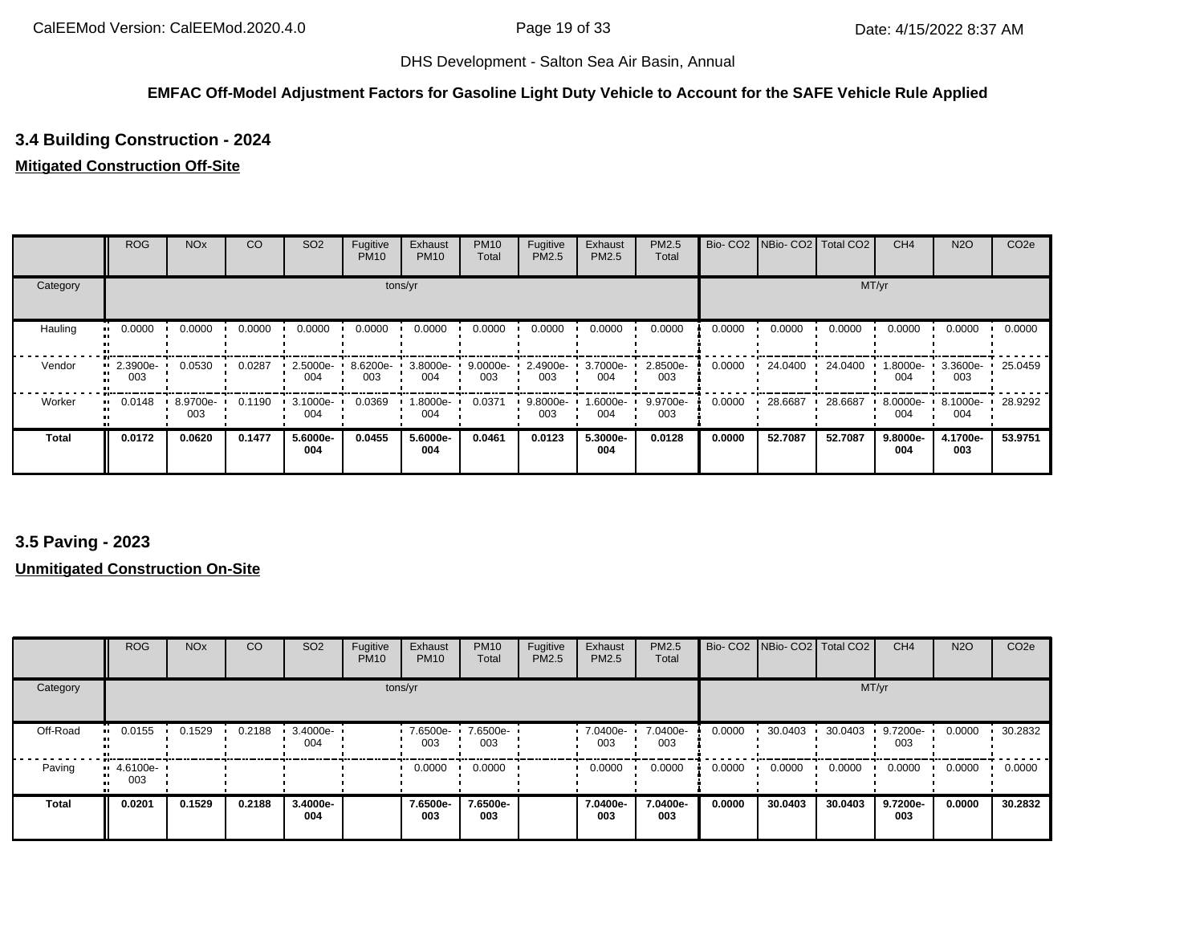DHS Development - Salton Sea Air Basin, Annual

**EMFAC Off-Model Adjustment Factors for Gasoline Light Duty Vehicle to Account for the SAFE Vehicle Rule Applied**

### 3.4 Building Construction - 2024

**Mitigated Construction Off-Site**

| | ROG | NOx | CO | SO2 | Fugitive PM10 | Exhaust PM10 | PM10 Total | Fugitive PM2.5 | Exhaust PM2.5 | PM2.5 Total | Bio- CO2 | NBio- CO2 | Total CO2 | CH4 | N2O | CO2e |
|---|---|---|---|---|---|---|---|---|---|---|---|---|---|---|---|---|
| Category | tons/yr | | | | | | | | | | MT/yr | | | | | |
| Hauling | 0.0000 | 0.0000 | 0.0000 | 0.0000 | 0.0000 | 0.0000 | 0.0000 | 0.0000 | 0.0000 | 0.0000 | 0.0000 | 0.0000 | 0.0000 | 0.0000 | 0.0000 | 0.0000 |
| Vendor | 2.3900e-003 | 0.0530 | 0.0287 | 2.5000e-004 | 8.6200e-003 | 3.8000e-004 | 9.0000e-003 | 2.4900e-003 | 3.7000e-004 | 2.8500e-003 | 0.0000 | 24.0400 | 24.0400 | 1.8000e-004 | 3.3600e-003 | 25.0459 |
| Worker | 0.0148 | 8.9700e-003 | 0.1190 | 3.1000e-004 | 0.0369 | 1.8000e-004 | 0.0371 | 9.8000e-003 | 1.6000e-004 | 9.9700e-003 | 0.0000 | 28.6687 | 28.6687 | 8.0000e-004 | 8.1000e-004 | 28.9292 |
| **Total** | **0.0172** | **0.0620** | **0.1477** | **5.6000e-004** | **0.0455** | **5.6000e-004** | **0.0461** | **0.0123** | **5.3000e-004** | **0.0128** | **0.0000** | **52.7087** | **52.7087** | **9.8000e-004** | **4.1700e-003** | **53.9751** |

### 3.5 Paving - 2023

**Unmitigated Construction On-Site**

| | ROG | NOx | CO | SO2 | Fugitive PM10 | Exhaust PM10 | PM10 Total | Fugitive PM2.5 | Exhaust PM2.5 | PM2.5 Total | Bio- CO2 | NBio- CO2 | Total CO2 | CH4 | N2O | CO2e |
|---|---|---|---|---|---|---|---|---|---|---|---|---|---|---|---|---|
| Category | tons/yr | | | | | | | | | | MT/yr | | | | | |
| Off-Road | 0.0155 | 0.1529 | 0.2188 | 3.4000e-004 | | 7.6500e-003 | 7.6500e-003 | | 7.0400e-003 | 7.0400e-003 | 0.0000 | 30.0403 | 30.0403 | 9.7200e-003 | 0.0000 | 30.2832 |
| Paving | 4.6100e-003 | | | | | 0.0000 | 0.0000 | | 0.0000 | 0.0000 | 0.0000 | 0.0000 | 0.0000 | 0.0000 | 0.0000 | 0.0000 |
| **Total** | **0.0201** | **0.1529** | **0.2188** | **3.4000e-004** | | **7.6500e-003** | **7.6500e-003** | | **7.0400e-003** | **7.0400e-003** | **0.0000** | **30.0403** | **30.0403** | **9.7200e-003** | **0.0000** | **30.2832** |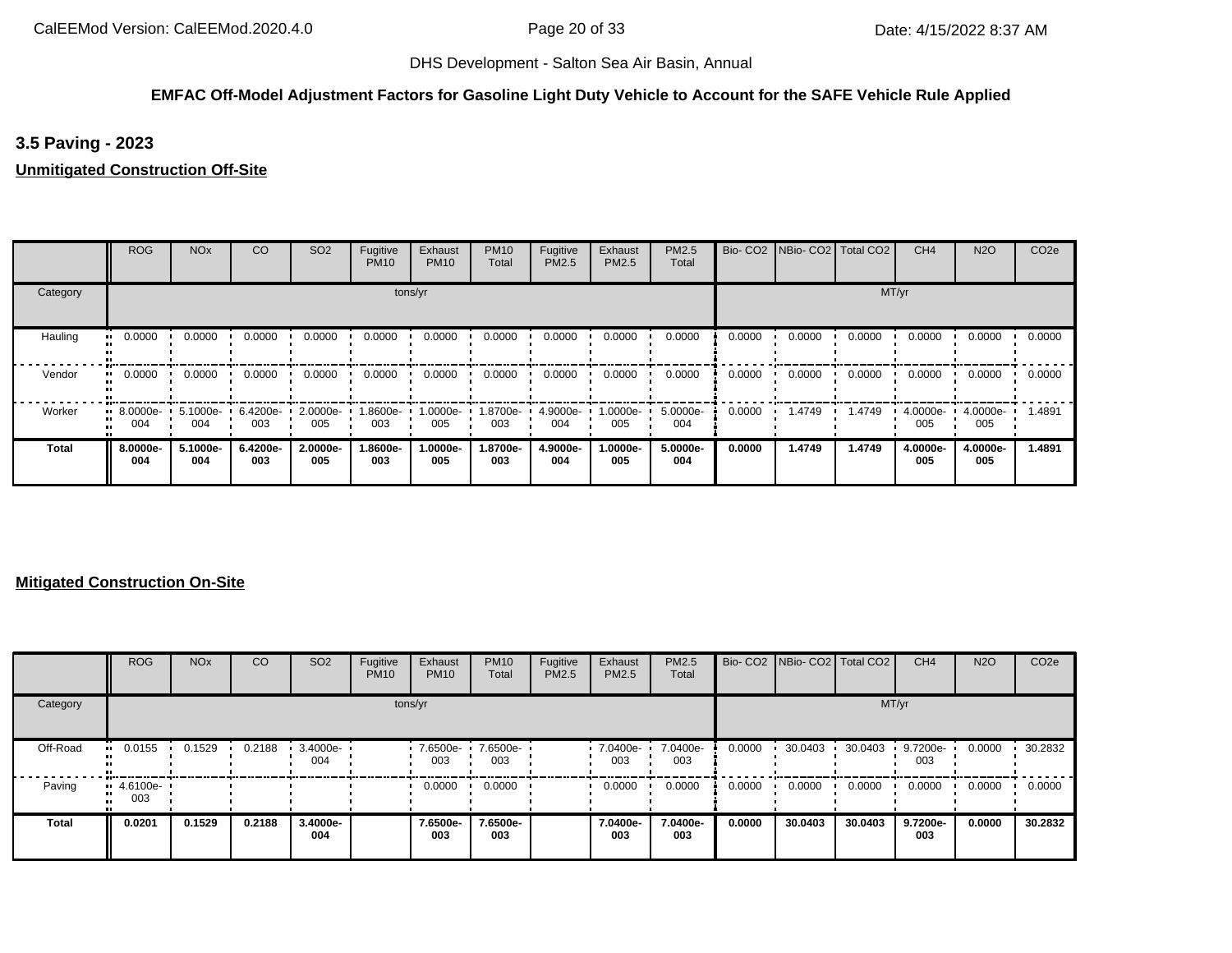DHS Development - Salton Sea Air Basin, Annual

**EMFAC Off-Model Adjustment Factors for Gasoline Light Duty Vehicle to Account for the SAFE Vehicle Rule Applied**

### 3.5 Paving - 2023

**Unmitigated Construction Off-Site**

| | ROG | NOx | CO | SO2 | Fugitive PM10 | Exhaust PM10 | PM10 Total | Fugitive PM2.5 | Exhaust PM2.5 | PM2.5 Total | Bio- CO2 | NBio- CO2 | Total CO2 | CH4 | N2O | CO2e |
|---|---|---|---|---|---|---|---|---|---|---|---|---|---|---|---|---|
| Category | tons/yr | | | | | | | | | | MT/yr | | | | | |
| Hauling | 0.0000 | 0.0000 | 0.0000 | 0.0000 | 0.0000 | 0.0000 | 0.0000 | 0.0000 | 0.0000 | 0.0000 | 0.0000 | 0.0000 | 0.0000 | 0.0000 | 0.0000 | 0.0000 |
| Vendor | 0.0000 | 0.0000 | 0.0000 | 0.0000 | 0.0000 | 0.0000 | 0.0000 | 0.0000 | 0.0000 | 0.0000 | 0.0000 | 0.0000 | 0.0000 | 0.0000 | 0.0000 | 0.0000 |
| Worker | 8.0000e-004 | 5.1000e-004 | 6.4200e-003 | 2.0000e-005 | 1.8600e-003 | 1.0000e-005 | 1.8700e-003 | 4.9000e-004 | 1.0000e-005 | 5.0000e-004 | 0.0000 | 1.4749 | 1.4749 | 4.0000e-005 | 4.0000e-005 | 1.4891 |
| **Total** | **8.0000e-004** | **5.1000e-004** | **6.4200e-003** | **2.0000e-005** | **1.8600e-003** | **1.0000e-005** | **1.8700e-003** | **4.9000e-004** | **1.0000e-005** | **5.0000e-004** | **0.0000** | **1.4749** | **1.4749** | **4.0000e-005** | **4.0000e-005** | **1.4891** |

**Mitigated Construction On-Site**

| | ROG | NOx | CO | SO2 | Fugitive PM10 | Exhaust PM10 | PM10 Total | Fugitive PM2.5 | Exhaust PM2.5 | PM2.5 Total | Bio- CO2 | NBio- CO2 | Total CO2 | CH4 | N2O | CO2e |
|---|---|---|---|---|---|---|---|---|---|---|---|---|---|---|---|---|
| Category | tons/yr | | | | | | | | | | MT/yr | | | | | |
| Off-Road | 0.0155 | 0.1529 | 0.2188 | 3.4000e-004 | | 7.6500e-003 | 7.6500e-003 | | 7.0400e-003 | 7.0400e-003 | 0.0000 | 30.0403 | 30.0403 | 9.7200e-003 | 0.0000 | 30.2832 |
| Paving | 4.6100e-003 | | | | | 0.0000 | 0.0000 | | 0.0000 | 0.0000 | 0.0000 | 0.0000 | 0.0000 | 0.0000 | 0.0000 | 0.0000 |
| **Total** | **0.0201** | **0.1529** | **0.2188** | **3.4000e-004** | | **7.6500e-003** | **7.6500e-003** | | **7.0400e-003** | **7.0400e-003** | **0.0000** | **30.0403** | **30.0403** | **9.7200e-003** | **0.0000** | **30.2832** |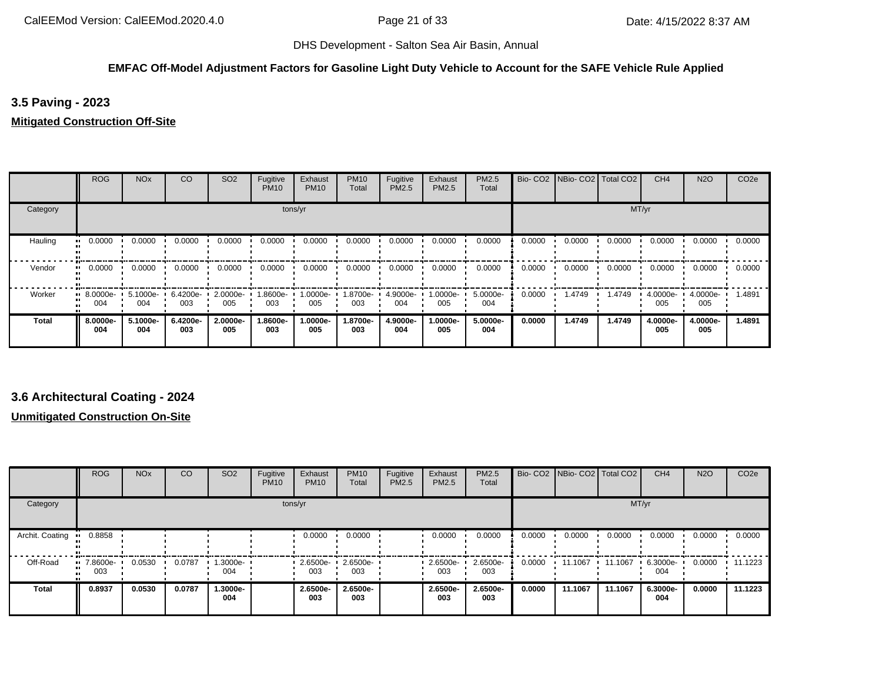EMFAC Off-Model Adjustment Factors for Gasoline Light Duty Vehicle to Account for the SAFE Vehicle Rule Applied

### 3.5 Paving - 2023

**Mitigated Construction Off-Site**

| | ROG | NOx | CO | SO2 | Fugitive PM10 | Exhaust PM10 | PM10 Total | Fugitive PM2.5 | Exhaust PM2.5 | PM2.5 Total | Bio- CO2 | NBio- CO2 | Total CO2 | CH4 | N2O | CO2e |
|---|---|---|---|---|---|---|---|---|---|---|---|---|---|---|---|---|
| Category | tons/yr | | | | | | | | | | MT/yr | | | | | |
| Hauling | 0.0000 | 0.0000 | 0.0000 | 0.0000 | 0.0000 | 0.0000 | 0.0000 | 0.0000 | 0.0000 | 0.0000 | 0.0000 | 0.0000 | 0.0000 | 0.0000 | 0.0000 | 0.0000 |
| Vendor | 0.0000 | 0.0000 | 0.0000 | 0.0000 | 0.0000 | 0.0000 | 0.0000 | 0.0000 | 0.0000 | 0.0000 | 0.0000 | 0.0000 | 0.0000 | 0.0000 | 0.0000 | 0.0000 |
| Worker | 8.0000e-004 | 5.1000e-004 | 6.4200e-003 | 2.0000e-005 | 1.8600e-003 | 1.0000e-005 | 1.8700e-003 | 4.9000e-004 | 1.0000e-005 | 5.0000e-004 | 0.0000 | 1.4749 | 1.4749 | 4.0000e-005 | 4.0000e-005 | 1.4891 |
| **Total** | **8.0000e-004** | **5.1000e-004** | **6.4200e-003** | **2.0000e-005** | **1.8600e-003** | **1.0000e-005** | **1.8700e-003** | **4.9000e-004** | **1.0000e-005** | **5.0000e-004** | **0.0000** | **1.4749** | **1.4749** | **4.0000e-005** | **4.0000e-005** | **1.4891** |

### 3.6 Architectural Coating - 2024

**Unmitigated Construction On-Site**

| | ROG | NOx | CO | SO2 | Fugitive PM10 | Exhaust PM10 | PM10 Total | Fugitive PM2.5 | Exhaust PM2.5 | PM2.5 Total | Bio- CO2 | NBio- CO2 | Total CO2 | CH4 | N2O | CO2e |
|---|---|---|---|---|---|---|---|---|---|---|---|---|---|---|---|---|
| Category | tons/yr | | | | | | | | | | MT/yr | | | | | |
| Archit. Coating | 0.8858 | | | | | 0.0000 | 0.0000 | | 0.0000 | 0.0000 | 0.0000 | 0.0000 | 0.0000 | 0.0000 | 0.0000 | 0.0000 |
| Off-Road | 7.8600e-003 | 0.0530 | 0.0787 | 1.3000e-004 | | 2.6500e-003 | 2.6500e-003 | | 2.6500e-003 | 2.6500e-003 | 0.0000 | 11.1067 | 11.1067 | 6.3000e-004 | 0.0000 | 11.1223 |
| **Total** | **0.8937** | **0.0530** | **0.0787** | **1.3000e-004** | | **2.6500e-003** | **2.6500e-003** | | **2.6500e-003** | **2.6500e-003** | **0.0000** | **11.1067** | **11.1067** | **6.3000e-004** | **0.0000** | **11.1223** |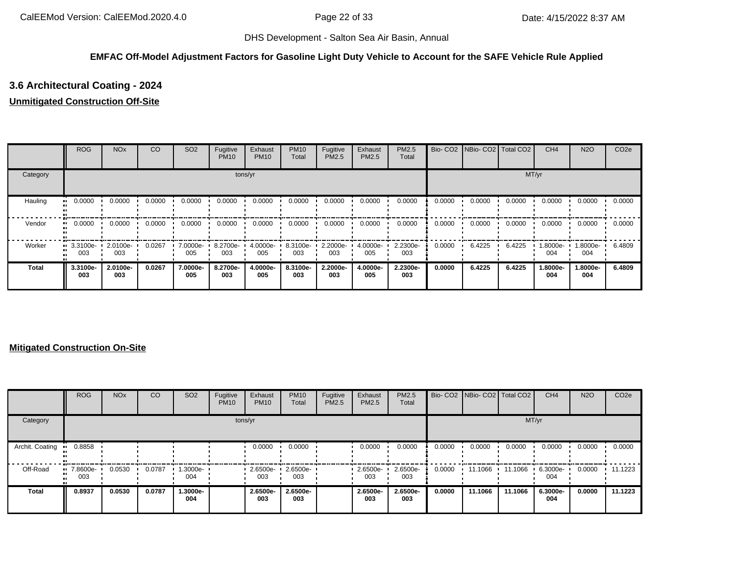DHS Development - Salton Sea Air Basin, Annual

**EMFAC Off-Model Adjustment Factors for Gasoline Light Duty Vehicle to Account for the SAFE Vehicle Rule Applied**

### 3.6 Architectural Coating - 2024

**Unmitigated Construction Off-Site**

| | ROG | NOx | CO | SO2 | Fugitive PM10 | Exhaust PM10 | PM10 Total | Fugitive PM2.5 | Exhaust PM2.5 | PM2.5 Total | Bio- CO2 | NBio- CO2 | Total CO2 | CH4 | N2O | CO2e |
|---|---|---|---|---|---|---|---|---|---|---|---|---|---|---|---|---|
| Category | tons/yr | | | | | | | | | | MT/yr | | | | | |
| Hauling | 0.0000 | 0.0000 | 0.0000 | 0.0000 | 0.0000 | 0.0000 | 0.0000 | 0.0000 | 0.0000 | 0.0000 | 0.0000 | 0.0000 | 0.0000 | 0.0000 | 0.0000 | 0.0000 |
| Vendor | 0.0000 | 0.0000 | 0.0000 | 0.0000 | 0.0000 | 0.0000 | 0.0000 | 0.0000 | 0.0000 | 0.0000 | 0.0000 | 0.0000 | 0.0000 | 0.0000 | 0.0000 | 0.0000 |
| Worker | 3.3100e-003 | 2.0100e-003 | 0.0267 | 7.0000e-005 | 8.2700e-003 | 4.0000e-005 | 8.3100e-003 | 2.2000e-003 | 4.0000e-005 | 2.2300e-003 | 0.0000 | 6.4225 | 6.4225 | 1.8000e-004 | 1.8000e-004 | 6.4809 |
| **Total** | **3.3100e-003** | **2.0100e-003** | **0.0267** | **7.0000e-005** | **8.2700e-003** | **4.0000e-005** | **8.3100e-003** | **2.2000e-003** | **4.0000e-005** | **2.2300e-003** | **0.0000** | **6.4225** | **6.4225** | **1.8000e-004** | **1.8000e-004** | **6.4809** |

**Mitigated Construction On-Site**

| | ROG | NOx | CO | SO2 | Fugitive PM10 | Exhaust PM10 | PM10 Total | Fugitive PM2.5 | Exhaust PM2.5 | PM2.5 Total | Bio- CO2 | NBio- CO2 | Total CO2 | CH4 | N2O | CO2e |
|---|---|---|---|---|---|---|---|---|---|---|---|---|---|---|---|---|
| Category | tons/yr | | | | | | | | | | MT/yr | | | | | |
| Archit. Coating | 0.8858 | | | | | 0.0000 | 0.0000 | | 0.0000 | 0.0000 | 0.0000 | 0.0000 | 0.0000 | 0.0000 | 0.0000 | 0.0000 |
| Off-Road | 7.8600e-003 | 0.0530 | 0.0787 | 1.3000e-004 | | 2.6500e-003 | 2.6500e-003 | | 2.6500e-003 | 2.6500e-003 | 0.0000 | 11.1066 | 11.1066 | 6.3000e-004 | 0.0000 | 11.1223 |
| **Total** | **0.8937** | **0.0530** | **0.0787** | **1.3000e-004** | | **2.6500e-003** | **2.6500e-003** | | **2.6500e-003** | **2.6500e-003** | **0.0000** | **11.1066** | **11.1066** | **6.3000e-004** | **0.0000** | **11.1223** |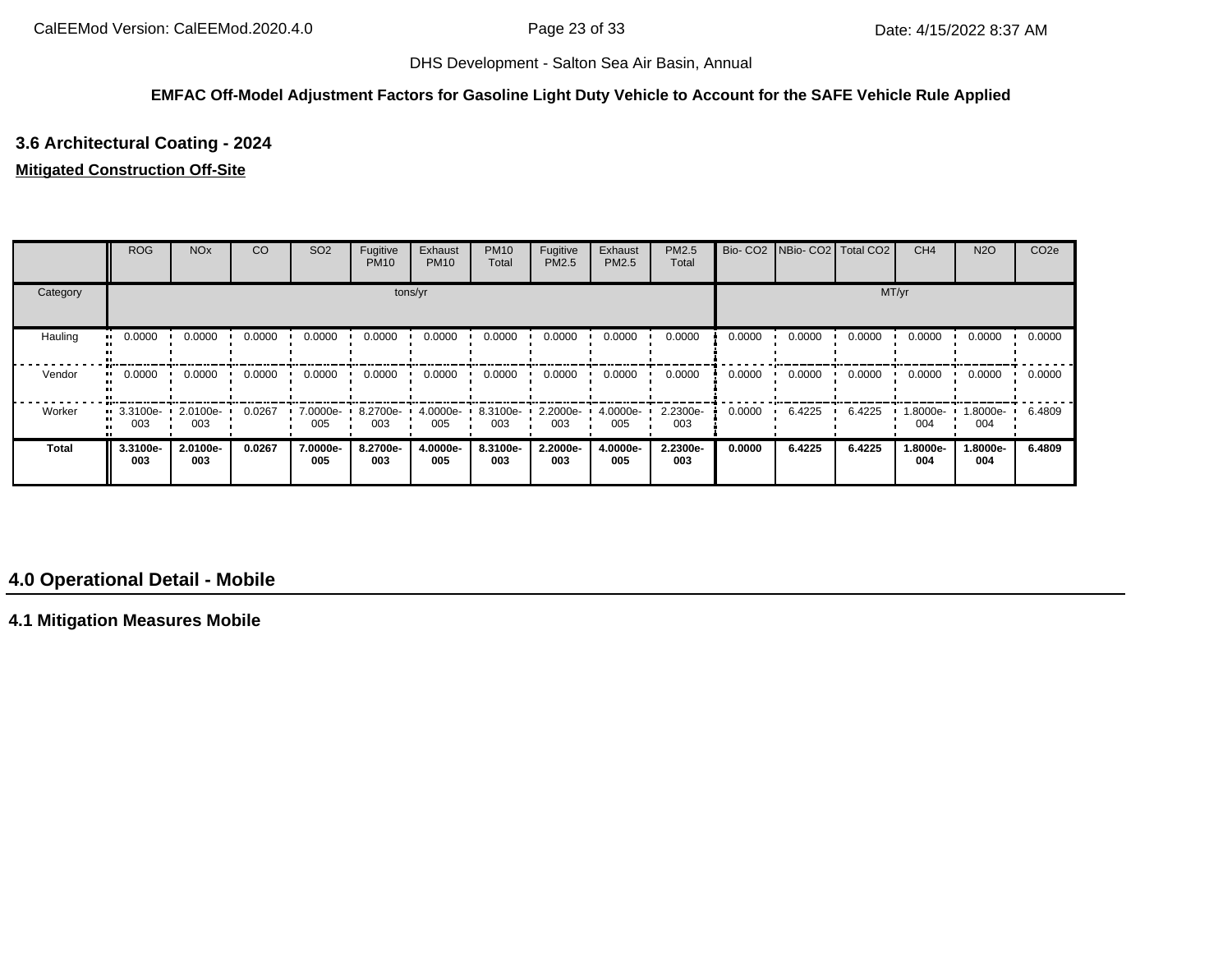DHS Development - Salton Sea Air Basin, Annual

**EMFAC Off-Model Adjustment Factors for Gasoline Light Duty Vehicle to Account for the SAFE Vehicle Rule Applied**

### 3.6 Architectural Coating - 2024

**Mitigated Construction Off-Site**

| | ROG | NOx | CO | SO2 | Fugitive PM10 | Exhaust PM10 | PM10 Total | Fugitive PM2.5 | Exhaust PM2.5 | PM2.5 Total | Bio- CO2 | NBio- CO2 | Total CO2 | CH4 | N2O | CO2e |
|---|---|---|---|---|---|---|---|---|---|---|---|---|---|---|---|---|
| Category | tons/yr | | | | | | | | | | MT/yr | | | | | |
| Hauling | 0.0000 | 0.0000 | 0.0000 | 0.0000 | 0.0000 | 0.0000 | 0.0000 | 0.0000 | 0.0000 | 0.0000 | 0.0000 | 0.0000 | 0.0000 | 0.0000 | 0.0000 | 0.0000 |
| Vendor | 0.0000 | 0.0000 | 0.0000 | 0.0000 | 0.0000 | 0.0000 | 0.0000 | 0.0000 | 0.0000 | 0.0000 | 0.0000 | 0.0000 | 0.0000 | 0.0000 | 0.0000 | 0.0000 |
| Worker | 3.3100e-003 | 2.0100e-003 | 0.0267 | 7.0000e-005 | 8.2700e-003 | 4.0000e-005 | 8.3100e-003 | 2.2000e-003 | 4.0000e-005 | 2.2300e-003 | 0.0000 | 6.4225 | 6.4225 | 1.8000e-004 | 1.8000e-004 | 6.4809 |
| **Total** | **3.3100e-003** | **2.0100e-003** | **0.0267** | **7.0000e-005** | **8.2700e-003** | **4.0000e-005** | **8.3100e-003** | **2.2000e-003** | **4.0000e-005** | **2.2300e-003** | **0.0000** | **6.4225** | **6.4225** | **1.8000e-004** | **1.8000e-004** | **6.4809** |

## 4.0 Operational Detail - Mobile

### 4.1 Mitigation Measures Mobile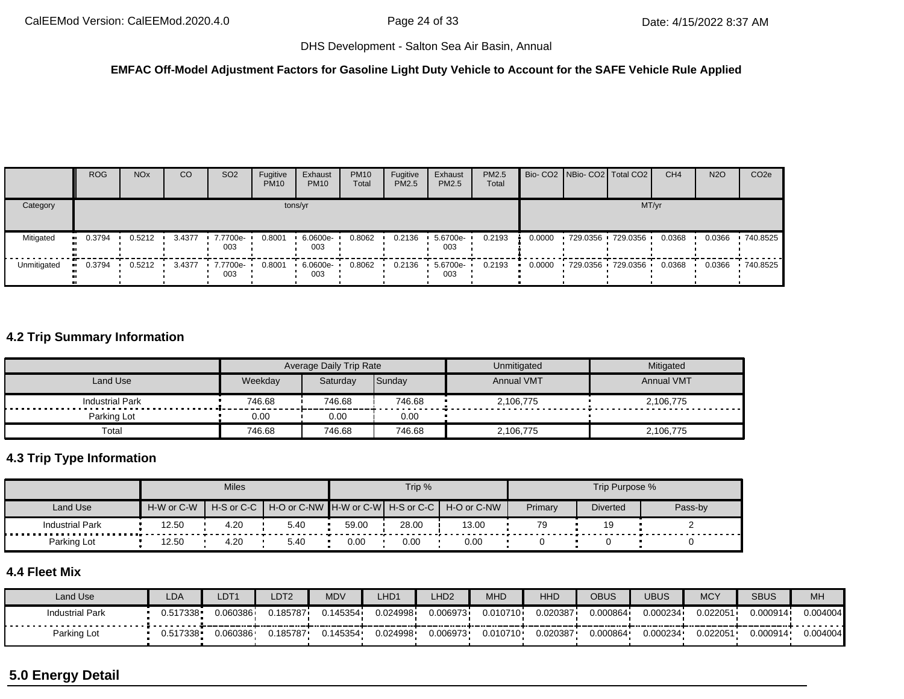**EMFAC Off-Model Adjustment Factors for Gasoline Light Duty Vehicle to Account for the SAFE Vehicle Rule Applied**

| | ROG | NOx | CO | SO2 | Fugitive PM10 | Exhaust PM10 | PM10 Total | Fugitive PM2.5 | Exhaust PM2.5 | PM2.5 Total | Bio- CO2 | NBio- CO2 | Total CO2 | CH4 | N2O | CO2e |
|---|---|---|---|---|---|---|---|---|---|---|---|---|---|---|---|---|
| Category | tons/yr | | | | | | | | | | MT/yr | | | | | |
| Mitigated | 0.3794 | 0.5212 | 3.4377 | 7.7700e-003 | 0.8001 | 6.0600e-003 | 0.8062 | 0.2136 | 5.6700e-003 | 0.2193 | 0.0000 | 729.0356 | 729.0356 | 0.0368 | 0.0366 | 740.8525 |
| Unmitigated | 0.3794 | 0.5212 | 3.4377 | 7.7700e-003 | 0.8001 | 6.0600e-003 | 0.8062 | 0.2136 | 5.6700e-003 | 0.2193 | 0.0000 | 729.0356 | 729.0356 | 0.0368 | 0.0366 | 740.8525 |

## 4.2 Trip Summary Information

| | Average Daily Trip Rate | | | Unmitigated | Mitigated |
|---|---|---|---|---|---|
| Land Use | Weekday | Saturday | Sunday | Annual VMT | Annual VMT |
| Industrial Park | 746.68 | 746.68 | 746.68 | 2,106,775 | 2,106,775 |
| Parking Lot | 0.00 | 0.00 | 0.00 | | |
| Total | 746.68 | 746.68 | 746.68 | 2,106,775 | 2,106,775 |

## 4.3 Trip Type Information

| | Miles | | | Trip % | | | Trip Purpose % | | |
|---|---|---|---|---|---|---|---|---|---|
| Land Use | H-W or C-W | H-S or C-C | H-O or C-NW | H-W or C-W | H-S or C-C | H-O or C-NW | Primary | Diverted | Pass-by |
| Industrial Park | 12.50 | 4.20 | 5.40 | 59.00 | 28.00 | 13.00 | 79 | 19 | 2 |
| Parking Lot | 12.50 | 4.20 | 5.40 | 0.00 | 0.00 | 0.00 | 0 | 0 | 0 |

## 4.4 Fleet Mix

| Land Use | LDA | LDT1 | LDT2 | MDV | LHD1 | LHD2 | MHD | HHD | OBUS | UBUS | MCY | SBUS | MH |
|---|---|---|---|---|---|---|---|---|---|---|---|---|---|
| Industrial Park | 0.517338 | 0.060386 | 0.185787 | 0.145354 | 0.024998 | 0.006973 | 0.010710 | 0.020387 | 0.000864 | 0.000234 | 0.022051 | 0.000914 | 0.004004 |
| Parking Lot | 0.517338 | 0.060386 | 0.185787 | 0.145354 | 0.024998 | 0.006973 | 0.010710 | 0.020387 | 0.000864 | 0.000234 | 0.022051 | 0.000914 | 0.004004 |

# 5.0 Energy Detail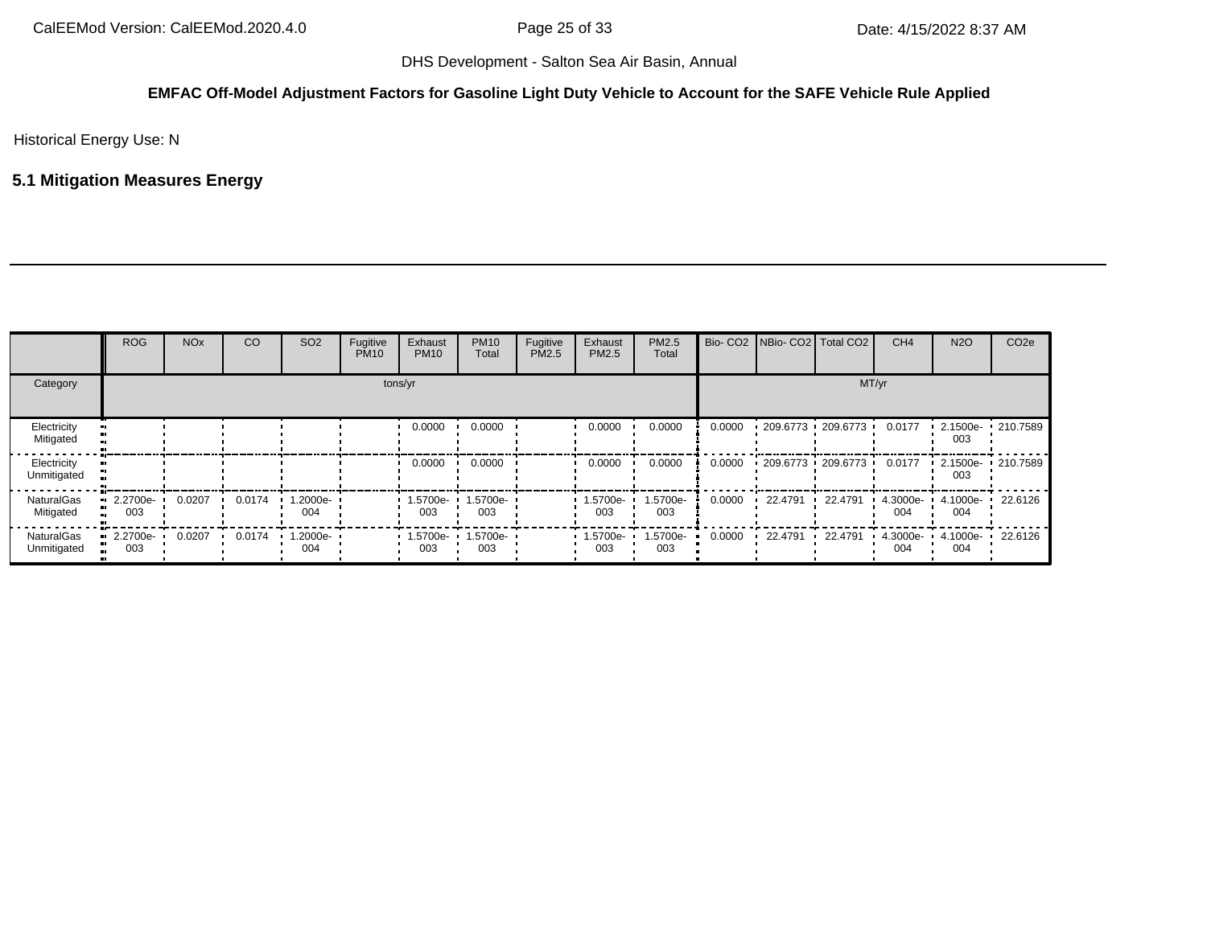DHS Development - Salton Sea Air Basin, Annual

**EMFAC Off-Model Adjustment Factors for Gasoline Light Duty Vehicle to Account for the SAFE Vehicle Rule Applied**

Historical Energy Use: N

## 5.1 Mitigation Measures Energy

| | ROG | NOx | CO | SO2 | Fugitive PM10 | Exhaust PM10 | PM10 Total | Fugitive PM2.5 | Exhaust PM2.5 | PM2.5 Total | Bio- CO2 | NBio- CO2 | Total CO2 | CH4 | N2O | CO2e |
|---|---|---|---|---|---|---|---|---|---|---|---|---|---|---|---|---|
| Category | tons/yr | | | | | | | | | | MT/yr | | | | | |
| Electricity Mitigated | | | | | | 0.0000 | 0.0000 | | 0.0000 | 0.0000 | 0.0000 | 209.6773 | 209.6773 | 0.0177 | 2.1500e-003 | 210.7589 |
| Electricity Unmitigated | | | | | | 0.0000 | 0.0000 | | 0.0000 | 0.0000 | 0.0000 | 209.6773 | 209.6773 | 0.0177 | 2.1500e-003 | 210.7589 |
| NaturalGas Mitigated | 2.2700e-003 | 0.0207 | 0.0174 | 1.2000e-004 | | 1.5700e-003 | 1.5700e-003 | | 1.5700e-003 | 1.5700e-003 | 0.0000 | 22.4791 | 22.4791 | 4.3000e-004 | 4.1000e-004 | 22.6126 |
| NaturalGas Unmitigated | 2.2700e-003 | 0.0207 | 0.0174 | 1.2000e-004 | | 1.5700e-003 | 1.5700e-003 | | 1.5700e-003 | 1.5700e-003 | 0.0000 | 22.4791 | 22.4791 | 4.3000e-004 | 4.1000e-004 | 22.6126 |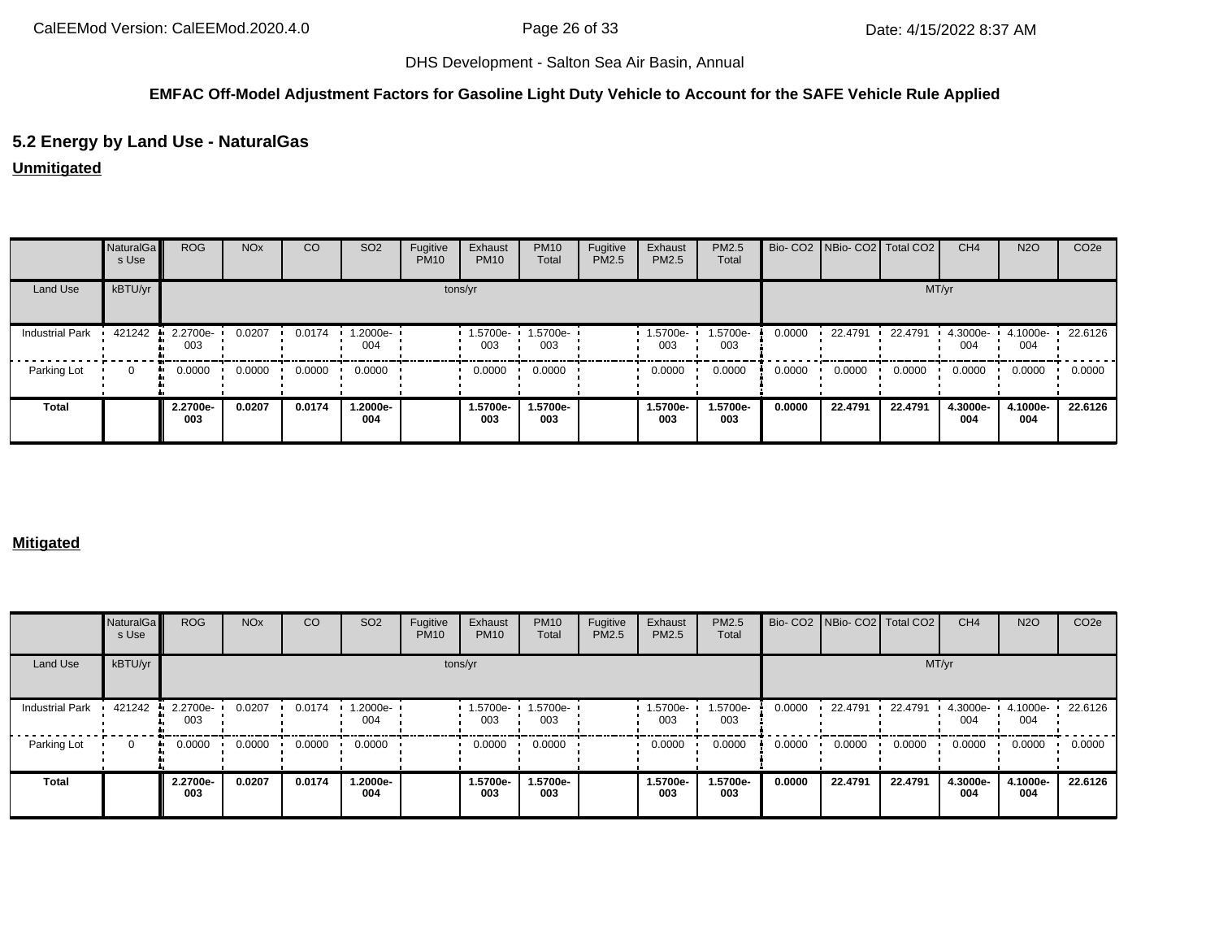DHS Development - Salton Sea Air Basin, Annual

**EMFAC Off-Model Adjustment Factors for Gasoline Light Duty Vehicle to Account for the SAFE Vehicle Rule Applied**

## 5.2 Energy by Land Use - NaturalGas

**Unmitigated**

| | NaturalGas Use | ROG | NOx | CO | SO2 | Fugitive PM10 | Exhaust PM10 | PM10 Total | Fugitive PM2.5 | Exhaust PM2.5 | PM2.5 Total | Bio- CO2 | NBio- CO2 | Total CO2 | CH4 | N2O | CO2e |
|---|---|---|---|---|---|---|---|---|---|---|---|---|---|---|---|---|---|
| Land Use | kBTU/yr | tons/yr | | | | | | | | | | MT/yr | | | | | |
| Industrial Park | 421242 | 2.2700e-003 | 0.0207 | 0.0174 | 1.2000e-004 | | 1.5700e-003 | 1.5700e-003 | | 1.5700e-003 | 1.5700e-003 | 0.0000 | 22.4791 | 22.4791 | 4.3000e-004 | 4.1000e-004 | 22.6126 |
| Parking Lot | 0 | 0.0000 | 0.0000 | 0.0000 | 0.0000 | | 0.0000 | 0.0000 | | 0.0000 | 0.0000 | 0.0000 | 0.0000 | 0.0000 | 0.0000 | 0.0000 | 0.0000 |
| **Total** | | **2.2700e-003** | **0.0207** | **0.0174** | **1.2000e-004** | | **1.5700e-003** | **1.5700e-003** | | **1.5700e-003** | **1.5700e-003** | **0.0000** | **22.4791** | **22.4791** | **4.3000e-004** | **4.1000e-004** | **22.6126** |

**Mitigated**

| | NaturalGas Use | ROG | NOx | CO | SO2 | Fugitive PM10 | Exhaust PM10 | PM10 Total | Fugitive PM2.5 | Exhaust PM2.5 | PM2.5 Total | Bio- CO2 | NBio- CO2 | Total CO2 | CH4 | N2O | CO2e |
|---|---|---|---|---|---|---|---|---|---|---|---|---|---|---|---|---|---|
| Land Use | kBTU/yr | tons/yr | | | | | | | | | | MT/yr | | | | | |
| Industrial Park | 421242 | 2.2700e-003 | 0.0207 | 0.0174 | 1.2000e-004 | | 1.5700e-003 | 1.5700e-003 | | 1.5700e-003 | 1.5700e-003 | 0.0000 | 22.4791 | 22.4791 | 4.3000e-004 | 4.1000e-004 | 22.6126 |
| Parking Lot | 0 | 0.0000 | 0.0000 | 0.0000 | 0.0000 | | 0.0000 | 0.0000 | | 0.0000 | 0.0000 | 0.0000 | 0.0000 | 0.0000 | 0.0000 | 0.0000 | 0.0000 |
| **Total** | | **2.2700e-003** | **0.0207** | **0.0174** | **1.2000e-004** | | **1.5700e-003** | **1.5700e-003** | | **1.5700e-003** | **1.5700e-003** | **0.0000** | **22.4791** | **22.4791** | **4.3000e-004** | **4.1000e-004** | **22.6126** |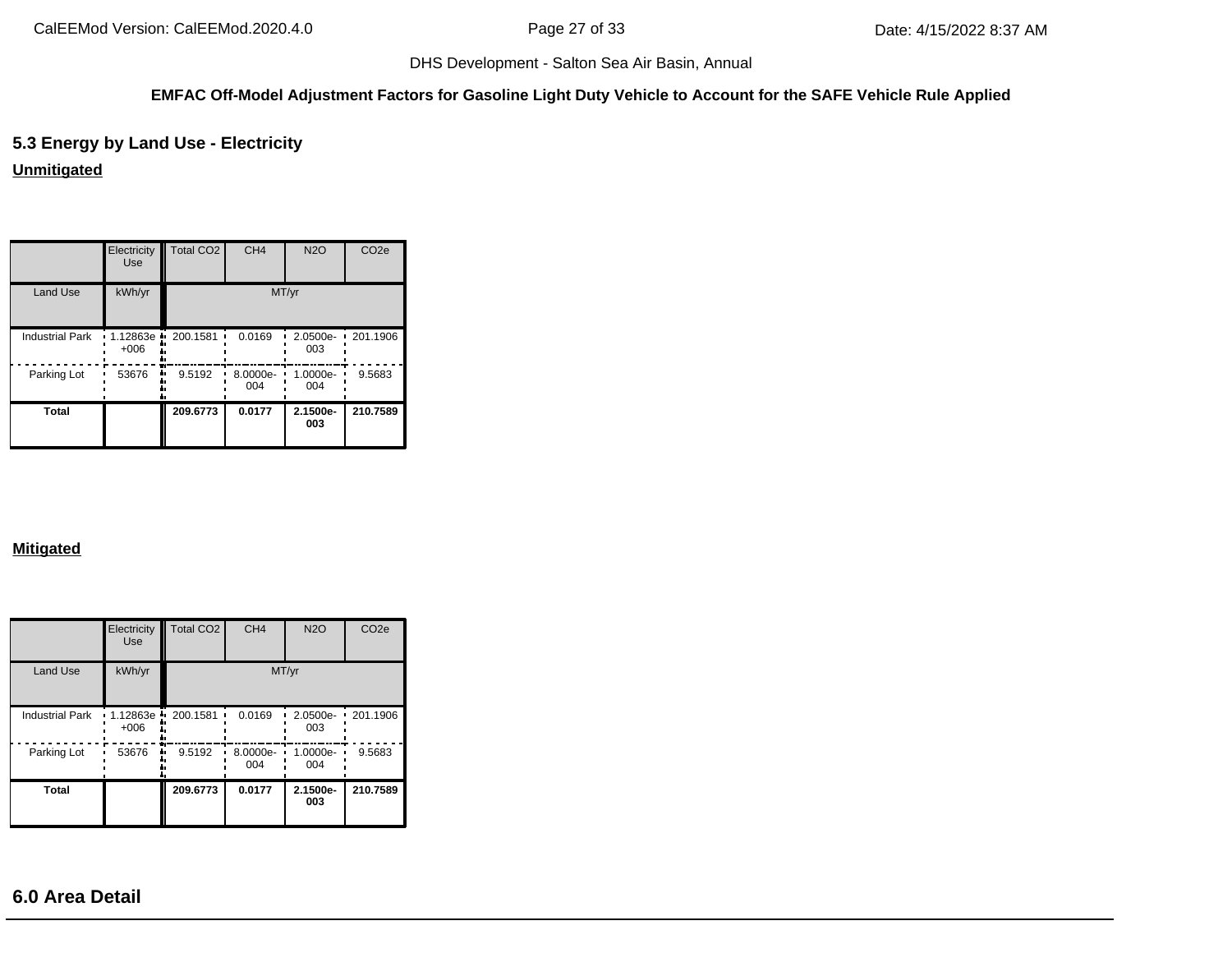**EMFAC Off-Model Adjustment Factors for Gasoline Light Duty Vehicle to Account for the SAFE Vehicle Rule Applied**

## 5.3 Energy by Land Use - Electricity

**Unmitigated**

| | Electricity Use | Total CO2 | CH4 | N2O | CO2e |
|---|---|---|---|---|---|
| Land Use | kWh/yr | MT/yr | | | |
| Industrial Park | 1.12863e+006 | 200.1581 | 0.0169 | 2.0500e-003 | 201.1906 |
| Parking Lot | 53676 | 9.5192 | 8.0000e-004 | 1.0000e-004 | 9.5683 |
| **Total** | | **209.6773** | **0.0177** | **2.1500e-003** | **210.7589** |

**Mitigated**

| | Electricity Use | Total CO2 | CH4 | N2O | CO2e |
|---|---|---|---|---|---|
| Land Use | kWh/yr | MT/yr | | | |
| Industrial Park | 1.12863e+006 | 200.1581 | 0.0169 | 2.0500e-003 | 201.1906 |
| Parking Lot | 53676 | 9.5192 | 8.0000e-004 | 1.0000e-004 | 9.5683 |
| **Total** | | **209.6773** | **0.0177** | **2.1500e-003** | **210.7589** |

## 6.0 Area Detail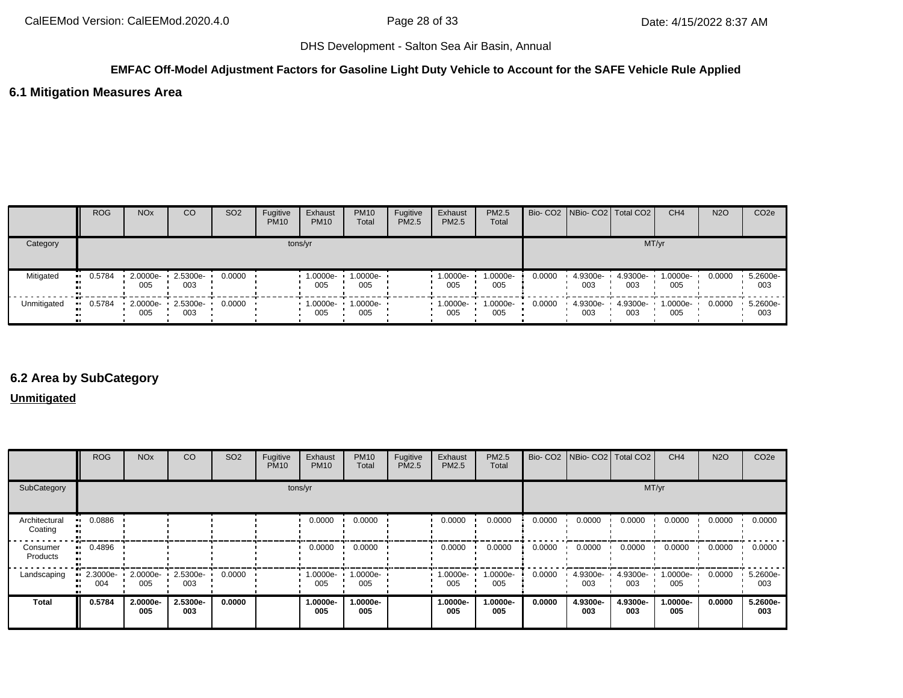DHS Development - Salton Sea Air Basin, Annual

**EMFAC Off-Model Adjustment Factors for Gasoline Light Duty Vehicle to Account for the SAFE Vehicle Rule Applied**

## 6.1 Mitigation Measures Area

| | ROG | NOx | CO | SO2 | Fugitive PM10 | Exhaust PM10 | PM10 Total | Fugitive PM2.5 | Exhaust PM2.5 | PM2.5 Total | Bio- CO2 | NBio- CO2 | Total CO2 | CH4 | N2O | CO2e |
|---|---|---|---|---|---|---|---|---|---|---|---|---|---|---|---|---|
| Category | tons/yr | | | | | | | | | | MT/yr | | | | | |
| Mitigated | 0.5784 | 2.0000e-005 | 2.5300e-003 | 0.0000 | | 1.0000e-005 | 1.0000e-005 | | 1.0000e-005 | 1.0000e-005 | 0.0000 | 4.9300e-003 | 4.9300e-003 | 1.0000e-005 | 0.0000 | 5.2600e-003 |
| Unmitigated | 0.5784 | 2.0000e-005 | 2.5300e-003 | 0.0000 | | 1.0000e-005 | 1.0000e-005 | | 1.0000e-005 | 1.0000e-005 | 0.0000 | 4.9300e-003 | 4.9300e-003 | 1.0000e-005 | 0.0000 | 5.2600e-003 |

## 6.2 Area by SubCategory

**Unmitigated**

| | ROG | NOx | CO | SO2 | Fugitive PM10 | Exhaust PM10 | PM10 Total | Fugitive PM2.5 | Exhaust PM2.5 | PM2.5 Total | Bio- CO2 | NBio- CO2 | Total CO2 | CH4 | N2O | CO2e |
|---|---|---|---|---|---|---|---|---|---|---|---|---|---|---|---|---|
| SubCategory | tons/yr | | | | | | | | | | MT/yr | | | | | |
| Architectural Coating | 0.0886 | | | | | 0.0000 | 0.0000 | | 0.0000 | 0.0000 | 0.0000 | 0.0000 | 0.0000 | 0.0000 | 0.0000 | 0.0000 |
| Consumer Products | 0.4896 | | | | | 0.0000 | 0.0000 | | 0.0000 | 0.0000 | 0.0000 | 0.0000 | 0.0000 | 0.0000 | 0.0000 | 0.0000 |
| Landscaping | 2.3000e-004 | 2.0000e-005 | 2.5300e-003 | 0.0000 | | 1.0000e-005 | 1.0000e-005 | | 1.0000e-005 | 1.0000e-005 | 0.0000 | 4.9300e-003 | 4.9300e-003 | 1.0000e-005 | 0.0000 | 5.2600e-003 |
| **Total** | **0.5784** | **2.0000e-005** | **2.5300e-003** | **0.0000** | | **1.0000e-005** | **1.0000e-005** | | **1.0000e-005** | **1.0000e-005** | **0.0000** | **4.9300e-003** | **4.9300e-003** | **1.0000e-005** | **0.0000** | **5.2600e-003** |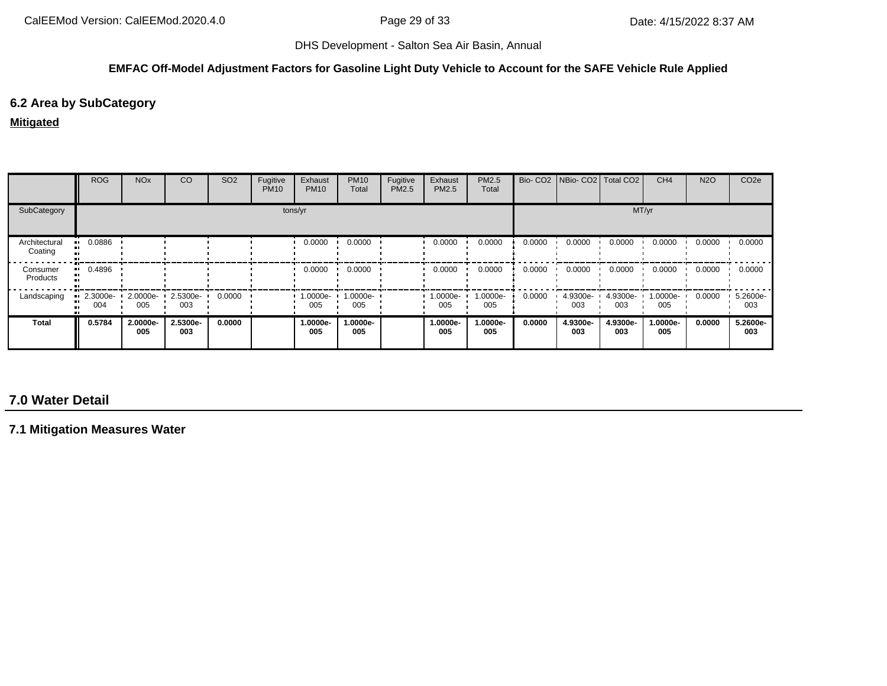DHS Development - Salton Sea Air Basin, Annual

**EMFAC Off-Model Adjustment Factors for Gasoline Light Duty Vehicle to Account for the SAFE Vehicle Rule Applied**

## 6.2 Area by SubCategory

**Mitigated**

| | ROG | NOx | CO | SO2 | Fugitive PM10 | Exhaust PM10 | PM10 Total | Fugitive PM2.5 | Exhaust PM2.5 | PM2.5 Total | Bio- CO2 | NBio- CO2 | Total CO2 | CH4 | N2O | CO2e |
|---|---|---|---|---|---|---|---|---|---|---|---|---|---|---|---|---|
| SubCategory | tons/yr | | | | | | | | | | MT/yr | | | | | |
| Architectural Coating | 0.0886 | | | | | 0.0000 | 0.0000 | | 0.0000 | 0.0000 | 0.0000 | 0.0000 | 0.0000 | 0.0000 | 0.0000 | 0.0000 |
| Consumer Products | 0.4896 | | | | | 0.0000 | 0.0000 | | 0.0000 | 0.0000 | 0.0000 | 0.0000 | 0.0000 | 0.0000 | 0.0000 | 0.0000 |
| Landscaping | 2.3000e-004 | 2.0000e-005 | 2.5300e-003 | 0.0000 | | 1.0000e-005 | 1.0000e-005 | | 1.0000e-005 | 1.0000e-005 | 0.0000 | 4.9300e-003 | 4.9300e-003 | 1.0000e-005 | 0.0000 | 5.2600e-003 |
| **Total** | **0.5784** | **2.0000e-005** | **2.5300e-003** | **0.0000** | | **1.0000e-005** | **1.0000e-005** | | **1.0000e-005** | **1.0000e-005** | **0.0000** | **4.9300e-003** | **4.9300e-003** | **1.0000e-005** | **0.0000** | **5.2600e-003** |

# 7.0 Water Detail

## 7.1 Mitigation Measures Water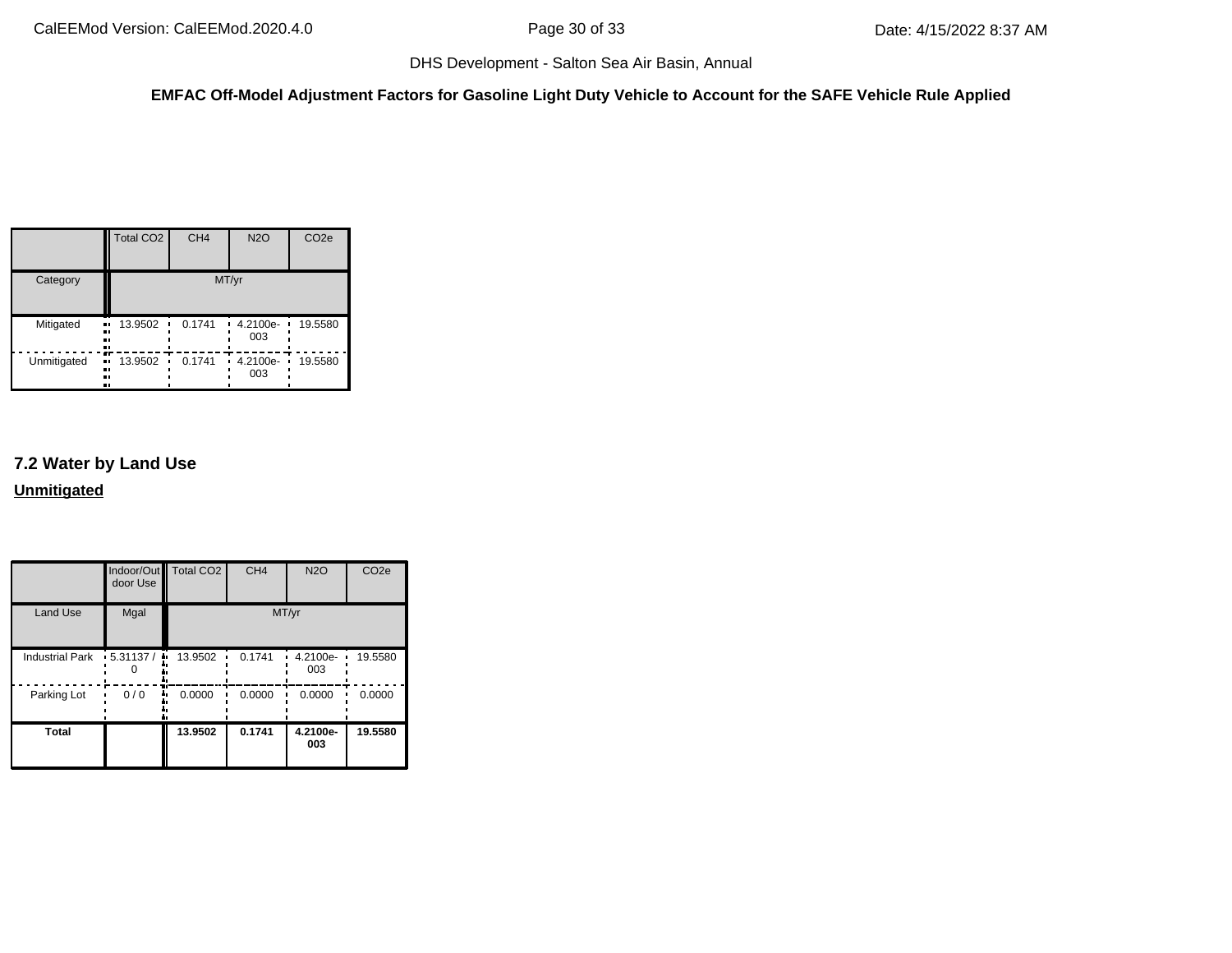**EMFAC Off-Model Adjustment Factors for Gasoline Light Duty Vehicle to Account for the SAFE Vehicle Rule Applied**

| | Total CO2 | CH4 | N2O | CO2e |
|---|---|---|---|---|
| Category | MT/yr | | | |
| Mitigated | 13.9502 | 0.1741 | 4.2100e-003 | 19.5580 |
| Unmitigated | 13.9502 | 0.1741 | 4.2100e-003 | 19.5580 |

## 7.2 Water by Land Use

**Unmitigated**

| | Indoor/Outdoor Use | Total CO2 | CH4 | N2O | CO2e |
|---|---|---|---|---|---|
| Land Use | Mgal | MT/yr | | | |
| Industrial Park | 5.31137 / 0 | 13.9502 | 0.1741 | 4.2100e-003 | 19.5580 |
| Parking Lot | 0 / 0 | 0.0000 | 0.0000 | 0.0000 | 0.0000 |
| **Total** | | **13.9502** | **0.1741** | **4.2100e-003** | **19.5580** |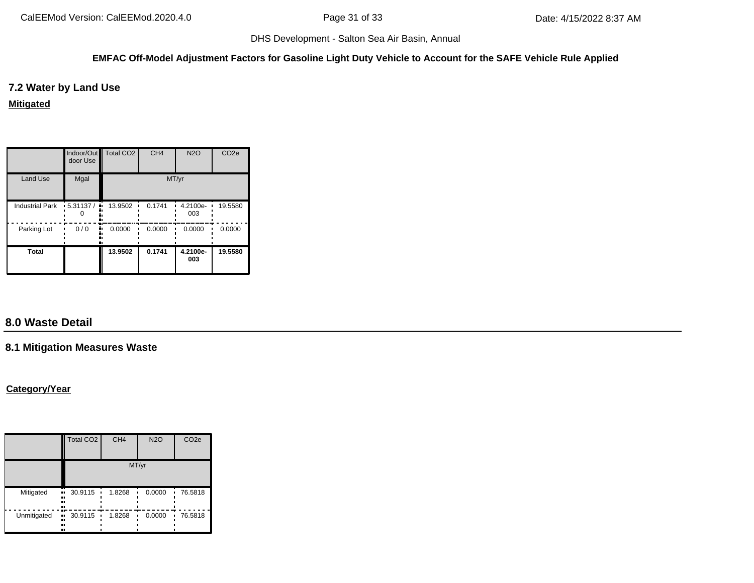## 7.2 Water by Land Use

**Mitigated**

| | Indoor/Outdoor Use | Total CO2 | CH4 | N2O | CO2e |
|---|---|---|---|---|---|
| Land Use | Mgal | MT/yr | | | |
| Industrial Park | 5.31137 / 0 | 13.9502 | 0.1741 | 4.2100e-003 | 19.5580 |
| Parking Lot | 0 / 0 | 0.0000 | 0.0000 | 0.0000 | 0.0000 |
| **Total** | | **13.9502** | **0.1741** | **4.2100e-003** | **19.5580** |

## 8.0 Waste Detail

### 8.1 Mitigation Measures Waste

**Category/Year**

| | Total CO2 | CH4 | N2O | CO2e |
|---|---|---|---|---|
| | MT/yr | | | |
| Mitigated | 30.9115 | 1.8268 | 0.0000 | 76.5818 |
| Unmitigated | 30.9115 | 1.8268 | 0.0000 | 76.5818 |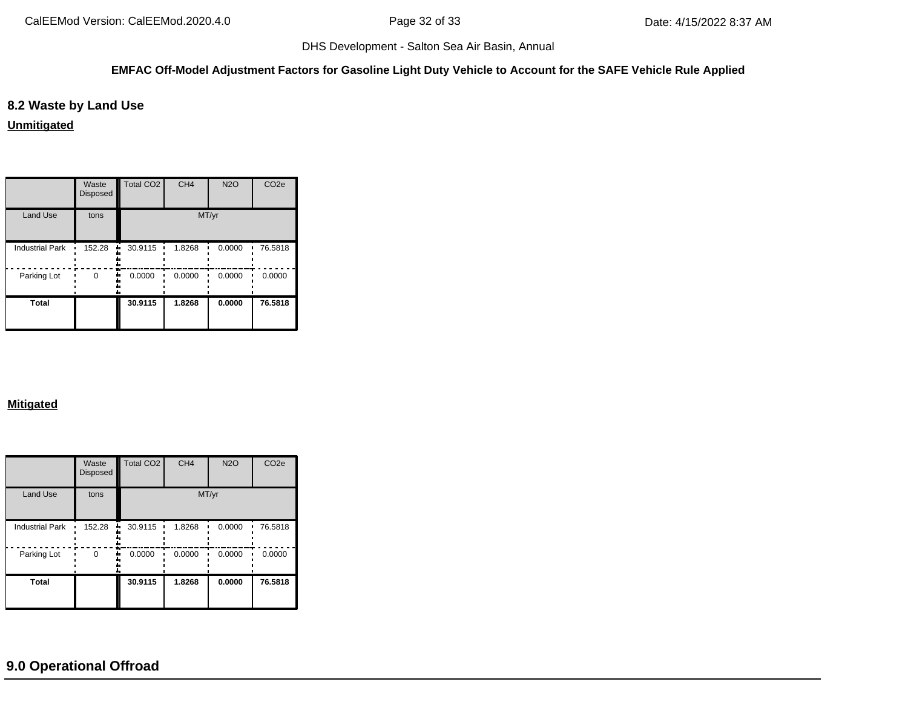## 8.2 Waste by Land Use

**Unmitigated**

| | Waste Disposed | Total CO2 | CH4 | N2O | CO2e |
|---|---|---|---|---|---|
| Land Use | tons | MT/yr | | | |
| Industrial Park | 152.28 | 30.9115 | 1.8268 | 0.0000 | 76.5818 |
| Parking Lot | 0 | 0.0000 | 0.0000 | 0.0000 | 0.0000 |
| **Total** | | **30.9115** | **1.8268** | **0.0000** | **76.5818** |

**Mitigated**

| | Waste Disposed | Total CO2 | CH4 | N2O | CO2e |
|---|---|---|---|---|---|
| Land Use | tons | MT/yr | | | |
| Industrial Park | 152.28 | 30.9115 | 1.8268 | 0.0000 | 76.5818 |
| Parking Lot | 0 | 0.0000 | 0.0000 | 0.0000 | 0.0000 |
| **Total** | | **30.9115** | **1.8268** | **0.0000** | **76.5818** |

## 9.0 Operational Offroad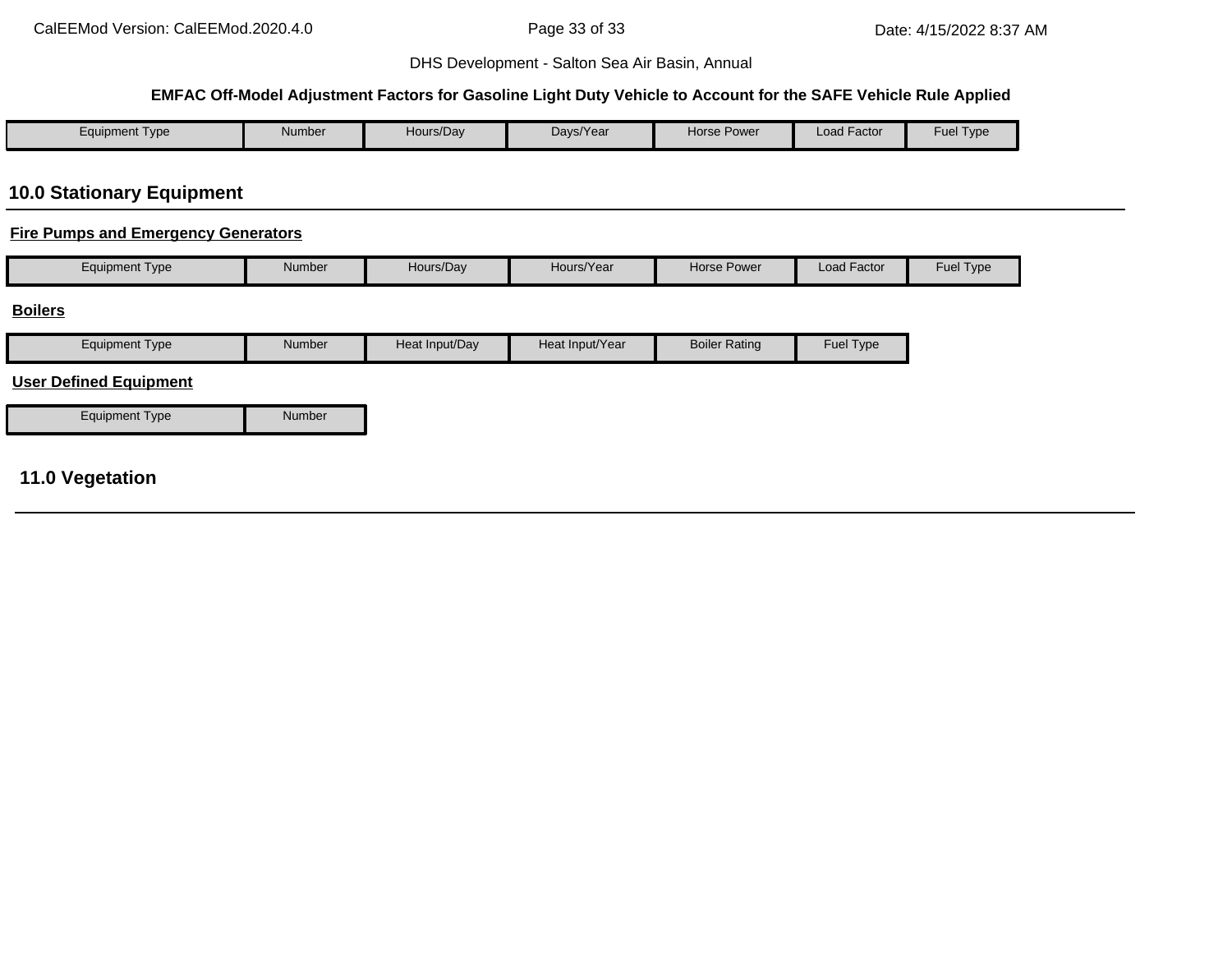| Equipment Type | Number | Hours/Day | Days/Year | Horse Power | Load Factor | Fuel Type |
|---|---|---|---|---|---|---|

## 10.0 Stationary Equipment

**Fire Pumps and Emergency Generators**

| Equipment Type | Number | Hours/Day | Hours/Year | Horse Power | Load Factor | Fuel Type |
|---|---|---|---|---|---|---|

**Boilers**

| Equipment Type | Number | Heat Input/Day | Heat Input/Year | Boiler Rating | Fuel Type |
|---|---|---|---|---|---|

**User Defined Equipment**

| Equipment Type | Number |
|---|---|

## 11.0 Vegetation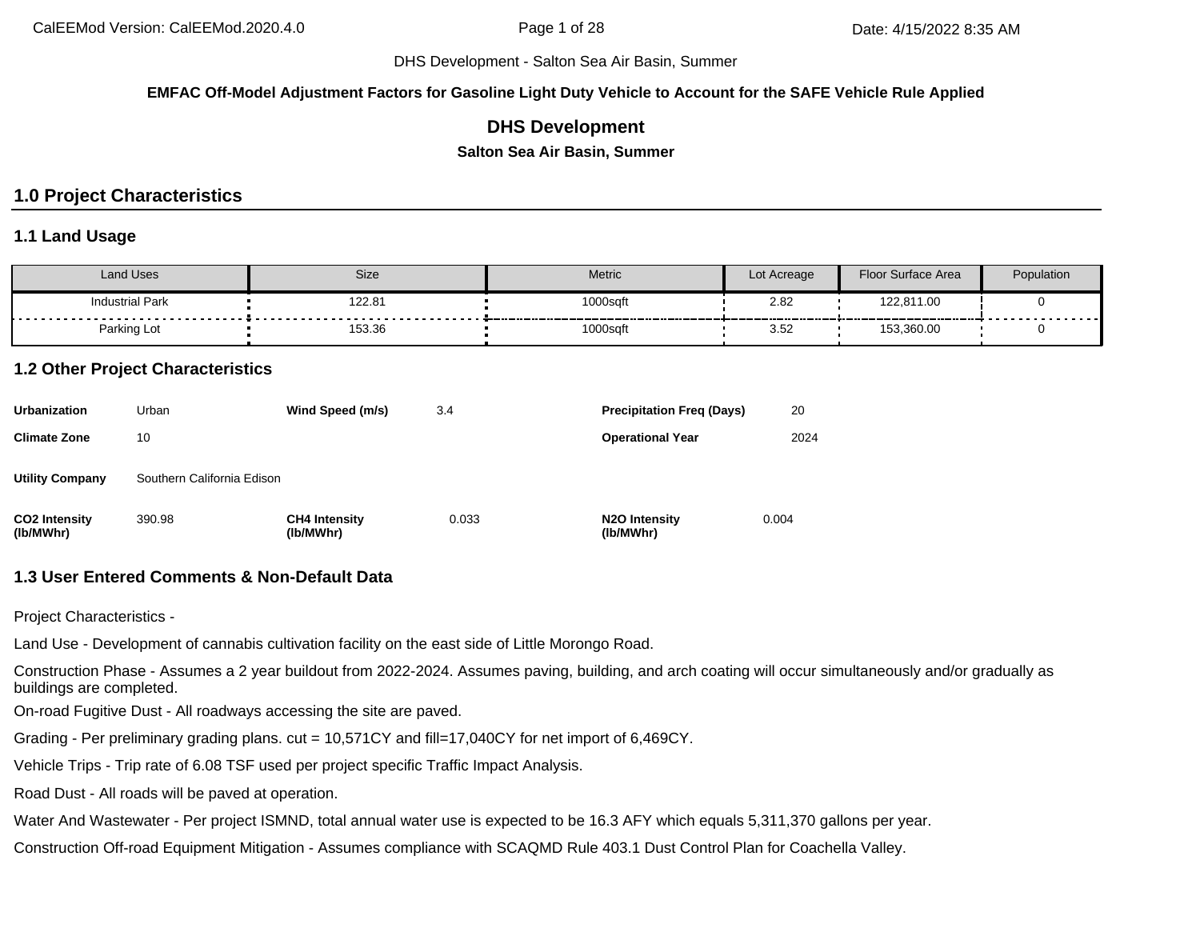DHS Development - Salton Sea Air Basin, Summer

**EMFAC Off-Model Adjustment Factors for Gasoline Light Duty Vehicle to Account for the SAFE Vehicle Rule Applied**

# DHS Development

**Salton Sea Air Basin, Summer**

## 1.0 Project Characteristics

### 1.1 Land Usage

| Land Uses | Size | Metric | Lot Acreage | Floor Surface Area | Population |
|---|---|---|---|---|---|
| Industrial Park | 122.81 | 1000sqft | 2.82 | 122,811.00 | 0 |
| Parking Lot | 153.36 | 1000sqft | 3.52 | 153,360.00 | 0 |

### 1.2 Other Project Characteristics

| | | | | | |
|---|---|---|---|---|---|
| **Urbanization** | Urban | **Wind Speed (m/s)** | 3.4 | **Precipitation Freq (Days)** | 20 |
| **Climate Zone** | 10 | | | **Operational Year** | 2024 |
| **Utility Company** | Southern California Edison | | | | |
| **CO2 Intensity (lb/MWhr)** | 390.98 | **CH4 Intensity (lb/MWhr)** | 0.033 | **N2O Intensity (lb/MWhr)** | 0.004 |

### 1.3 User Entered Comments & Non-Default Data

Project Characteristics -

Land Use - Development of cannabis cultivation facility on the east side of Little Morongo Road.

Construction Phase - Assumes a 2 year buildout from 2022-2024. Assumes paving, building, and arch coating will occur simultaneously and/or gradually as buildings are completed.

On-road Fugitive Dust - All roadways accessing the site are paved.

Grading - Per preliminary grading plans. cut = 10,571CY and fill=17,040CY for net import of 6,469CY.

Vehicle Trips - Trip rate of 6.08 TSF used per project specific Traffic Impact Analysis.

Road Dust - All roads will be paved at operation.

Water And Wastewater - Per project ISMND, total annual water use is expected to be 16.3 AFY which equals 5,311,370 gallons per year.

Construction Off-road Equipment Mitigation - Assumes compliance with SCAQMD Rule 403.1 Dust Control Plan for Coachella Valley.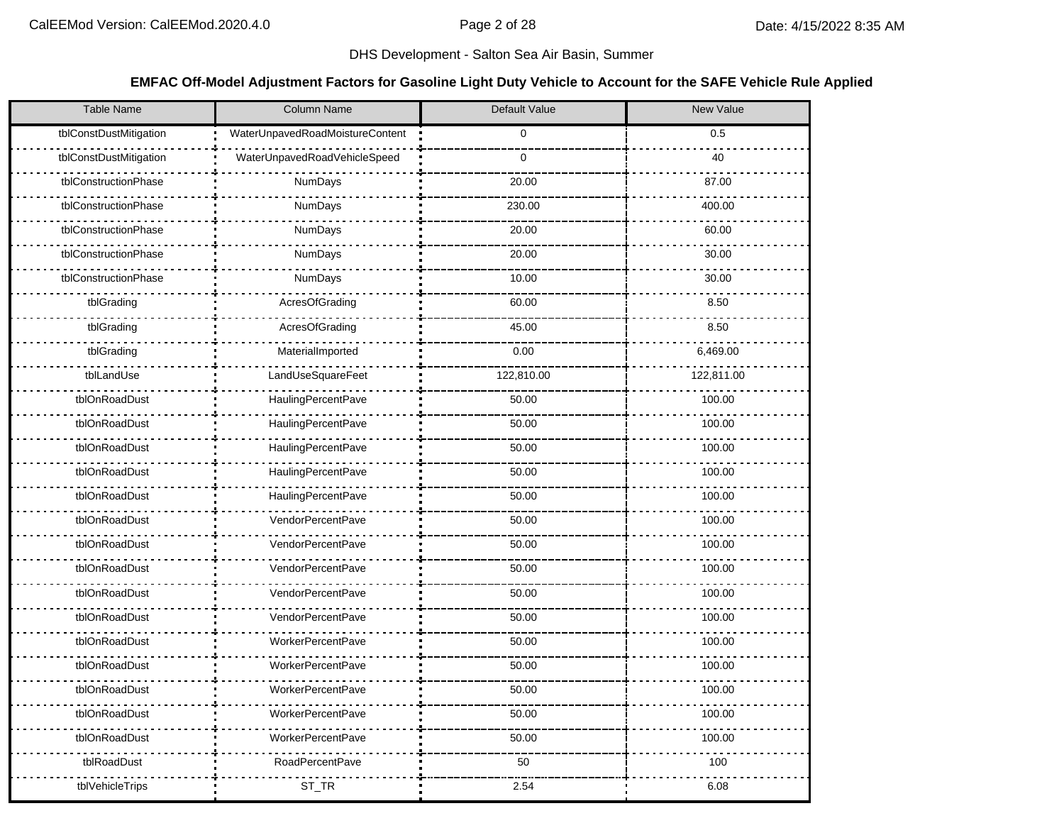DHS Development - Salton Sea Air Basin, Summer

**EMFAC Off-Model Adjustment Factors for Gasoline Light Duty Vehicle to Account for the SAFE Vehicle Rule Applied**

| Table Name | Column Name | Default Value | New Value |
|---|---|---|---|
| tblConstDustMitigation | WaterUnpavedRoadMoistureContent | 0 | 0.5 |
| tblConstDustMitigation | WaterUnpavedRoadVehicleSpeed | 0 | 40 |
| tblConstructionPhase | NumDays | 20.00 | 87.00 |
| tblConstructionPhase | NumDays | 230.00 | 400.00 |
| tblConstructionPhase | NumDays | 20.00 | 60.00 |
| tblConstructionPhase | NumDays | 20.00 | 30.00 |
| tblConstructionPhase | NumDays | 10.00 | 30.00 |
| tblGrading | AcresOfGrading | 60.00 | 8.50 |
| tblGrading | AcresOfGrading | 45.00 | 8.50 |
| tblGrading | MaterialImported | 0.00 | 6,469.00 |
| tblLandUse | LandUseSquareFeet | 122,810.00 | 122,811.00 |
| tblOnRoadDust | HaulingPercentPave | 50.00 | 100.00 |
| tblOnRoadDust | HaulingPercentPave | 50.00 | 100.00 |
| tblOnRoadDust | HaulingPercentPave | 50.00 | 100.00 |
| tblOnRoadDust | HaulingPercentPave | 50.00 | 100.00 |
| tblOnRoadDust | HaulingPercentPave | 50.00 | 100.00 |
| tblOnRoadDust | VendorPercentPave | 50.00 | 100.00 |
| tblOnRoadDust | VendorPercentPave | 50.00 | 100.00 |
| tblOnRoadDust | VendorPercentPave | 50.00 | 100.00 |
| tblOnRoadDust | VendorPercentPave | 50.00 | 100.00 |
| tblOnRoadDust | VendorPercentPave | 50.00 | 100.00 |
| tblOnRoadDust | WorkerPercentPave | 50.00 | 100.00 |
| tblOnRoadDust | WorkerPercentPave | 50.00 | 100.00 |
| tblOnRoadDust | WorkerPercentPave | 50.00 | 100.00 |
| tblOnRoadDust | WorkerPercentPave | 50.00 | 100.00 |
| tblOnRoadDust | WorkerPercentPave | 50.00 | 100.00 |
| tblRoadDust | RoadPercentPave | 50 | 100 |
| tblVehicleTrips | ST_TR | 2.54 | 6.08 |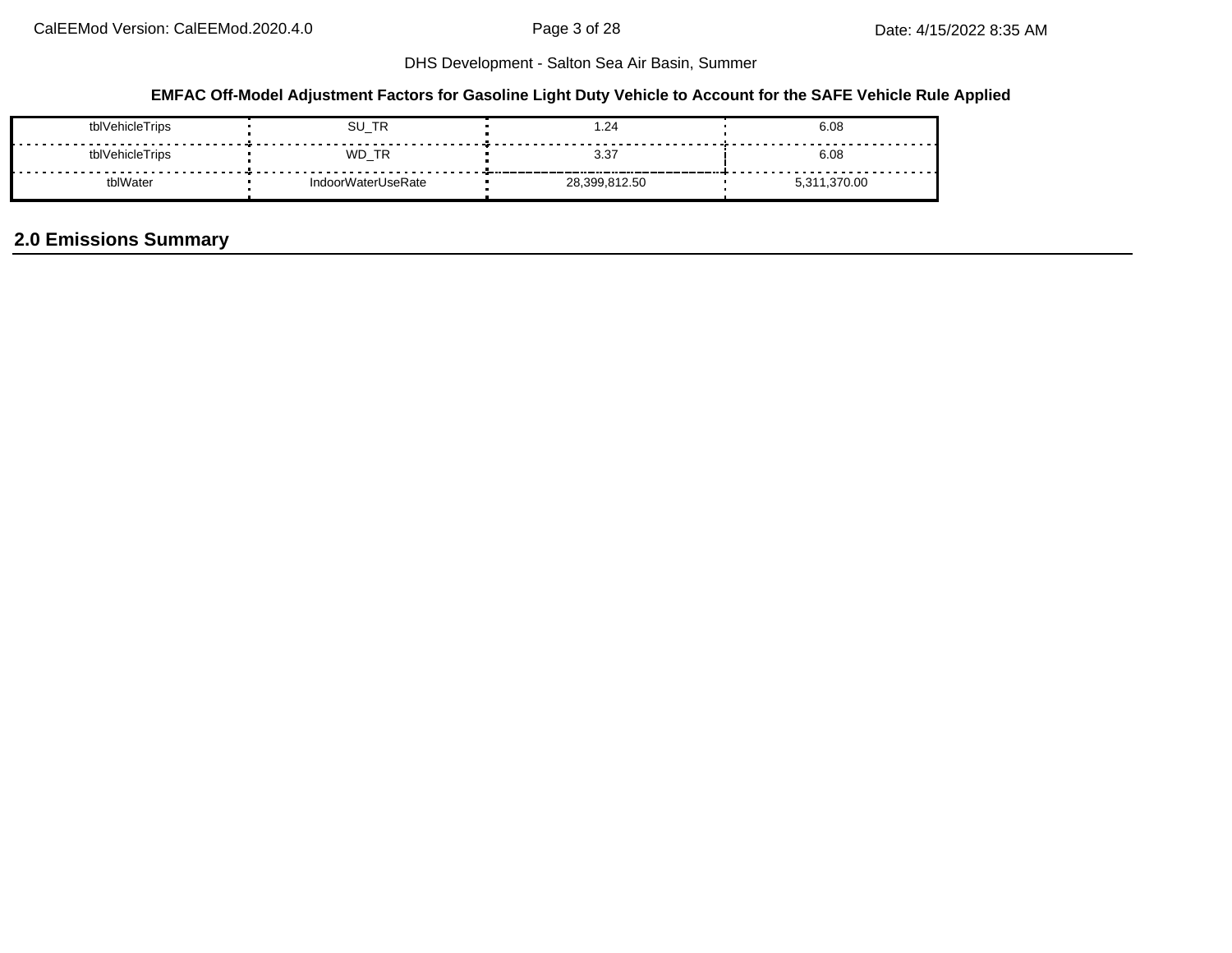DHS Development - Salton Sea Air Basin, Summer

**EMFAC Off-Model Adjustment Factors for Gasoline Light Duty Vehicle to Account for the SAFE Vehicle Rule Applied**

| | | | |
|---|---|---|---|
| tblVehicleTrips | SU_TR | 1.24 | 6.08 |
| tblVehicleTrips | WD_TR | 3.37 | 6.08 |
| tblWater | IndoorWaterUseRate | 28,399,812.50 | 5,311,370.00 |

## 2.0 Emissions Summary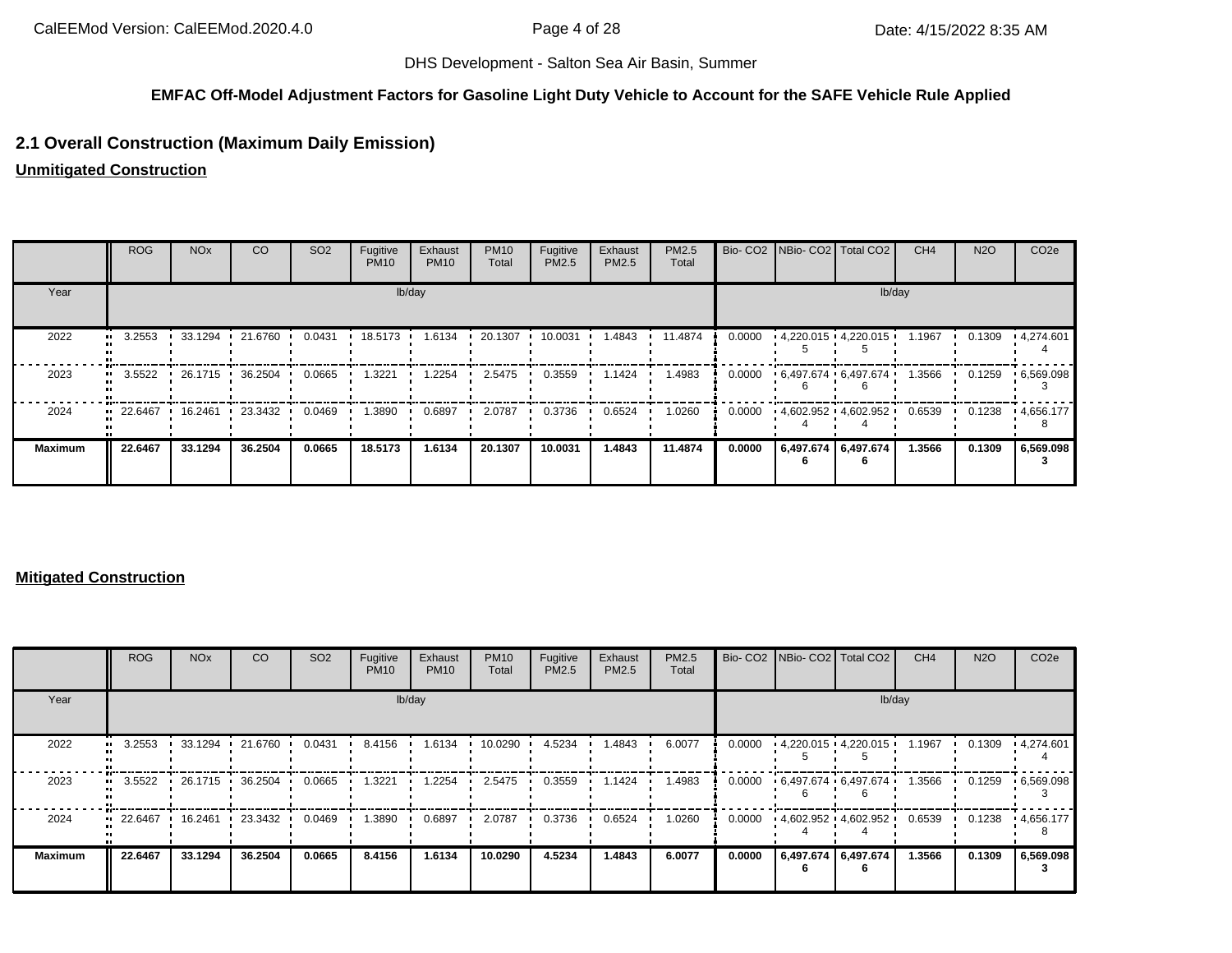DHS Development - Salton Sea Air Basin, Summer

**EMFAC Off-Model Adjustment Factors for Gasoline Light Duty Vehicle to Account for the SAFE Vehicle Rule Applied**

## 2.1 Overall Construction (Maximum Daily Emission)

**Unmitigated Construction**

| | ROG | NOx | CO | SO2 | Fugitive PM10 | Exhaust PM10 | PM10 Total | Fugitive PM2.5 | Exhaust PM2.5 | PM2.5 Total | Bio- CO2 | NBio- CO2 | Total CO2 | CH4 | N2O | CO2e |
|---|---|---|---|---|---|---|---|---|---|---|---|---|---|---|---|---|
| Year | lb/day | | | | | | | | | | lb/day | | | | | |
| 2022 | 3.2553 | 33.1294 | 21.6760 | 0.0431 | 18.5173 | 1.6134 | 20.1307 | 10.0031 | 1.4843 | 11.4874 | 0.0000 | 4,220.0155 | 4,220.0155 | 1.1967 | 0.1309 | 4,274.6014 |
| 2023 | 3.5522 | 26.1715 | 36.2504 | 0.0665 | 1.3221 | 1.2254 | 2.5475 | 0.3559 | 1.1424 | 1.4983 | 0.0000 | 6,497.6746 | 6,497.6746 | 1.3566 | 0.1259 | 6,569.0983 |
| 2024 | 22.6467 | 16.2461 | 23.3432 | 0.0469 | 1.3890 | 0.6897 | 2.0787 | 0.3736 | 0.6524 | 1.0260 | 0.0000 | 4,602.9524 | 4,602.9524 | 0.6539 | 0.1238 | 4,656.1778 |
| **Maximum** | **22.6467** | **33.1294** | **36.2504** | **0.0665** | **18.5173** | **1.6134** | **20.1307** | **10.0031** | **1.4843** | **11.4874** | **0.0000** | **6,497.6746** | **6,497.6746** | **1.3566** | **0.1309** | **6,569.0983** |

**Mitigated Construction**

| | ROG | NOx | CO | SO2 | Fugitive PM10 | Exhaust PM10 | PM10 Total | Fugitive PM2.5 | Exhaust PM2.5 | PM2.5 Total | Bio- CO2 | NBio- CO2 | Total CO2 | CH4 | N2O | CO2e |
|---|---|---|---|---|---|---|---|---|---|---|---|---|---|---|---|---|
| Year | lb/day | | | | | | | | | | lb/day | | | | | |
| 2022 | 3.2553 | 33.1294 | 21.6760 | 0.0431 | 8.4156 | 1.6134 | 10.0290 | 4.5234 | 1.4843 | 6.0077 | 0.0000 | 4,220.0155 | 4,220.0155 | 1.1967 | 0.1309 | 4,274.6014 |
| 2023 | 3.5522 | 26.1715 | 36.2504 | 0.0665 | 1.3221 | 1.2254 | 2.5475 | 0.3559 | 1.1424 | 1.4983 | 0.0000 | 6,497.6746 | 6,497.6746 | 1.3566 | 0.1259 | 6,569.0983 |
| 2024 | 22.6467 | 16.2461 | 23.3432 | 0.0469 | 1.3890 | 0.6897 | 2.0787 | 0.3736 | 0.6524 | 1.0260 | 0.0000 | 4,602.9524 | 4,602.9524 | 0.6539 | 0.1238 | 4,656.1778 |
| **Maximum** | **22.6467** | **33.1294** | **36.2504** | **0.0665** | **8.4156** | **1.6134** | **10.0290** | **4.5234** | **1.4843** | **6.0077** | **0.0000** | **6,497.6746** | **6,497.6746** | **1.3566** | **0.1309** | **6,569.0983** |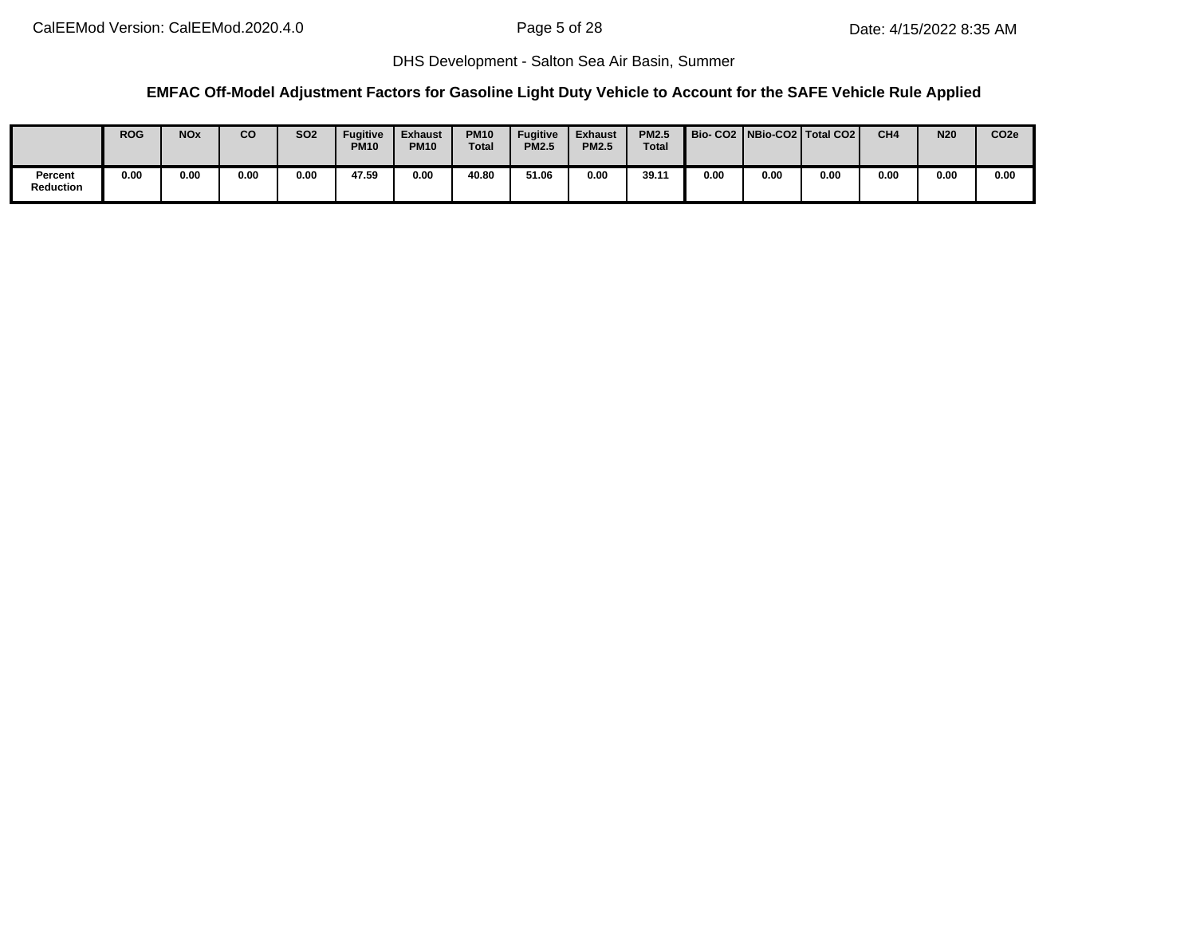DHS Development - Salton Sea Air Basin, Summer

**EMFAC Off-Model Adjustment Factors for Gasoline Light Duty Vehicle to Account for the SAFE Vehicle Rule Applied**

| | ROG | NOx | CO | SO2 | Fugitive PM10 | Exhaust PM10 | PM10 Total | Fugitive PM2.5 | Exhaust PM2.5 | PM2.5 Total | Bio- CO2 | NBio-CO2 | Total CO2 | CH4 | N20 | CO2e |
|---|---|---|---|---|---|---|---|---|---|---|---|---|---|---|---|---|
| Percent Reduction | 0.00 | 0.00 | 0.00 | 0.00 | 47.59 | 0.00 | 40.80 | 51.06 | 0.00 | 39.11 | 0.00 | 0.00 | 0.00 | 0.00 | 0.00 | 0.00 |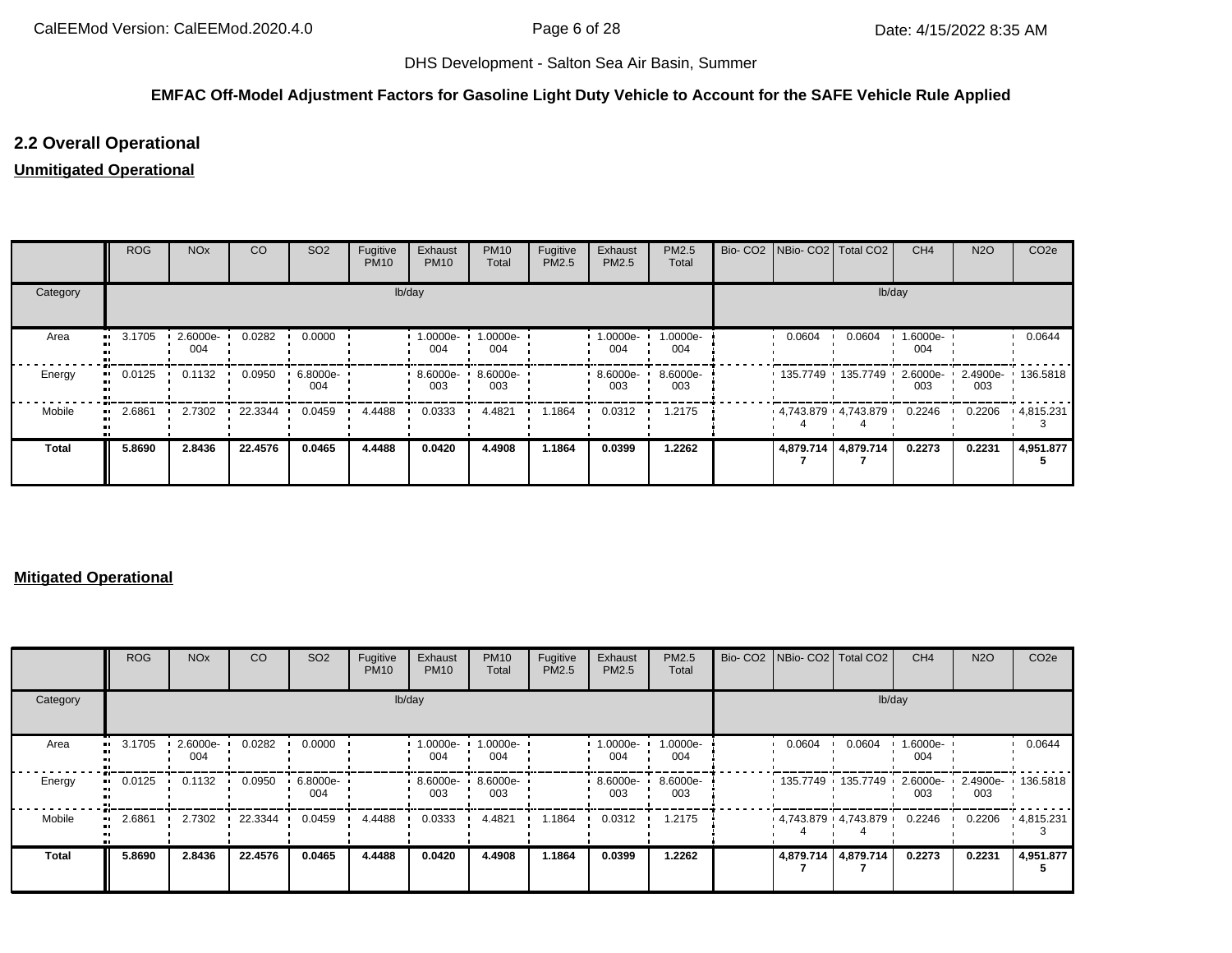DHS Development - Salton Sea Air Basin, Summer

**EMFAC Off-Model Adjustment Factors for Gasoline Light Duty Vehicle to Account for the SAFE Vehicle Rule Applied**

## 2.2 Overall Operational

**Unmitigated Operational**

| | ROG | NOx | CO | SO2 | Fugitive PM10 | Exhaust PM10 | PM10 Total | Fugitive PM2.5 | Exhaust PM2.5 | PM2.5 Total | Bio- CO2 | NBio- CO2 | Total CO2 | CH4 | N2O | CO2e |
|---|---|---|---|---|---|---|---|---|---|---|---|---|---|---|---|---|
| Category | lb/day | | | | | | | | | | lb/day | | | | | |
| Area | 3.1705 | 2.6000e-004 | 0.0282 | 0.0000 | | 1.0000e-004 | 1.0000e-004 | | 1.0000e-004 | 1.0000e-004 | | 0.0604 | 0.0604 | 1.6000e-004 | | 0.0644 |
| Energy | 0.0125 | 0.1132 | 0.0950 | 6.8000e-004 | | 8.6000e-003 | 8.6000e-003 | | 8.6000e-003 | 8.6000e-003 | | 135.7749 | 135.7749 | 2.6000e-003 | 2.4900e-003 | 136.5818 |
| Mobile | 2.6861 | 2.7302 | 22.3344 | 0.0459 | 4.4488 | 0.0333 | 4.4821 | 1.1864 | 0.0312 | 1.2175 | | 4,743.8794 | 4,743.8794 | 0.2246 | 0.2206 | 4,815.2313 |
| **Total** | **5.8690** | **2.8436** | **22.4576** | **0.0465** | **4.4488** | **0.0420** | **4.4908** | **1.1864** | **0.0399** | **1.2262** | | **4,879.7147** | **4,879.7147** | **0.2273** | **0.2231** | **4,951.8775** |

**Mitigated Operational**

| | ROG | NOx | CO | SO2 | Fugitive PM10 | Exhaust PM10 | PM10 Total | Fugitive PM2.5 | Exhaust PM2.5 | PM2.5 Total | Bio- CO2 | NBio- CO2 | Total CO2 | CH4 | N2O | CO2e |
|---|---|---|---|---|---|---|---|---|---|---|---|---|---|---|---|---|
| Category | lb/day | | | | | | | | | | lb/day | | | | | |
| Area | 3.1705 | 2.6000e-004 | 0.0282 | 0.0000 | | 1.0000e-004 | 1.0000e-004 | | 1.0000e-004 | 1.0000e-004 | | 0.0604 | 0.0604 | 1.6000e-004 | | 0.0644 |
| Energy | 0.0125 | 0.1132 | 0.0950 | 6.8000e-004 | | 8.6000e-003 | 8.6000e-003 | | 8.6000e-003 | 8.6000e-003 | | 135.7749 | 135.7749 | 2.6000e-003 | 2.4900e-003 | 136.5818 |
| Mobile | 2.6861 | 2.7302 | 22.3344 | 0.0459 | 4.4488 | 0.0333 | 4.4821 | 1.1864 | 0.0312 | 1.2175 | | 4,743.8794 | 4,743.8794 | 0.2246 | 0.2206 | 4,815.2313 |
| **Total** | **5.8690** | **2.8436** | **22.4576** | **0.0465** | **4.4488** | **0.0420** | **4.4908** | **1.1864** | **0.0399** | **1.2262** | | **4,879.7147** | **4,879.7147** | **0.2273** | **0.2231** | **4,951.8775** |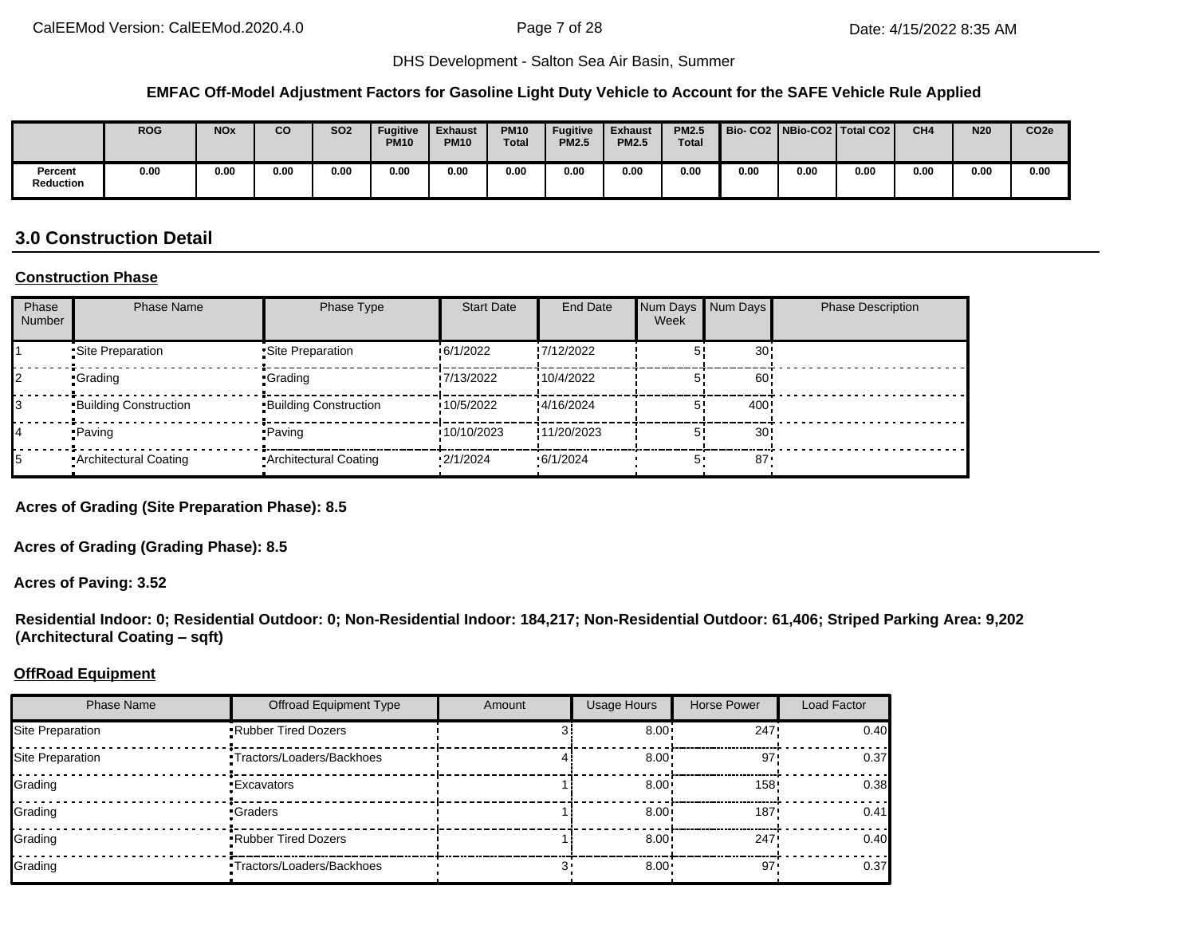DHS Development - Salton Sea Air Basin, Summer

**EMFAC Off-Model Adjustment Factors for Gasoline Light Duty Vehicle to Account for the SAFE Vehicle Rule Applied**

| | ROG | NOx | CO | SO2 | Fugitive PM10 | Exhaust PM10 | PM10 Total | Fugitive PM2.5 | Exhaust PM2.5 | PM2.5 Total | Bio- CO2 | NBio-CO2 | Total CO2 | CH4 | N20 | CO2e |
|---|---|---|---|---|---|---|---|---|---|---|---|---|---|---|---|---|
| Percent Reduction | 0.00 | 0.00 | 0.00 | 0.00 | 0.00 | 0.00 | 0.00 | 0.00 | 0.00 | 0.00 | 0.00 | 0.00 | 0.00 | 0.00 | 0.00 | 0.00 |

## 3.0 Construction Detail

### Construction Phase

| Phase Number | Phase Name | Phase Type | Start Date | End Date | Num Days Week | Num Days | Phase Description |
|---|---|---|---|---|---|---|---|
| 1 | Site Preparation | Site Preparation | 6/1/2022 | 7/12/2022 | 5 | 30 | |
| 2 | Grading | Grading | 7/13/2022 | 10/4/2022 | 5 | 60 | |
| 3 | Building Construction | Building Construction | 10/5/2022 | 4/16/2024 | 5 | 400 | |
| 4 | Paving | Paving | 10/10/2023 | 11/20/2023 | 5 | 30 | |
| 5 | Architectural Coating | Architectural Coating | 2/1/2024 | 6/1/2024 | 5 | 87 | |

**Acres of Grading (Site Preparation Phase): 8.5**

**Acres of Grading (Grading Phase): 8.5**

**Acres of Paving: 3.52**

**Residential Indoor: 0; Residential Outdoor: 0; Non-Residential Indoor: 184,217; Non-Residential Outdoor: 61,406; Striped Parking Area: 9,202 (Architectural Coating – sqft)**

### OffRoad Equipment

| Phase Name | Offroad Equipment Type | Amount | Usage Hours | Horse Power | Load Factor |
|---|---|---|---|---|---|
| Site Preparation | Rubber Tired Dozers | 3 | 8.00 | 247 | 0.40 |
| Site Preparation | Tractors/Loaders/Backhoes | 4 | 8.00 | 97 | 0.37 |
| Grading | Excavators | 1 | 8.00 | 158 | 0.38 |
| Grading | Graders | 1 | 8.00 | 187 | 0.41 |
| Grading | Rubber Tired Dozers | 1 | 8.00 | 247 | 0.40 |
| Grading | Tractors/Loaders/Backhoes | 3 | 8.00 | 97 | 0.37 |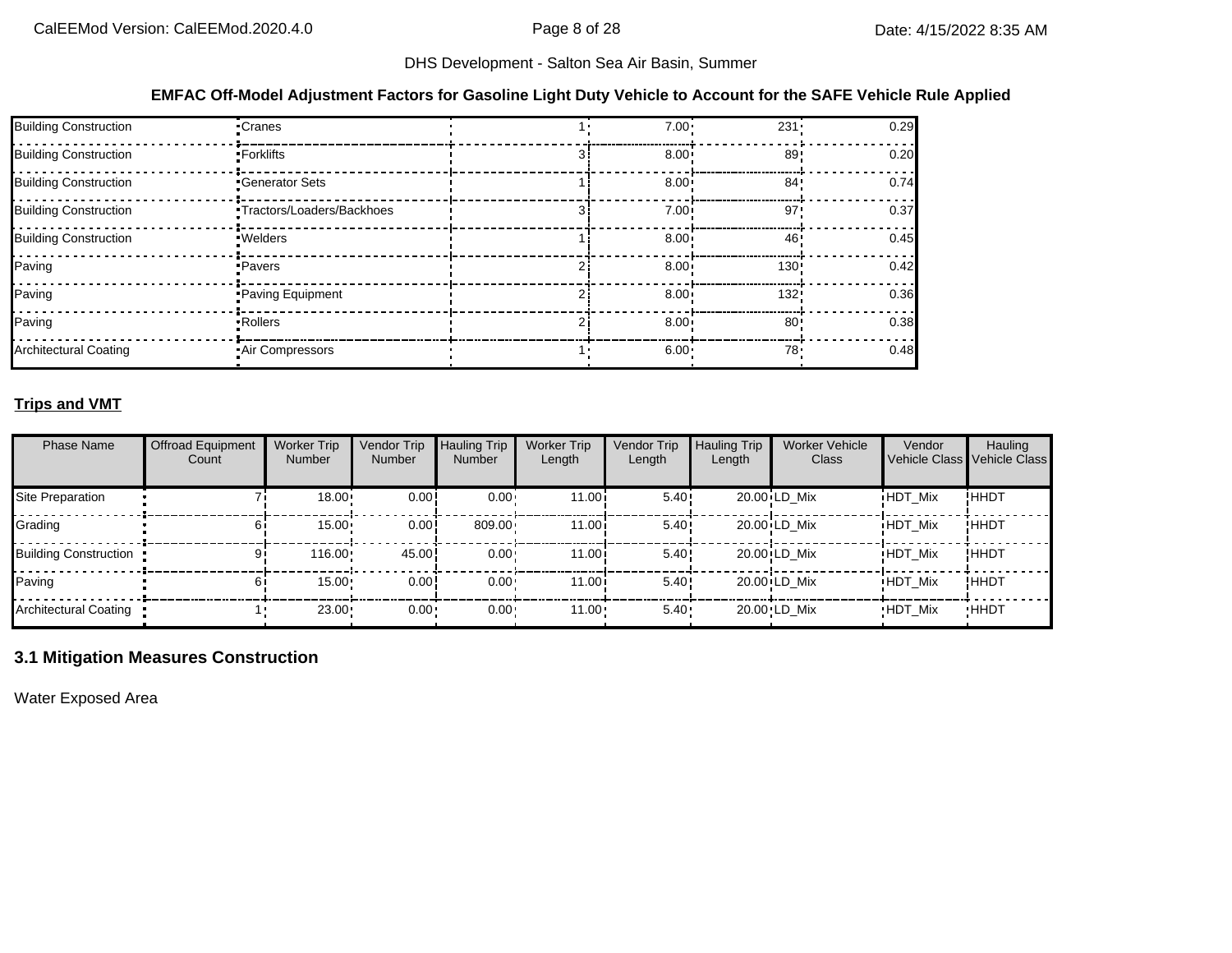**EMFAC Off-Model Adjustment Factors for Gasoline Light Duty Vehicle to Account for the SAFE Vehicle Rule Applied**

| | | | | | |
|---|---|---|---|---|---|
| Building Construction | Cranes | 1 | 7.00 | 231 | 0.29 |
| Building Construction | Forklifts | 3 | 8.00 | 89 | 0.20 |
| Building Construction | Generator Sets | 1 | 8.00 | 84 | 0.74 |
| Building Construction | Tractors/Loaders/Backhoes | 3 | 7.00 | 97 | 0.37 |
| Building Construction | Welders | 1 | 8.00 | 46 | 0.45 |
| Paving | Pavers | 2 | 8.00 | 130 | 0.42 |
| Paving | Paving Equipment | 2 | 8.00 | 132 | 0.36 |
| Paving | Rollers | 2 | 8.00 | 80 | 0.38 |
| Architectural Coating | Air Compressors | 1 | 6.00 | 78 | 0.48 |

**Trips and VMT**

| Phase Name | Offroad Equipment Count | Worker Trip Number | Vendor Trip Number | Hauling Trip Number | Worker Trip Length | Vendor Trip Length | Hauling Trip Length | Worker Vehicle Class | Vendor Vehicle Class | Hauling Vehicle Class |
|---|---|---|---|---|---|---|---|---|---|---|
| Site Preparation | 7 | 18.00 | 0.00 | 0.00 | 11.00 | 5.40 | 20.00 | LD_Mix | HDT_Mix | HHDT |
| Grading | 6 | 15.00 | 0.00 | 809.00 | 11.00 | 5.40 | 20.00 | LD_Mix | HDT_Mix | HHDT |
| Building Construction | 9 | 116.00 | 45.00 | 0.00 | 11.00 | 5.40 | 20.00 | LD_Mix | HDT_Mix | HHDT |
| Paving | 6 | 15.00 | 0.00 | 0.00 | 11.00 | 5.40 | 20.00 | LD_Mix | HDT_Mix | HHDT |
| Architectural Coating | 1 | 23.00 | 0.00 | 0.00 | 11.00 | 5.40 | 20.00 | LD_Mix | HDT_Mix | HHDT |

## 3.1 Mitigation Measures Construction

Water Exposed Area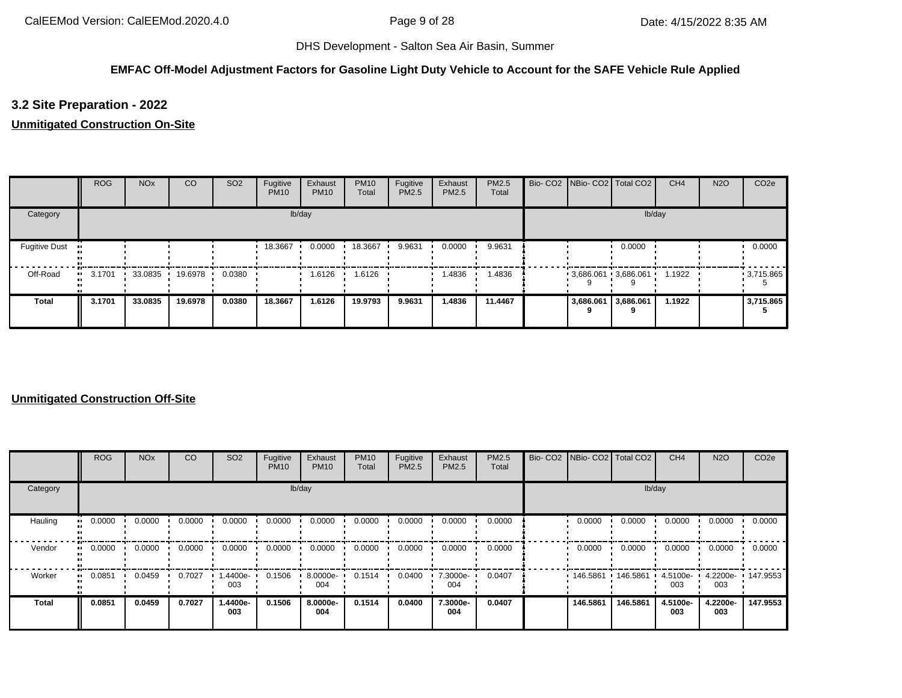DHS Development - Salton Sea Air Basin, Summer

**EMFAC Off-Model Adjustment Factors for Gasoline Light Duty Vehicle to Account for the SAFE Vehicle Rule Applied**

## 3.2 Site Preparation - 2022

**Unmitigated Construction On-Site**

| | ROG | NOx | CO | SO2 | Fugitive PM10 | Exhaust PM10 | PM10 Total | Fugitive PM2.5 | Exhaust PM2.5 | PM2.5 Total | Bio- CO2 | NBio- CO2 | Total CO2 | CH4 | N2O | CO2e |
|---|---|---|---|---|---|---|---|---|---|---|---|---|---|---|---|---|
| Category | lb/day | | | | | | | | | | lb/day | | | | | |
| Fugitive Dust | | | | | 18.3667 | 0.0000 | 18.3667 | 9.9631 | 0.0000 | 9.9631 | | | 0.0000 | | | 0.0000 |
| Off-Road | 3.1701 | 33.0835 | 19.6978 | 0.0380 | | 1.6126 | 1.6126 | | 1.4836 | 1.4836 | | 3,686.0619 | 3,686.0619 | 1.1922 | | 3,715.8655 |
| **Total** | **3.1701** | **33.0835** | **19.6978** | **0.0380** | **18.3667** | **1.6126** | **19.9793** | **9.9631** | **1.4836** | **11.4467** | | **3,686.0619** | **3,686.0619** | **1.1922** | | **3,715.8655** |

**Unmitigated Construction Off-Site**

| | ROG | NOx | CO | SO2 | Fugitive PM10 | Exhaust PM10 | PM10 Total | Fugitive PM2.5 | Exhaust PM2.5 | PM2.5 Total | Bio- CO2 | NBio- CO2 | Total CO2 | CH4 | N2O | CO2e |
|---|---|---|---|---|---|---|---|---|---|---|---|---|---|---|---|---|
| Category | lb/day | | | | | | | | | | lb/day | | | | | |
| Hauling | 0.0000 | 0.0000 | 0.0000 | 0.0000 | 0.0000 | 0.0000 | 0.0000 | 0.0000 | 0.0000 | 0.0000 | | 0.0000 | 0.0000 | 0.0000 | 0.0000 | 0.0000 |
| Vendor | 0.0000 | 0.0000 | 0.0000 | 0.0000 | 0.0000 | 0.0000 | 0.0000 | 0.0000 | 0.0000 | 0.0000 | | 0.0000 | 0.0000 | 0.0000 | 0.0000 | 0.0000 |
| Worker | 0.0851 | 0.0459 | 0.7027 | 1.4400e-003 | 0.1506 | 8.0000e-004 | 0.1514 | 0.0400 | 7.3000e-004 | 0.0407 | | 146.5861 | 146.5861 | 4.5100e-003 | 4.2200e-003 | 147.9553 |
| **Total** | **0.0851** | **0.0459** | **0.7027** | **1.4400e-003** | **0.1506** | **8.0000e-004** | **0.1514** | **0.0400** | **7.3000e-004** | **0.0407** | | **146.5861** | **146.5861** | **4.5100e-003** | **4.2200e-003** | **147.9553** |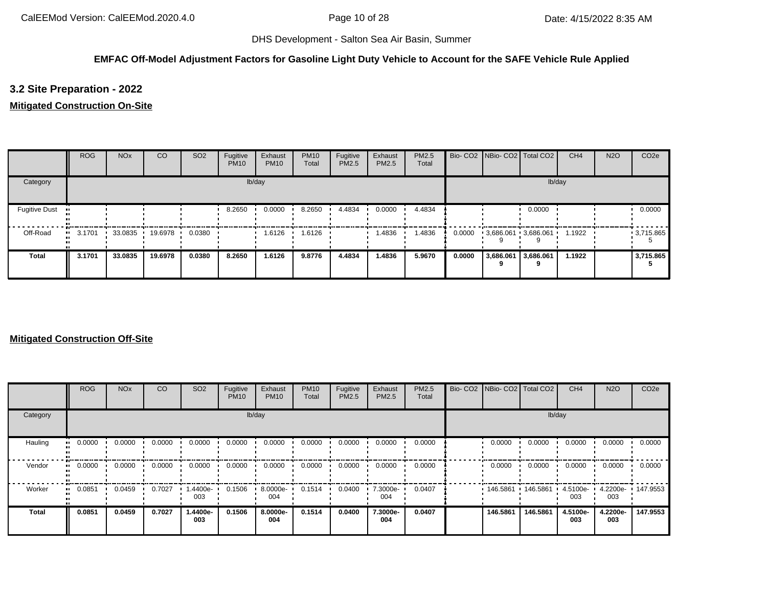DHS Development - Salton Sea Air Basin, Summer

**EMFAC Off-Model Adjustment Factors for Gasoline Light Duty Vehicle to Account for the SAFE Vehicle Rule Applied**

## 3.2 Site Preparation - 2022

### Mitigated Construction On-Site

| | ROG | NOx | CO | SO2 | Fugitive PM10 | Exhaust PM10 | PM10 Total | Fugitive PM2.5 | Exhaust PM2.5 | PM2.5 Total | Bio- CO2 | NBio- CO2 | Total CO2 | CH4 | N2O | CO2e |
|---|---|---|---|---|---|---|---|---|---|---|---|---|---|---|---|---|
| Category | lb/day | | | | | | | | | | lb/day | | | | | |
| Fugitive Dust | | | | | 8.2650 | 0.0000 | 8.2650 | 4.4834 | 0.0000 | 4.4834 | | | 0.0000 | | | 0.0000 |
| Off-Road | 3.1701 | 33.0835 | 19.6978 | 0.0380 | | 1.6126 | 1.6126 | | 1.4836 | 1.4836 | 0.0000 | 3,686.0619 | 3,686.0619 | 1.1922 | | 3,715.8655 |
| **Total** | **3.1701** | **33.0835** | **19.6978** | **0.0380** | **8.2650** | **1.6126** | **9.8776** | **4.4834** | **1.4836** | **5.9670** | **0.0000** | **3,686.0619** | **3,686.0619** | **1.1922** | | **3,715.8655** |

### Mitigated Construction Off-Site

| | ROG | NOx | CO | SO2 | Fugitive PM10 | Exhaust PM10 | PM10 Total | Fugitive PM2.5 | Exhaust PM2.5 | PM2.5 Total | Bio- CO2 | NBio- CO2 | Total CO2 | CH4 | N2O | CO2e |
|---|---|---|---|---|---|---|---|---|---|---|---|---|---|---|---|---|
| Category | lb/day | | | | | | | | | | lb/day | | | | | |
| Hauling | 0.0000 | 0.0000 | 0.0000 | 0.0000 | 0.0000 | 0.0000 | 0.0000 | 0.0000 | 0.0000 | 0.0000 | | 0.0000 | 0.0000 | 0.0000 | 0.0000 | 0.0000 |
| Vendor | 0.0000 | 0.0000 | 0.0000 | 0.0000 | 0.0000 | 0.0000 | 0.0000 | 0.0000 | 0.0000 | 0.0000 | | 0.0000 | 0.0000 | 0.0000 | 0.0000 | 0.0000 |
| Worker | 0.0851 | 0.0459 | 0.7027 | 1.4400e-003 | 0.1506 | 8.0000e-004 | 0.1514 | 0.0400 | 7.3000e-004 | 0.0407 | | 146.5861 | 146.5861 | 4.5100e-003 | 4.2200e-003 | 147.9553 |
| **Total** | **0.0851** | **0.0459** | **0.7027** | **1.4400e-003** | **0.1506** | **8.0000e-004** | **0.1514** | **0.0400** | **7.3000e-004** | **0.0407** | | **146.5861** | **146.5861** | **4.5100e-003** | **4.2200e-003** | **147.9553** |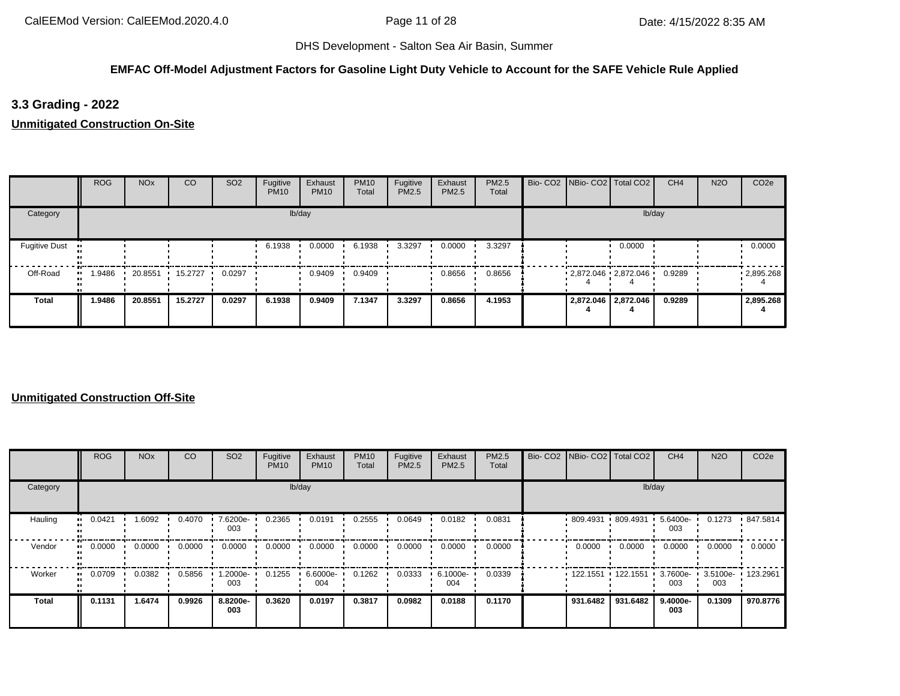**EMFAC Off-Model Adjustment Factors for Gasoline Light Duty Vehicle to Account for the SAFE Vehicle Rule Applied**

### 3.3 Grading - 2022

**Unmitigated Construction On-Site**

| | ROG | NOx | CO | SO2 | Fugitive PM10 | Exhaust PM10 | PM10 Total | Fugitive PM2.5 | Exhaust PM2.5 | PM2.5 Total | Bio- CO2 | NBio- CO2 | Total CO2 | CH4 | N2O | CO2e |
|---|---|---|---|---|---|---|---|---|---|---|---|---|---|---|---|---|
| Category | lb/day | | | | | | | | | | lb/day | | | | | |
| Fugitive Dust | | | | | 6.1938 | 0.0000 | 6.1938 | 3.3297 | 0.0000 | 3.3297 | | | 0.0000 | | | 0.0000 |
| Off-Road | 1.9486 | 20.8551 | 15.2727 | 0.0297 | | 0.9409 | 0.9409 | | 0.8656 | 0.8656 | | 2,872.0464 | 2,872.0464 | 0.9289 | | 2,895.2684 |
| **Total** | **1.9486** | **20.8551** | **15.2727** | **0.0297** | **6.1938** | **0.9409** | **7.1347** | **3.3297** | **0.8656** | **4.1953** | | **2,872.0464** | **2,872.0464** | **0.9289** | | **2,895.2684** |

**Unmitigated Construction Off-Site**

| | ROG | NOx | CO | SO2 | Fugitive PM10 | Exhaust PM10 | PM10 Total | Fugitive PM2.5 | Exhaust PM2.5 | PM2.5 Total | Bio- CO2 | NBio- CO2 | Total CO2 | CH4 | N2O | CO2e |
|---|---|---|---|---|---|---|---|---|---|---|---|---|---|---|---|---|
| Category | lb/day | | | | | | | | | | lb/day | | | | | |
| Hauling | 0.0421 | 1.6092 | 0.4070 | 7.6200e-003 | 0.2365 | 0.0191 | 0.2555 | 0.0649 | 0.0182 | 0.0831 | | 809.4931 | 809.4931 | 5.6400e-003 | 0.1273 | 847.5814 |
| Vendor | 0.0000 | 0.0000 | 0.0000 | 0.0000 | 0.0000 | 0.0000 | 0.0000 | 0.0000 | 0.0000 | 0.0000 | | 0.0000 | 0.0000 | 0.0000 | 0.0000 | 0.0000 |
| Worker | 0.0709 | 0.0382 | 0.5856 | 1.2000e-003 | 0.1255 | 6.6000e-004 | 0.1262 | 0.0333 | 6.1000e-004 | 0.0339 | | 122.1551 | 122.1551 | 3.7600e-003 | 3.5100e-003 | 123.2961 |
| **Total** | **0.1131** | **1.6474** | **0.9926** | **8.8200e-003** | **0.3620** | **0.0197** | **0.3817** | **0.0982** | **0.0188** | **0.1170** | | **931.6482** | **931.6482** | **9.4000e-003** | **0.1309** | **970.8776** |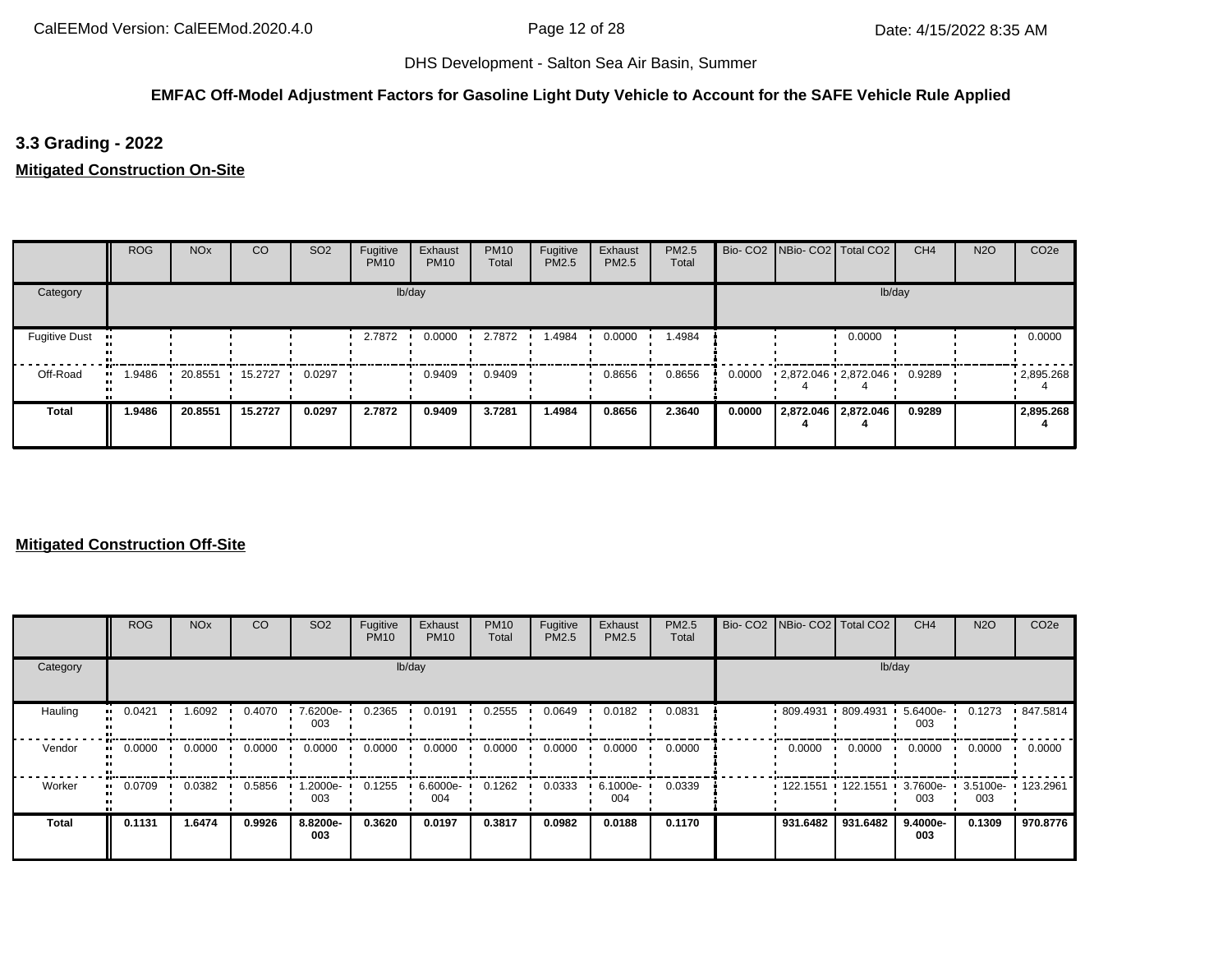DHS Development - Salton Sea Air Basin, Summer

**EMFAC Off-Model Adjustment Factors for Gasoline Light Duty Vehicle to Account for the SAFE Vehicle Rule Applied**

## 3.3 Grading - 2022

**Mitigated Construction On-Site**

| | ROG | NOx | CO | SO2 | Fugitive PM10 | Exhaust PM10 | PM10 Total | Fugitive PM2.5 | Exhaust PM2.5 | PM2.5 Total | Bio- CO2 | NBio- CO2 | Total CO2 | CH4 | N2O | CO2e |
|---|---|---|---|---|---|---|---|---|---|---|---|---|---|---|---|---|
| Category | lb/day | | | | | | | | | | lb/day | | | | | |
| Fugitive Dust | | | | | 2.7872 | 0.0000 | 2.7872 | 1.4984 | 0.0000 | 1.4984 | | | 0.0000 | | | 0.0000 |
| Off-Road | 1.9486 | 20.8551 | 15.2727 | 0.0297 | | 0.9409 | 0.9409 | | 0.8656 | 0.8656 | 0.0000 | 2,872.0464 | 2,872.0464 | 0.9289 | | 2,895.2684 |
| **Total** | **1.9486** | **20.8551** | **15.2727** | **0.0297** | **2.7872** | **0.9409** | **3.7281** | **1.4984** | **0.8656** | **2.3640** | **0.0000** | **2,872.0464** | **2,872.0464** | **0.9289** | | **2,895.2684** |

**Mitigated Construction Off-Site**

| | ROG | NOx | CO | SO2 | Fugitive PM10 | Exhaust PM10 | PM10 Total | Fugitive PM2.5 | Exhaust PM2.5 | PM2.5 Total | Bio- CO2 | NBio- CO2 | Total CO2 | CH4 | N2O | CO2e |
|---|---|---|---|---|---|---|---|---|---|---|---|---|---|---|---|---|
| Category | lb/day | | | | | | | | | | lb/day | | | | | |
| Hauling | 0.0421 | 1.6092 | 0.4070 | 7.6200e-003 | 0.2365 | 0.0191 | 0.2555 | 0.0649 | 0.0182 | 0.0831 | | 809.4931 | 809.4931 | 5.6400e-003 | 0.1273 | 847.5814 |
| Vendor | 0.0000 | 0.0000 | 0.0000 | 0.0000 | 0.0000 | 0.0000 | 0.0000 | 0.0000 | 0.0000 | 0.0000 | | 0.0000 | 0.0000 | 0.0000 | 0.0000 | 0.0000 |
| Worker | 0.0709 | 0.0382 | 0.5856 | 1.2000e-003 | 0.1255 | 6.6000e-004 | 0.1262 | 0.0333 | 6.1000e-004 | 0.0339 | | 122.1551 | 122.1551 | 3.7600e-003 | 3.5100e-003 | 123.2961 |
| **Total** | **0.1131** | **1.6474** | **0.9926** | **8.8200e-003** | **0.3620** | **0.0197** | **0.3817** | **0.0982** | **0.0188** | **0.1170** | | **931.6482** | **931.6482** | **9.4000e-003** | **0.1309** | **970.8776** |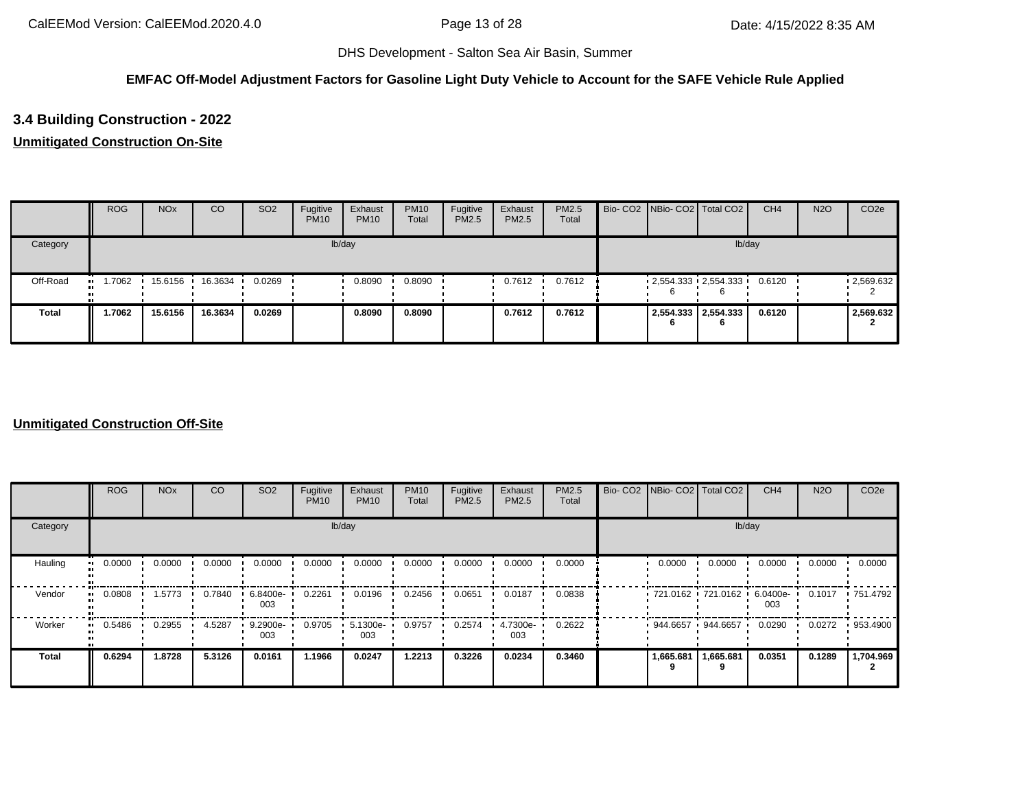DHS Development - Salton Sea Air Basin, Summer

**EMFAC Off-Model Adjustment Factors for Gasoline Light Duty Vehicle to Account for the SAFE Vehicle Rule Applied**

## 3.4 Building Construction - 2022

**Unmitigated Construction On-Site**

| | ROG | NOx | CO | SO2 | Fugitive PM10 | Exhaust PM10 | PM10 Total | Fugitive PM2.5 | Exhaust PM2.5 | PM2.5 Total | Bio- CO2 | NBio- CO2 | Total CO2 | CH4 | N2O | CO2e |
|---|---|---|---|---|---|---|---|---|---|---|---|---|---|---|---|---|
| Category | lb/day | | | | | | | | | | lb/day | | | | | |
| Off-Road | 1.7062 | 15.6156 | 16.3634 | 0.0269 | | 0.8090 | 0.8090 | | 0.7612 | 0.7612 | | 2,554.3336 | 2,554.3336 | 0.6120 | | 2,569.6322 |
| **Total** | **1.7062** | **15.6156** | **16.3634** | **0.0269** | | **0.8090** | **0.8090** | | **0.7612** | **0.7612** | | **2,554.3336** | **2,554.3336** | **0.6120** | | **2,569.6322** |

**Unmitigated Construction Off-Site**

| | ROG | NOx | CO | SO2 | Fugitive PM10 | Exhaust PM10 | PM10 Total | Fugitive PM2.5 | Exhaust PM2.5 | PM2.5 Total | Bio- CO2 | NBio- CO2 | Total CO2 | CH4 | N2O | CO2e |
|---|---|---|---|---|---|---|---|---|---|---|---|---|---|---|---|---|
| Category | lb/day | | | | | | | | | | lb/day | | | | | |
| Hauling | 0.0000 | 0.0000 | 0.0000 | 0.0000 | 0.0000 | 0.0000 | 0.0000 | 0.0000 | 0.0000 | 0.0000 | | 0.0000 | 0.0000 | 0.0000 | 0.0000 | 0.0000 |
| Vendor | 0.0808 | 1.5773 | 0.7840 | 6.8400e-003 | 0.2261 | 0.0196 | 0.2456 | 0.0651 | 0.0187 | 0.0838 | | 721.0162 | 721.0162 | 6.0400e-003 | 0.1017 | 751.4792 |
| Worker | 0.5486 | 0.2955 | 4.5287 | 9.2900e-003 | 0.9705 | 5.1300e-003 | 0.9757 | 0.2574 | 4.7300e-003 | 0.2622 | | 944.6657 | 944.6657 | 0.0290 | 0.0272 | 953.4900 |
| **Total** | **0.6294** | **1.8728** | **5.3126** | **0.0161** | **1.1966** | **0.0247** | **1.2213** | **0.3226** | **0.0234** | **0.3460** | | **1,665.6819** | **1,665.6819** | **0.0351** | **0.1289** | **1,704.9692** |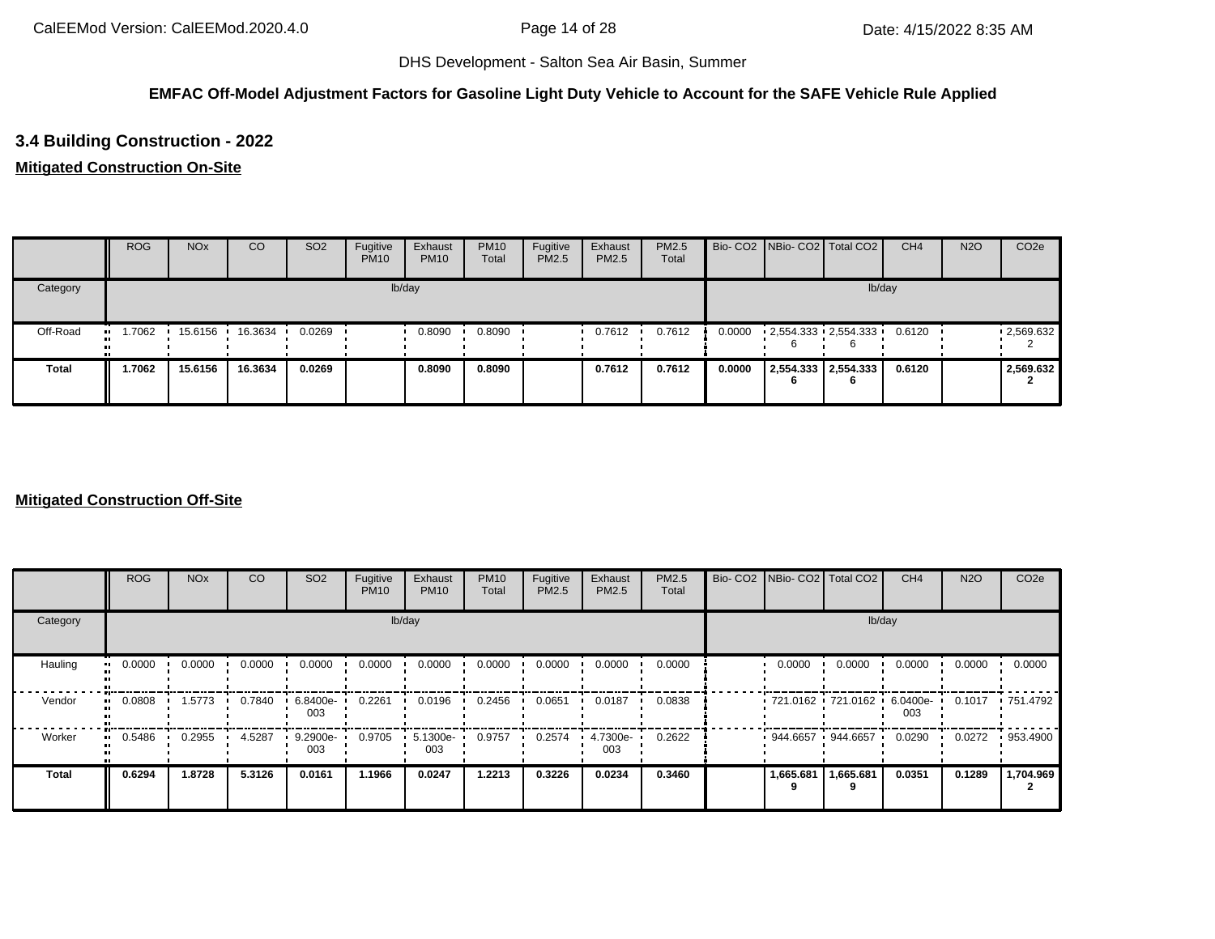DHS Development - Salton Sea Air Basin, Summer

**EMFAC Off-Model Adjustment Factors for Gasoline Light Duty Vehicle to Account for the SAFE Vehicle Rule Applied**

## 3.4 Building Construction - 2022

### Mitigated Construction On-Site

| | ROG | NOx | CO | SO2 | Fugitive PM10 | Exhaust PM10 | PM10 Total | Fugitive PM2.5 | Exhaust PM2.5 | PM2.5 Total | Bio- CO2 | NBio- CO2 | Total CO2 | CH4 | N2O | CO2e |
|---|---|---|---|---|---|---|---|---|---|---|---|---|---|---|---|---|
| Category | lb/day | | | | | | | | | | lb/day | | | | | |
| Off-Road | 1.7062 | 15.6156 | 16.3634 | 0.0269 | | 0.8090 | 0.8090 | | 0.7612 | 0.7612 | 0.0000 | 2,554.3336 | 2,554.3336 | 0.6120 | | 2,569.6322 |
| **Total** | **1.7062** | **15.6156** | **16.3634** | **0.0269** | | **0.8090** | **0.8090** | | **0.7612** | **0.7612** | **0.0000** | **2,554.3336** | **2,554.3336** | **0.6120** | | **2,569.6322** |

### Mitigated Construction Off-Site

| | ROG | NOx | CO | SO2 | Fugitive PM10 | Exhaust PM10 | PM10 Total | Fugitive PM2.5 | Exhaust PM2.5 | PM2.5 Total | Bio- CO2 | NBio- CO2 | Total CO2 | CH4 | N2O | CO2e |
|---|---|---|---|---|---|---|---|---|---|---|---|---|---|---|---|---|
| Category | lb/day | | | | | | | | | | lb/day | | | | | |
| Hauling | 0.0000 | 0.0000 | 0.0000 | 0.0000 | 0.0000 | 0.0000 | 0.0000 | 0.0000 | 0.0000 | 0.0000 | | 0.0000 | 0.0000 | 0.0000 | 0.0000 | 0.0000 |
| Vendor | 0.0808 | 1.5773 | 0.7840 | 6.8400e-003 | 0.2261 | 0.0196 | 0.2456 | 0.0651 | 0.0187 | 0.0838 | | 721.0162 | 721.0162 | 6.0400e-003 | 0.1017 | 751.4792 |
| Worker | 0.5486 | 0.2955 | 4.5287 | 9.2900e-003 | 0.9705 | 5.1300e-003 | 0.9757 | 0.2574 | 4.7300e-003 | 0.2622 | | 944.6657 | 944.6657 | 0.0290 | 0.0272 | 953.4900 |
| **Total** | **0.6294** | **1.8728** | **5.3126** | **0.0161** | **1.1966** | **0.0247** | **1.2213** | **0.3226** | **0.0234** | **0.3460** | | **1,665.6819** | **1,665.6819** | **0.0351** | **0.1289** | **1,704.9692** |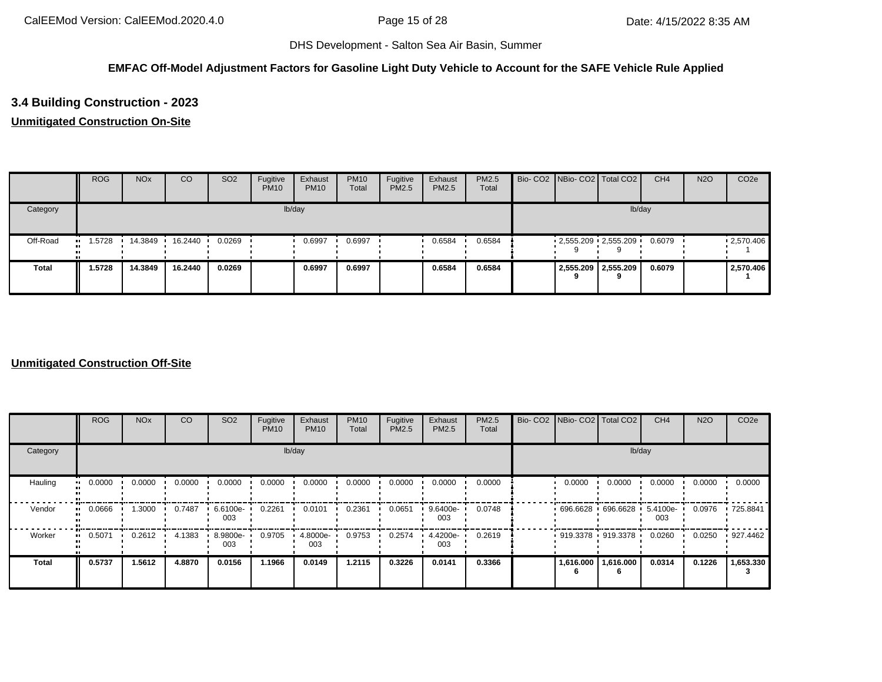**EMFAC Off-Model Adjustment Factors for Gasoline Light Duty Vehicle to Account for the SAFE Vehicle Rule Applied**

### 3.4 Building Construction - 2023

**Unmitigated Construction On-Site**

| | ROG | NOx | CO | SO2 | Fugitive PM10 | Exhaust PM10 | PM10 Total | Fugitive PM2.5 | Exhaust PM2.5 | PM2.5 Total | Bio- CO2 | NBio- CO2 | Total CO2 | CH4 | N2O | CO2e |
|---|---|---|---|---|---|---|---|---|---|---|---|---|---|---|---|---|
| Category | lb/day | | | | | | | | | | lb/day | | | | | |
| Off-Road | 1.5728 | 14.3849 | 16.2440 | 0.0269 | | 0.6997 | 0.6997 | | 0.6584 | 0.6584 | | 2,555.2099 | 2,555.2099 | 0.6079 | | 2,570.4061 |
| **Total** | **1.5728** | **14.3849** | **16.2440** | **0.0269** | | **0.6997** | **0.6997** | | **0.6584** | **0.6584** | | **2,555.2099** | **2,555.2099** | **0.6079** | | **2,570.4061** |

**Unmitigated Construction Off-Site**

| | ROG | NOx | CO | SO2 | Fugitive PM10 | Exhaust PM10 | PM10 Total | Fugitive PM2.5 | Exhaust PM2.5 | PM2.5 Total | Bio- CO2 | NBio- CO2 | Total CO2 | CH4 | N2O | CO2e |
|---|---|---|---|---|---|---|---|---|---|---|---|---|---|---|---|---|
| Category | lb/day | | | | | | | | | | lb/day | | | | | |
| Hauling | 0.0000 | 0.0000 | 0.0000 | 0.0000 | 0.0000 | 0.0000 | 0.0000 | 0.0000 | 0.0000 | 0.0000 | | 0.0000 | 0.0000 | 0.0000 | 0.0000 | 0.0000 |
| Vendor | 0.0666 | 1.3000 | 0.7487 | 6.6100e-003 | 0.2261 | 0.0101 | 0.2361 | 0.0651 | 9.6400e-003 | 0.0748 | | 696.6628 | 696.6628 | 5.4100e-003 | 0.0976 | 725.8841 |
| Worker | 0.5071 | 0.2612 | 4.1383 | 8.9800e-003 | 0.9705 | 4.8000e-003 | 0.9753 | 0.2574 | 4.4200e-003 | 0.2619 | | 919.3378 | 919.3378 | 0.0260 | 0.0250 | 927.4462 |
| **Total** | **0.5737** | **1.5612** | **4.8870** | **0.0156** | **1.1966** | **0.0149** | **1.2115** | **0.3226** | **0.0141** | **0.3366** | | **1,616.0006** | **1,616.0006** | **0.0314** | **0.1226** | **1,653.3303** |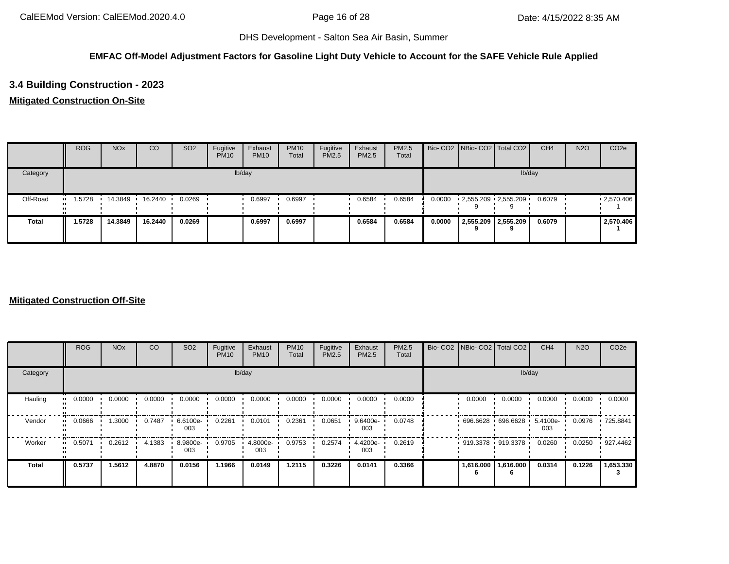DHS Development - Salton Sea Air Basin, Summer

**EMFAC Off-Model Adjustment Factors for Gasoline Light Duty Vehicle to Account for the SAFE Vehicle Rule Applied**

## 3.4 Building Construction - 2023

**Mitigated Construction On-Site**

| | ROG | NOx | CO | SO2 | Fugitive PM10 | Exhaust PM10 | PM10 Total | Fugitive PM2.5 | Exhaust PM2.5 | PM2.5 Total | Bio- CO2 | NBio- CO2 | Total CO2 | CH4 | N2O | CO2e |
|---|---|---|---|---|---|---|---|---|---|---|---|---|---|---|---|---|
| Category | lb/day | | | | | | | | | | lb/day | | | | | |
| Off-Road | 1.5728 | 14.3849 | 16.2440 | 0.0269 | | 0.6997 | 0.6997 | | 0.6584 | 0.6584 | 0.0000 | 2,555.2099 | 2,555.2099 | 0.6079 | | 2,570.4061 |
| **Total** | **1.5728** | **14.3849** | **16.2440** | **0.0269** | | **0.6997** | **0.6997** | | **0.6584** | **0.6584** | **0.0000** | **2,555.2099** | **2,555.2099** | **0.6079** | | **2,570.4061** |

**Mitigated Construction Off-Site**

| | ROG | NOx | CO | SO2 | Fugitive PM10 | Exhaust PM10 | PM10 Total | Fugitive PM2.5 | Exhaust PM2.5 | PM2.5 Total | Bio- CO2 | NBio- CO2 | Total CO2 | CH4 | N2O | CO2e |
|---|---|---|---|---|---|---|---|---|---|---|---|---|---|---|---|---|
| Category | lb/day | | | | | | | | | | lb/day | | | | | |
| Hauling | 0.0000 | 0.0000 | 0.0000 | 0.0000 | 0.0000 | 0.0000 | 0.0000 | 0.0000 | 0.0000 | 0.0000 | | 0.0000 | 0.0000 | 0.0000 | 0.0000 | 0.0000 |
| Vendor | 0.0666 | 1.3000 | 0.7487 | 6.6100e-003 | 0.2261 | 0.0101 | 0.2361 | 0.0651 | 9.6400e-003 | 0.0748 | | 696.6628 | 696.6628 | 5.4100e-003 | 0.0976 | 725.8841 |
| Worker | 0.5071 | 0.2612 | 4.1383 | 8.9800e-003 | 0.9705 | 4.8000e-003 | 0.9753 | 0.2574 | 4.4200e-003 | 0.2619 | | 919.3378 | 919.3378 | 0.0260 | 0.0250 | 927.4462 |
| **Total** | **0.5737** | **1.5612** | **4.8870** | **0.0156** | **1.1966** | **0.0149** | **1.2115** | **0.3226** | **0.0141** | **0.3366** | | **1,616.0006** | **1,616.0006** | **0.0314** | **0.1226** | **1,653.3303** |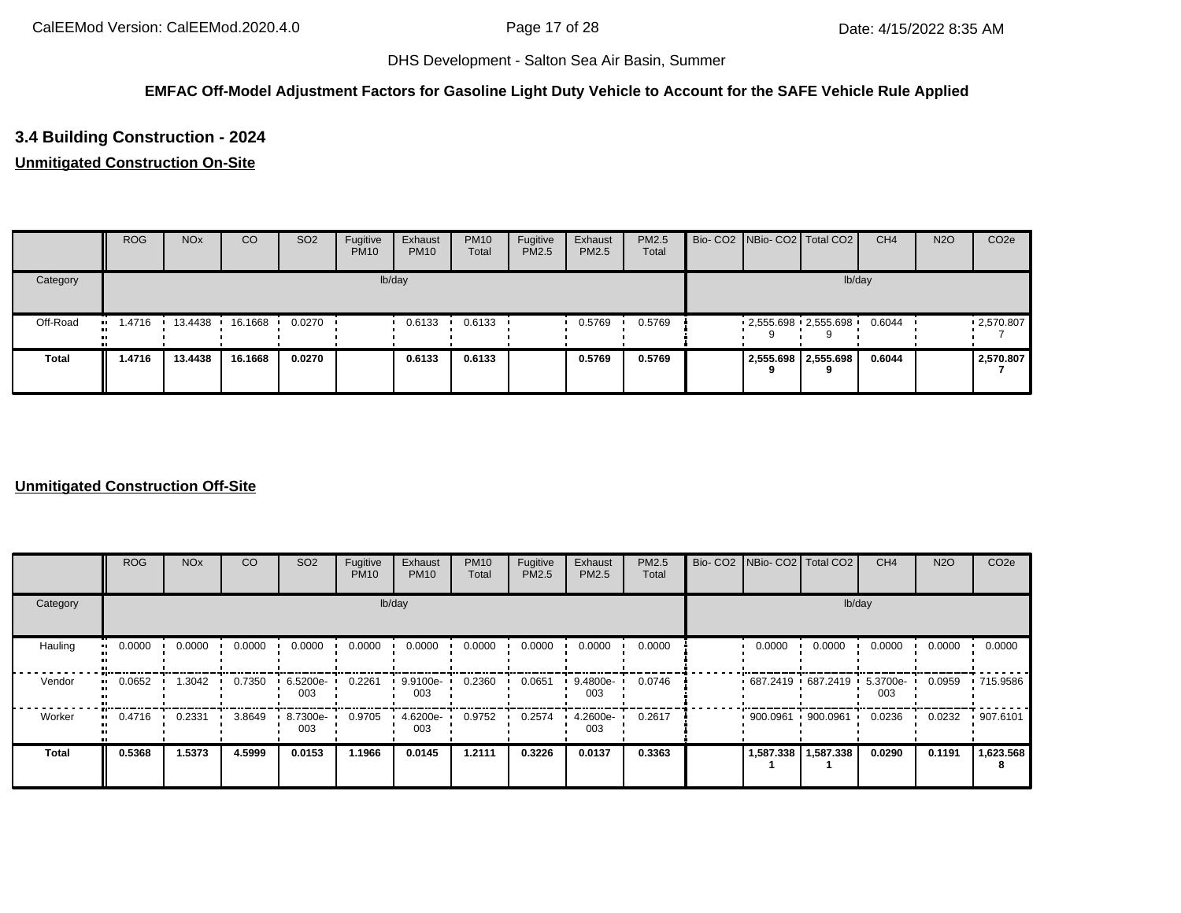DHS Development - Salton Sea Air Basin, Summer

**EMFAC Off-Model Adjustment Factors for Gasoline Light Duty Vehicle to Account for the SAFE Vehicle Rule Applied**

## 3.4 Building Construction - 2024

**Unmitigated Construction On-Site**

| | ROG | NOx | CO | SO2 | Fugitive PM10 | Exhaust PM10 | PM10 Total | Fugitive PM2.5 | Exhaust PM2.5 | PM2.5 Total | Bio- CO2 | NBio- CO2 | Total CO2 | CH4 | N2O | CO2e |
|---|---|---|---|---|---|---|---|---|---|---|---|---|---|---|---|---|
| Category | lb/day | | | | | | | | | | lb/day | | | | | |
| Off-Road | 1.4716 | 13.4438 | 16.1668 | 0.0270 | | 0.6133 | 0.6133 | | 0.5769 | 0.5769 | | 2,555.6989 | 2,555.6989 | 0.6044 | | 2,570.8077 |
| **Total** | **1.4716** | **13.4438** | **16.1668** | **0.0270** | | **0.6133** | **0.6133** | | **0.5769** | **0.5769** | | **2,555.6989** | **2,555.6989** | **0.6044** | | **2,570.8077** |

**Unmitigated Construction Off-Site**

| | ROG | NOx | CO | SO2 | Fugitive PM10 | Exhaust PM10 | PM10 Total | Fugitive PM2.5 | Exhaust PM2.5 | PM2.5 Total | Bio- CO2 | NBio- CO2 | Total CO2 | CH4 | N2O | CO2e |
|---|---|---|---|---|---|---|---|---|---|---|---|---|---|---|---|---|
| Category | lb/day | | | | | | | | | | lb/day | | | | | |
| Hauling | 0.0000 | 0.0000 | 0.0000 | 0.0000 | 0.0000 | 0.0000 | 0.0000 | 0.0000 | 0.0000 | 0.0000 | | 0.0000 | 0.0000 | 0.0000 | 0.0000 | 0.0000 |
| Vendor | 0.0652 | 1.3042 | 0.7350 | 6.5200e-003 | 0.2261 | 9.9100e-003 | 0.2360 | 0.0651 | 9.4800e-003 | 0.0746 | | 687.2419 | 687.2419 | 5.3700e-003 | 0.0959 | 715.9586 |
| Worker | 0.4716 | 0.2331 | 3.8649 | 8.7300e-003 | 0.9705 | 4.6200e-003 | 0.9752 | 0.2574 | 4.2600e-003 | 0.2617 | | 900.0961 | 900.0961 | 0.0236 | 0.0232 | 907.6101 |
| **Total** | **0.5368** | **1.5373** | **4.5999** | **0.0153** | **1.1966** | **0.0145** | **1.2111** | **0.3226** | **0.0137** | **0.3363** | | **1,587.3381** | **1,587.3381** | **0.0290** | **0.1191** | **1,623.5688** |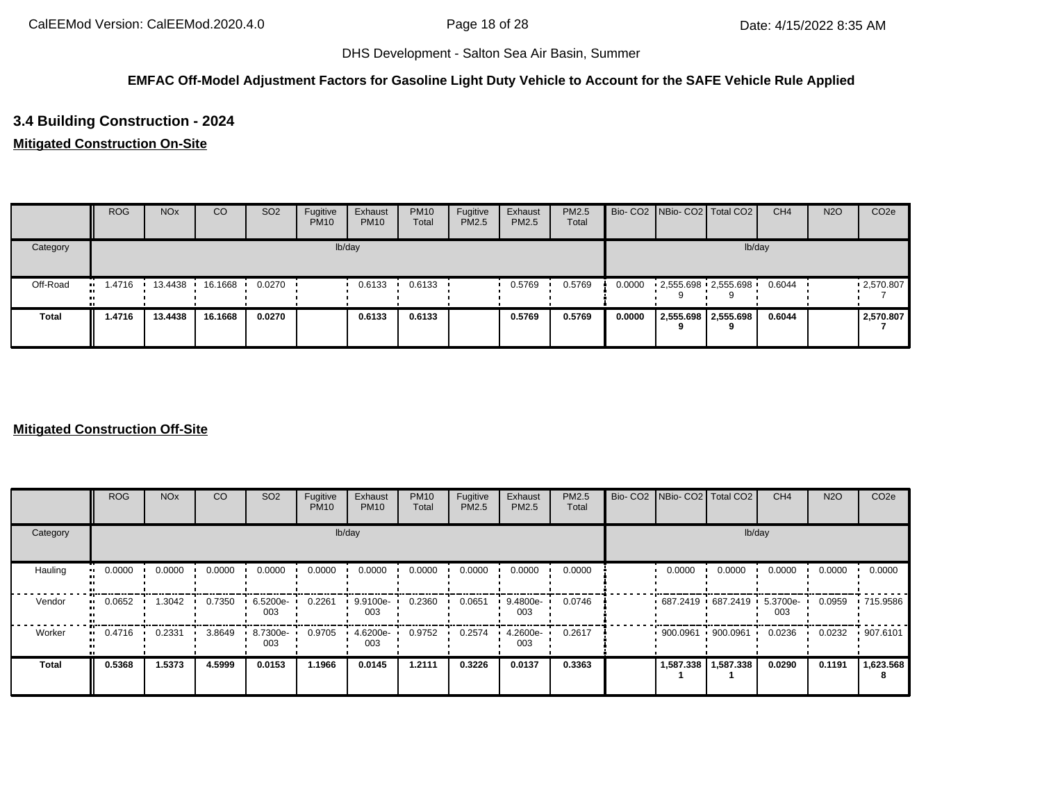DHS Development - Salton Sea Air Basin, Summer

**EMFAC Off-Model Adjustment Factors for Gasoline Light Duty Vehicle to Account for the SAFE Vehicle Rule Applied**

## 3.4 Building Construction - 2024

### Mitigated Construction On-Site

| | ROG | NOx | CO | SO2 | Fugitive PM10 | Exhaust PM10 | PM10 Total | Fugitive PM2.5 | Exhaust PM2.5 | PM2.5 Total | Bio- CO2 | NBio- CO2 | Total CO2 | CH4 | N2O | CO2e |
|---|---|---|---|---|---|---|---|---|---|---|---|---|---|---|---|---|
| Category | lb/day | | | | | | | | | | lb/day | | | | | |
| Off-Road | 1.4716 | 13.4438 | 16.1668 | 0.0270 | | 0.6133 | 0.6133 | | 0.5769 | 0.5769 | 0.0000 | 2,555.6989 | 2,555.6989 | 0.6044 | | 2,570.8077 |
| **Total** | **1.4716** | **13.4438** | **16.1668** | **0.0270** | | **0.6133** | **0.6133** | | **0.5769** | **0.5769** | **0.0000** | **2,555.6989** | **2,555.6989** | **0.6044** | | **2,570.8077** |

### Mitigated Construction Off-Site

| | ROG | NOx | CO | SO2 | Fugitive PM10 | Exhaust PM10 | PM10 Total | Fugitive PM2.5 | Exhaust PM2.5 | PM2.5 Total | Bio- CO2 | NBio- CO2 | Total CO2 | CH4 | N2O | CO2e |
|---|---|---|---|---|---|---|---|---|---|---|---|---|---|---|---|---|
| Category | lb/day | | | | | | | | | | lb/day | | | | | |
| Hauling | 0.0000 | 0.0000 | 0.0000 | 0.0000 | 0.0000 | 0.0000 | 0.0000 | 0.0000 | 0.0000 | 0.0000 | | 0.0000 | 0.0000 | 0.0000 | 0.0000 | 0.0000 |
| Vendor | 0.0652 | 1.3042 | 0.7350 | 6.5200e-003 | 0.2261 | 9.9100e-003 | 0.2360 | 0.0651 | 9.4800e-003 | 0.0746 | | 687.2419 | 687.2419 | 5.3700e-003 | 0.0959 | 715.9586 |
| Worker | 0.4716 | 0.2331 | 3.8649 | 8.7300e-003 | 0.9705 | 4.6200e-003 | 0.9752 | 0.2574 | 4.2600e-003 | 0.2617 | | 900.0961 | 900.0961 | 0.0236 | 0.0232 | 907.6101 |
| **Total** | **0.5368** | **1.5373** | **4.5999** | **0.0153** | **1.1966** | **0.0145** | **1.2111** | **0.3226** | **0.0137** | **0.3363** | | **1,587.3381** | **1,587.3381** | **0.0290** | **0.1191** | **1,623.5688** |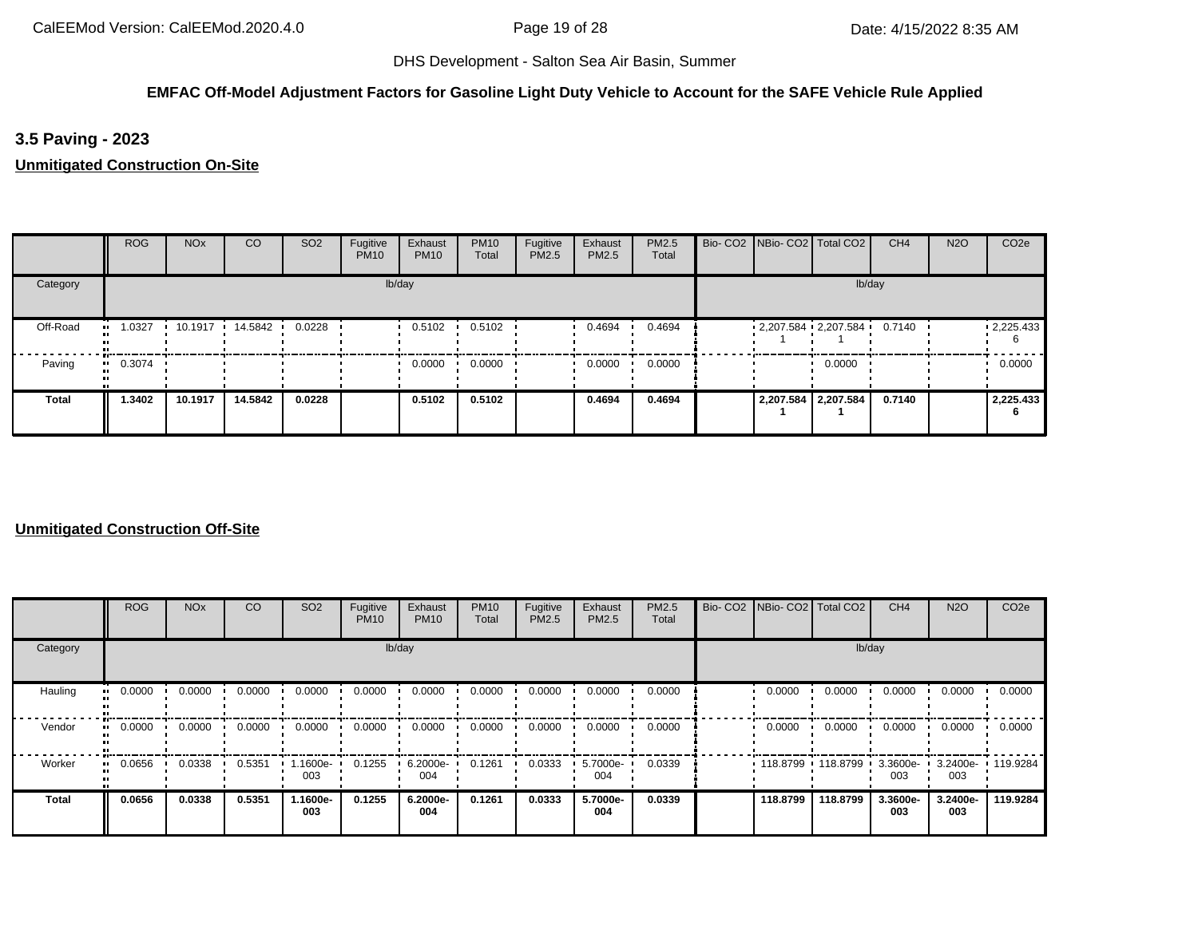DHS Development - Salton Sea Air Basin, Summer

**EMFAC Off-Model Adjustment Factors for Gasoline Light Duty Vehicle to Account for the SAFE Vehicle Rule Applied**

## 3.5 Paving - 2023

**Unmitigated Construction On-Site**

| | ROG | NOx | CO | SO2 | Fugitive PM10 | Exhaust PM10 | PM10 Total | Fugitive PM2.5 | Exhaust PM2.5 | PM2.5 Total | Bio- CO2 | NBio- CO2 | Total CO2 | CH4 | N2O | CO2e |
|---|---|---|---|---|---|---|---|---|---|---|---|---|---|---|---|---|
| Category | lb/day | | | | | | | | | | lb/day | | | | | |
| Off-Road | 1.0327 | 10.1917 | 14.5842 | 0.0228 | | 0.5102 | 0.5102 | | 0.4694 | 0.4694 | | 2,207.5841 | 2,207.5841 | 0.7140 | | 2,225.4336 |
| Paving | 0.3074 | | | | | 0.0000 | 0.0000 | | 0.0000 | 0.0000 | | | 0.0000 | | | 0.0000 |
| **Total** | **1.3402** | **10.1917** | **14.5842** | **0.0228** | | **0.5102** | **0.5102** | | **0.4694** | **0.4694** | | **2,207.5841** | **2,207.5841** | **0.7140** | | **2,225.4336** |

**Unmitigated Construction Off-Site**

| | ROG | NOx | CO | SO2 | Fugitive PM10 | Exhaust PM10 | PM10 Total | Fugitive PM2.5 | Exhaust PM2.5 | PM2.5 Total | Bio- CO2 | NBio- CO2 | Total CO2 | CH4 | N2O | CO2e |
|---|---|---|---|---|---|---|---|---|---|---|---|---|---|---|---|---|
| Category | lb/day | | | | | | | | | | lb/day | | | | | |
| Hauling | 0.0000 | 0.0000 | 0.0000 | 0.0000 | 0.0000 | 0.0000 | 0.0000 | 0.0000 | 0.0000 | 0.0000 | | 0.0000 | 0.0000 | 0.0000 | 0.0000 | 0.0000 |
| Vendor | 0.0000 | 0.0000 | 0.0000 | 0.0000 | 0.0000 | 0.0000 | 0.0000 | 0.0000 | 0.0000 | 0.0000 | | 0.0000 | 0.0000 | 0.0000 | 0.0000 | 0.0000 |
| Worker | 0.0656 | 0.0338 | 0.5351 | 1.1600e-003 | 0.1255 | 6.2000e-004 | 0.1261 | 0.0333 | 5.7000e-004 | 0.0339 | | 118.8799 | 118.8799 | 3.3600e-003 | 3.2400e-003 | 119.9284 |
| **Total** | **0.0656** | **0.0338** | **0.5351** | **1.1600e-003** | **0.1255** | **6.2000e-004** | **0.1261** | **0.0333** | **5.7000e-004** | **0.0339** | | **118.8799** | **118.8799** | **3.3600e-003** | **3.2400e-003** | **119.9284** |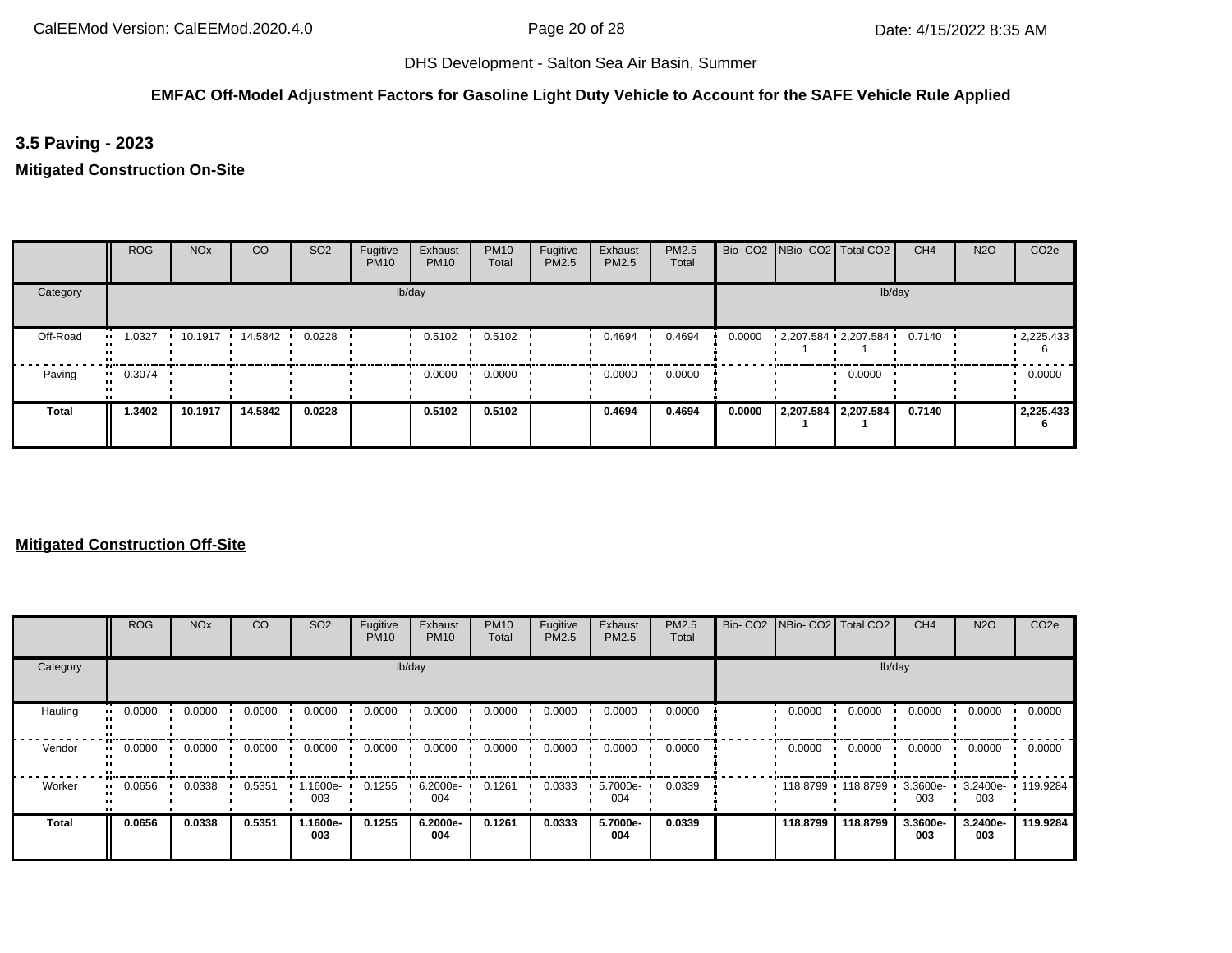DHS Development - Salton Sea Air Basin, Summer

**EMFAC Off-Model Adjustment Factors for Gasoline Light Duty Vehicle to Account for the SAFE Vehicle Rule Applied**

### 3.5 Paving - 2023

**Mitigated Construction On-Site**

| | ROG | NOx | CO | SO2 | Fugitive PM10 | Exhaust PM10 | PM10 Total | Fugitive PM2.5 | Exhaust PM2.5 | PM2.5 Total | Bio- CO2 | NBio- CO2 | Total CO2 | CH4 | N2O | CO2e |
|---|---|---|---|---|---|---|---|---|---|---|---|---|---|---|---|---|
| Category | lb/day | | | | | | | | | | lb/day | | | | | |
| Off-Road | 1.0327 | 10.1917 | 14.5842 | 0.0228 | | 0.5102 | 0.5102 | | 0.4694 | 0.4694 | 0.0000 | 2,207.5841 | 2,207.5841 | 0.7140 | | 2,225.4336 |
| Paving | 0.3074 | | | | | 0.0000 | 0.0000 | | 0.0000 | 0.0000 | | | 0.0000 | | | 0.0000 |
| **Total** | **1.3402** | **10.1917** | **14.5842** | **0.0228** | | **0.5102** | **0.5102** | | **0.4694** | **0.4694** | **0.0000** | **2,207.5841** | **2,207.5841** | **0.7140** | | **2,225.4336** |

**Mitigated Construction Off-Site**

| | ROG | NOx | CO | SO2 | Fugitive PM10 | Exhaust PM10 | PM10 Total | Fugitive PM2.5 | Exhaust PM2.5 | PM2.5 Total | Bio- CO2 | NBio- CO2 | Total CO2 | CH4 | N2O | CO2e |
|---|---|---|---|---|---|---|---|---|---|---|---|---|---|---|---|---|
| Category | lb/day | | | | | | | | | | lb/day | | | | | |
| Hauling | 0.0000 | 0.0000 | 0.0000 | 0.0000 | 0.0000 | 0.0000 | 0.0000 | 0.0000 | 0.0000 | 0.0000 | | 0.0000 | 0.0000 | 0.0000 | 0.0000 | 0.0000 |
| Vendor | 0.0000 | 0.0000 | 0.0000 | 0.0000 | 0.0000 | 0.0000 | 0.0000 | 0.0000 | 0.0000 | 0.0000 | | 0.0000 | 0.0000 | 0.0000 | 0.0000 | 0.0000 |
| Worker | 0.0656 | 0.0338 | 0.5351 | 1.1600e-003 | 0.1255 | 6.2000e-004 | 0.1261 | 0.0333 | 5.7000e-004 | 0.0339 | | 118.8799 | 118.8799 | 3.3600e-003 | 3.2400e-003 | 119.9284 |
| **Total** | **0.0656** | **0.0338** | **0.5351** | **1.1600e-003** | **0.1255** | **6.2000e-004** | **0.1261** | **0.0333** | **5.7000e-004** | **0.0339** | | **118.8799** | **118.8799** | **3.3600e-003** | **3.2400e-003** | **119.9284** |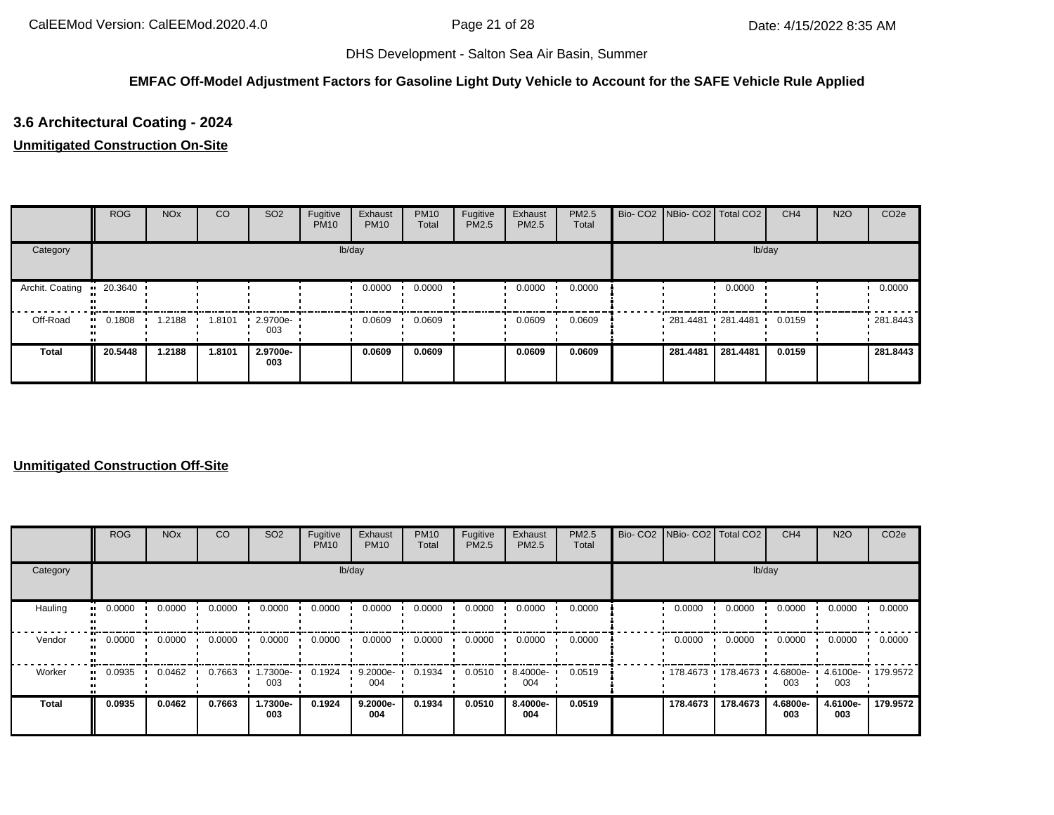DHS Development - Salton Sea Air Basin, Summer

**EMFAC Off-Model Adjustment Factors for Gasoline Light Duty Vehicle to Account for the SAFE Vehicle Rule Applied**

## 3.6 Architectural Coating - 2024

**Unmitigated Construction On-Site**

| | ROG | NOx | CO | SO2 | Fugitive PM10 | Exhaust PM10 | PM10 Total | Fugitive PM2.5 | Exhaust PM2.5 | PM2.5 Total | Bio- CO2 | NBio- CO2 | Total CO2 | CH4 | N2O | CO2e |
|---|---|---|---|---|---|---|---|---|---|---|---|---|---|---|---|---|
| Category | lb/day | | | | | | | | | | lb/day | | | | | |
| Archit. Coating | 20.3640 | | | | | 0.0000 | 0.0000 | | 0.0000 | 0.0000 | | | 0.0000 | | | 0.0000 |
| Off-Road | 0.1808 | 1.2188 | 1.8101 | 2.9700e-003 | | 0.0609 | 0.0609 | | 0.0609 | 0.0609 | | 281.4481 | 281.4481 | 0.0159 | | 281.8443 |
| **Total** | **20.5448** | **1.2188** | **1.8101** | **2.9700e-003** | | **0.0609** | **0.0609** | | **0.0609** | **0.0609** | | **281.4481** | **281.4481** | **0.0159** | | **281.8443** |

**Unmitigated Construction Off-Site**

| | ROG | NOx | CO | SO2 | Fugitive PM10 | Exhaust PM10 | PM10 Total | Fugitive PM2.5 | Exhaust PM2.5 | PM2.5 Total | Bio- CO2 | NBio- CO2 | Total CO2 | CH4 | N2O | CO2e |
|---|---|---|---|---|---|---|---|---|---|---|---|---|---|---|---|---|
| Category | lb/day | | | | | | | | | | lb/day | | | | | |
| Hauling | 0.0000 | 0.0000 | 0.0000 | 0.0000 | 0.0000 | 0.0000 | 0.0000 | 0.0000 | 0.0000 | 0.0000 | | 0.0000 | 0.0000 | 0.0000 | 0.0000 | 0.0000 |
| Vendor | 0.0000 | 0.0000 | 0.0000 | 0.0000 | 0.0000 | 0.0000 | 0.0000 | 0.0000 | 0.0000 | 0.0000 | | 0.0000 | 0.0000 | 0.0000 | 0.0000 | 0.0000 |
| Worker | 0.0935 | 0.0462 | 0.7663 | 1.7300e-003 | 0.1924 | 9.2000e-004 | 0.1934 | 0.0510 | 8.4000e-004 | 0.0519 | | 178.4673 | 178.4673 | 4.6800e-003 | 4.6100e-003 | 179.9572 |
| **Total** | **0.0935** | **0.0462** | **0.7663** | **1.7300e-003** | **0.1924** | **9.2000e-004** | **0.1934** | **0.0510** | **8.4000e-004** | **0.0519** | | **178.4673** | **178.4673** | **4.6800e-003** | **4.6100e-003** | **179.9572** |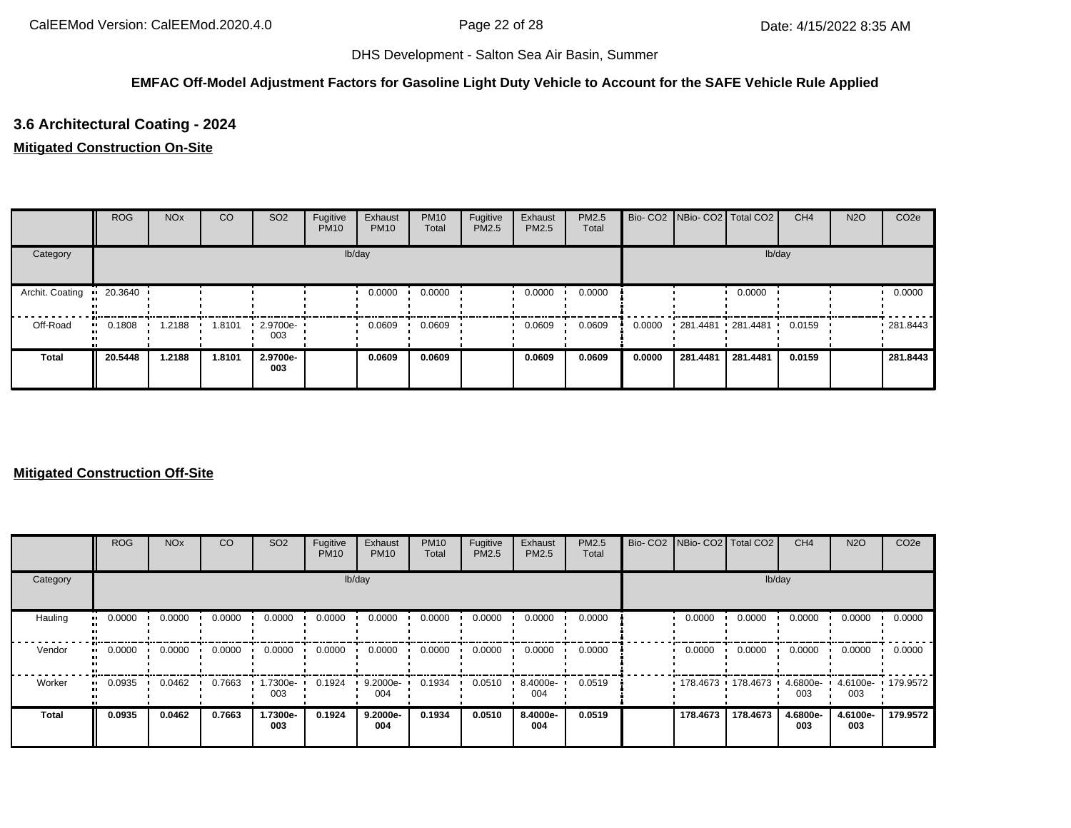DHS Development - Salton Sea Air Basin, Summer

**EMFAC Off-Model Adjustment Factors for Gasoline Light Duty Vehicle to Account for the SAFE Vehicle Rule Applied**

## 3.6 Architectural Coating - 2024

**Mitigated Construction On-Site**

| | ROG | NOx | CO | SO2 | Fugitive PM10 | Exhaust PM10 | PM10 Total | Fugitive PM2.5 | Exhaust PM2.5 | PM2.5 Total | Bio- CO2 | NBio- CO2 | Total CO2 | CH4 | N2O | CO2e |
|---|---|---|---|---|---|---|---|---|---|---|---|---|---|---|---|---|
| Category | lb/day | | | | | | | | | | lb/day | | | | | |
| Archit. Coating | 20.3640 | | | | | 0.0000 | 0.0000 | | 0.0000 | 0.0000 | | | 0.0000 | | | 0.0000 |
| Off-Road | 0.1808 | 1.2188 | 1.8101 | 2.9700e-003 | | 0.0609 | 0.0609 | | 0.0609 | 0.0609 | 0.0000 | 281.4481 | 281.4481 | 0.0159 | | 281.8443 |
| **Total** | **20.5448** | **1.2188** | **1.8101** | **2.9700e-003** | | **0.0609** | **0.0609** | | **0.0609** | **0.0609** | **0.0000** | **281.4481** | **281.4481** | **0.0159** | | **281.8443** |

**Mitigated Construction Off-Site**

| | ROG | NOx | CO | SO2 | Fugitive PM10 | Exhaust PM10 | PM10 Total | Fugitive PM2.5 | Exhaust PM2.5 | PM2.5 Total | Bio- CO2 | NBio- CO2 | Total CO2 | CH4 | N2O | CO2e |
|---|---|---|---|---|---|---|---|---|---|---|---|---|---|---|---|---|
| Category | lb/day | | | | | | | | | | lb/day | | | | | |
| Hauling | 0.0000 | 0.0000 | 0.0000 | 0.0000 | 0.0000 | 0.0000 | 0.0000 | 0.0000 | 0.0000 | 0.0000 | | 0.0000 | 0.0000 | 0.0000 | 0.0000 | 0.0000 |
| Vendor | 0.0000 | 0.0000 | 0.0000 | 0.0000 | 0.0000 | 0.0000 | 0.0000 | 0.0000 | 0.0000 | 0.0000 | | 0.0000 | 0.0000 | 0.0000 | 0.0000 | 0.0000 |
| Worker | 0.0935 | 0.0462 | 0.7663 | 1.7300e-003 | 0.1924 | 9.2000e-004 | 0.1934 | 0.0510 | 8.4000e-004 | 0.0519 | | 178.4673 | 178.4673 | 4.6800e-003 | 4.6100e-003 | 179.9572 |
| **Total** | **0.0935** | **0.0462** | **0.7663** | **1.7300e-003** | **0.1924** | **9.2000e-004** | **0.1934** | **0.0510** | **8.4000e-004** | **0.0519** | | **178.4673** | **178.4673** | **4.6800e-003** | **4.6100e-003** | **179.9572** |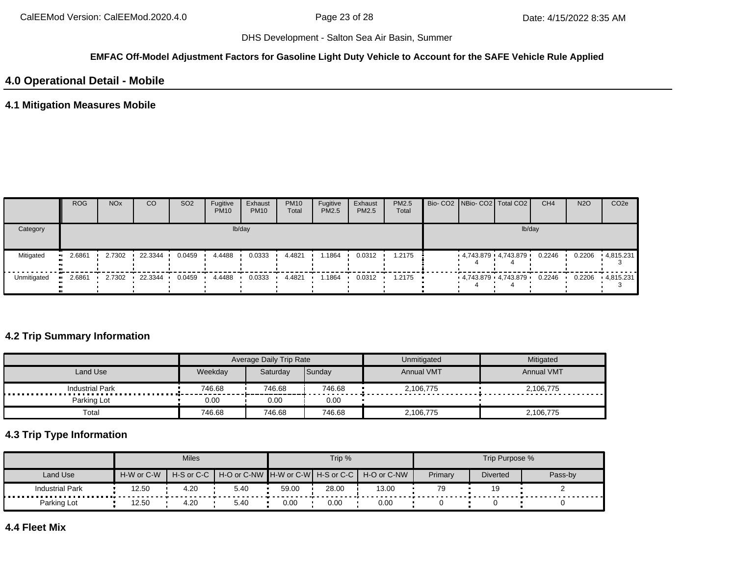DHS Development - Salton Sea Air Basin, Summer

**EMFAC Off-Model Adjustment Factors for Gasoline Light Duty Vehicle to Account for the SAFE Vehicle Rule Applied**

## 4.0 Operational Detail - Mobile

### 4.1 Mitigation Measures Mobile

| | ROG | NOx | CO | SO2 | Fugitive PM10 | Exhaust PM10 | PM10 Total | Fugitive PM2.5 | Exhaust PM2.5 | PM2.5 Total | Bio- CO2 | NBio- CO2 | Total CO2 | CH4 | N2O | CO2e |
|---|---|---|---|---|---|---|---|---|---|---|---|---|---|---|---|---|
| Category | lb/day | | | | | | | | | | lb/day | | | | | |
| Mitigated | 2.6861 | 2.7302 | 22.3344 | 0.0459 | 4.4488 | 0.0333 | 4.4821 | 1.1864 | 0.0312 | 1.2175 | | 4,743.8794 | 4,743.8794 | 0.2246 | 0.2206 | 4,815.2313 |
| Unmitigated | 2.6861 | 2.7302 | 22.3344 | 0.0459 | 4.4488 | 0.0333 | 4.4821 | 1.1864 | 0.0312 | 1.2175 | | 4,743.8794 | 4,743.8794 | 0.2246 | 0.2206 | 4,815.2313 |

### 4.2 Trip Summary Information

| | Average Daily Trip Rate | | | Unmitigated | Mitigated |
|---|---|---|---|---|---|
| Land Use | Weekday | Saturday | Sunday | Annual VMT | Annual VMT |
| Industrial Park | 746.68 | 746.68 | 746.68 | 2,106,775 | 2,106,775 |
| Parking Lot | 0.00 | 0.00 | 0.00 | | |
| Total | 746.68 | 746.68 | 746.68 | 2,106,775 | 2,106,775 |

### 4.3 Trip Type Information

| | Miles | | | Trip % | | | Trip Purpose % | | |
|---|---|---|---|---|---|---|---|---|---|
| Land Use | H-W or C-W | H-S or C-C | H-O or C-NW | H-W or C-W | H-S or C-C | H-O or C-NW | Primary | Diverted | Pass-by |
| Industrial Park | 12.50 | 4.20 | 5.40 | 59.00 | 28.00 | 13.00 | 79 | 19 | 2 |
| Parking Lot | 12.50 | 4.20 | 5.40 | 0.00 | 0.00 | 0.00 | 0 | 0 | 0 |

### 4.4 Fleet Mix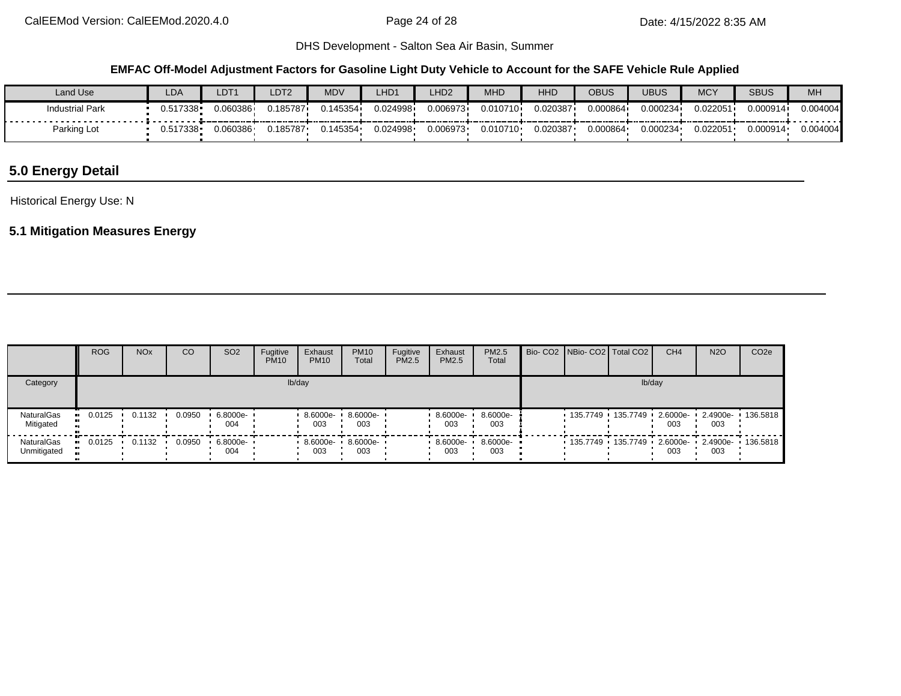DHS Development - Salton Sea Air Basin, Summer

**EMFAC Off-Model Adjustment Factors for Gasoline Light Duty Vehicle to Account for the SAFE Vehicle Rule Applied**

| Land Use | LDA | LDT1 | LDT2 | MDV | LHD1 | LHD2 | MHD | HHD | OBUS | UBUS | MCY | SBUS | MH |
|---|---|---|---|---|---|---|---|---|---|---|---|---|---|
| Industrial Park | 0.517338 | 0.060386 | 0.185787 | 0.145354 | 0.024998 | 0.006973 | 0.010710 | 0.020387 | 0.000864 | 0.000234 | 0.022051 | 0.000914 | 0.004004 |
| Parking Lot | 0.517338 | 0.060386 | 0.185787 | 0.145354 | 0.024998 | 0.006973 | 0.010710 | 0.020387 | 0.000864 | 0.000234 | 0.022051 | 0.000914 | 0.004004 |

## 5.0 Energy Detail

Historical Energy Use: N

### 5.1 Mitigation Measures Energy

| | ROG | NOx | CO | SO2 | Fugitive PM10 | Exhaust PM10 | PM10 Total | Fugitive PM2.5 | Exhaust PM2.5 | PM2.5 Total | Bio- CO2 | NBio- CO2 | Total CO2 | CH4 | N2O | CO2e |
|---|---|---|---|---|---|---|---|---|---|---|---|---|---|---|---|---|
| Category | lb/day | | | | | | | | | | lb/day | | | | | |
| NaturalGas Mitigated | 0.0125 | 0.1132 | 0.0950 | 6.8000e-004 | | 8.6000e-003 | 8.6000e-003 | | 8.6000e-003 | 8.6000e-003 | | 135.7749 | 135.7749 | 2.6000e-003 | 2.4900e-003 | 136.5818 |
| NaturalGas Unmitigated | 0.0125 | 0.1132 | 0.0950 | 6.8000e-004 | | 8.6000e-003 | 8.6000e-003 | | 8.6000e-003 | 8.6000e-003 | | 135.7749 | 135.7749 | 2.6000e-003 | 2.4900e-003 | 136.5818 |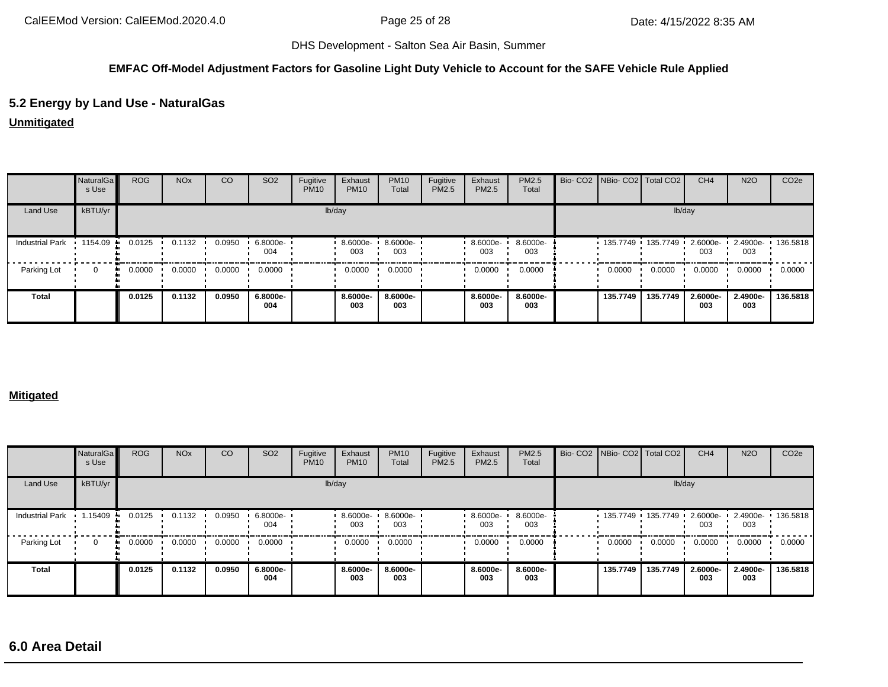DHS Development - Salton Sea Air Basin, Summer

**EMFAC Off-Model Adjustment Factors for Gasoline Light Duty Vehicle to Account for the SAFE Vehicle Rule Applied**

## 5.2 Energy by Land Use - NaturalGas

**Unmitigated**

| | NaturalGas Use | ROG | NOx | CO | SO2 | Fugitive PM10 | Exhaust PM10 | PM10 Total | Fugitive PM2.5 | Exhaust PM2.5 | PM2.5 Total | Bio- CO2 | NBio- CO2 | Total CO2 | CH4 | N2O | CO2e |
|---|---|---|---|---|---|---|---|---|---|---|---|---|---|---|---|---|---|
| Land Use | kBTU/yr | lb/day | | | | | | | | | | lb/day | | | | | |
| Industrial Park | 1154.09 | 0.0125 | 0.1132 | 0.0950 | 6.8000e-004 | | 8.6000e-003 | 8.6000e-003 | | 8.6000e-003 | 8.6000e-003 | | 135.7749 | 135.7749 | 2.6000e-003 | 2.4900e-003 | 136.5818 |
| Parking Lot | 0 | 0.0000 | 0.0000 | 0.0000 | 0.0000 | | 0.0000 | 0.0000 | | 0.0000 | 0.0000 | | 0.0000 | 0.0000 | 0.0000 | 0.0000 | 0.0000 |
| **Total** | | **0.0125** | **0.1132** | **0.0950** | **6.8000e-004** | | **8.6000e-003** | **8.6000e-003** | | **8.6000e-003** | **8.6000e-003** | | **135.7749** | **135.7749** | **2.6000e-003** | **2.4900e-003** | **136.5818** |

**Mitigated**

| | NaturalGas Use | ROG | NOx | CO | SO2 | Fugitive PM10 | Exhaust PM10 | PM10 Total | Fugitive PM2.5 | Exhaust PM2.5 | PM2.5 Total | Bio- CO2 | NBio- CO2 | Total CO2 | CH4 | N2O | CO2e |
|---|---|---|---|---|---|---|---|---|---|---|---|---|---|---|---|---|---|
| Land Use | kBTU/yr | lb/day | | | | | | | | | | lb/day | | | | | |
| Industrial Park | 1.15409 | 0.0125 | 0.1132 | 0.0950 | 6.8000e-004 | | 8.6000e-003 | 8.6000e-003 | | 8.6000e-003 | 8.6000e-003 | | 135.7749 | 135.7749 | 2.6000e-003 | 2.4900e-003 | 136.5818 |
| Parking Lot | 0 | 0.0000 | 0.0000 | 0.0000 | 0.0000 | | 0.0000 | 0.0000 | | 0.0000 | 0.0000 | | 0.0000 | 0.0000 | 0.0000 | 0.0000 | 0.0000 |
| **Total** | | **0.0125** | **0.1132** | **0.0950** | **6.8000e-004** | | **8.6000e-003** | **8.6000e-003** | | **8.6000e-003** | **8.6000e-003** | | **135.7749** | **135.7749** | **2.6000e-003** | **2.4900e-003** | **136.5818** |

## 6.0 Area Detail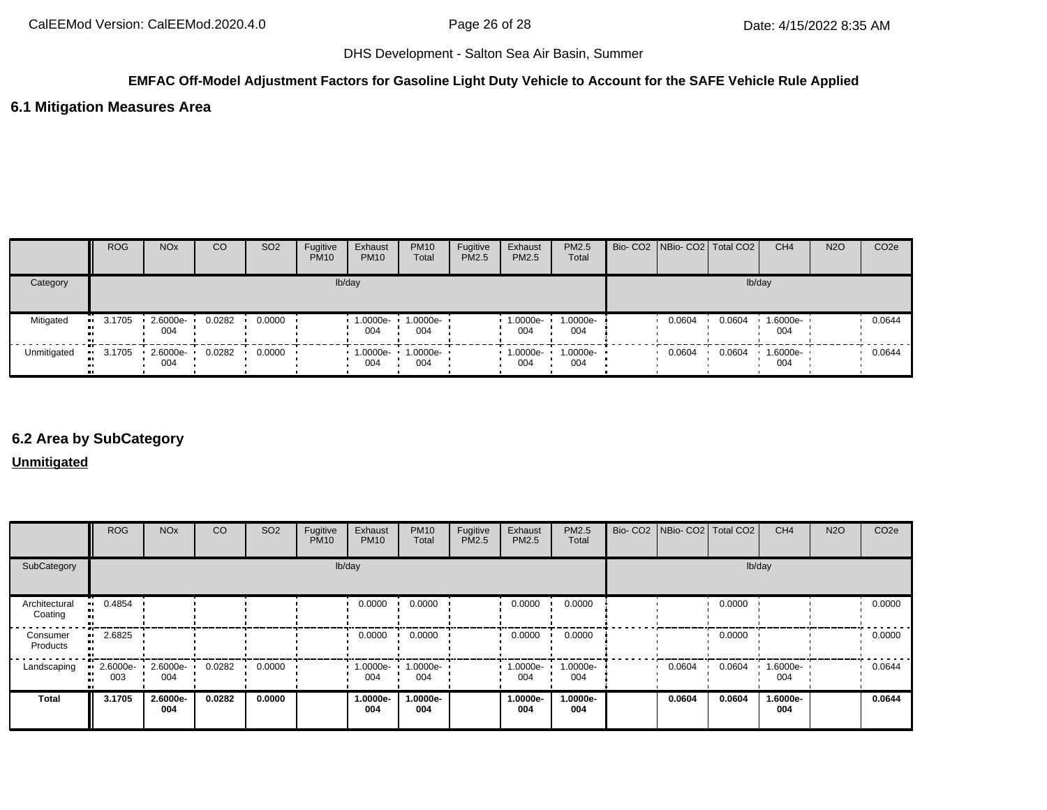**EMFAC Off-Model Adjustment Factors for Gasoline Light Duty Vehicle to Account for the SAFE Vehicle Rule Applied**

## 6.1 Mitigation Measures Area

| | ROG | NOx | CO | SO2 | Fugitive PM10 | Exhaust PM10 | PM10 Total | Fugitive PM2.5 | Exhaust PM2.5 | PM2.5 Total | Bio- CO2 | NBio- CO2 | Total CO2 | CH4 | N2O | CO2e |
|---|---|---|---|---|---|---|---|---|---|---|---|---|---|---|---|---|
| Category | lb/day | | | | | | | | | | lb/day | | | | | |
| Mitigated | 3.1705 | 2.6000e-004 | 0.0282 | 0.0000 | | 1.0000e-004 | 1.0000e-004 | | 1.0000e-004 | 1.0000e-004 | | 0.0604 | 0.0604 | 1.6000e-004 | | 0.0644 |
| Unmitigated | 3.1705 | 2.6000e-004 | 0.0282 | 0.0000 | | 1.0000e-004 | 1.0000e-004 | | 1.0000e-004 | 1.0000e-004 | | 0.0604 | 0.0604 | 1.6000e-004 | | 0.0644 |

## 6.2 Area by SubCategory

**Unmitigated**

| | ROG | NOx | CO | SO2 | Fugitive PM10 | Exhaust PM10 | PM10 Total | Fugitive PM2.5 | Exhaust PM2.5 | PM2.5 Total | Bio- CO2 | NBio- CO2 | Total CO2 | CH4 | N2O | CO2e |
|---|---|---|---|---|---|---|---|---|---|---|---|---|---|---|---|---|
| SubCategory | lb/day | | | | | | | | | | lb/day | | | | | |
| Architectural Coating | 0.4854 | | | | | 0.0000 | 0.0000 | | 0.0000 | 0.0000 | | | 0.0000 | | | 0.0000 |
| Consumer Products | 2.6825 | | | | | 0.0000 | 0.0000 | | 0.0000 | 0.0000 | | | 0.0000 | | | 0.0000 |
| Landscaping | 2.6000e-003 | 2.6000e-004 | 0.0282 | 0.0000 | | 1.0000e-004 | 1.0000e-004 | | 1.0000e-004 | 1.0000e-004 | | 0.0604 | 0.0604 | 1.6000e-004 | | 0.0644 |
| **Total** | **3.1705** | **2.6000e-004** | **0.0282** | **0.0000** | | **1.0000e-004** | **1.0000e-004** | | **1.0000e-004** | **1.0000e-004** | | **0.0604** | **0.0604** | **1.6000e-004** | | **0.0644** |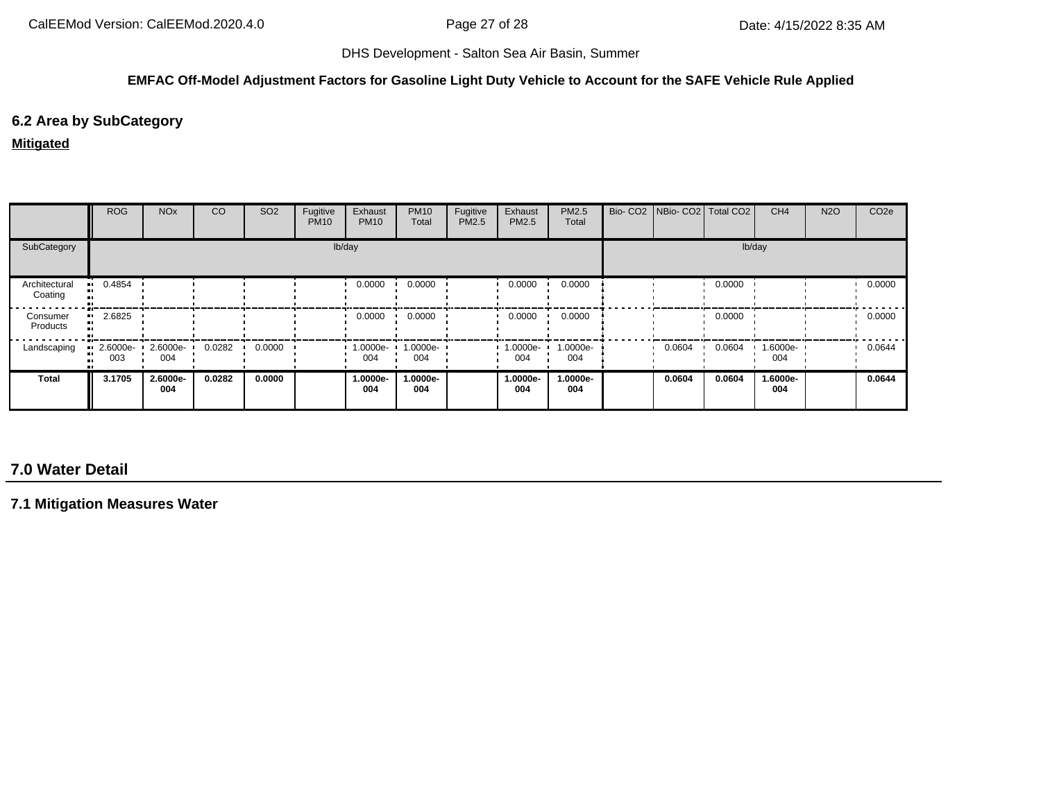DHS Development - Salton Sea Air Basin, Summer

**EMFAC Off-Model Adjustment Factors for Gasoline Light Duty Vehicle to Account for the SAFE Vehicle Rule Applied**

## 6.2 Area by SubCategory

**Mitigated**

| | ROG | NOx | CO | SO2 | Fugitive PM10 | Exhaust PM10 | PM10 Total | Fugitive PM2.5 | Exhaust PM2.5 | PM2.5 Total | Bio- CO2 | NBio- CO2 | Total CO2 | CH4 | N2O | CO2e |
|---|---|---|---|---|---|---|---|---|---|---|---|---|---|---|---|---|
| SubCategory | lb/day | | | | | | | | | | lb/day | | | | | |
| Architectural Coating | 0.4854 | | | | | 0.0000 | 0.0000 | | 0.0000 | 0.0000 | | | 0.0000 | | | 0.0000 |
| Consumer Products | 2.6825 | | | | | 0.0000 | 0.0000 | | 0.0000 | 0.0000 | | | 0.0000 | | | 0.0000 |
| Landscaping | 2.6000e-003 | 2.6000e-004 | 0.0282 | 0.0000 | | 1.0000e-004 | 1.0000e-004 | | 1.0000e-004 | 1.0000e-004 | | 0.0604 | 0.0604 | 1.6000e-004 | | 0.0644 |
| **Total** | **3.1705** | **2.6000e-004** | **0.0282** | **0.0000** | | **1.0000e-004** | **1.0000e-004** | | **1.0000e-004** | **1.0000e-004** | | **0.0604** | **0.0604** | **1.6000e-004** | | **0.0644** |

# 7.0 Water Detail

## 7.1 Mitigation Measures Water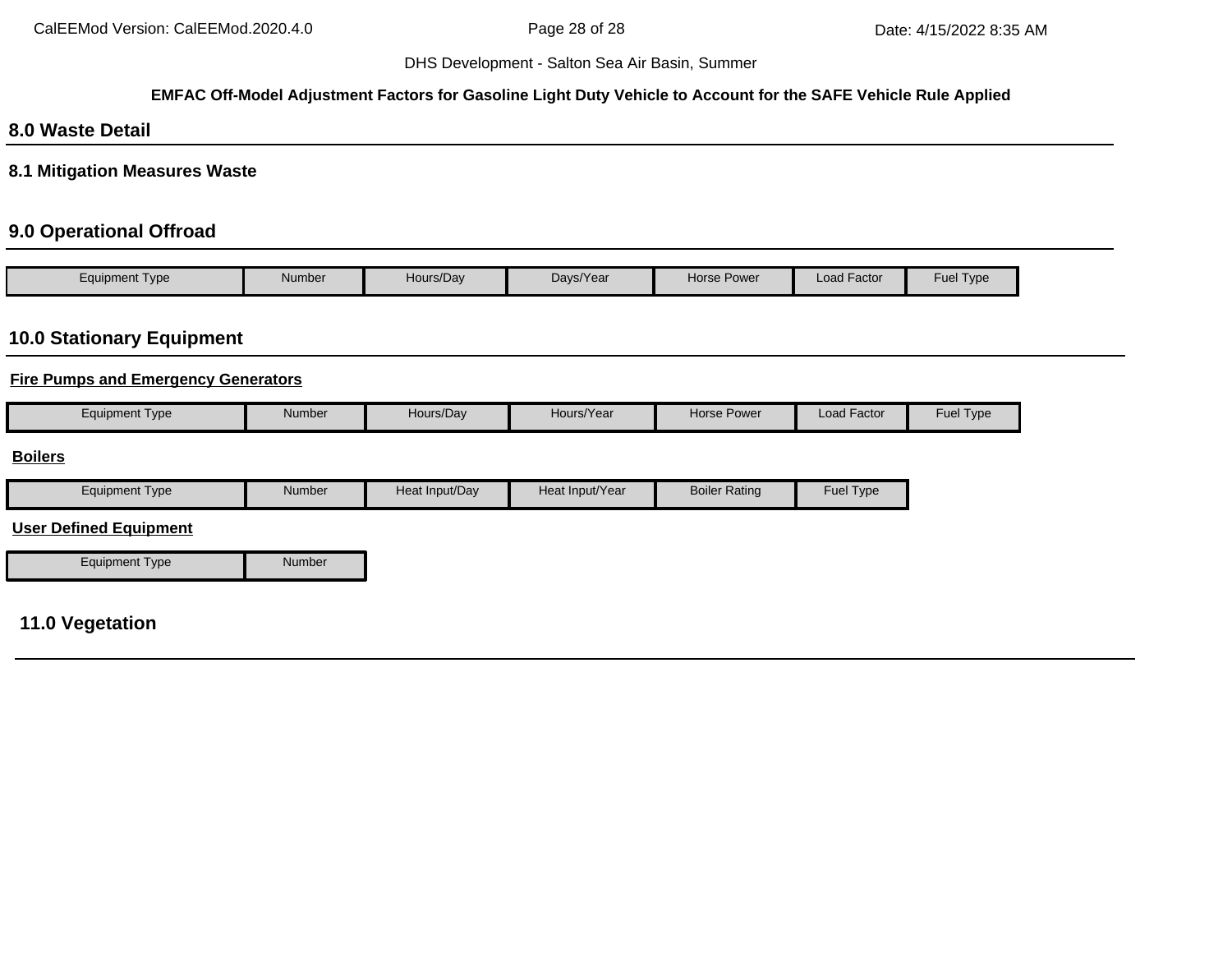## 8.0 Waste Detail

### 8.1 Mitigation Measures Waste

## 9.0 Operational Offroad

| Equipment Type | Number | Hours/Day | Days/Year | Horse Power | Load Factor | Fuel Type |
|---|---|---|---|---|---|---|

## 10.0 Stationary Equipment

**Fire Pumps and Emergency Generators**

| Equipment Type | Number | Hours/Day | Hours/Year | Horse Power | Load Factor | Fuel Type |
|---|---|---|---|---|---|---|

**Boilers**

| Equipment Type | Number | Heat Input/Day | Heat Input/Year | Boiler Rating | Fuel Type |
|---|---|---|---|---|---|

**User Defined Equipment**

| Equipment Type | Number |
|---|---|

## 11.0 Vegetation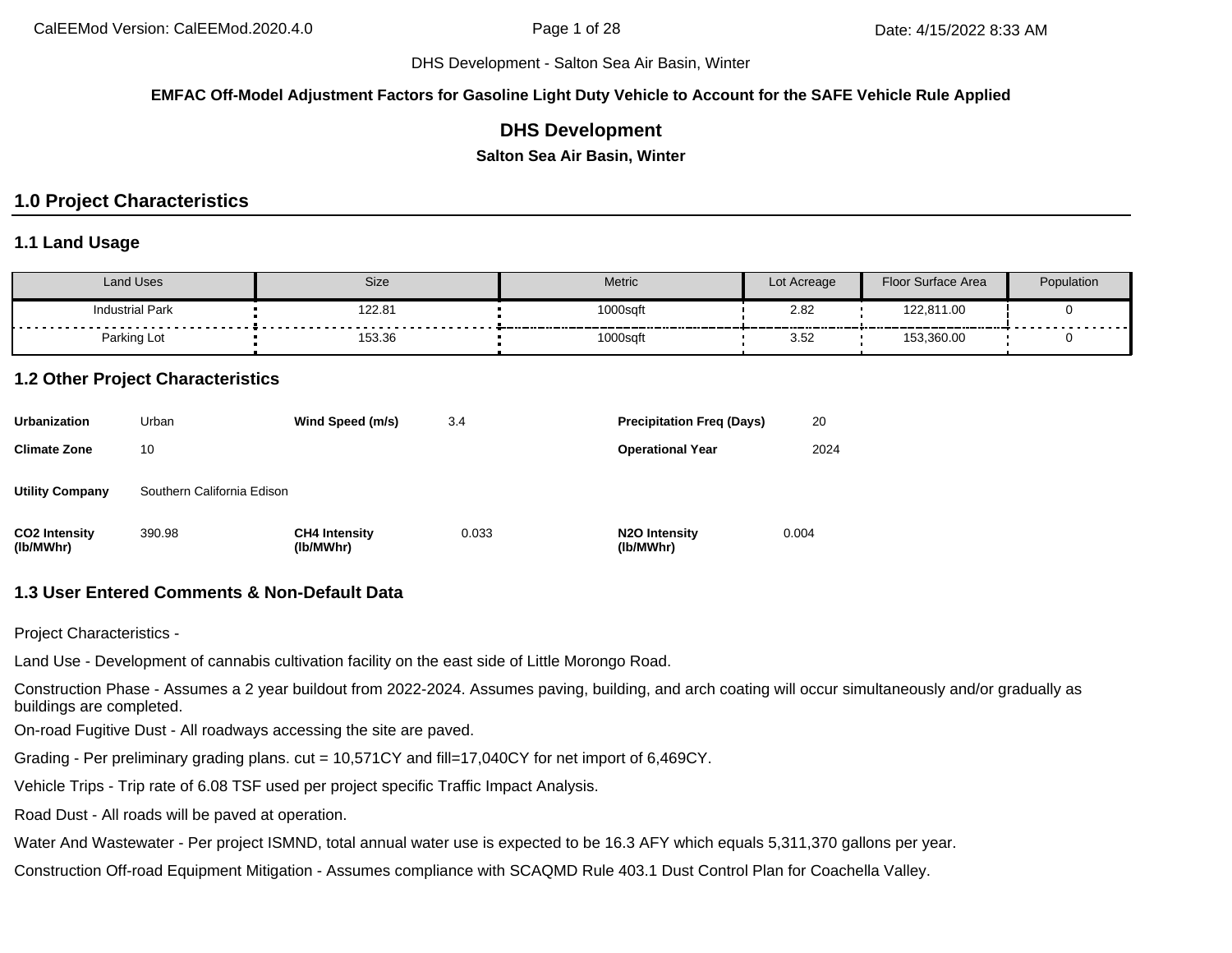DHS Development - Salton Sea Air Basin, Winter

**EMFAC Off-Model Adjustment Factors for Gasoline Light Duty Vehicle to Account for the SAFE Vehicle Rule Applied**

# DHS Development

**Salton Sea Air Basin, Winter**

## 1.0 Project Characteristics

### 1.1 Land Usage

| Land Uses | Size | Metric | Lot Acreage | Floor Surface Area | Population |
|---|---|---|---|---|---|
| Industrial Park | 122.81 | 1000sqft | 2.82 | 122,811.00 | 0 |
| Parking Lot | 153.36 | 1000sqft | 3.52 | 153,360.00 | 0 |

### 1.2 Other Project Characteristics

| | | | | | |
|---|---|---|---|---|---|
| **Urbanization** | Urban | **Wind Speed (m/s)** | 3.4 | **Precipitation Freq (Days)** | 20 |
| **Climate Zone** | 10 | | | **Operational Year** | 2024 |
| **Utility Company** | Southern California Edison | | | | |
| **CO2 Intensity (lb/MWhr)** | 390.98 | **CH4 Intensity (lb/MWhr)** | 0.033 | **N2O Intensity (lb/MWhr)** | 0.004 |

### 1.3 User Entered Comments & Non-Default Data

Project Characteristics -

Land Use - Development of cannabis cultivation facility on the east side of Little Morongo Road.

Construction Phase - Assumes a 2 year buildout from 2022-2024. Assumes paving, building, and arch coating will occur simultaneously and/or gradually as buildings are completed.

On-road Fugitive Dust - All roadways accessing the site are paved.

Grading - Per preliminary grading plans. cut = 10,571CY and fill=17,040CY for net import of 6,469CY.

Vehicle Trips - Trip rate of 6.08 TSF used per project specific Traffic Impact Analysis.

Road Dust - All roads will be paved at operation.

Water And Wastewater - Per project ISMND, total annual water use is expected to be 16.3 AFY which equals 5,311,370 gallons per year.

Construction Off-road Equipment Mitigation - Assumes compliance with SCAQMD Rule 403.1 Dust Control Plan for Coachella Valley.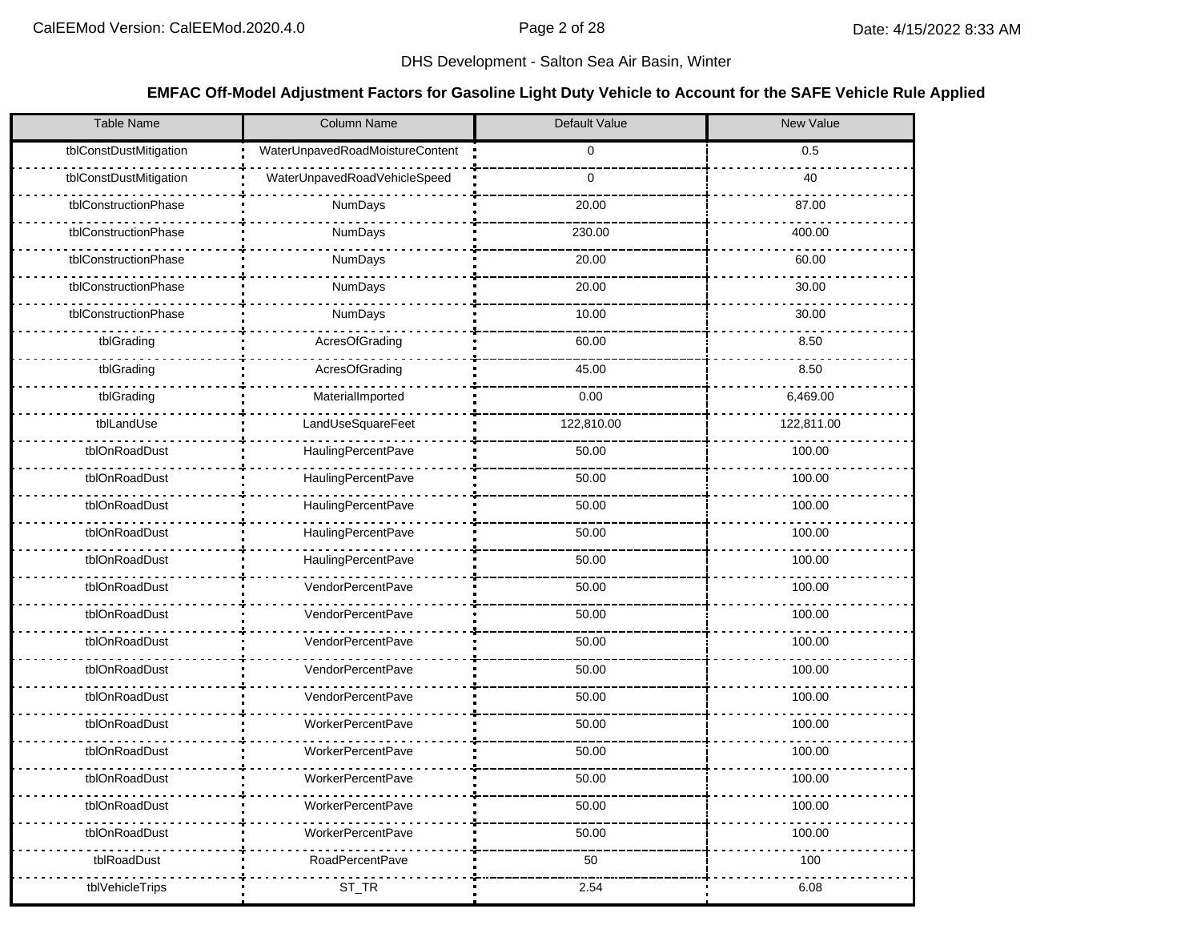DHS Development - Salton Sea Air Basin, Winter

**EMFAC Off-Model Adjustment Factors for Gasoline Light Duty Vehicle to Account for the SAFE Vehicle Rule Applied**

| Table Name | Column Name | Default Value | New Value |
| --- | --- | --- | --- |
| tblConstDustMitigation | WaterUnpavedRoadMoistureContent | 0 | 0.5 |
| tblConstDustMitigation | WaterUnpavedRoadVehicleSpeed | 0 | 40 |
| tblConstructionPhase | NumDays | 20.00 | 87.00 |
| tblConstructionPhase | NumDays | 230.00 | 400.00 |
| tblConstructionPhase | NumDays | 20.00 | 60.00 |
| tblConstructionPhase | NumDays | 20.00 | 30.00 |
| tblConstructionPhase | NumDays | 10.00 | 30.00 |
| tblGrading | AcresOfGrading | 60.00 | 8.50 |
| tblGrading | AcresOfGrading | 45.00 | 8.50 |
| tblGrading | MaterialImported | 0.00 | 6,469.00 |
| tblLandUse | LandUseSquareFeet | 122,810.00 | 122,811.00 |
| tblOnRoadDust | HaulingPercentPave | 50.00 | 100.00 |
| tblOnRoadDust | HaulingPercentPave | 50.00 | 100.00 |
| tblOnRoadDust | HaulingPercentPave | 50.00 | 100.00 |
| tblOnRoadDust | HaulingPercentPave | 50.00 | 100.00 |
| tblOnRoadDust | HaulingPercentPave | 50.00 | 100.00 |
| tblOnRoadDust | VendorPercentPave | 50.00 | 100.00 |
| tblOnRoadDust | VendorPercentPave | 50.00 | 100.00 |
| tblOnRoadDust | VendorPercentPave | 50.00 | 100.00 |
| tblOnRoadDust | VendorPercentPave | 50.00 | 100.00 |
| tblOnRoadDust | VendorPercentPave | 50.00 | 100.00 |
| tblOnRoadDust | WorkerPercentPave | 50.00 | 100.00 |
| tblOnRoadDust | WorkerPercentPave | 50.00 | 100.00 |
| tblOnRoadDust | WorkerPercentPave | 50.00 | 100.00 |
| tblOnRoadDust | WorkerPercentPave | 50.00 | 100.00 |
| tblOnRoadDust | WorkerPercentPave | 50.00 | 100.00 |
| tblRoadDust | RoadPercentPave | 50 | 100 |
| tblVehicleTrips | ST_TR | 2.54 | 6.08 |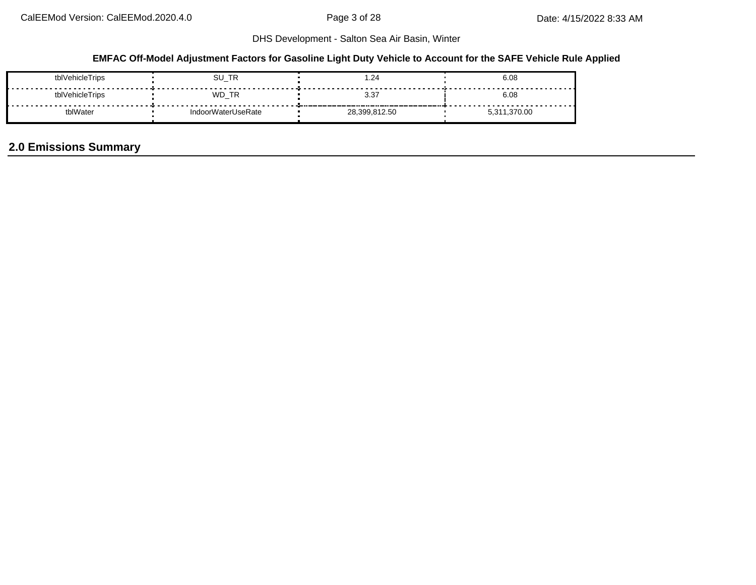DHS Development - Salton Sea Air Basin, Winter

**EMFAC Off-Model Adjustment Factors for Gasoline Light Duty Vehicle to Account for the SAFE Vehicle Rule Applied**

| | | | |
|---|---|---|---|
| tblVehicleTrips | SU_TR | 1.24 | 6.08 |
| tblVehicleTrips | WD_TR | 3.37 | 6.08 |
| tblWater | IndoorWaterUseRate | 28,399,812.50 | 5,311,370.00 |

## 2.0 Emissions Summary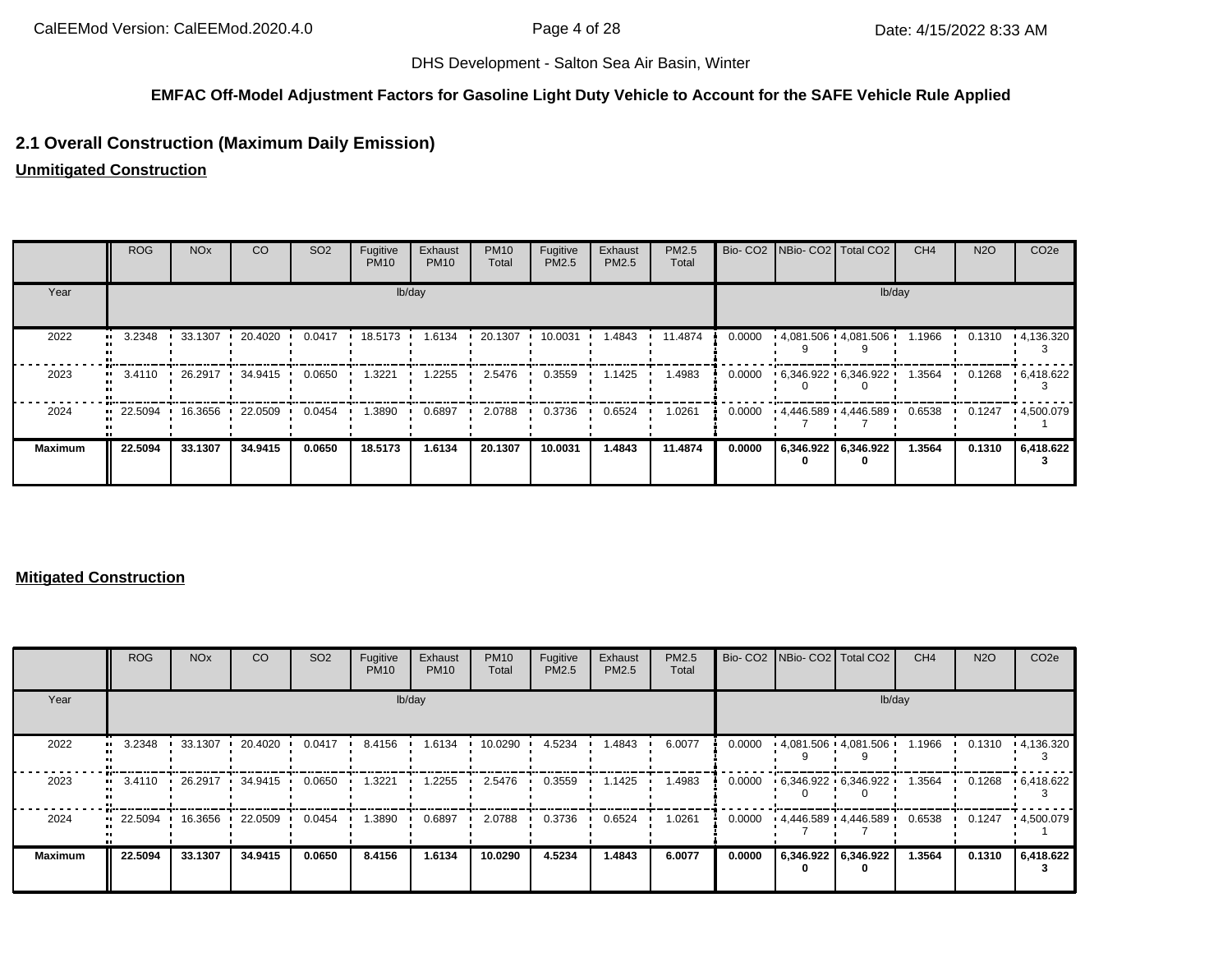DHS Development - Salton Sea Air Basin, Winter

**EMFAC Off-Model Adjustment Factors for Gasoline Light Duty Vehicle to Account for the SAFE Vehicle Rule Applied**

## 2.1 Overall Construction (Maximum Daily Emission)

**Unmitigated Construction**

| | ROG | NOx | CO | SO2 | Fugitive PM10 | Exhaust PM10 | PM10 Total | Fugitive PM2.5 | Exhaust PM2.5 | PM2.5 Total | Bio- CO2 | NBio- CO2 | Total CO2 | CH4 | N2O | CO2e |
|---|---|---|---|---|---|---|---|---|---|---|---|---|---|---|---|---|
| Year | lb/day | | | | | | | | | | lb/day | | | | | |
| 2022 | 3.2348 | 33.1307 | 20.4020 | 0.0417 | 18.5173 | 1.6134 | 20.1307 | 10.0031 | 1.4843 | 11.4874 | 0.0000 | 4,081.5069 | 4,081.5069 | 1.1966 | 0.1310 | 4,136.3203 |
| 2023 | 3.4110 | 26.2917 | 34.9415 | 0.0650 | 1.3221 | 1.2255 | 2.5476 | 0.3559 | 1.1425 | 1.4983 | 0.0000 | 6,346.9220 | 6,346.9220 | 1.3564 | 0.1268 | 6,418.6223 |
| 2024 | 22.5094 | 16.3656 | 22.0509 | 0.0454 | 1.3890 | 0.6897 | 2.0788 | 0.3736 | 0.6524 | 1.0261 | 0.0000 | 4,446.5897 | 4,446.5897 | 0.6538 | 0.1247 | 4,500.0791 |
| **Maximum** | **22.5094** | **33.1307** | **34.9415** | **0.0650** | **18.5173** | **1.6134** | **20.1307** | **10.0031** | **1.4843** | **11.4874** | **0.0000** | **6,346.9220** | **6,346.9220** | **1.3564** | **0.1310** | **6,418.6223** |

**Mitigated Construction**

| | ROG | NOx | CO | SO2 | Fugitive PM10 | Exhaust PM10 | PM10 Total | Fugitive PM2.5 | Exhaust PM2.5 | PM2.5 Total | Bio- CO2 | NBio- CO2 | Total CO2 | CH4 | N2O | CO2e |
|---|---|---|---|---|---|---|---|---|---|---|---|---|---|---|---|---|
| Year | lb/day | | | | | | | | | | lb/day | | | | | |
| 2022 | 3.2348 | 33.1307 | 20.4020 | 0.0417 | 8.4156 | 1.6134 | 10.0290 | 4.5234 | 1.4843 | 6.0077 | 0.0000 | 4,081.5069 | 4,081.5069 | 1.1966 | 0.1310 | 4,136.3203 |
| 2023 | 3.4110 | 26.2917 | 34.9415 | 0.0650 | 1.3221 | 1.2255 | 2.5476 | 0.3559 | 1.1425 | 1.4983 | 0.0000 | 6,346.9220 | 6,346.9220 | 1.3564 | 0.1268 | 6,418.6223 |
| 2024 | 22.5094 | 16.3656 | 22.0509 | 0.0454 | 1.3890 | 0.6897 | 2.0788 | 0.3736 | 0.6524 | 1.0261 | 0.0000 | 4,446.5897 | 4,446.5897 | 0.6538 | 0.1247 | 4,500.0791 |
| **Maximum** | **22.5094** | **33.1307** | **34.9415** | **0.0650** | **8.4156** | **1.6134** | **10.0290** | **4.5234** | **1.4843** | **6.0077** | **0.0000** | **6,346.9220** | **6,346.9220** | **1.3564** | **0.1310** | **6,418.6223** |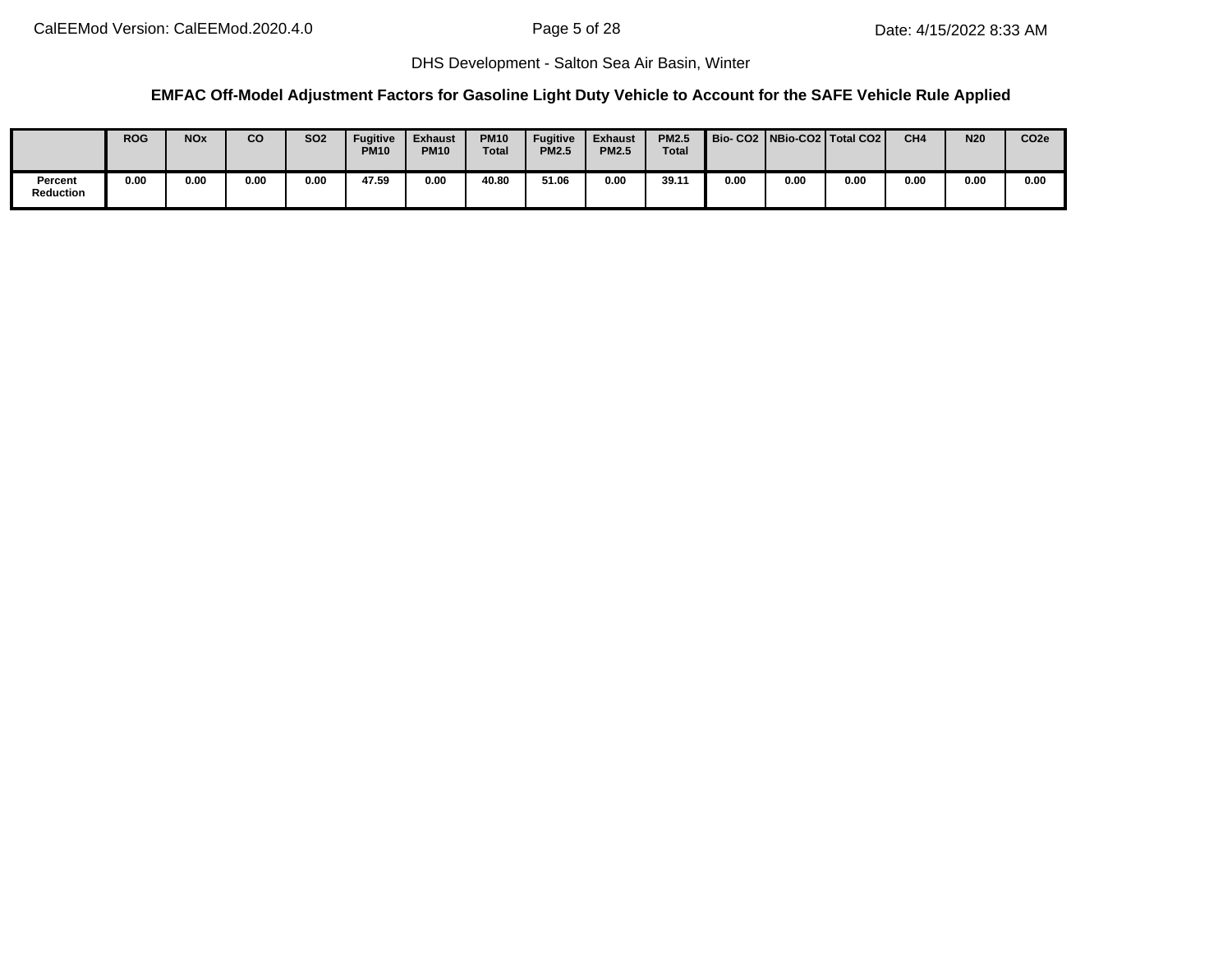DHS Development - Salton Sea Air Basin, Winter

**EMFAC Off-Model Adjustment Factors for Gasoline Light Duty Vehicle to Account for the SAFE Vehicle Rule Applied**

| | ROG | NOx | CO | SO2 | Fugitive PM10 | Exhaust PM10 | PM10 Total | Fugitive PM2.5 | Exhaust PM2.5 | PM2.5 Total | Bio- CO2 | NBio-CO2 | Total CO2 | CH4 | N20 | CO2e |
|---|---|---|---|---|---|---|---|---|---|---|---|---|---|---|---|---|
| Percent Reduction | 0.00 | 0.00 | 0.00 | 0.00 | 47.59 | 0.00 | 40.80 | 51.06 | 0.00 | 39.11 | 0.00 | 0.00 | 0.00 | 0.00 | 0.00 | 0.00 |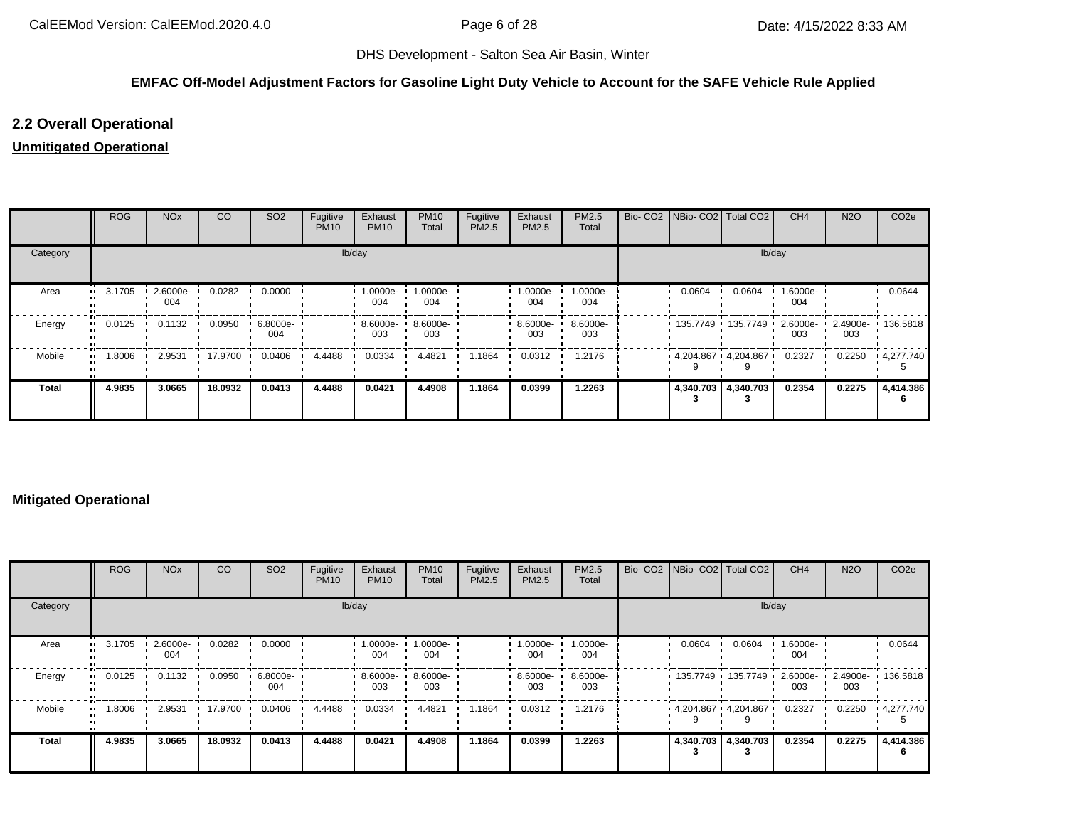DHS Development - Salton Sea Air Basin, Winter

**EMFAC Off-Model Adjustment Factors for Gasoline Light Duty Vehicle to Account for the SAFE Vehicle Rule Applied**

## 2.2 Overall Operational

**Unmitigated Operational**

| | ROG | NOx | CO | SO2 | Fugitive PM10 | Exhaust PM10 | PM10 Total | Fugitive PM2.5 | Exhaust PM2.5 | PM2.5 Total | Bio- CO2 | NBio- CO2 | Total CO2 | CH4 | N2O | CO2e |
|---|---|---|---|---|---|---|---|---|---|---|---|---|---|---|---|---|
| Category | lb/day | | | | | | | | | | lb/day | | | | | |
| Area | 3.1705 | 2.6000e-004 | 0.0282 | 0.0000 | | 1.0000e-004 | 1.0000e-004 | | 1.0000e-004 | 1.0000e-004 | | 0.0604 | 0.0604 | 1.6000e-004 | | 0.0644 |
| Energy | 0.0125 | 0.1132 | 0.0950 | 6.8000e-004 | | 8.6000e-003 | 8.6000e-003 | | 8.6000e-003 | 8.6000e-003 | | 135.7749 | 135.7749 | 2.6000e-003 | 2.4900e-003 | 136.5818 |
| Mobile | 1.8006 | 2.9531 | 17.9700 | 0.0406 | 4.4488 | 0.0334 | 4.4821 | 1.1864 | 0.0312 | 1.2176 | | 4,204.8679 | 4,204.8679 | 0.2327 | 0.2250 | 4,277.7405 |
| **Total** | **4.9835** | **3.0665** | **18.0932** | **0.0413** | **4.4488** | **0.0421** | **4.4908** | **1.1864** | **0.0399** | **1.2263** | | **4,340.7033** | **4,340.7033** | **0.2354** | **0.2275** | **4,414.3866** |

**Mitigated Operational**

| | ROG | NOx | CO | SO2 | Fugitive PM10 | Exhaust PM10 | PM10 Total | Fugitive PM2.5 | Exhaust PM2.5 | PM2.5 Total | Bio- CO2 | NBio- CO2 | Total CO2 | CH4 | N2O | CO2e |
|---|---|---|---|---|---|---|---|---|---|---|---|---|---|---|---|---|
| Category | lb/day | | | | | | | | | | lb/day | | | | | |
| Area | 3.1705 | 2.6000e-004 | 0.0282 | 0.0000 | | 1.0000e-004 | 1.0000e-004 | | 1.0000e-004 | 1.0000e-004 | | 0.0604 | 0.0604 | 1.6000e-004 | | 0.0644 |
| Energy | 0.0125 | 0.1132 | 0.0950 | 6.8000e-004 | | 8.6000e-003 | 8.6000e-003 | | 8.6000e-003 | 8.6000e-003 | | 135.7749 | 135.7749 | 2.6000e-003 | 2.4900e-003 | 136.5818 |
| Mobile | 1.8006 | 2.9531 | 17.9700 | 0.0406 | 4.4488 | 0.0334 | 4.4821 | 1.1864 | 0.0312 | 1.2176 | | 4,204.8679 | 4,204.8679 | 0.2327 | 0.2250 | 4,277.7405 |
| **Total** | **4.9835** | **3.0665** | **18.0932** | **0.0413** | **4.4488** | **0.0421** | **4.4908** | **1.1864** | **0.0399** | **1.2263** | | **4,340.7033** | **4,340.7033** | **0.2354** | **0.2275** | **4,414.3866** |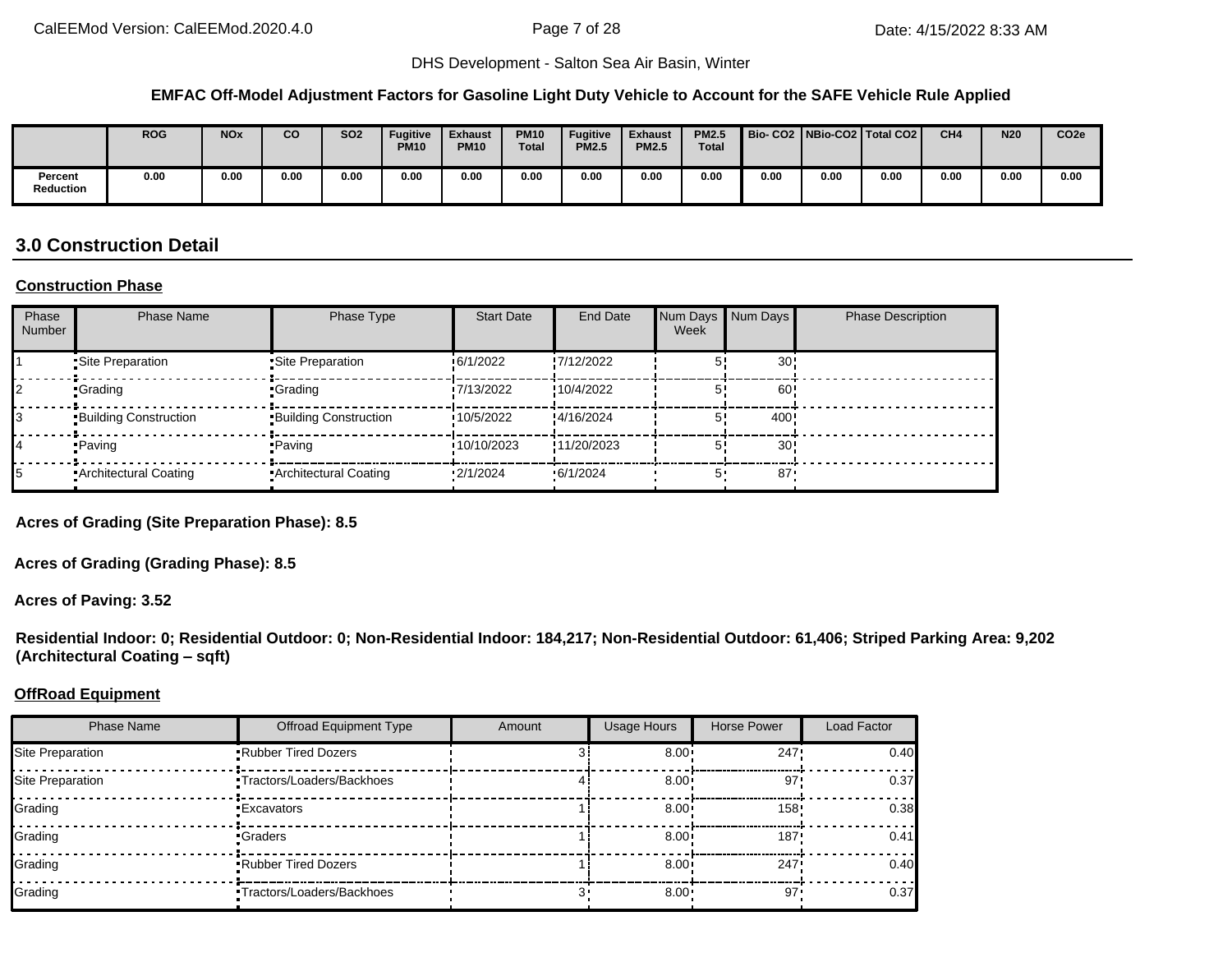DHS Development - Salton Sea Air Basin, Winter

**EMFAC Off-Model Adjustment Factors for Gasoline Light Duty Vehicle to Account for the SAFE Vehicle Rule Applied**

| | ROG | NOx | CO | SO2 | Fugitive PM10 | Exhaust PM10 | PM10 Total | Fugitive PM2.5 | Exhaust PM2.5 | PM2.5 Total | Bio- CO2 | NBio-CO2 | Total CO2 | CH4 | N20 | CO2e |
|---|---|---|---|---|---|---|---|---|---|---|---|---|---|---|---|---|
| Percent Reduction | 0.00 | 0.00 | 0.00 | 0.00 | 0.00 | 0.00 | 0.00 | 0.00 | 0.00 | 0.00 | 0.00 | 0.00 | 0.00 | 0.00 | 0.00 | 0.00 |

## 3.0 Construction Detail

**Construction Phase**

| Phase Number | Phase Name | Phase Type | Start Date | End Date | Num Days Week | Num Days | Phase Description |
|---|---|---|---|---|---|---|---|
| 1 | Site Preparation | Site Preparation | 6/1/2022 | 7/12/2022 | 5 | 30 | |
| 2 | Grading | Grading | 7/13/2022 | 10/4/2022 | 5 | 60 | |
| 3 | Building Construction | Building Construction | 10/5/2022 | 4/16/2024 | 5 | 400 | |
| 4 | Paving | Paving | 10/10/2023 | 11/20/2023 | 5 | 30 | |
| 5 | Architectural Coating | Architectural Coating | 2/1/2024 | 6/1/2024 | 5 | 87 | |

**Acres of Grading (Site Preparation Phase): 8.5**

**Acres of Grading (Grading Phase): 8.5**

**Acres of Paving: 3.52**

**Residential Indoor: 0; Residential Outdoor: 0; Non-Residential Indoor: 184,217; Non-Residential Outdoor: 61,406; Striped Parking Area: 9,202 (Architectural Coating – sqft)**

**OffRoad Equipment**

| Phase Name | Offroad Equipment Type | Amount | Usage Hours | Horse Power | Load Factor |
|---|---|---|---|---|---|
| Site Preparation | Rubber Tired Dozers | 3 | 8.00 | 247 | 0.40 |
| Site Preparation | Tractors/Loaders/Backhoes | 4 | 8.00 | 97 | 0.37 |
| Grading | Excavators | 1 | 8.00 | 158 | 0.38 |
| Grading | Graders | 1 | 8.00 | 187 | 0.41 |
| Grading | Rubber Tired Dozers | 1 | 8.00 | 247 | 0.40 |
| Grading | Tractors/Loaders/Backhoes | 3 | 8.00 | 97 | 0.37 |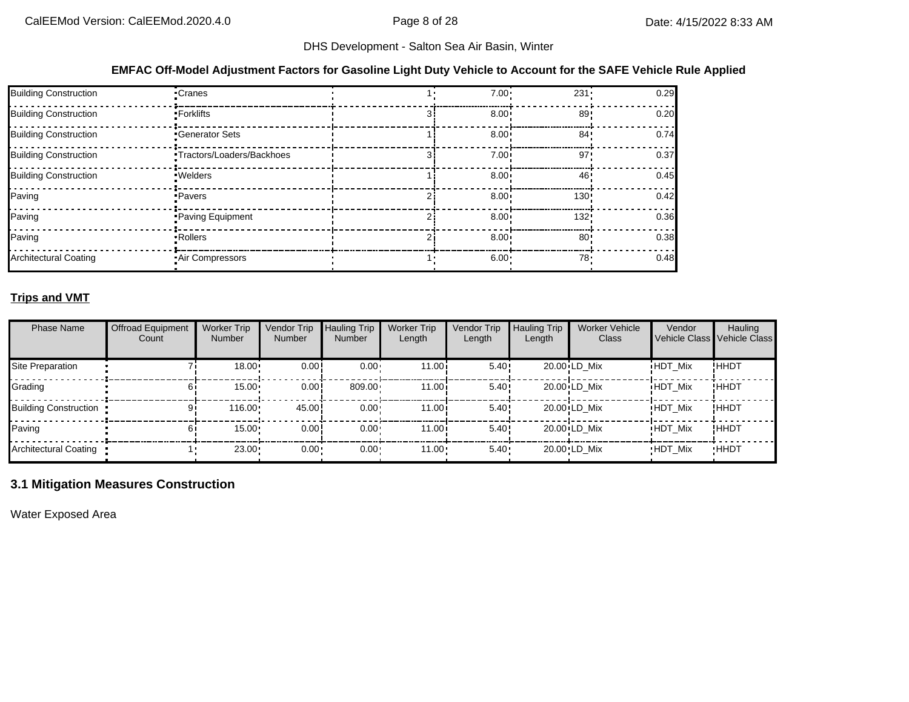**EMFAC Off-Model Adjustment Factors for Gasoline Light Duty Vehicle to Account for the SAFE Vehicle Rule Applied**

| | | | | | |
|---|---|---|---|---|---|
| Building Construction | Cranes | 1 | 7.00 | 231 | 0.29 |
| Building Construction | Forklifts | 3 | 8.00 | 89 | 0.20 |
| Building Construction | Generator Sets | 1 | 8.00 | 84 | 0.74 |
| Building Construction | Tractors/Loaders/Backhoes | 3 | 7.00 | 97 | 0.37 |
| Building Construction | Welders | 1 | 8.00 | 46 | 0.45 |
| Paving | Pavers | 2 | 8.00 | 130 | 0.42 |
| Paving | Paving Equipment | 2 | 8.00 | 132 | 0.36 |
| Paving | Rollers | 2 | 8.00 | 80 | 0.38 |
| Architectural Coating | Air Compressors | 1 | 6.00 | 78 | 0.48 |

**Trips and VMT**

| Phase Name | Offroad Equipment Count | Worker Trip Number | Vendor Trip Number | Hauling Trip Number | Worker Trip Length | Vendor Trip Length | Hauling Trip Length | Worker Vehicle Class | Vendor Vehicle Class | Hauling Vehicle Class |
|---|---|---|---|---|---|---|---|---|---|---|
| Site Preparation | 7 | 18.00 | 0.00 | 0.00 | 11.00 | 5.40 | 20.00 | LD_Mix | HDT_Mix | HHDT |
| Grading | 6 | 15.00 | 0.00 | 809.00 | 11.00 | 5.40 | 20.00 | LD_Mix | HDT_Mix | HHDT |
| Building Construction | 9 | 116.00 | 45.00 | 0.00 | 11.00 | 5.40 | 20.00 | LD_Mix | HDT_Mix | HHDT |
| Paving | 6 | 15.00 | 0.00 | 0.00 | 11.00 | 5.40 | 20.00 | LD_Mix | HDT_Mix | HHDT |
| Architectural Coating | 1 | 23.00 | 0.00 | 0.00 | 11.00 | 5.40 | 20.00 | LD_Mix | HDT_Mix | HHDT |

## 3.1 Mitigation Measures Construction

Water Exposed Area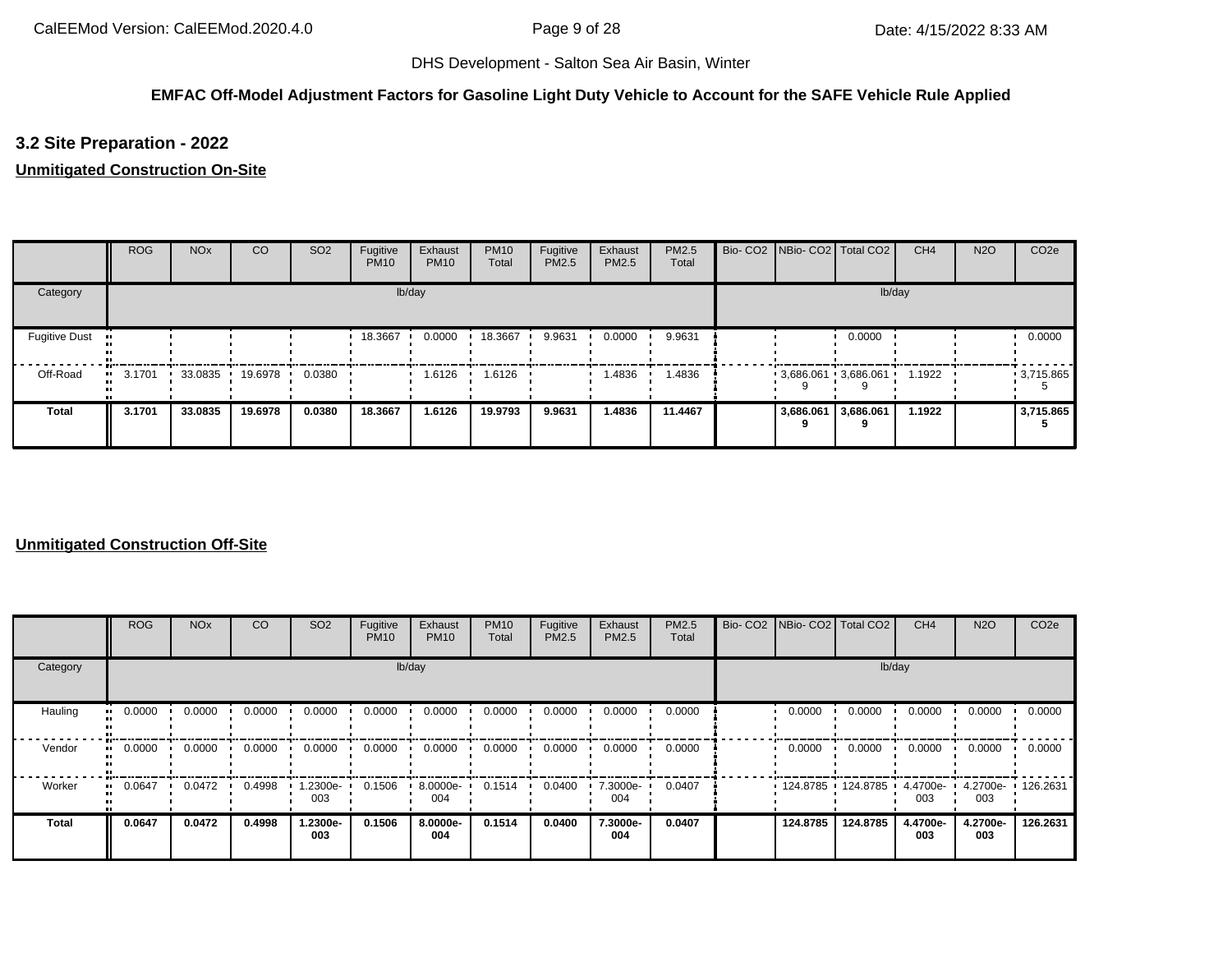**EMFAC Off-Model Adjustment Factors for Gasoline Light Duty Vehicle to Account for the SAFE Vehicle Rule Applied**

## 3.2 Site Preparation - 2022

**Unmitigated Construction On-Site**

| | ROG | NOx | CO | SO2 | Fugitive PM10 | Exhaust PM10 | PM10 Total | Fugitive PM2.5 | Exhaust PM2.5 | PM2.5 Total | Bio- CO2 | NBio- CO2 | Total CO2 | CH4 | N2O | CO2e |
|---|---|---|---|---|---|---|---|---|---|---|---|---|---|---|---|---|
| Category | lb/day | | | | | | | | | | lb/day | | | | | |
| Fugitive Dust | | | | | 18.3667 | 0.0000 | 18.3667 | 9.9631 | 0.0000 | 9.9631 | | | 0.0000 | | | 0.0000 |
| Off-Road | 3.1701 | 33.0835 | 19.6978 | 0.0380 | | 1.6126 | 1.6126 | | 1.4836 | 1.4836 | | 3,686.0619 | 3,686.0619 | 1.1922 | | 3,715.8655 |
| **Total** | **3.1701** | **33.0835** | **19.6978** | **0.0380** | **18.3667** | **1.6126** | **19.9793** | **9.9631** | **1.4836** | **11.4467** | | **3,686.0619** | **3,686.0619** | **1.1922** | | **3,715.8655** |

**Unmitigated Construction Off-Site**

| | ROG | NOx | CO | SO2 | Fugitive PM10 | Exhaust PM10 | PM10 Total | Fugitive PM2.5 | Exhaust PM2.5 | PM2.5 Total | Bio- CO2 | NBio- CO2 | Total CO2 | CH4 | N2O | CO2e |
|---|---|---|---|---|---|---|---|---|---|---|---|---|---|---|---|---|
| Category | lb/day | | | | | | | | | | lb/day | | | | | |
| Hauling | 0.0000 | 0.0000 | 0.0000 | 0.0000 | 0.0000 | 0.0000 | 0.0000 | 0.0000 | 0.0000 | 0.0000 | | 0.0000 | 0.0000 | 0.0000 | 0.0000 | 0.0000 |
| Vendor | 0.0000 | 0.0000 | 0.0000 | 0.0000 | 0.0000 | 0.0000 | 0.0000 | 0.0000 | 0.0000 | 0.0000 | | 0.0000 | 0.0000 | 0.0000 | 0.0000 | 0.0000 |
| Worker | 0.0647 | 0.0472 | 0.4998 | 1.2300e-003 | 0.1506 | 8.0000e-004 | 0.1514 | 0.0400 | 7.3000e-004 | 0.0407 | | 124.8785 | 124.8785 | 4.4700e-003 | 4.2700e-003 | 126.2631 |
| **Total** | **0.0647** | **0.0472** | **0.4998** | **1.2300e-003** | **0.1506** | **8.0000e-004** | **0.1514** | **0.0400** | **7.3000e-004** | **0.0407** | | **124.8785** | **124.8785** | **4.4700e-003** | **4.2700e-003** | **126.2631** |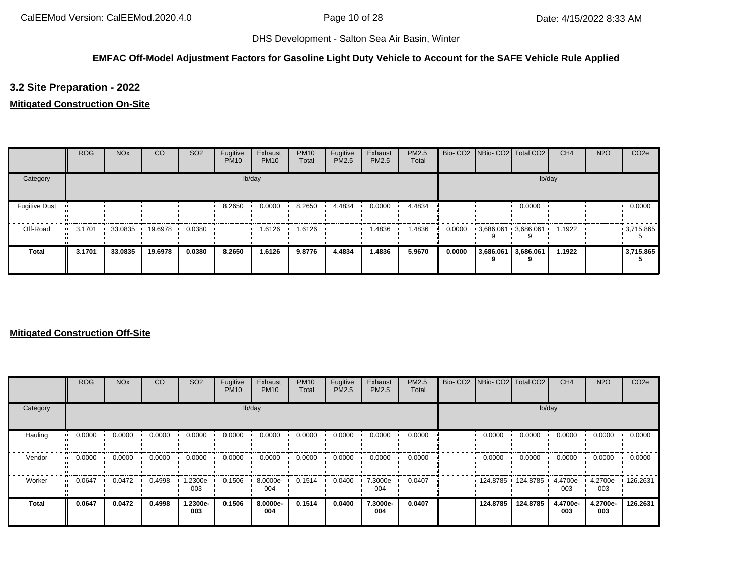DHS Development - Salton Sea Air Basin, Winter

**EMFAC Off-Model Adjustment Factors for Gasoline Light Duty Vehicle to Account for the SAFE Vehicle Rule Applied**

### 3.2 Site Preparation - 2022

**Mitigated Construction On-Site**

| | ROG | NOx | CO | SO2 | Fugitive PM10 | Exhaust PM10 | PM10 Total | Fugitive PM2.5 | Exhaust PM2.5 | PM2.5 Total | Bio- CO2 | NBio- CO2 | Total CO2 | CH4 | N2O | CO2e |
|---|---|---|---|---|---|---|---|---|---|---|---|---|---|---|---|---|
| Category | lb/day | | | | | | | | | | lb/day | | | | | |
| Fugitive Dust | | | | | 8.2650 | 0.0000 | 8.2650 | 4.4834 | 0.0000 | 4.4834 | | | 0.0000 | | | 0.0000 |
| Off-Road | 3.1701 | 33.0835 | 19.6978 | 0.0380 | | 1.6126 | 1.6126 | | 1.4836 | 1.4836 | 0.0000 | 3,686.0619 | 3,686.0619 | 1.1922 | | 3,715.8655 |
| **Total** | **3.1701** | **33.0835** | **19.6978** | **0.0380** | **8.2650** | **1.6126** | **9.8776** | **4.4834** | **1.4836** | **5.9670** | **0.0000** | **3,686.0619** | **3,686.0619** | **1.1922** | | **3,715.8655** |

**Mitigated Construction Off-Site**

| | ROG | NOx | CO | SO2 | Fugitive PM10 | Exhaust PM10 | PM10 Total | Fugitive PM2.5 | Exhaust PM2.5 | PM2.5 Total | Bio- CO2 | NBio- CO2 | Total CO2 | CH4 | N2O | CO2e |
|---|---|---|---|---|---|---|---|---|---|---|---|---|---|---|---|---|
| Category | lb/day | | | | | | | | | | lb/day | | | | | |
| Hauling | 0.0000 | 0.0000 | 0.0000 | 0.0000 | 0.0000 | 0.0000 | 0.0000 | 0.0000 | 0.0000 | 0.0000 | | 0.0000 | 0.0000 | 0.0000 | 0.0000 | 0.0000 |
| Vendor | 0.0000 | 0.0000 | 0.0000 | 0.0000 | 0.0000 | 0.0000 | 0.0000 | 0.0000 | 0.0000 | 0.0000 | | 0.0000 | 0.0000 | 0.0000 | 0.0000 | 0.0000 |
| Worker | 0.0647 | 0.0472 | 0.4998 | 1.2300e-003 | 0.1506 | 8.0000e-004 | 0.1514 | 0.0400 | 7.3000e-004 | 0.0407 | | 124.8785 | 124.8785 | 4.4700e-003 | 4.2700e-003 | 126.2631 |
| **Total** | **0.0647** | **0.0472** | **0.4998** | **1.2300e-003** | **0.1506** | **8.0000e-004** | **0.1514** | **0.0400** | **7.3000e-004** | **0.0407** | | **124.8785** | **124.8785** | **4.4700e-003** | **4.2700e-003** | **126.2631** |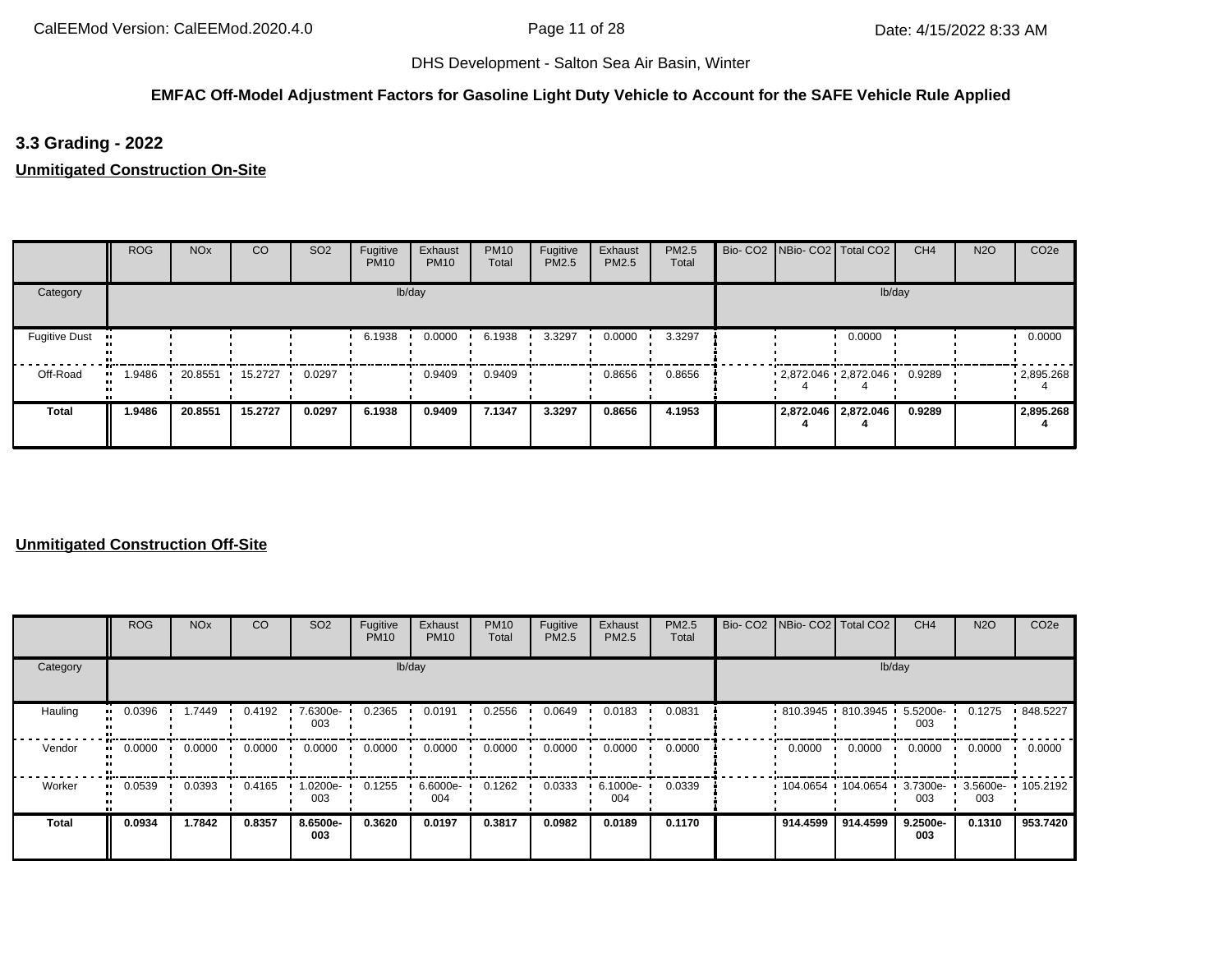DHS Development - Salton Sea Air Basin, Winter

**EMFAC Off-Model Adjustment Factors for Gasoline Light Duty Vehicle to Account for the SAFE Vehicle Rule Applied**

### 3.3 Grading - 2022

**Unmitigated Construction On-Site**

| | ROG | NOx | CO | SO2 | Fugitive PM10 | Exhaust PM10 | PM10 Total | Fugitive PM2.5 | Exhaust PM2.5 | PM2.5 Total | Bio- CO2 | NBio- CO2 | Total CO2 | CH4 | N2O | CO2e |
|---|---|---|---|---|---|---|---|---|---|---|---|---|---|---|---|---|
| Category | lb/day | | | | | | | | | | lb/day | | | | | |
| Fugitive Dust | | | | | 6.1938 | 0.0000 | 6.1938 | 3.3297 | 0.0000 | 3.3297 | | | 0.0000 | | | 0.0000 |
| Off-Road | 1.9486 | 20.8551 | 15.2727 | 0.0297 | | 0.9409 | 0.9409 | | 0.8656 | 0.8656 | | 2,872.0464 | 2,872.0464 | 0.9289 | | 2,895.2684 |
| **Total** | **1.9486** | **20.8551** | **15.2727** | **0.0297** | **6.1938** | **0.9409** | **7.1347** | **3.3297** | **0.8656** | **4.1953** | | **2,872.0464** | **2,872.0464** | **0.9289** | | **2,895.2684** |

**Unmitigated Construction Off-Site**

| | ROG | NOx | CO | SO2 | Fugitive PM10 | Exhaust PM10 | PM10 Total | Fugitive PM2.5 | Exhaust PM2.5 | PM2.5 Total | Bio- CO2 | NBio- CO2 | Total CO2 | CH4 | N2O | CO2e |
|---|---|---|---|---|---|---|---|---|---|---|---|---|---|---|---|---|
| Category | lb/day | | | | | | | | | | lb/day | | | | | |
| Hauling | 0.0396 | 1.7449 | 0.4192 | 7.6300e-003 | 0.2365 | 0.0191 | 0.2556 | 0.0649 | 0.0183 | 0.0831 | | 810.3945 | 810.3945 | 5.5200e-003 | 0.1275 | 848.5227 |
| Vendor | 0.0000 | 0.0000 | 0.0000 | 0.0000 | 0.0000 | 0.0000 | 0.0000 | 0.0000 | 0.0000 | 0.0000 | | 0.0000 | 0.0000 | 0.0000 | 0.0000 | 0.0000 |
| Worker | 0.0539 | 0.0393 | 0.4165 | 1.0200e-003 | 0.1255 | 6.6000e-004 | 0.1262 | 0.0333 | 6.1000e-004 | 0.0339 | | 104.0654 | 104.0654 | 3.7300e-003 | 3.5600e-003 | 105.2192 |
| **Total** | **0.0934** | **1.7842** | **0.8357** | **8.6500e-003** | **0.3620** | **0.0197** | **0.3817** | **0.0982** | **0.0189** | **0.1170** | | **914.4599** | **914.4599** | **9.2500e-003** | **0.1310** | **953.7420** |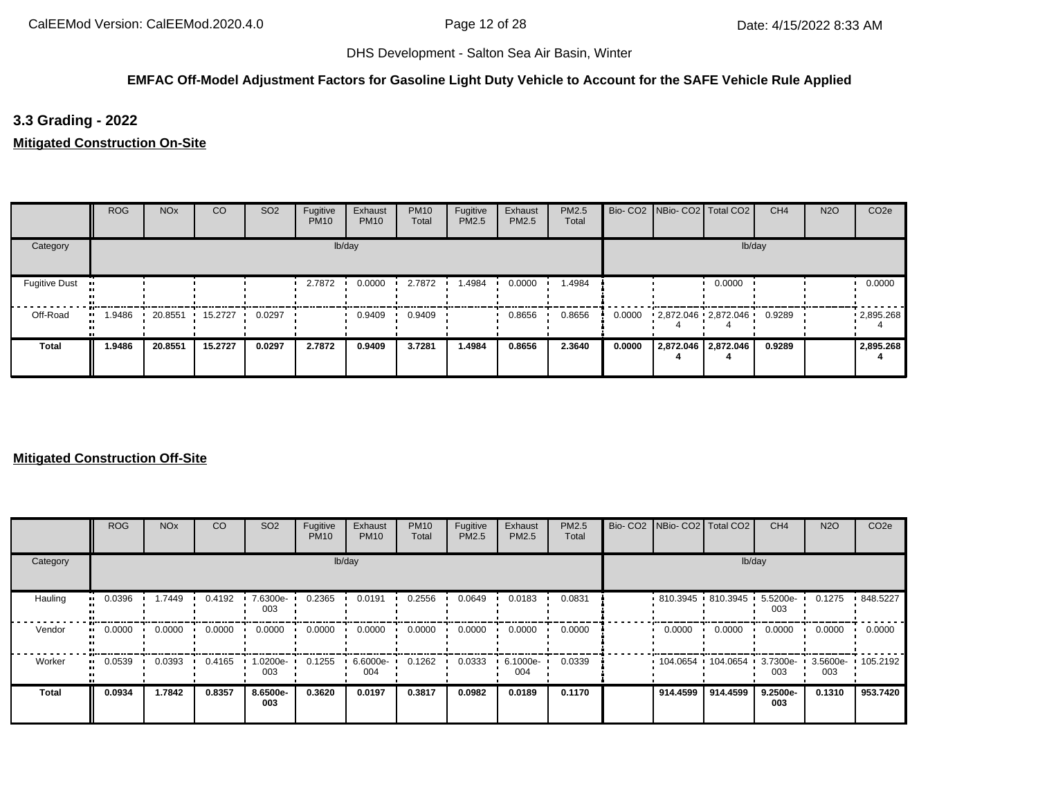DHS Development - Salton Sea Air Basin, Winter

**EMFAC Off-Model Adjustment Factors for Gasoline Light Duty Vehicle to Account for the SAFE Vehicle Rule Applied**

## 3.3 Grading - 2022

**Mitigated Construction On-Site**

| | ROG | NOx | CO | SO2 | Fugitive PM10 | Exhaust PM10 | PM10 Total | Fugitive PM2.5 | Exhaust PM2.5 | PM2.5 Total | Bio- CO2 | NBio- CO2 | Total CO2 | CH4 | N2O | CO2e |
|---|---|---|---|---|---|---|---|---|---|---|---|---|---|---|---|---|
| Category | lb/day | | | | | | | | | | lb/day | | | | | |
| Fugitive Dust | | | | | 2.7872 | 0.0000 | 2.7872 | 1.4984 | 0.0000 | 1.4984 | | | 0.0000 | | | 0.0000 |
| Off-Road | 1.9486 | 20.8551 | 15.2727 | 0.0297 | | 0.9409 | 0.9409 | | 0.8656 | 0.8656 | 0.0000 | 2,872.0464 | 2,872.0464 | 0.9289 | | 2,895.2684 |
| **Total** | **1.9486** | **20.8551** | **15.2727** | **0.0297** | **2.7872** | **0.9409** | **3.7281** | **1.4984** | **0.8656** | **2.3640** | **0.0000** | **2,872.0464** | **2,872.0464** | **0.9289** | | **2,895.2684** |

**Mitigated Construction Off-Site**

| | ROG | NOx | CO | SO2 | Fugitive PM10 | Exhaust PM10 | PM10 Total | Fugitive PM2.5 | Exhaust PM2.5 | PM2.5 Total | Bio- CO2 | NBio- CO2 | Total CO2 | CH4 | N2O | CO2e |
|---|---|---|---|---|---|---|---|---|---|---|---|---|---|---|---|---|
| Category | lb/day | | | | | | | | | | lb/day | | | | | |
| Hauling | 0.0396 | 1.7449 | 0.4192 | 7.6300e-003 | 0.2365 | 0.0191 | 0.2556 | 0.0649 | 0.0183 | 0.0831 | | 810.3945 | 810.3945 | 5.5200e-003 | 0.1275 | 848.5227 |
| Vendor | 0.0000 | 0.0000 | 0.0000 | 0.0000 | 0.0000 | 0.0000 | 0.0000 | 0.0000 | 0.0000 | 0.0000 | | 0.0000 | 0.0000 | 0.0000 | 0.0000 | 0.0000 |
| Worker | 0.0539 | 0.0393 | 0.4165 | 1.0200e-003 | 0.1255 | 6.6000e-004 | 0.1262 | 0.0333 | 6.1000e-004 | 0.0339 | | 104.0654 | 104.0654 | 3.7300e-003 | 3.5600e-003 | 105.2192 |
| **Total** | **0.0934** | **1.7842** | **0.8357** | **8.6500e-003** | **0.3620** | **0.0197** | **0.3817** | **0.0982** | **0.0189** | **0.1170** | | **914.4599** | **914.4599** | **9.2500e-003** | **0.1310** | **953.7420** |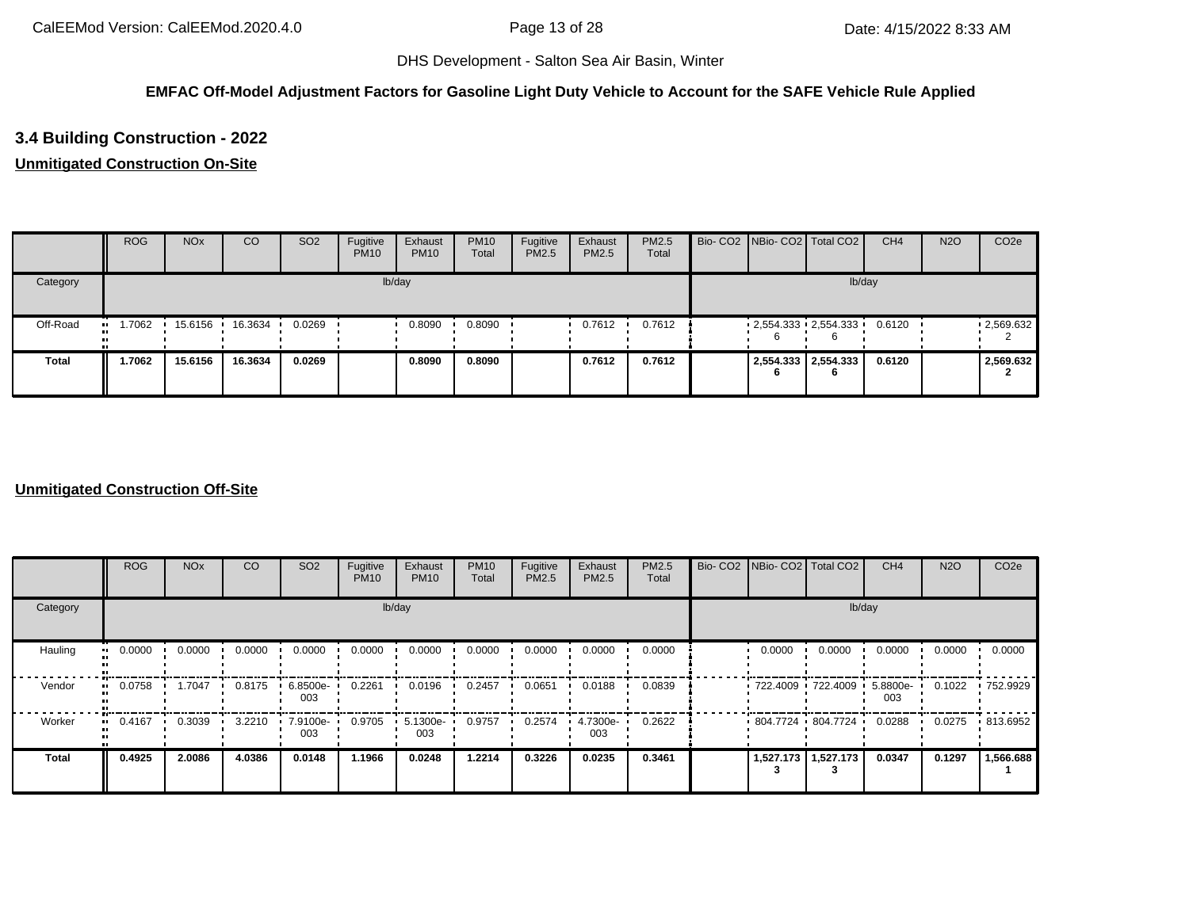DHS Development - Salton Sea Air Basin, Winter

**EMFAC Off-Model Adjustment Factors for Gasoline Light Duty Vehicle to Account for the SAFE Vehicle Rule Applied**

### 3.4 Building Construction - 2022

**Unmitigated Construction On-Site**

| | ROG | NOx | CO | SO2 | Fugitive PM10 | Exhaust PM10 | PM10 Total | Fugitive PM2.5 | Exhaust PM2.5 | PM2.5 Total | Bio- CO2 | NBio- CO2 | Total CO2 | CH4 | N2O | CO2e |
|---|---|---|---|---|---|---|---|---|---|---|---|---|---|---|---|---|
| Category | lb/day | | | | | | | | | | lb/day | | | | | |
| Off-Road | 1.7062 | 15.6156 | 16.3634 | 0.0269 | | 0.8090 | 0.8090 | | 0.7612 | 0.7612 | | 2,554.3336 | 2,554.3336 | 0.6120 | | 2,569.6322 |
| **Total** | **1.7062** | **15.6156** | **16.3634** | **0.0269** | | **0.8090** | **0.8090** | | **0.7612** | **0.7612** | | **2,554.3336** | **2,554.3336** | **0.6120** | | **2,569.6322** |

**Unmitigated Construction Off-Site**

| | ROG | NOx | CO | SO2 | Fugitive PM10 | Exhaust PM10 | PM10 Total | Fugitive PM2.5 | Exhaust PM2.5 | PM2.5 Total | Bio- CO2 | NBio- CO2 | Total CO2 | CH4 | N2O | CO2e |
|---|---|---|---|---|---|---|---|---|---|---|---|---|---|---|---|---|
| Category | lb/day | | | | | | | | | | lb/day | | | | | |
| Hauling | 0.0000 | 0.0000 | 0.0000 | 0.0000 | 0.0000 | 0.0000 | 0.0000 | 0.0000 | 0.0000 | 0.0000 | | 0.0000 | 0.0000 | 0.0000 | 0.0000 | 0.0000 |
| Vendor | 0.0758 | 1.7047 | 0.8175 | 6.8500e-003 | 0.2261 | 0.0196 | 0.2457 | 0.0651 | 0.0188 | 0.0839 | | 722.4009 | 722.4009 | 5.8800e-003 | 0.1022 | 752.9929 |
| Worker | 0.4167 | 0.3039 | 3.2210 | 7.9100e-003 | 0.9705 | 5.1300e-003 | 0.9757 | 0.2574 | 4.7300e-003 | 0.2622 | | 804.7724 | 804.7724 | 0.0288 | 0.0275 | 813.6952 |
| **Total** | **0.4925** | **2.0086** | **4.0386** | **0.0148** | **1.1966** | **0.0248** | **1.2214** | **0.3226** | **0.0235** | **0.3461** | | **1,527.1733** | **1,527.1733** | **0.0347** | **0.1297** | **1,566.6881** |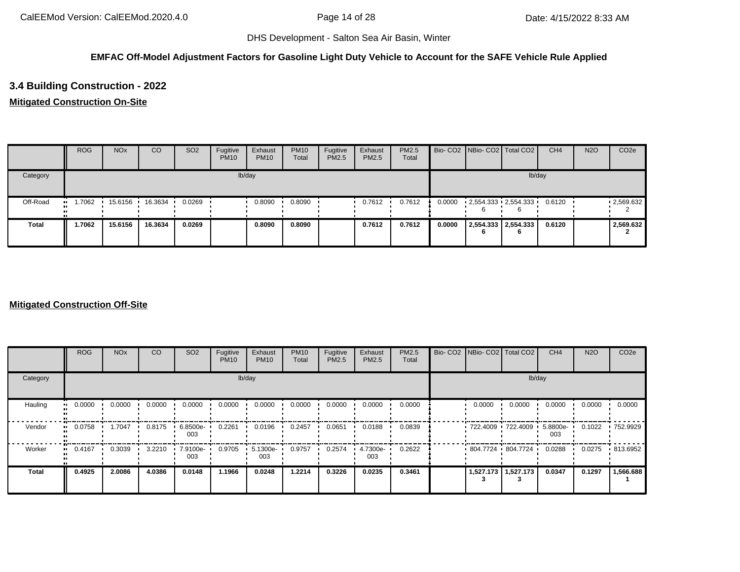DHS Development - Salton Sea Air Basin, Winter

**EMFAC Off-Model Adjustment Factors for Gasoline Light Duty Vehicle to Account for the SAFE Vehicle Rule Applied**

## 3.4 Building Construction - 2022

**Mitigated Construction On-Site**

| | ROG | NOx | CO | SO2 | Fugitive PM10 | Exhaust PM10 | PM10 Total | Fugitive PM2.5 | Exhaust PM2.5 | PM2.5 Total | Bio- CO2 | NBio- CO2 | Total CO2 | CH4 | N2O | CO2e |
|---|---|---|---|---|---|---|---|---|---|---|---|---|---|---|---|---|
| Category | lb/day | | | | | | | | | | lb/day | | | | | |
| Off-Road | 1.7062 | 15.6156 | 16.3634 | 0.0269 | | 0.8090 | 0.8090 | | 0.7612 | 0.7612 | 0.0000 | 2,554.3336 | 2,554.3336 | 0.6120 | | 2,569.6322 |
| **Total** | **1.7062** | **15.6156** | **16.3634** | **0.0269** | | **0.8090** | **0.8090** | | **0.7612** | **0.7612** | **0.0000** | **2,554.3336** | **2,554.3336** | **0.6120** | | **2,569.6322** |

**Mitigated Construction Off-Site**

| | ROG | NOx | CO | SO2 | Fugitive PM10 | Exhaust PM10 | PM10 Total | Fugitive PM2.5 | Exhaust PM2.5 | PM2.5 Total | Bio- CO2 | NBio- CO2 | Total CO2 | CH4 | N2O | CO2e |
|---|---|---|---|---|---|---|---|---|---|---|---|---|---|---|---|---|
| Category | lb/day | | | | | | | | | | lb/day | | | | | |
| Hauling | 0.0000 | 0.0000 | 0.0000 | 0.0000 | 0.0000 | 0.0000 | 0.0000 | 0.0000 | 0.0000 | 0.0000 | | 0.0000 | 0.0000 | 0.0000 | 0.0000 | 0.0000 |
| Vendor | 0.0758 | 1.7047 | 0.8175 | 6.8500e-003 | 0.2261 | 0.0196 | 0.2457 | 0.0651 | 0.0188 | 0.0839 | | 722.4009 | 722.4009 | 5.8800e-003 | 0.1022 | 752.9929 |
| Worker | 0.4167 | 0.3039 | 3.2210 | 7.9100e-003 | 0.9705 | 5.1300e-003 | 0.9757 | 0.2574 | 4.7300e-003 | 0.2622 | | 804.7724 | 804.7724 | 0.0288 | 0.0275 | 813.6952 |
| **Total** | **0.4925** | **2.0086** | **4.0386** | **0.0148** | **1.1966** | **0.0248** | **1.2214** | **0.3226** | **0.0235** | **0.3461** | | **1,527.1733** | **1,527.1733** | **0.0347** | **0.1297** | **1,566.6881** |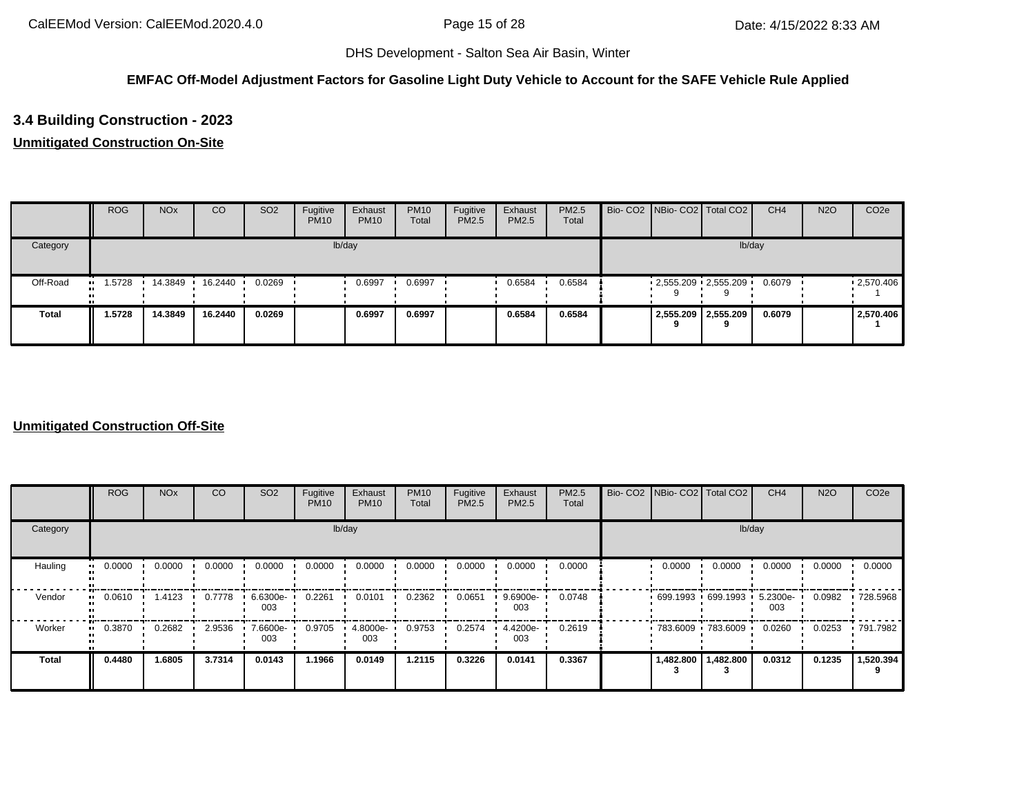DHS Development - Salton Sea Air Basin, Winter

**EMFAC Off-Model Adjustment Factors for Gasoline Light Duty Vehicle to Account for the SAFE Vehicle Rule Applied**

### 3.4 Building Construction - 2023

**Unmitigated Construction On-Site**

| | ROG | NOx | CO | SO2 | Fugitive PM10 | Exhaust PM10 | PM10 Total | Fugitive PM2.5 | Exhaust PM2.5 | PM2.5 Total | Bio- CO2 | NBio- CO2 | Total CO2 | CH4 | N2O | CO2e |
|---|---|---|---|---|---|---|---|---|---|---|---|---|---|---|---|---|
| Category | lb/day | | | | | | | | | | lb/day | | | | | |
| Off-Road | 1.5728 | 14.3849 | 16.2440 | 0.0269 | | 0.6997 | 0.6997 | | 0.6584 | 0.6584 | | 2,555.2099 | 2,555.2099 | 0.6079 | | 2,570.4061 |
| **Total** | **1.5728** | **14.3849** | **16.2440** | **0.0269** | | **0.6997** | **0.6997** | | **0.6584** | **0.6584** | | **2,555.2099** | **2,555.2099** | **0.6079** | | **2,570.4061** |

**Unmitigated Construction Off-Site**

| | ROG | NOx | CO | SO2 | Fugitive PM10 | Exhaust PM10 | PM10 Total | Fugitive PM2.5 | Exhaust PM2.5 | PM2.5 Total | Bio- CO2 | NBio- CO2 | Total CO2 | CH4 | N2O | CO2e |
|---|---|---|---|---|---|---|---|---|---|---|---|---|---|---|---|---|
| Category | lb/day | | | | | | | | | | lb/day | | | | | |
| Hauling | 0.0000 | 0.0000 | 0.0000 | 0.0000 | 0.0000 | 0.0000 | 0.0000 | 0.0000 | 0.0000 | 0.0000 | | 0.0000 | 0.0000 | 0.0000 | 0.0000 | 0.0000 |
| Vendor | 0.0610 | 1.4123 | 0.7778 | 6.6300e-003 | 0.2261 | 0.0101 | 0.2362 | 0.0651 | 9.6900e-003 | 0.0748 | | 699.1993 | 699.1993 | 5.2300e-003 | 0.0982 | 728.5968 |
| Worker | 0.3870 | 0.2682 | 2.9536 | 7.6600e-003 | 0.9705 | 4.8000e-003 | 0.9753 | 0.2574 | 4.4200e-003 | 0.2619 | | 783.6009 | 783.6009 | 0.0260 | 0.0253 | 791.7982 |
| **Total** | **0.4480** | **1.6805** | **3.7314** | **0.0143** | **1.1966** | **0.0149** | **1.2115** | **0.3226** | **0.0141** | **0.3367** | | **1,482.8003** | **1,482.8003** | **0.0312** | **0.1235** | **1,520.3949** |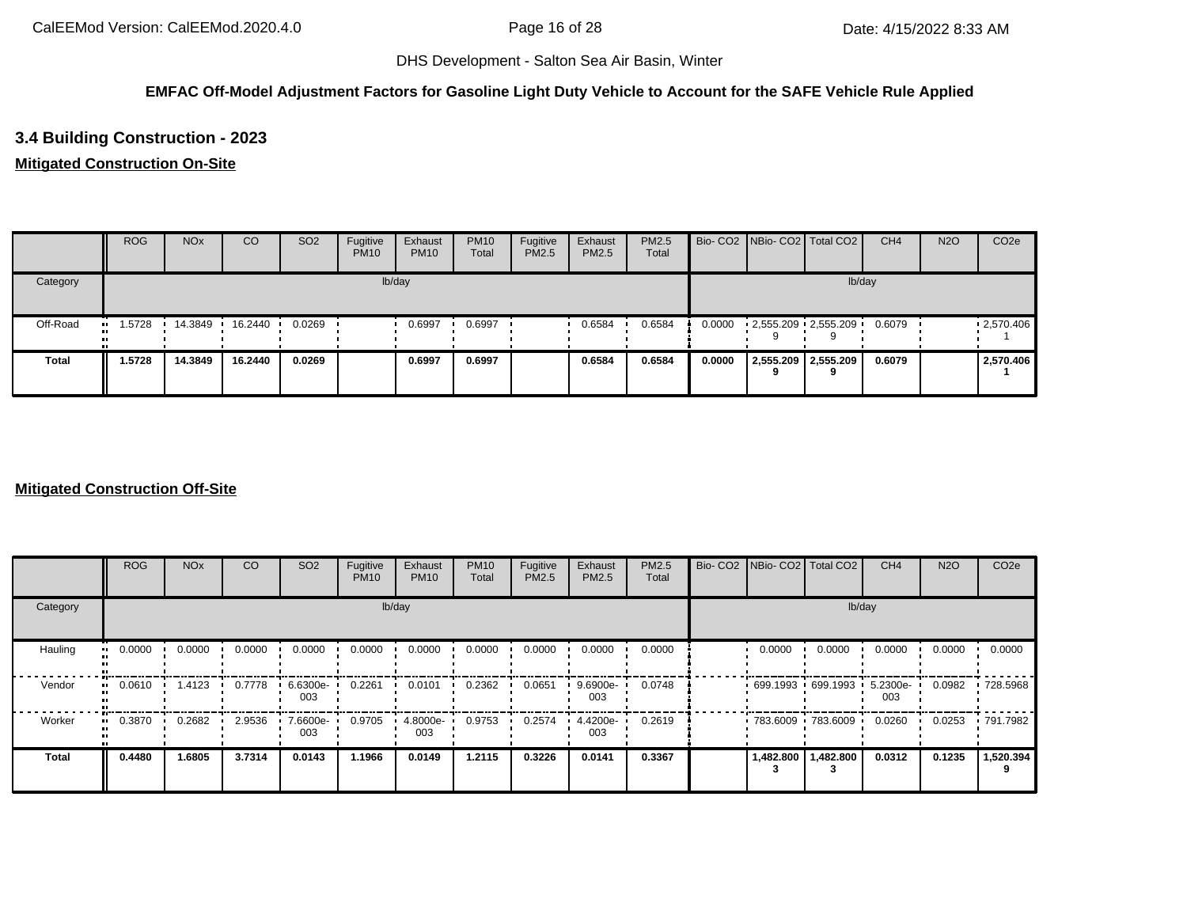DHS Development - Salton Sea Air Basin, Winter

**EMFAC Off-Model Adjustment Factors for Gasoline Light Duty Vehicle to Account for the SAFE Vehicle Rule Applied**

## 3.4 Building Construction - 2023

**Mitigated Construction On-Site**

| | ROG | NOx | CO | SO2 | Fugitive PM10 | Exhaust PM10 | PM10 Total | Fugitive PM2.5 | Exhaust PM2.5 | PM2.5 Total | Bio- CO2 | NBio- CO2 | Total CO2 | CH4 | N2O | CO2e |
|---|---|---|---|---|---|---|---|---|---|---|---|---|---|---|---|---|
| Category | lb/day | | | | | | | | | | lb/day | | | | | |
| Off-Road | 1.5728 | 14.3849 | 16.2440 | 0.0269 | | 0.6997 | 0.6997 | | 0.6584 | 0.6584 | 0.0000 | 2,555.2099 | 2,555.2099 | 0.6079 | | 2,570.4061 |
| **Total** | **1.5728** | **14.3849** | **16.2440** | **0.0269** | | **0.6997** | **0.6997** | | **0.6584** | **0.6584** | **0.0000** | **2,555.2099** | **2,555.2099** | **0.6079** | | **2,570.4061** |

**Mitigated Construction Off-Site**

| | ROG | NOx | CO | SO2 | Fugitive PM10 | Exhaust PM10 | PM10 Total | Fugitive PM2.5 | Exhaust PM2.5 | PM2.5 Total | Bio- CO2 | NBio- CO2 | Total CO2 | CH4 | N2O | CO2e |
|---|---|---|---|---|---|---|---|---|---|---|---|---|---|---|---|---|
| Category | lb/day | | | | | | | | | | lb/day | | | | | |
| Hauling | 0.0000 | 0.0000 | 0.0000 | 0.0000 | 0.0000 | 0.0000 | 0.0000 | 0.0000 | 0.0000 | 0.0000 | | 0.0000 | 0.0000 | 0.0000 | 0.0000 | 0.0000 |
| Vendor | 0.0610 | 1.4123 | 0.7778 | 6.6300e-003 | 0.2261 | 0.0101 | 0.2362 | 0.0651 | 9.6900e-003 | 0.0748 | | 699.1993 | 699.1993 | 5.2300e-003 | 0.0982 | 728.5968 |
| Worker | 0.3870 | 0.2682 | 2.9536 | 7.6600e-003 | 0.9705 | 4.8000e-003 | 0.9753 | 0.2574 | 4.4200e-003 | 0.2619 | | 783.6009 | 783.6009 | 0.0260 | 0.0253 | 791.7982 |
| **Total** | **0.4480** | **1.6805** | **3.7314** | **0.0143** | **1.1966** | **0.0149** | **1.2115** | **0.3226** | **0.0141** | **0.3367** | | **1,482.8003** | **1,482.8003** | **0.0312** | **0.1235** | **1,520.3949** |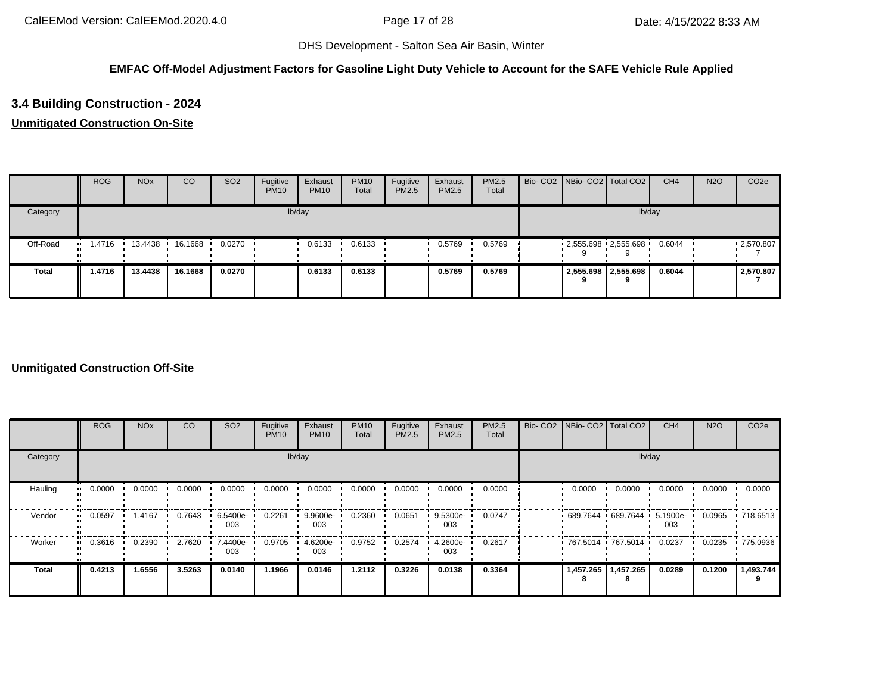DHS Development - Salton Sea Air Basin, Winter

**EMFAC Off-Model Adjustment Factors for Gasoline Light Duty Vehicle to Account for the SAFE Vehicle Rule Applied**

### 3.4 Building Construction - 2024

**Unmitigated Construction On-Site**

| | ROG | NOx | CO | SO2 | Fugitive PM10 | Exhaust PM10 | PM10 Total | Fugitive PM2.5 | Exhaust PM2.5 | PM2.5 Total | Bio- CO2 | NBio- CO2 | Total CO2 | CH4 | N2O | CO2e |
|---|---|---|---|---|---|---|---|---|---|---|---|---|---|---|---|---|
| Category | lb/day | | | | | | | | | | lb/day | | | | | |
| Off-Road | 1.4716 | 13.4438 | 16.1668 | 0.0270 | | 0.6133 | 0.6133 | | 0.5769 | 0.5769 | | 2,555.698 9 | 2,555.698 9 | 0.6044 | | 2,570.807 7 |
| **Total** | **1.4716** | **13.4438** | **16.1668** | **0.0270** | | **0.6133** | **0.6133** | | **0.5769** | **0.5769** | | **2,555.698 9** | **2,555.698 9** | **0.6044** | | **2,570.807 7** |

**Unmitigated Construction Off-Site**

| | ROG | NOx | CO | SO2 | Fugitive PM10 | Exhaust PM10 | PM10 Total | Fugitive PM2.5 | Exhaust PM2.5 | PM2.5 Total | Bio- CO2 | NBio- CO2 | Total CO2 | CH4 | N2O | CO2e |
|---|---|---|---|---|---|---|---|---|---|---|---|---|---|---|---|---|
| Category | lb/day | | | | | | | | | | lb/day | | | | | |
| Hauling | 0.0000 | 0.0000 | 0.0000 | 0.0000 | 0.0000 | 0.0000 | 0.0000 | 0.0000 | 0.0000 | 0.0000 | | 0.0000 | 0.0000 | 0.0000 | 0.0000 | 0.0000 |
| Vendor | 0.0597 | 1.4167 | 0.7643 | 6.5400e-003 | 0.2261 | 9.9600e-003 | 0.2360 | 0.0651 | 9.5300e-003 | 0.0747 | | 689.7644 | 689.7644 | 5.1900e-003 | 0.0965 | 718.6513 |
| Worker | 0.3616 | 0.2390 | 2.7620 | 7.4400e-003 | 0.9705 | 4.6200e-003 | 0.9752 | 0.2574 | 4.2600e-003 | 0.2617 | | 767.5014 | 767.5014 | 0.0237 | 0.0235 | 775.0936 |
| **Total** | **0.4213** | **1.6556** | **3.5263** | **0.0140** | **1.1966** | **0.0146** | **1.2112** | **0.3226** | **0.0138** | **0.3364** | | **1,457.265 8** | **1,457.265 8** | **0.0289** | **0.1200** | **1,493.744 9** |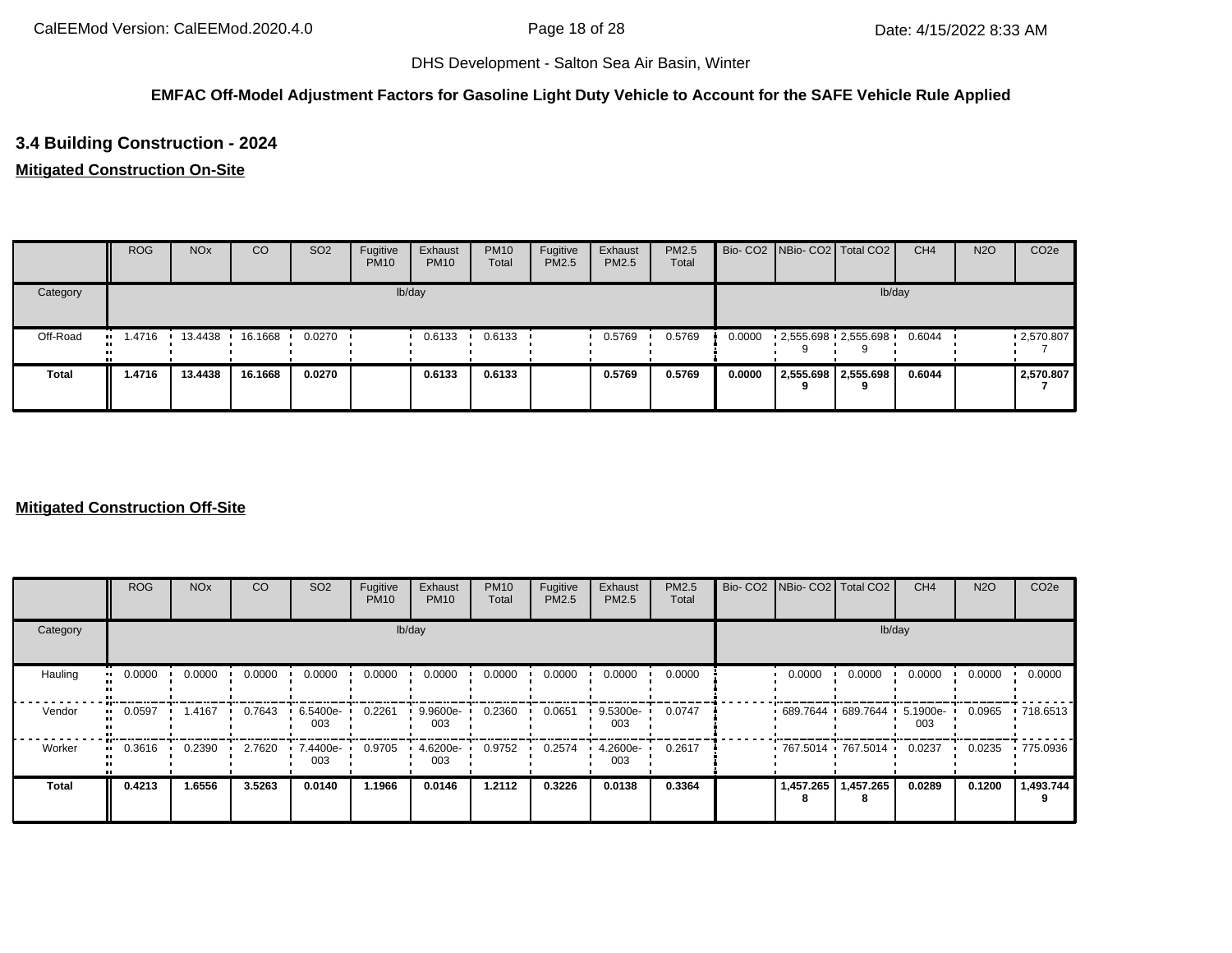DHS Development - Salton Sea Air Basin, Winter

**EMFAC Off-Model Adjustment Factors for Gasoline Light Duty Vehicle to Account for the SAFE Vehicle Rule Applied**

## 3.4 Building Construction - 2024

### Mitigated Construction On-Site

| | ROG | NOx | CO | SO2 | Fugitive PM10 | Exhaust PM10 | PM10 Total | Fugitive PM2.5 | Exhaust PM2.5 | PM2.5 Total | Bio- CO2 | NBio- CO2 | Total CO2 | CH4 | N2O | CO2e |
|---|---|---|---|---|---|---|---|---|---|---|---|---|---|---|---|---|
| Category | lb/day | | | | | | | | | | lb/day | | | | | |
| Off-Road | 1.4716 | 13.4438 | 16.1668 | 0.0270 | | 0.6133 | 0.6133 | | 0.5769 | 0.5769 | 0.0000 | 2,555.6989 | 2,555.6989 | 0.6044 | | 2,570.8077 |
| **Total** | **1.4716** | **13.4438** | **16.1668** | **0.0270** | | **0.6133** | **0.6133** | | **0.5769** | **0.5769** | **0.0000** | **2,555.6989** | **2,555.6989** | **0.6044** | | **2,570.8077** |

### Mitigated Construction Off-Site

| | ROG | NOx | CO | SO2 | Fugitive PM10 | Exhaust PM10 | PM10 Total | Fugitive PM2.5 | Exhaust PM2.5 | PM2.5 Total | Bio- CO2 | NBio- CO2 | Total CO2 | CH4 | N2O | CO2e |
|---|---|---|---|---|---|---|---|---|---|---|---|---|---|---|---|---|
| Category | lb/day | | | | | | | | | | lb/day | | | | | |
| Hauling | 0.0000 | 0.0000 | 0.0000 | 0.0000 | 0.0000 | 0.0000 | 0.0000 | 0.0000 | 0.0000 | 0.0000 | | 0.0000 | 0.0000 | 0.0000 | 0.0000 | 0.0000 |
| Vendor | 0.0597 | 1.4167 | 0.7643 | 6.5400e-003 | 0.2261 | 9.9600e-003 | 0.2360 | 0.0651 | 9.5300e-003 | 0.0747 | | 689.7644 | 689.7644 | 5.1900e-003 | 0.0965 | 718.6513 |
| Worker | 0.3616 | 0.2390 | 2.7620 | 7.4400e-003 | 0.9705 | 4.6200e-003 | 0.9752 | 0.2574 | 4.2600e-003 | 0.2617 | | 767.5014 | 767.5014 | 0.0237 | 0.0235 | 775.0936 |
| **Total** | **0.4213** | **1.6556** | **3.5263** | **0.0140** | **1.1966** | **0.0146** | **1.2112** | **0.3226** | **0.0138** | **0.3364** | | **1,457.2658** | **1,457.2658** | **0.0289** | **0.1200** | **1,493.7449** |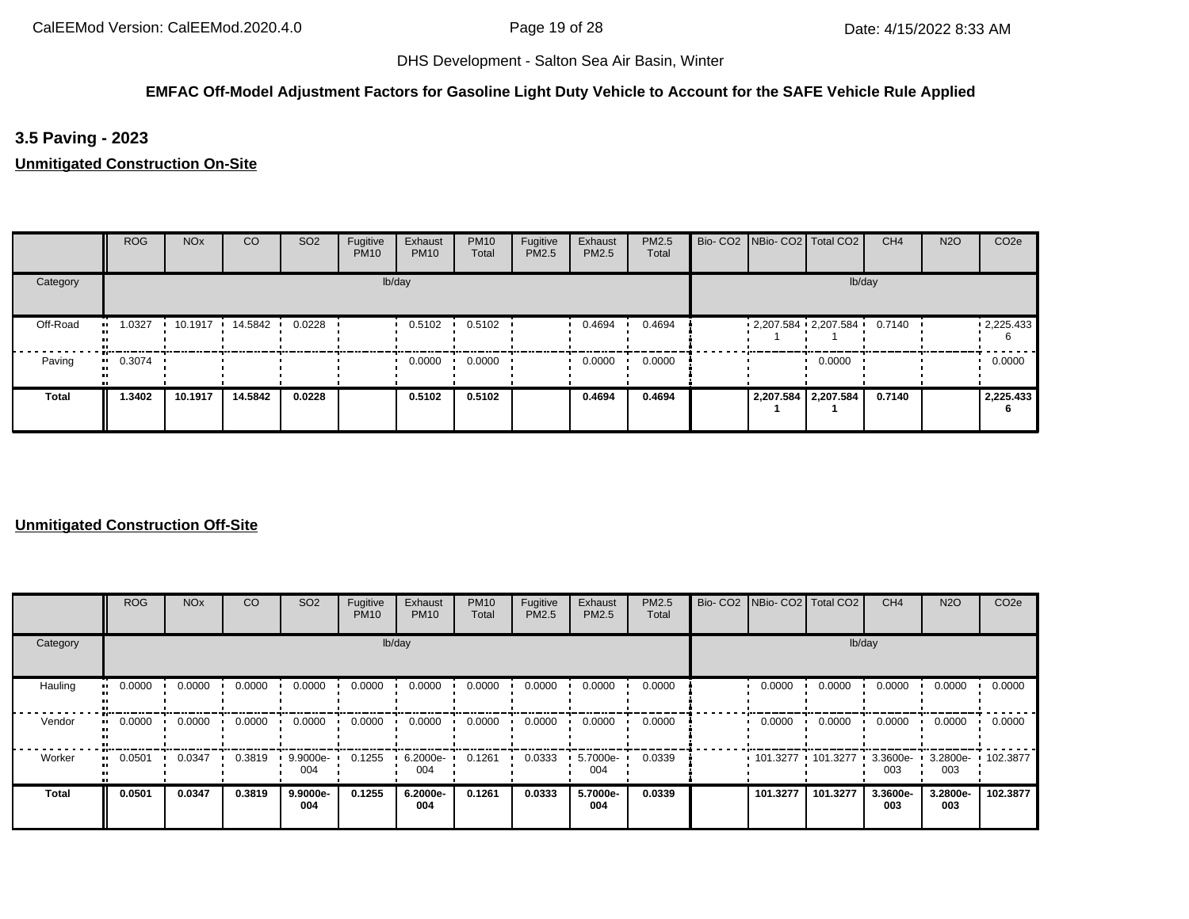DHS Development - Salton Sea Air Basin, Winter

**EMFAC Off-Model Adjustment Factors for Gasoline Light Duty Vehicle to Account for the SAFE Vehicle Rule Applied**

### 3.5 Paving - 2023

**Unmitigated Construction On-Site**

| | ROG | NOx | CO | SO2 | Fugitive PM10 | Exhaust PM10 | PM10 Total | Fugitive PM2.5 | Exhaust PM2.5 | PM2.5 Total | Bio- CO2 | NBio- CO2 | Total CO2 | CH4 | N2O | CO2e |
|---|---|---|---|---|---|---|---|---|---|---|---|---|---|---|---|---|
| Category | lb/day | | | | | | | | | | lb/day | | | | | |
| Off-Road | 1.0327 | 10.1917 | 14.5842 | 0.0228 | | 0.5102 | 0.5102 | | 0.4694 | 0.4694 | | 2,207.5841 | 2,207.5841 | 0.7140 | | 2,225.4336 |
| Paving | 0.3074 | | | | | 0.0000 | 0.0000 | | 0.0000 | 0.0000 | | | 0.0000 | | | 0.0000 |
| **Total** | **1.3402** | **10.1917** | **14.5842** | **0.0228** | | **0.5102** | **0.5102** | | **0.4694** | **0.4694** | | **2,207.5841** | **2,207.5841** | **0.7140** | | **2,225.4336** |

**Unmitigated Construction Off-Site**

| | ROG | NOx | CO | SO2 | Fugitive PM10 | Exhaust PM10 | PM10 Total | Fugitive PM2.5 | Exhaust PM2.5 | PM2.5 Total | Bio- CO2 | NBio- CO2 | Total CO2 | CH4 | N2O | CO2e |
|---|---|---|---|---|---|---|---|---|---|---|---|---|---|---|---|---|
| Category | lb/day | | | | | | | | | | lb/day | | | | | |
| Hauling | 0.0000 | 0.0000 | 0.0000 | 0.0000 | 0.0000 | 0.0000 | 0.0000 | 0.0000 | 0.0000 | 0.0000 | | 0.0000 | 0.0000 | 0.0000 | 0.0000 | 0.0000 |
| Vendor | 0.0000 | 0.0000 | 0.0000 | 0.0000 | 0.0000 | 0.0000 | 0.0000 | 0.0000 | 0.0000 | 0.0000 | | 0.0000 | 0.0000 | 0.0000 | 0.0000 | 0.0000 |
| Worker | 0.0501 | 0.0347 | 0.3819 | 9.9000e-004 | 0.1255 | 6.2000e-004 | 0.1261 | 0.0333 | 5.7000e-004 | 0.0339 | | 101.3277 | 101.3277 | 3.3600e-003 | 3.2800e-003 | 102.3877 |
| **Total** | **0.0501** | **0.0347** | **0.3819** | **9.9000e-004** | **0.1255** | **6.2000e-004** | **0.1261** | **0.0333** | **5.7000e-004** | **0.0339** | | **101.3277** | **101.3277** | **3.3600e-003** | **3.2800e-003** | **102.3877** |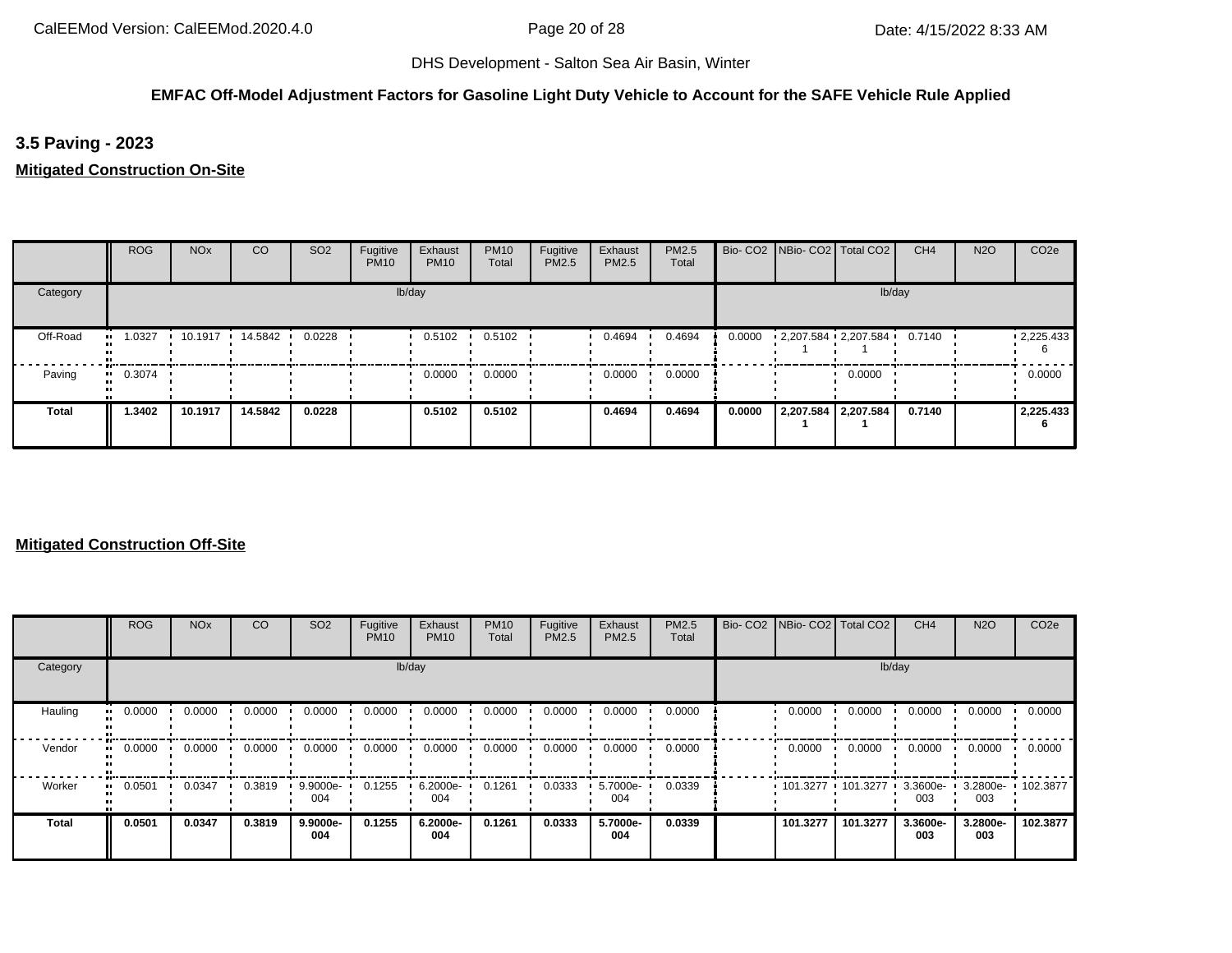DHS Development - Salton Sea Air Basin, Winter

**EMFAC Off-Model Adjustment Factors for Gasoline Light Duty Vehicle to Account for the SAFE Vehicle Rule Applied**

### 3.5 Paving - 2023

**Mitigated Construction On-Site**

| | ROG | NOx | CO | SO2 | Fugitive PM10 | Exhaust PM10 | PM10 Total | Fugitive PM2.5 | Exhaust PM2.5 | PM2.5 Total | Bio- CO2 | NBio- CO2 | Total CO2 | CH4 | N2O | CO2e |
|---|---|---|---|---|---|---|---|---|---|---|---|---|---|---|---|---|
| Category | lb/day | | | | | | | | | | lb/day | | | | | |
| Off-Road | 1.0327 | 10.1917 | 14.5842 | 0.0228 | | 0.5102 | 0.5102 | | 0.4694 | 0.4694 | 0.0000 | 2,207.5841 | 2,207.5841 | 0.7140 | | 2,225.4336 |
| Paving | 0.3074 | | | | | 0.0000 | 0.0000 | | 0.0000 | 0.0000 | | | 0.0000 | | | 0.0000 |
| **Total** | **1.3402** | **10.1917** | **14.5842** | **0.0228** | | **0.5102** | **0.5102** | | **0.4694** | **0.4694** | **0.0000** | **2,207.5841** | **2,207.5841** | **0.7140** | | **2,225.4336** |

**Mitigated Construction Off-Site**

| | ROG | NOx | CO | SO2 | Fugitive PM10 | Exhaust PM10 | PM10 Total | Fugitive PM2.5 | Exhaust PM2.5 | PM2.5 Total | Bio- CO2 | NBio- CO2 | Total CO2 | CH4 | N2O | CO2e |
|---|---|---|---|---|---|---|---|---|---|---|---|---|---|---|---|---|
| Category | lb/day | | | | | | | | | | lb/day | | | | | |
| Hauling | 0.0000 | 0.0000 | 0.0000 | 0.0000 | 0.0000 | 0.0000 | 0.0000 | 0.0000 | 0.0000 | 0.0000 | | 0.0000 | 0.0000 | 0.0000 | 0.0000 | 0.0000 |
| Vendor | 0.0000 | 0.0000 | 0.0000 | 0.0000 | 0.0000 | 0.0000 | 0.0000 | 0.0000 | 0.0000 | 0.0000 | | 0.0000 | 0.0000 | 0.0000 | 0.0000 | 0.0000 |
| Worker | 0.0501 | 0.0347 | 0.3819 | 9.9000e-004 | 0.1255 | 6.2000e-004 | 0.1261 | 0.0333 | 5.7000e-004 | 0.0339 | | 101.3277 | 101.3277 | 3.3600e-003 | 3.2800e-003 | 102.3877 |
| **Total** | **0.0501** | **0.0347** | **0.3819** | **9.9000e-004** | **0.1255** | **6.2000e-004** | **0.1261** | **0.0333** | **5.7000e-004** | **0.0339** | | **101.3277** | **101.3277** | **3.3600e-003** | **3.2800e-003** | **102.3877** |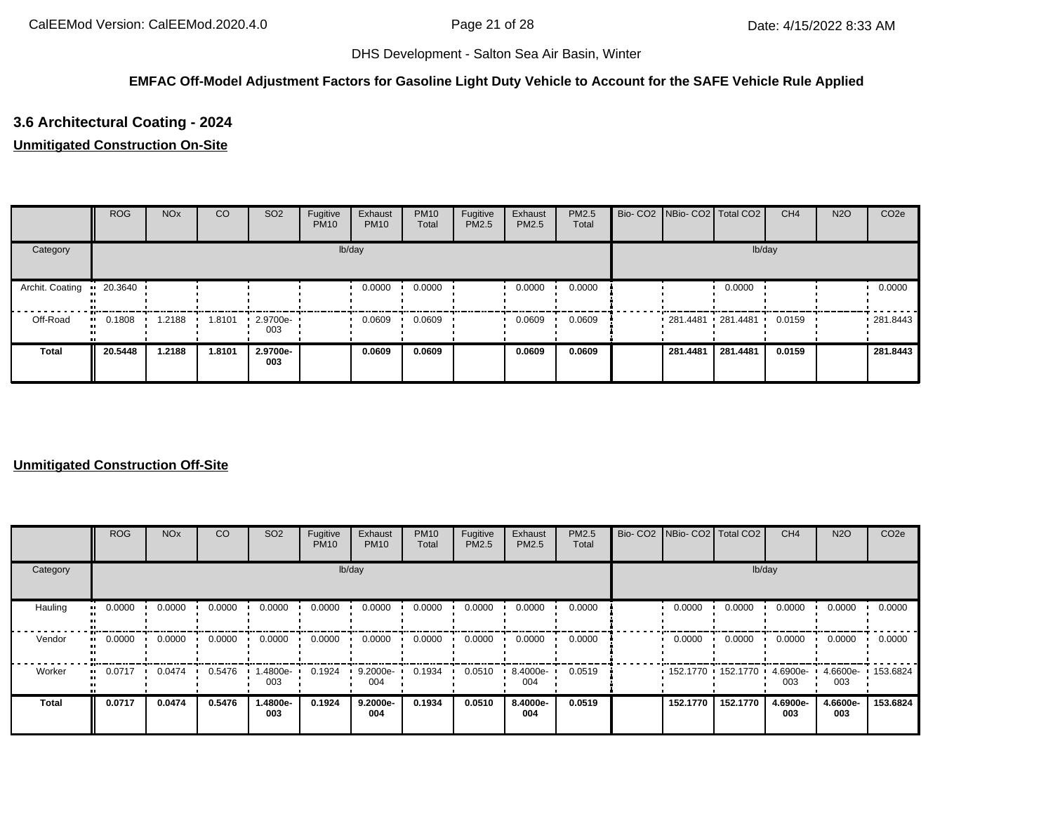DHS Development - Salton Sea Air Basin, Winter

**EMFAC Off-Model Adjustment Factors for Gasoline Light Duty Vehicle to Account for the SAFE Vehicle Rule Applied**

### 3.6 Architectural Coating - 2024

**Unmitigated Construction On-Site**

| | ROG | NOx | CO | SO2 | Fugitive PM10 | Exhaust PM10 | PM10 Total | Fugitive PM2.5 | Exhaust PM2.5 | PM2.5 Total | Bio- CO2 | NBio- CO2 | Total CO2 | CH4 | N2O | CO2e |
|---|---|---|---|---|---|---|---|---|---|---|---|---|---|---|---|---|
| Category | lb/day | | | | | | | | | | lb/day | | | | | |
| Archit. Coating | 20.3640 | | | | | 0.0000 | 0.0000 | | 0.0000 | 0.0000 | | | 0.0000 | | | 0.0000 |
| Off-Road | 0.1808 | 1.2188 | 1.8101 | 2.9700e-003 | | 0.0609 | 0.0609 | | 0.0609 | 0.0609 | | 281.4481 | 281.4481 | 0.0159 | | 281.8443 |
| **Total** | **20.5448** | **1.2188** | **1.8101** | **2.9700e-003** | | **0.0609** | **0.0609** | | **0.0609** | **0.0609** | | **281.4481** | **281.4481** | **0.0159** | | **281.8443** |

**Unmitigated Construction Off-Site**

| | ROG | NOx | CO | SO2 | Fugitive PM10 | Exhaust PM10 | PM10 Total | Fugitive PM2.5 | Exhaust PM2.5 | PM2.5 Total | Bio- CO2 | NBio- CO2 | Total CO2 | CH4 | N2O | CO2e |
|---|---|---|---|---|---|---|---|---|---|---|---|---|---|---|---|---|
| Category | lb/day | | | | | | | | | | lb/day | | | | | |
| Hauling | 0.0000 | 0.0000 | 0.0000 | 0.0000 | 0.0000 | 0.0000 | 0.0000 | 0.0000 | 0.0000 | 0.0000 | | 0.0000 | 0.0000 | 0.0000 | 0.0000 | 0.0000 |
| Vendor | 0.0000 | 0.0000 | 0.0000 | 0.0000 | 0.0000 | 0.0000 | 0.0000 | 0.0000 | 0.0000 | 0.0000 | | 0.0000 | 0.0000 | 0.0000 | 0.0000 | 0.0000 |
| Worker | 0.0717 | 0.0474 | 0.5476 | 1.4800e-003 | 0.1924 | 9.2000e-004 | 0.1934 | 0.0510 | 8.4000e-004 | 0.0519 | | 152.1770 | 152.1770 | 4.6900e-003 | 4.6600e-003 | 153.6824 |
| **Total** | **0.0717** | **0.0474** | **0.5476** | **1.4800e-003** | **0.1924** | **9.2000e-004** | **0.1934** | **0.0510** | **8.4000e-004** | **0.0519** | | **152.1770** | **152.1770** | **4.6900e-003** | **4.6600e-003** | **153.6824** |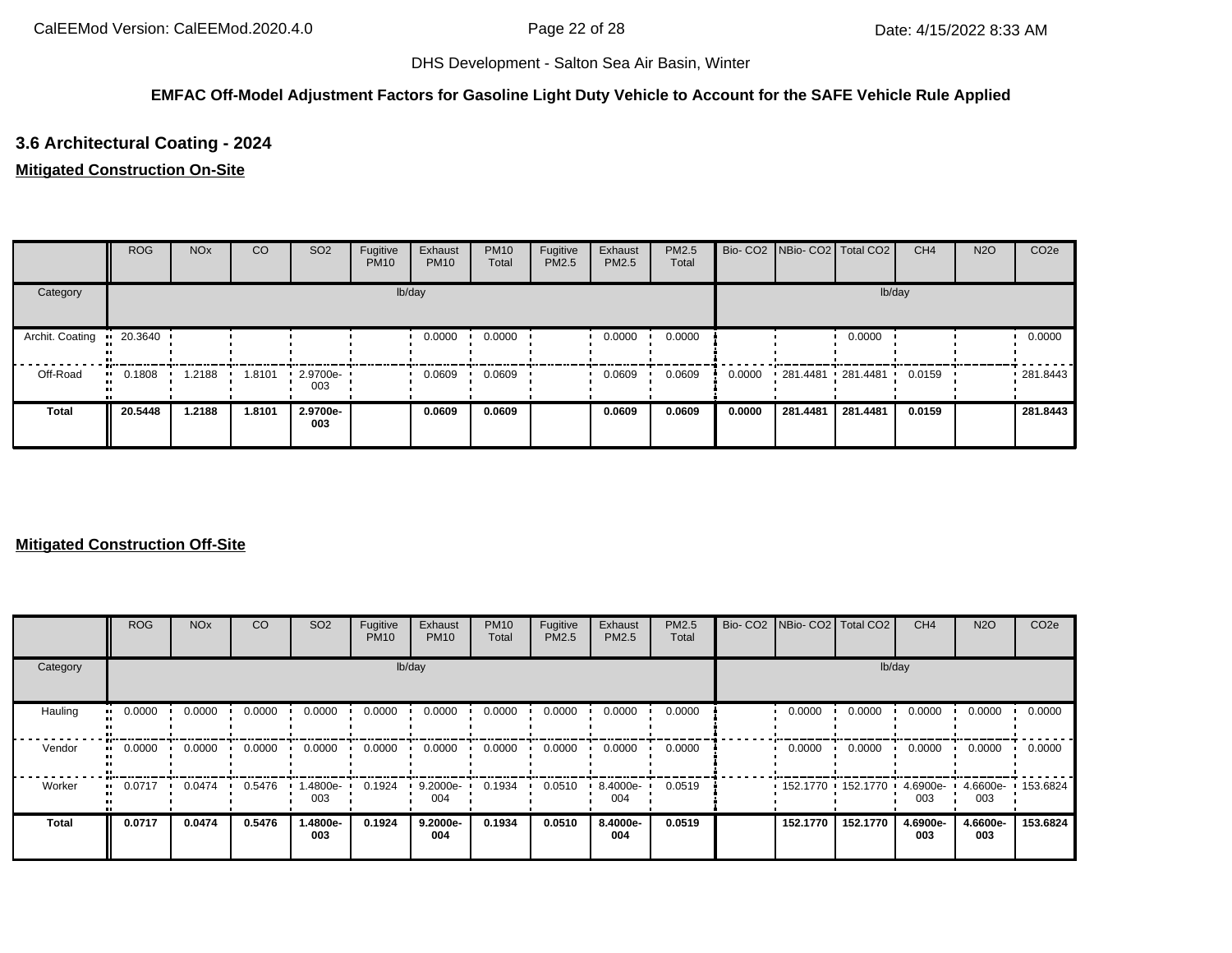DHS Development - Salton Sea Air Basin, Winter

**EMFAC Off-Model Adjustment Factors for Gasoline Light Duty Vehicle to Account for the SAFE Vehicle Rule Applied**

### 3.6 Architectural Coating - 2024

**Mitigated Construction On-Site**

| | ROG | NOx | CO | SO2 | Fugitive PM10 | Exhaust PM10 | PM10 Total | Fugitive PM2.5 | Exhaust PM2.5 | PM2.5 Total | Bio- CO2 | NBio- CO2 | Total CO2 | CH4 | N2O | CO2e |
|---|---|---|---|---|---|---|---|---|---|---|---|---|---|---|---|---|
| Category | lb/day | | | | | | | | | | lb/day | | | | | |
| Archit. Coating | 20.3640 | | | | | 0.0000 | 0.0000 | | 0.0000 | 0.0000 | | | 0.0000 | | | 0.0000 |
| Off-Road | 0.1808 | 1.2188 | 1.8101 | 2.9700e-003 | | 0.0609 | 0.0609 | | 0.0609 | 0.0609 | 0.0000 | 281.4481 | 281.4481 | 0.0159 | | 281.8443 |
| **Total** | **20.5448** | **1.2188** | **1.8101** | **2.9700e-003** | | **0.0609** | **0.0609** | | **0.0609** | **0.0609** | **0.0000** | **281.4481** | **281.4481** | **0.0159** | | **281.8443** |

**Mitigated Construction Off-Site**

| | ROG | NOx | CO | SO2 | Fugitive PM10 | Exhaust PM10 | PM10 Total | Fugitive PM2.5 | Exhaust PM2.5 | PM2.5 Total | Bio- CO2 | NBio- CO2 | Total CO2 | CH4 | N2O | CO2e |
|---|---|---|---|---|---|---|---|---|---|---|---|---|---|---|---|---|
| Category | lb/day | | | | | | | | | | lb/day | | | | | |
| Hauling | 0.0000 | 0.0000 | 0.0000 | 0.0000 | 0.0000 | 0.0000 | 0.0000 | 0.0000 | 0.0000 | 0.0000 | | 0.0000 | 0.0000 | 0.0000 | 0.0000 | 0.0000 |
| Vendor | 0.0000 | 0.0000 | 0.0000 | 0.0000 | 0.0000 | 0.0000 | 0.0000 | 0.0000 | 0.0000 | 0.0000 | | 0.0000 | 0.0000 | 0.0000 | 0.0000 | 0.0000 |
| Worker | 0.0717 | 0.0474 | 0.5476 | 1.4800e-003 | 0.1924 | 9.2000e-004 | 0.1934 | 0.0510 | 8.4000e-004 | 0.0519 | | 152.1770 | 152.1770 | 4.6900e-003 | 4.6600e-003 | 153.6824 |
| **Total** | **0.0717** | **0.0474** | **0.5476** | **1.4800e-003** | **0.1924** | **9.2000e-004** | **0.1934** | **0.0510** | **8.4000e-004** | **0.0519** | | **152.1770** | **152.1770** | **4.6900e-003** | **4.6600e-003** | **153.6824** |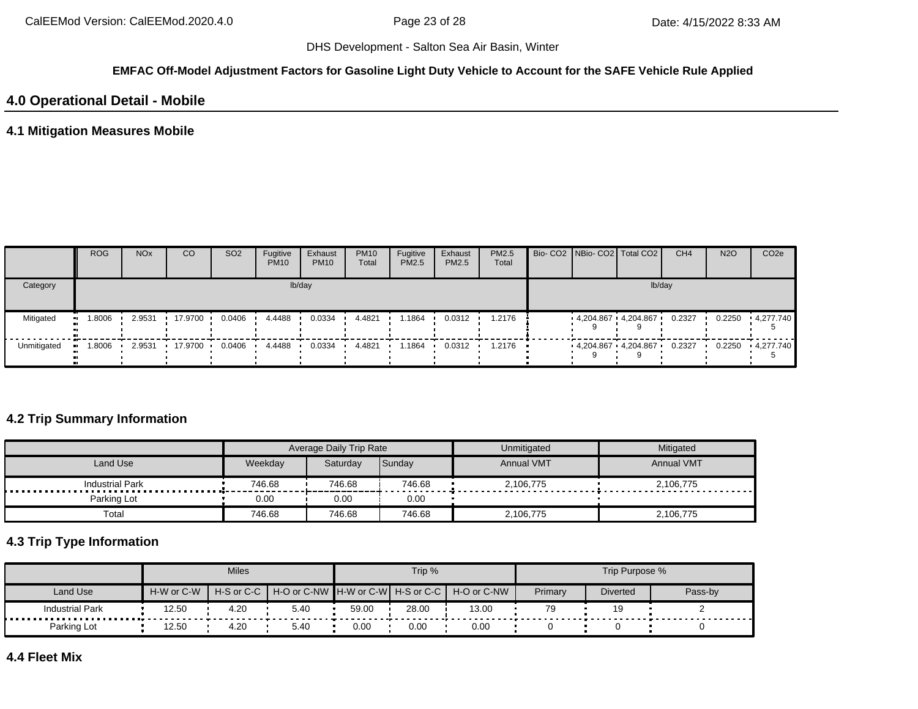DHS Development - Salton Sea Air Basin, Winter

**EMFAC Off-Model Adjustment Factors for Gasoline Light Duty Vehicle to Account for the SAFE Vehicle Rule Applied**

## 4.0 Operational Detail - Mobile

### 4.1 Mitigation Measures Mobile

| | ROG | NOx | CO | SO2 | Fugitive PM10 | Exhaust PM10 | PM10 Total | Fugitive PM2.5 | Exhaust PM2.5 | PM2.5 Total | Bio- CO2 | NBio- CO2 | Total CO2 | CH4 | N2O | CO2e |
|---|---|---|---|---|---|---|---|---|---|---|---|---|---|---|---|---|
| Category | lb/day | | | | | | | | | | lb/day | | | | | |
| Mitigated | 1.8006 | 2.9531 | 17.9700 | 0.0406 | 4.4488 | 0.0334 | 4.4821 | 1.1864 | 0.0312 | 1.2176 | | 4,204.8679 | 4,204.8679 | 0.2327 | 0.2250 | 4,277.7405 |
| Unmitigated | 1.8006 | 2.9531 | 17.9700 | 0.0406 | 4.4488 | 0.0334 | 4.4821 | 1.1864 | 0.0312 | 1.2176 | | 4,204.8679 | 4,204.8679 | 0.2327 | 0.2250 | 4,277.7405 |

### 4.2 Trip Summary Information

| | Average Daily Trip Rate | | | Unmitigated | Mitigated |
|---|---|---|---|---|---|
| Land Use | Weekday | Saturday | Sunday | Annual VMT | Annual VMT |
| Industrial Park | 746.68 | 746.68 | 746.68 | 2,106,775 | 2,106,775 |
| Parking Lot | 0.00 | 0.00 | 0.00 | | |
| Total | 746.68 | 746.68 | 746.68 | 2,106,775 | 2,106,775 |

### 4.3 Trip Type Information

| | Miles | | | Trip % | | | Trip Purpose % | | |
|---|---|---|---|---|---|---|---|---|---|
| Land Use | H-W or C-W | H-S or C-C | H-O or C-NW | H-W or C-W | H-S or C-C | H-O or C-NW | Primary | Diverted | Pass-by |
| Industrial Park | 12.50 | 4.20 | 5.40 | 59.00 | 28.00 | 13.00 | 79 | 19 | 2 |
| Parking Lot | 12.50 | 4.20 | 5.40 | 0.00 | 0.00 | 0.00 | 0 | 0 | 0 |

### 4.4 Fleet Mix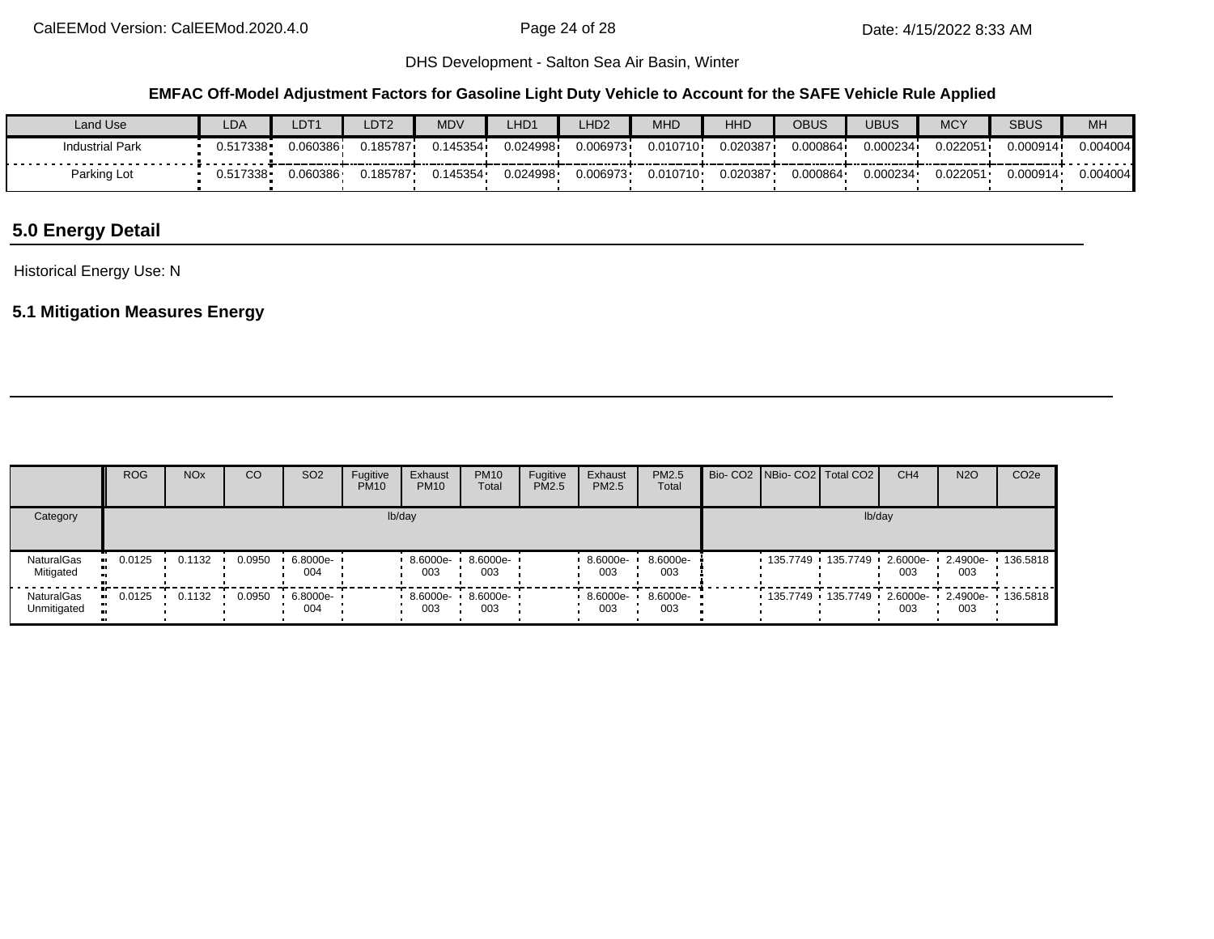DHS Development - Salton Sea Air Basin, Winter

**EMFAC Off-Model Adjustment Factors for Gasoline Light Duty Vehicle to Account for the SAFE Vehicle Rule Applied**

| Land Use | LDA | LDT1 | LDT2 | MDV | LHD1 | LHD2 | MHD | HHD | OBUS | UBUS | MCY | SBUS | MH |
|---|---|---|---|---|---|---|---|---|---|---|---|---|---|
| Industrial Park | 0.517338 | 0.060386 | 0.185787 | 0.145354 | 0.024998 | 0.006973 | 0.010710 | 0.020387 | 0.000864 | 0.000234 | 0.022051 | 0.000914 | 0.004004 |
| Parking Lot | 0.517338 | 0.060386 | 0.185787 | 0.145354 | 0.024998 | 0.006973 | 0.010710 | 0.020387 | 0.000864 | 0.000234 | 0.022051 | 0.000914 | 0.004004 |

## 5.0 Energy Detail

Historical Energy Use: N

### 5.1 Mitigation Measures Energy

| | ROG | NOx | CO | SO2 | Fugitive PM10 | Exhaust PM10 | PM10 Total | Fugitive PM2.5 | Exhaust PM2.5 | PM2.5 Total | Bio- CO2 | NBio- CO2 | Total CO2 | CH4 | N2O | CO2e |
|---|---|---|---|---|---|---|---|---|---|---|---|---|---|---|---|---|
| Category | lb/day | | | | | | | | | | lb/day | | | | | |
| NaturalGas Mitigated | 0.0125 | 0.1132 | 0.0950 | 6.8000e-004 | | 8.6000e-003 | 8.6000e-003 | | 8.6000e-003 | 8.6000e-003 | | 135.7749 | 135.7749 | 2.6000e-003 | 2.4900e-003 | 136.5818 |
| NaturalGas Unmitigated | 0.0125 | 0.1132 | 0.0950 | 6.8000e-004 | | 8.6000e-003 | 8.6000e-003 | | 8.6000e-003 | 8.6000e-003 | | 135.7749 | 135.7749 | 2.6000e-003 | 2.4900e-003 | 136.5818 |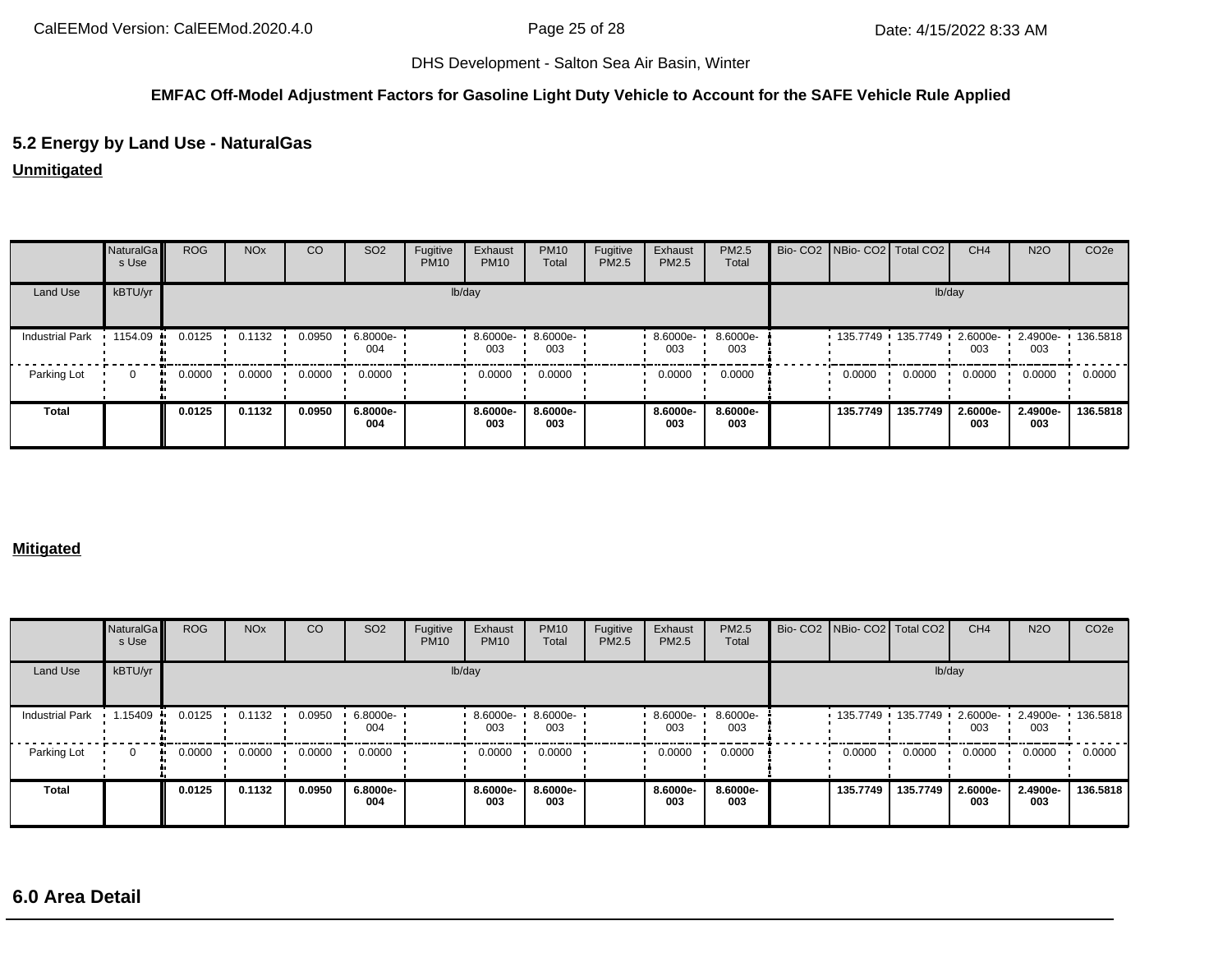DHS Development - Salton Sea Air Basin, Winter

**EMFAC Off-Model Adjustment Factors for Gasoline Light Duty Vehicle to Account for the SAFE Vehicle Rule Applied**

## 5.2 Energy by Land Use - NaturalGas

**Unmitigated**

| | NaturalGas Use | ROG | NOx | CO | SO2 | Fugitive PM10 | Exhaust PM10 | PM10 Total | Fugitive PM2.5 | Exhaust PM2.5 | PM2.5 Total | Bio- CO2 | NBio- CO2 | Total CO2 | CH4 | N2O | CO2e |
|---|---|---|---|---|---|---|---|---|---|---|---|---|---|---|---|---|---|
| Land Use | kBTU/yr | lb/day | | | | | | | | | | lb/day | | | | | |
| Industrial Park | 1154.09 | 0.0125 | 0.1132 | 0.0950 | 6.8000e-004 | | 8.6000e-003 | 8.6000e-003 | | 8.6000e-003 | 8.6000e-003 | | 135.7749 | 135.7749 | 2.6000e-003 | 2.4900e-003 | 136.5818 |
| Parking Lot | 0 | 0.0000 | 0.0000 | 0.0000 | 0.0000 | | 0.0000 | 0.0000 | | 0.0000 | 0.0000 | | 0.0000 | 0.0000 | 0.0000 | 0.0000 | 0.0000 |
| **Total** | | **0.0125** | **0.1132** | **0.0950** | **6.8000e-004** | | **8.6000e-003** | **8.6000e-003** | | **8.6000e-003** | **8.6000e-003** | | **135.7749** | **135.7749** | **2.6000e-003** | **2.4900e-003** | **136.5818** |

**Mitigated**

| | NaturalGas Use | ROG | NOx | CO | SO2 | Fugitive PM10 | Exhaust PM10 | PM10 Total | Fugitive PM2.5 | Exhaust PM2.5 | PM2.5 Total | Bio- CO2 | NBio- CO2 | Total CO2 | CH4 | N2O | CO2e |
|---|---|---|---|---|---|---|---|---|---|---|---|---|---|---|---|---|---|
| Land Use | kBTU/yr | lb/day | | | | | | | | | | lb/day | | | | | |
| Industrial Park | 1.15409 | 0.0125 | 0.1132 | 0.0950 | 6.8000e-004 | | 8.6000e-003 | 8.6000e-003 | | 8.6000e-003 | 8.6000e-003 | | 135.7749 | 135.7749 | 2.6000e-003 | 2.4900e-003 | 136.5818 |
| Parking Lot | 0 | 0.0000 | 0.0000 | 0.0000 | 0.0000 | | 0.0000 | 0.0000 | | 0.0000 | 0.0000 | | 0.0000 | 0.0000 | 0.0000 | 0.0000 | 0.0000 |
| **Total** | | **0.0125** | **0.1132** | **0.0950** | **6.8000e-004** | | **8.6000e-003** | **8.6000e-003** | | **8.6000e-003** | **8.6000e-003** | | **135.7749** | **135.7749** | **2.6000e-003** | **2.4900e-003** | **136.5818** |

## 6.0 Area Detail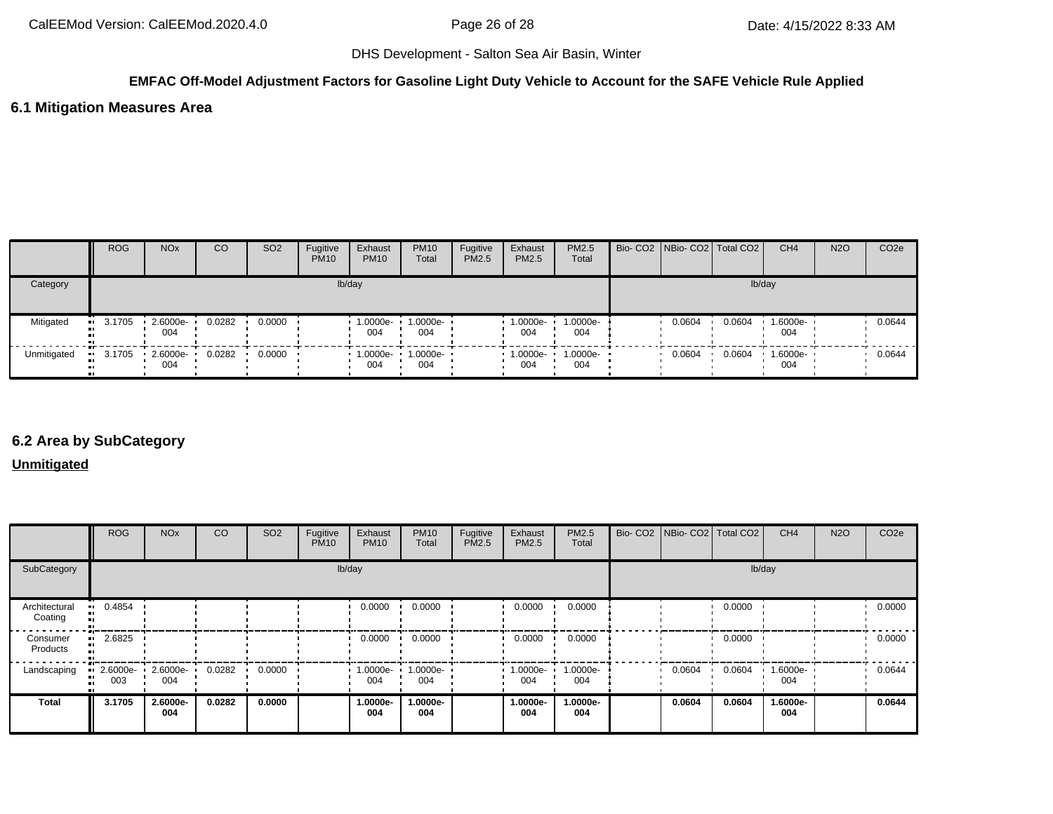DHS Development - Salton Sea Air Basin, Winter

**EMFAC Off-Model Adjustment Factors for Gasoline Light Duty Vehicle to Account for the SAFE Vehicle Rule Applied**

## 6.1 Mitigation Measures Area

| | ROG | NOx | CO | SO2 | Fugitive PM10 | Exhaust PM10 | PM10 Total | Fugitive PM2.5 | Exhaust PM2.5 | PM2.5 Total | Bio- CO2 | NBio- CO2 | Total CO2 | CH4 | N2O | CO2e |
|---|---|---|---|---|---|---|---|---|---|---|---|---|---|---|---|---|
| Category | lb/day | | | | | | | | | | lb/day | | | | | |
| Mitigated | 3.1705 | 2.6000e-004 | 0.0282 | 0.0000 | | 1.0000e-004 | 1.0000e-004 | | 1.0000e-004 | 1.0000e-004 | | 0.0604 | 0.0604 | 1.6000e-004 | | 0.0644 |
| Unmitigated | 3.1705 | 2.6000e-004 | 0.0282 | 0.0000 | | 1.0000e-004 | 1.0000e-004 | | 1.0000e-004 | 1.0000e-004 | | 0.0604 | 0.0604 | 1.6000e-004 | | 0.0644 |

## 6.2 Area by SubCategory

**Unmitigated**

| | ROG | NOx | CO | SO2 | Fugitive PM10 | Exhaust PM10 | PM10 Total | Fugitive PM2.5 | Exhaust PM2.5 | PM2.5 Total | Bio- CO2 | NBio- CO2 | Total CO2 | CH4 | N2O | CO2e |
|---|---|---|---|---|---|---|---|---|---|---|---|---|---|---|---|---|
| SubCategory | lb/day | | | | | | | | | | lb/day | | | | | |
| Architectural Coating | 0.4854 | | | | | 0.0000 | 0.0000 | | 0.0000 | 0.0000 | | | 0.0000 | | | 0.0000 |
| Consumer Products | 2.6825 | | | | | 0.0000 | 0.0000 | | 0.0000 | 0.0000 | | | 0.0000 | | | 0.0000 |
| Landscaping | 2.6000e-003 | 2.6000e-004 | 0.0282 | 0.0000 | | 1.0000e-004 | 1.0000e-004 | | 1.0000e-004 | 1.0000e-004 | | 0.0604 | 0.0604 | 1.6000e-004 | | 0.0644 |
| **Total** | **3.1705** | **2.6000e-004** | **0.0282** | **0.0000** | | **1.0000e-004** | **1.0000e-004** | | **1.0000e-004** | **1.0000e-004** | | **0.0604** | **0.0604** | **1.6000e-004** | | **0.0644** |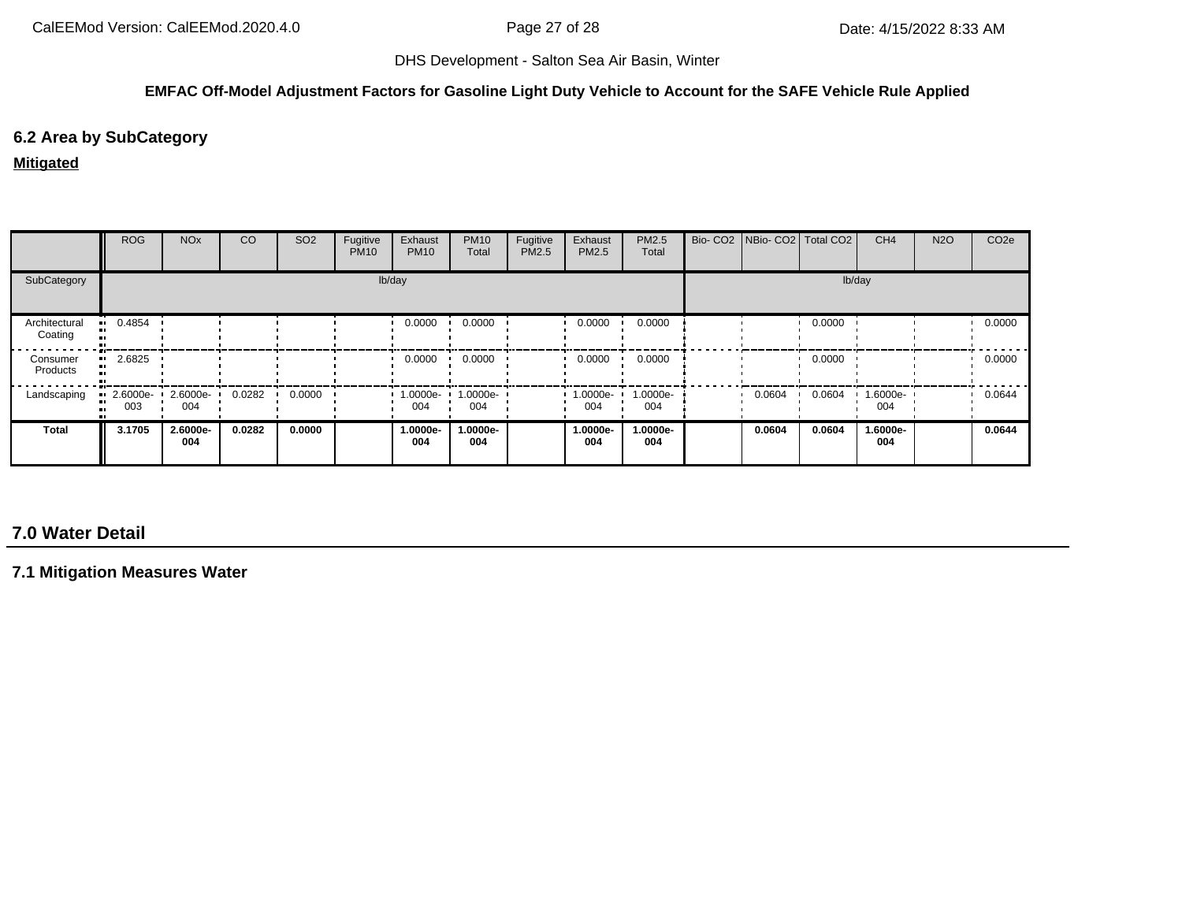DHS Development - Salton Sea Air Basin, Winter

**EMFAC Off-Model Adjustment Factors for Gasoline Light Duty Vehicle to Account for the SAFE Vehicle Rule Applied**

## 6.2 Area by SubCategory

**Mitigated**

| | ROG | NOx | CO | SO2 | Fugitive PM10 | Exhaust PM10 | PM10 Total | Fugitive PM2.5 | Exhaust PM2.5 | PM2.5 Total | Bio- CO2 | NBio- CO2 | Total CO2 | CH4 | N2O | CO2e |
|---|---|---|---|---|---|---|---|---|---|---|---|---|---|---|---|---|
| SubCategory | lb/day | | | | | | | | | | lb/day | | | | | |
| Architectural Coating | 0.4854 | | | | | 0.0000 | 0.0000 | | 0.0000 | 0.0000 | | | 0.0000 | | | 0.0000 |
| Consumer Products | 2.6825 | | | | | 0.0000 | 0.0000 | | 0.0000 | 0.0000 | | | 0.0000 | | | 0.0000 |
| Landscaping | 2.6000e-003 | 2.6000e-004 | 0.0282 | 0.0000 | | 1.0000e-004 | 1.0000e-004 | | 1.0000e-004 | 1.0000e-004 | | 0.0604 | 0.0604 | 1.6000e-004 | | 0.0644 |
| **Total** | **3.1705** | **2.6000e-004** | **0.0282** | **0.0000** | | **1.0000e-004** | **1.0000e-004** | | **1.0000e-004** | **1.0000e-004** | | **0.0604** | **0.0604** | **1.6000e-004** | | **0.0644** |

# 7.0 Water Detail

## 7.1 Mitigation Measures Water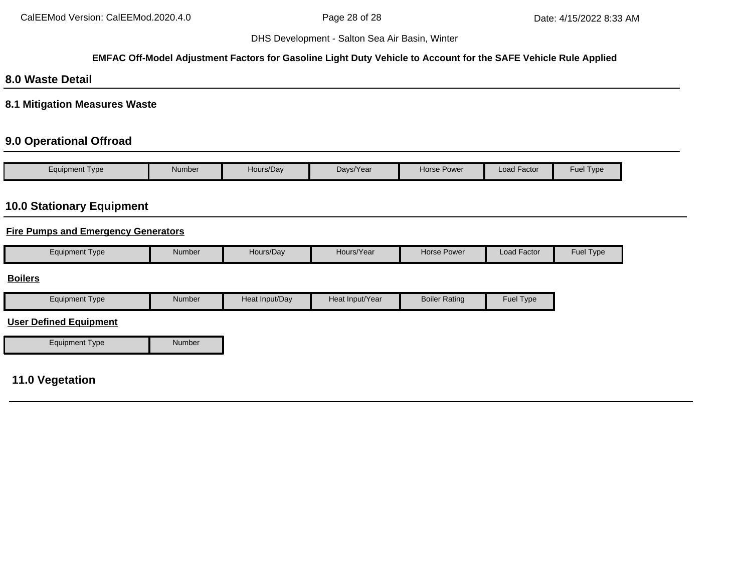## 8.0 Waste Detail

### 8.1 Mitigation Measures Waste

## 9.0 Operational Offroad

| Equipment Type | Number | Hours/Day | Days/Year | Horse Power | Load Factor | Fuel Type |
|---|---|---|---|---|---|---|

## 10.0 Stationary Equipment

**Fire Pumps and Emergency Generators**

| Equipment Type | Number | Hours/Day | Hours/Year | Horse Power | Load Factor | Fuel Type |
|---|---|---|---|---|---|---|

**Boilers**

| Equipment Type | Number | Heat Input/Day | Heat Input/Year | Boiler Rating | Fuel Type |
|---|---|---|---|---|---|

**User Defined Equipment**

| Equipment Type | Number |
|---|---|

## 11.0 Vegetation